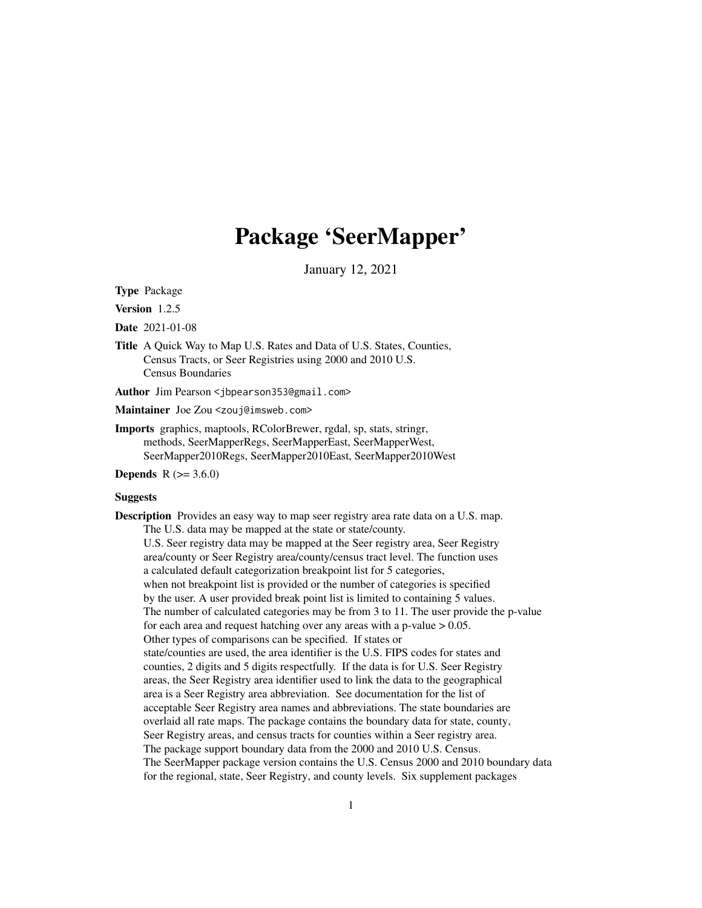# Package 'SeerMapper'

January 12, 2021

**Type** Package

**Version** 1.2.5

**Date** 2021-01-08

**Title** A Quick Way to Map U.S. Rates and Data of U.S. States, Counties, Census Tracts, or Seer Registries using 2000 and 2010 U.S. Census Boundaries

**Author** Jim Pearson <jbpearson353@gmail.com>

**Maintainer** Joe Zou <zouj@imsweb.com>

**Imports** graphics, maptools, RColorBrewer, rgdal, sp, stats, stringr, methods, SeerMapperRegs, SeerMapperEast, SeerMapperWest, SeerMapper2010Regs, SeerMapper2010East, SeerMapper2010West

**Depends** R (>= 3.6.0)

**Suggests**

**Description** Provides an easy way to map seer registry area rate data on a U.S. map. The U.S. data may be mapped at the state or state/county. U.S. Seer registry data may be mapped at the Seer registry area, Seer Registry area/county or Seer Registry area/county/census tract level. The function uses a calculated default categorization breakpoint list for 5 categories, when not breakpoint list is provided or the number of categories is specified by the user. A user provided break point list is limited to containing 5 values. The number of calculated categories may be from 3 to 11. The user provide the p-value for each area and request hatching over any areas with a p-value > 0.05. Other types of comparisons can be specified. If states or state/counties are used, the area identifier is the U.S. FIPS codes for states and counties, 2 digits and 5 digits respectfully. If the data is for U.S. Seer Registry areas, the Seer Registry area identifier used to link the data to the geographical area is a Seer Registry area abbreviation. See documentation for the list of acceptable Seer Registry area names and abbreviations. The state boundaries are overlaid all rate maps. The package contains the boundary data for state, county, Seer Registry areas, and census tracts for counties within a Seer registry area. The package support boundary data from the 2000 and 2010 U.S. Census. The SeerMapper package version contains the U.S. Census 2000 and 2010 boundary data for the regional, state, Seer Registry, and county levels. Six supplement packages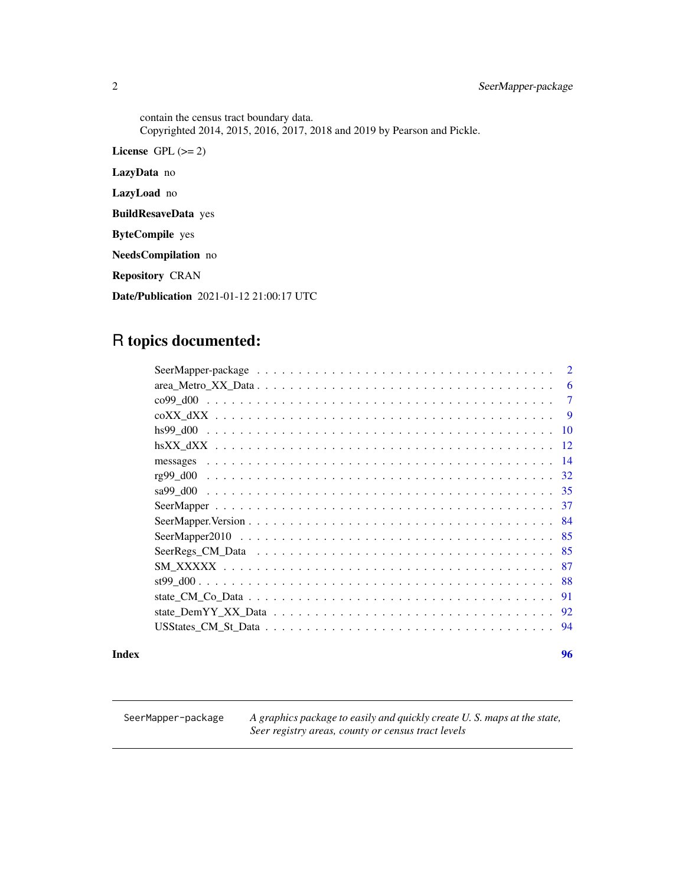contain the census tract boundary data.
Copyrighted 2014, 2015, 2016, 2017, 2018 and 2019 by Pearson and Pickle.

**License** GPL (>= 2)

**LazyData** no

**LazyLoad** no

**BuildResaveData** yes

**ByteCompile** yes

**NeedsCompilation** no

**Repository** CRAN

**Date/Publication** 2021-01-12 21:00:17 UTC

# R topics documented:

- SeerMapper-package . . . 2
- area_Metro_XX_Data . . . 6
- co99_d00 . . . 7
- coXX_dXX . . . 9
- hs99_d00 . . . 10
- hsXX_dXX . . . 12
- messages . . . 14
- rg99_d00 . . . 32
- sa99_d00 . . . 35
- SeerMapper . . . 37
- SeerMapper.Version . . . 84
- SeerMapper2010 . . . 85
- SeerRegs_CM_Data . . . 85
- SM_XXXXX . . . 87
- st99_d00 . . . 88
- state_CM_Co_Data . . . 91
- state_DemYY_XX_Data . . . 92
- USStates_CM_St_Data . . . 94

**Index** **96**

---

SeerMapper-package &nbsp;&nbsp;&nbsp; *A graphics package to easily and quickly create U. S. maps at the state, Seer registry areas, county or census tract levels*

---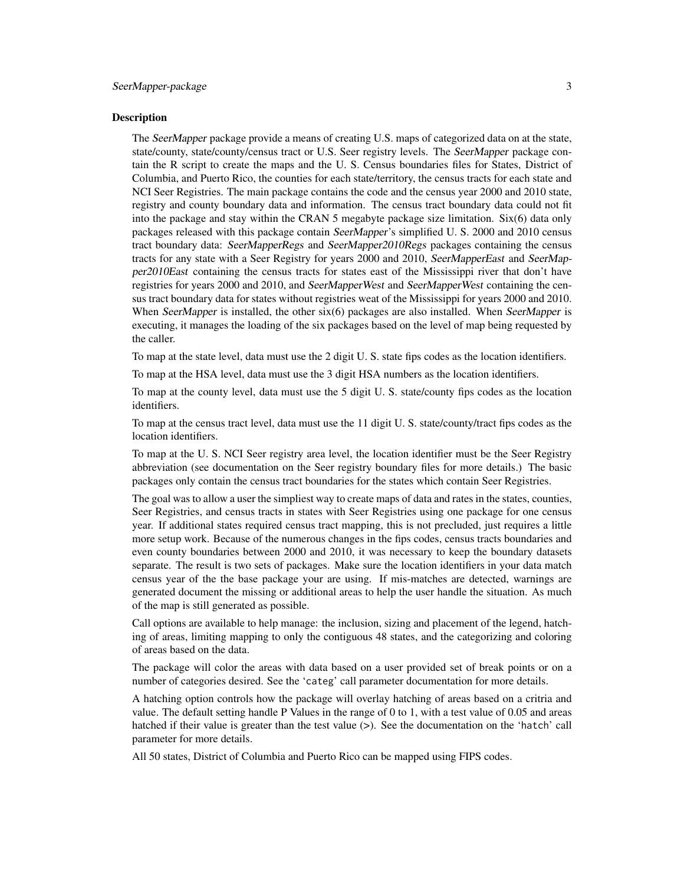## Description

The *SeerMapper* package provide a means of creating U.S. maps of categorized data on at the state, state/county, state/county/census tract or U.S. Seer registry levels. The *SeerMapper* package contain the R script to create the maps and the U. S. Census boundaries files for States, District of Columbia, and Puerto Rico, the counties for each state/territory, the census tracts for each state and NCI Seer Registries. The main package contains the code and the census year 2000 and 2010 state, registry and county boundary data and information. The census tract boundary data could not fit into the package and stay within the CRAN 5 megabyte package size limitation. Six(6) data only packages released with this package contain *SeerMapper*'s simplified U. S. 2000 and 2010 census tract boundary data: *SeerMapperRegs* and *SeerMapper2010Regs* packages containing the census tracts for any state with a Seer Registry for years 2000 and 2010, *SeerMapperEast* and *SeerMapper2010East* containing the census tracts for states east of the Mississippi river that don't have registries for years 2000 and 2010, and *SeerMapperWest* and *SeerMapperWest* containing the census tract boundary data for states without registries weat of the Mississippi for years 2000 and 2010. When *SeerMapper* is installed, the other six(6) packages are also installed. When *SeerMapper* is executing, it manages the loading of the six packages based on the level of map being requested by the caller.

To map at the state level, data must use the 2 digit U. S. state fips codes as the location identifiers.

To map at the HSA level, data must use the 3 digit HSA numbers as the location identifiers.

To map at the county level, data must use the 5 digit U. S. state/county fips codes as the location identifiers.

To map at the census tract level, data must use the 11 digit U. S. state/county/tract fips codes as the location identifiers.

To map at the U. S. NCI Seer registry area level, the location identifier must be the Seer Registry abbreviation (see documentation on the Seer registry boundary files for more details.) The basic packages only contain the census tract boundaries for the states which contain Seer Registries.

The goal was to allow a user the simpliest way to create maps of data and rates in the states, counties, Seer Registries, and census tracts in states with Seer Registries using one package for one census year. If additional states required census tract mapping, this is not precluded, just requires a little more setup work. Because of the numerous changes in the fips codes, census tracts boundaries and even county boundaries between 2000 and 2010, it was necessary to keep the boundary datasets separate. The result is two sets of packages. Make sure the location identifiers in your data match census year of the the base package your are using. If mis-matches are detected, warnings are generated document the missing or additional areas to help the user handle the situation. As much of the map is still generated as possible.

Call options are available to help manage: the inclusion, sizing and placement of the legend, hatching of areas, limiting mapping to only the contiguous 48 states, and the categorizing and coloring of areas based on the data.

The package will color the areas with data based on a user provided set of break points or on a number of categories desired. See the '`categ`' call parameter documentation for more details.

A hatching option controls how the package will overlay hatching of areas based on a critria and value. The default setting handle P Values in the range of 0 to 1, with a test value of 0.05 and areas hatched if their value is greater than the test value (>). See the documentation on the '`hatch`' call parameter for more details.

All 50 states, District of Columbia and Puerto Rico can be mapped using FIPS codes.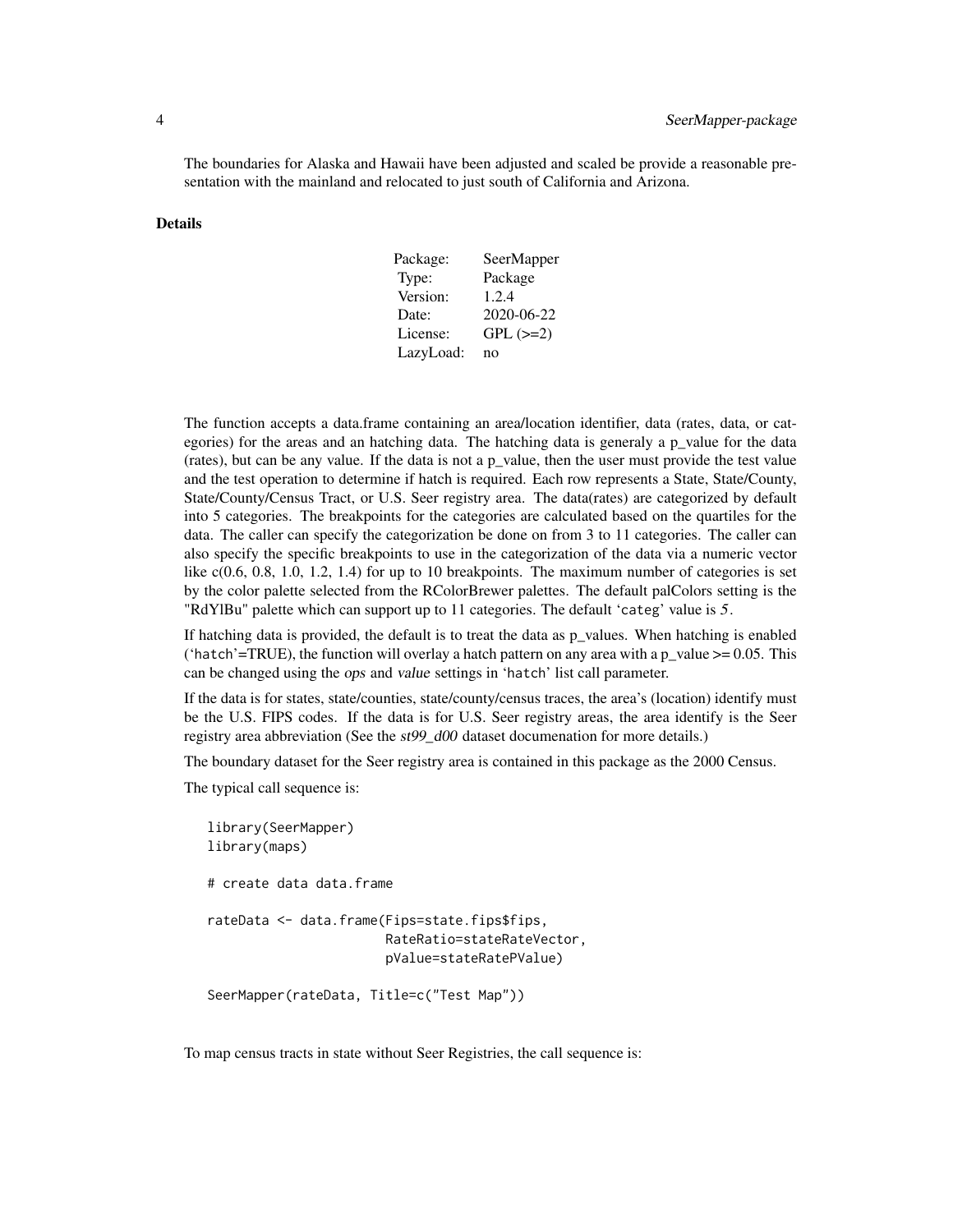The boundaries for Alaska and Hawaii have been adjusted and scaled be provide a reasonable presentation with the mainland and relocated to just south of California and Arizona.

### Details

| Package: | SeerMapper |
|---|---|
| Type: | Package |
| Version: | 1.2.4 |
| Date: | 2020-06-22 |
| License: | GPL (>=2) |
| LazyLoad: | no |

The function accepts a data.frame containing an area/location identifier, data (rates, data, or categories) for the areas and an hatching data. The hatching data is generaly a p_value for the data (rates), but can be any value. If the data is not a p_value, then the user must provide the test value and the test operation to determine if hatch is required. Each row represents a State, State/County, State/County/Census Tract, or U.S. Seer registry area. The data(rates) are categorized by default into 5 categories. The breakpoints for the categories are calculated based on the quartiles for the data. The caller can specify the categorization be done on from 3 to 11 categories. The caller can also specify the specific breakpoints to use in the categorization of the data via a numeric vector like c(0.6, 0.8, 1.0, 1.2, 1.4) for up to 10 breakpoints. The maximum number of categories is set by the color palette selected from the RColorBrewer palettes. The default palColors setting is the "RdYlBu" palette which can support up to 11 categories. The default 'categ' value is *5*.

If hatching data is provided, the default is to treat the data as p_values. When hatching is enabled ('hatch'=TRUE), the function will overlay a hatch pattern on any area with a p_value >= 0.05. This can be changed using the *ops* and *value* settings in 'hatch' list call parameter.

If the data is for states, state/counties, state/county/census traces, the area's (location) identify must be the U.S. FIPS codes. If the data is for U.S. Seer registry areas, the area identify is the Seer registry area abbreviation (See the *st99_d00* dataset documenation for more details.)

The boundary dataset for the Seer registry area is contained in this package as the 2000 Census.

The typical call sequence is:

```
library(SeerMapper)
library(maps)

# create data data.frame

rateData <- data.frame(Fips=state.fips$fips,
                       RateRatio=stateRateVector,
                       pValue=stateRatePValue)

SeerMapper(rateData, Title=c("Test Map"))
```

To map census tracts in state without Seer Registries, the call sequence is: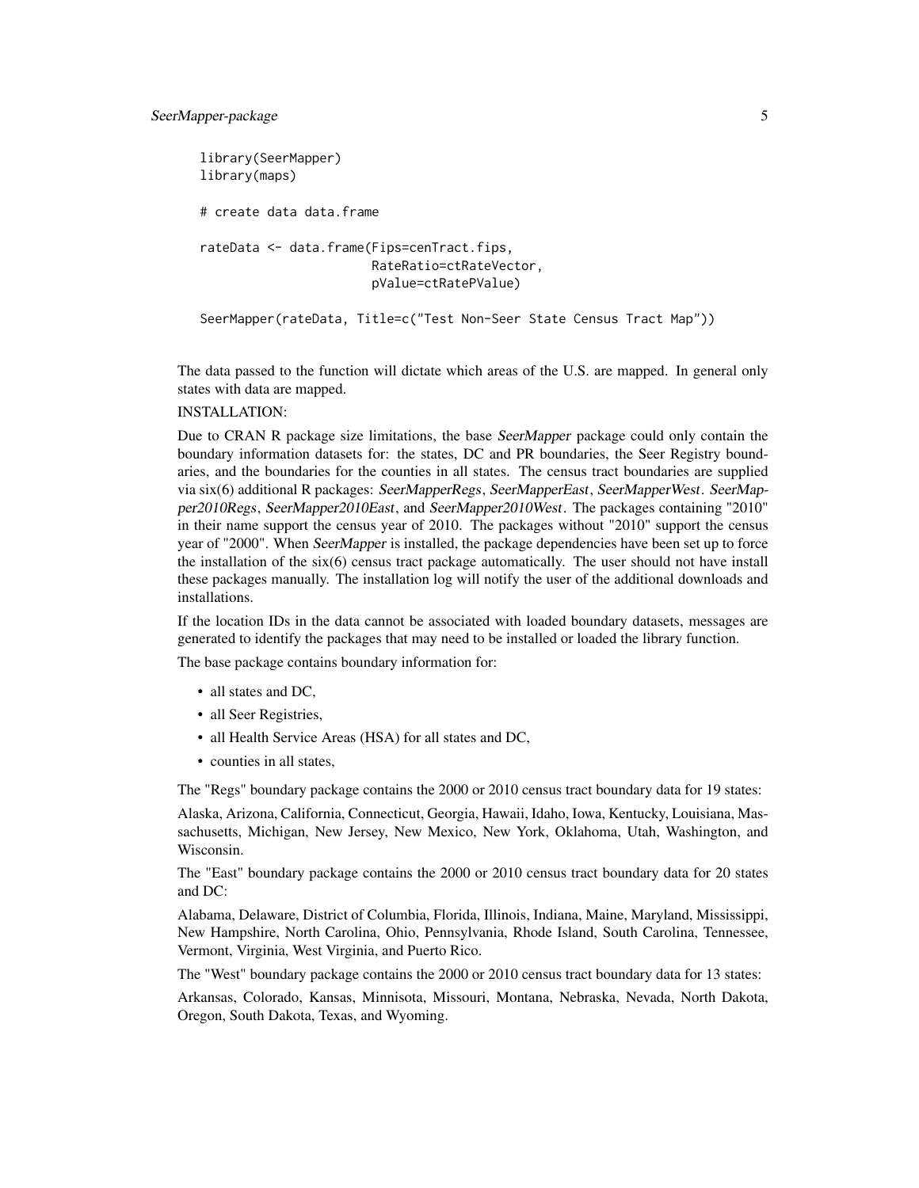```
library(SeerMapper)
library(maps)

# create data data.frame

rateData <- data.frame(Fips=cenTract.fips,
                       RateRatio=ctRateVector,
                       pValue=ctRatePValue)

SeerMapper(rateData, Title=c("Test Non-Seer State Census Tract Map"))
```

The data passed to the function will dictate which areas of the U.S. are mapped. In general only states with data are mapped.

INSTALLATION:

Due to CRAN R package size limitations, the base *SeerMapper* package could only contain the boundary information datasets for: the states, DC and PR boundaries, the Seer Registry boundaries, and the boundaries for the counties in all states. The census tract boundaries are supplied via six(6) additional R packages: *SeerMapperRegs*, *SeerMapperEast*, *SeerMapperWest*. *SeerMapper2010Regs*, *SeerMapper2010East*, and *SeerMapper2010West*. The packages containing "2010" in their name support the census year of 2010. The packages without "2010" support the census year of "2000". When *SeerMapper* is installed, the package dependencies have been set up to force the installation of the six(6) census tract package automatically. The user should not have install these packages manually. The installation log will notify the user of the additional downloads and installations.

If the location IDs in the data cannot be associated with loaded boundary datasets, messages are generated to identify the packages that may need to be installed or loaded the library function.

The base package contains boundary information for:

- all states and DC,
- all Seer Registries,
- all Health Service Areas (HSA) for all states and DC,
- counties in all states,

The "Regs" boundary package contains the 2000 or 2010 census tract boundary data for 19 states:

Alaska, Arizona, California, Connecticut, Georgia, Hawaii, Idaho, Iowa, Kentucky, Louisiana, Massachusetts, Michigan, New Jersey, New Mexico, New York, Oklahoma, Utah, Washington, and Wisconsin.

The "East" boundary package contains the 2000 or 2010 census tract boundary data for 20 states and DC:

Alabama, Delaware, District of Columbia, Florida, Illinois, Indiana, Maine, Maryland, Mississippi, New Hampshire, North Carolina, Ohio, Pennsylvania, Rhode Island, South Carolina, Tennessee, Vermont, Virginia, West Virginia, and Puerto Rico.

The "West" boundary package contains the 2000 or 2010 census tract boundary data for 13 states:

Arkansas, Colorado, Kansas, Minnisota, Missouri, Montana, Nebraska, Nevada, North Dakota, Oregon, South Dakota, Texas, and Wyoming.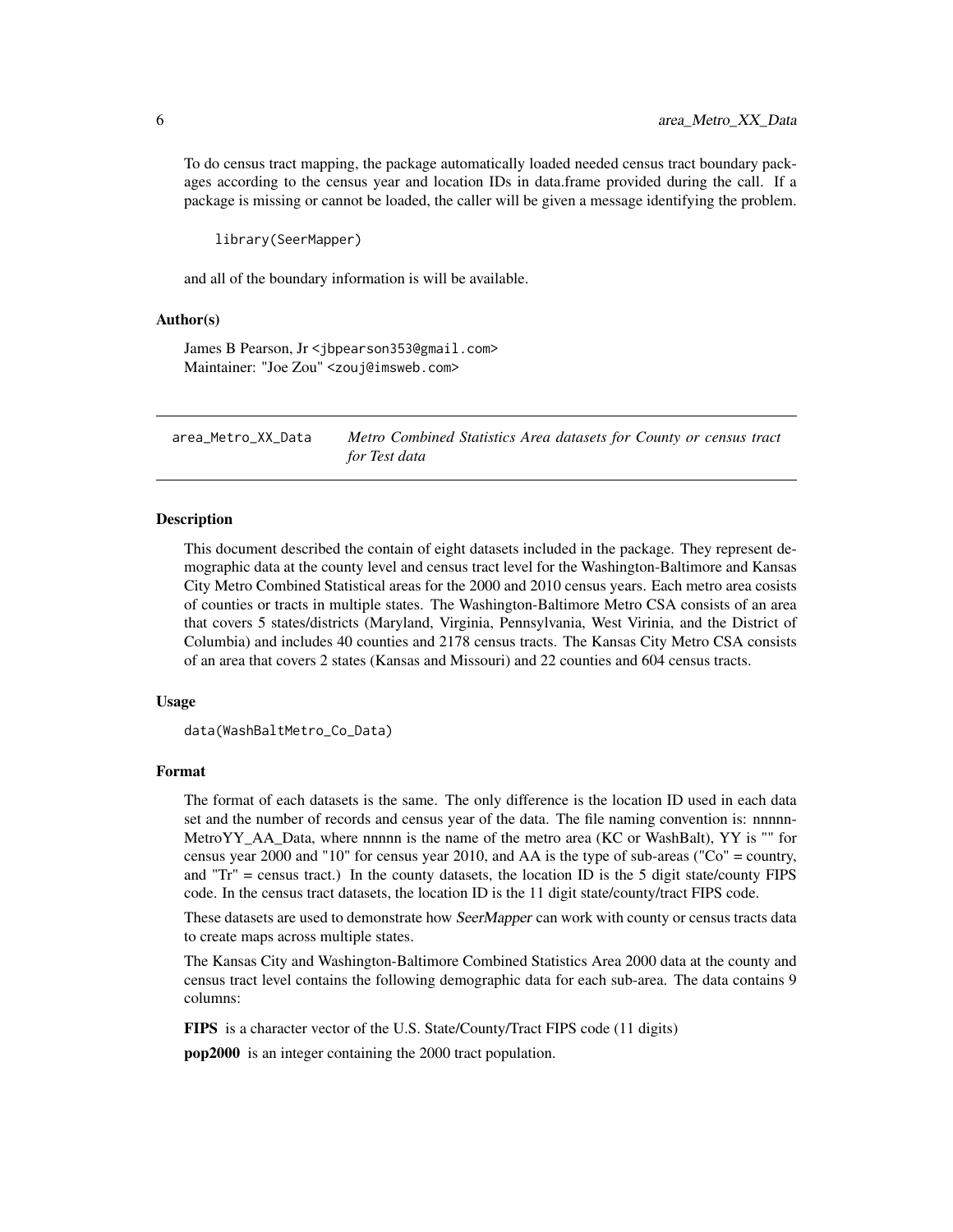To do census tract mapping, the package automatically loaded needed census tract boundary packages according to the census year and location IDs in data.frame provided during the call. If a package is missing or cannot be loaded, the caller will be given a message identifying the problem.

```
library(SeerMapper)
```

and all of the boundary information is will be available.

### Author(s)

James B Pearson, Jr <jbpearson353@gmail.com>
Maintainer: "Joe Zou" <zouj@imsweb.com>

---

## area_Metro_XX_Data *Metro Combined Statistics Area datasets for County or census tract for Test data*

---

### Description

This document described the contain of eight datasets included in the package. They represent demographic data at the county level and census tract level for the Washington-Baltimore and Kansas City Metro Combined Statistical areas for the 2000 and 2010 census years. Each metro area cosists of counties or tracts in multiple states. The Washington-Baltimore Metro CSA consists of an area that covers 5 states/districts (Maryland, Virginia, Pennsylvania, West Virinia, and the District of Columbia) and includes 40 counties and 2178 census tracts. The Kansas City Metro CSA consists of an area that covers 2 states (Kansas and Missouri) and 22 counties and 604 census tracts.

### Usage

```
data(WashBaltMetro_Co_Data)
```

### Format

The format of each datasets is the same. The only difference is the location ID used in each data set and the number of records and census year of the data. The file naming convention is: nnnnn-MetroYY_AA_Data, where nnnnn is the name of the metro area (KC or WashBalt), YY is "" for census year 2000 and "10" for census year 2010, and AA is the type of sub-areas ("Co" = country, and "Tr" = census tract.) In the county datasets, the location ID is the 5 digit state/county FIPS code. In the census tract datasets, the location ID is the 11 digit state/county/tract FIPS code.

These datasets are used to demonstrate how *SeerMapper* can work with county or census tracts data to create maps across multiple states.

The Kansas City and Washington-Baltimore Combined Statistics Area 2000 data at the county and census tract level contains the following demographic data for each sub-area. The data contains 9 columns:

**FIPS** is a character vector of the U.S. State/County/Tract FIPS code (11 digits)

**pop2000** is an integer containing the 2000 tract population.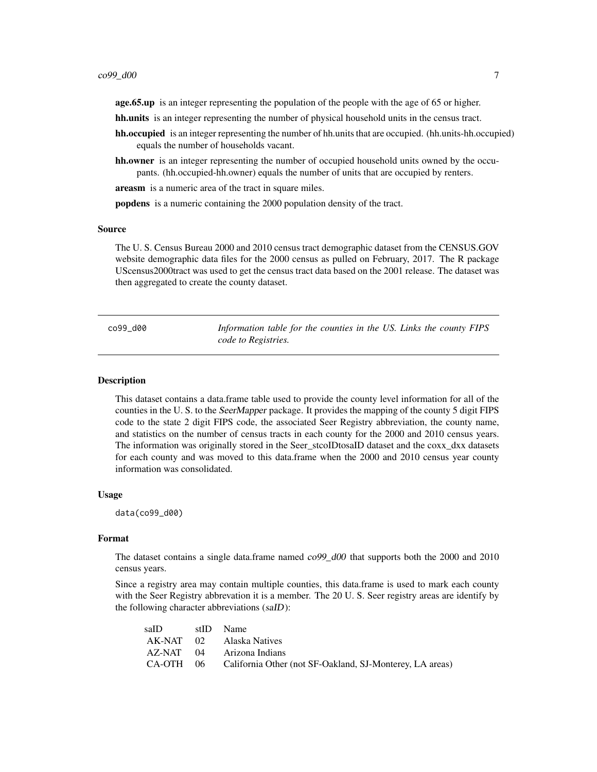**age.65.up** is an integer representing the population of the people with the age of 65 or higher.

**hh.units** is an integer representing the number of physical household units in the census tract.

**hh.occupied** is an integer representing the number of hh.units that are occupied. (hh.units-hh.occupied) equals the number of households vacant.

**hh.owner** is an integer representing the number of occupied household units owned by the occupants. (hh.occupied-hh.owner) equals the number of units that are occupied by renters.

**areasm** is a numeric area of the tract in square miles.

**popdens** is a numeric containing the 2000 population density of the tract.

### Source

The U. S. Census Bureau 2000 and 2010 census tract demographic dataset from the CENSUS.GOV website demographic data files for the 2000 census as pulled on February, 2017. The R package UScensus2000tract was used to get the census tract data based on the 2001 release. The dataset was then aggregated to create the county dataset.

---

## co99_d00 — *Information table for the counties in the US. Links the county FIPS code to Registries.*

---

### Description

This dataset contains a data.frame table used to provide the county level information for all of the counties in the U. S. to the *SeerMapper* package. It provides the mapping of the county 5 digit FIPS code to the state 2 digit FIPS code, the associated Seer Registry abbreviation, the county name, and statistics on the number of census tracts in each county for the 2000 and 2010 census years. The information was originally stored in the Seer_stcoIDtosaID dataset and the coxx_dxx datasets for each county and was moved to this data.frame when the 2000 and 2010 census year county information was consolidated.

### Usage

```
data(co99_d00)
```

### Format

The dataset contains a single data.frame named *co99_d00* that supports both the 2000 and 2010 census years.

Since a registry area may contain multiple counties, this data.frame is used to mark each county with the Seer Registry abbrevation it is a member. The 20 U. S. Seer registry areas are identify by the following character abbreviations (*saID*):

| saID | stID | Name |
|---|---|---|
| AK-NAT | 02 | Alaska Natives |
| AZ-NAT | 04 | Arizona Indians |
| CA-OTH | 06 | California Other (not SF-Oakland, SJ-Monterey, LA areas) |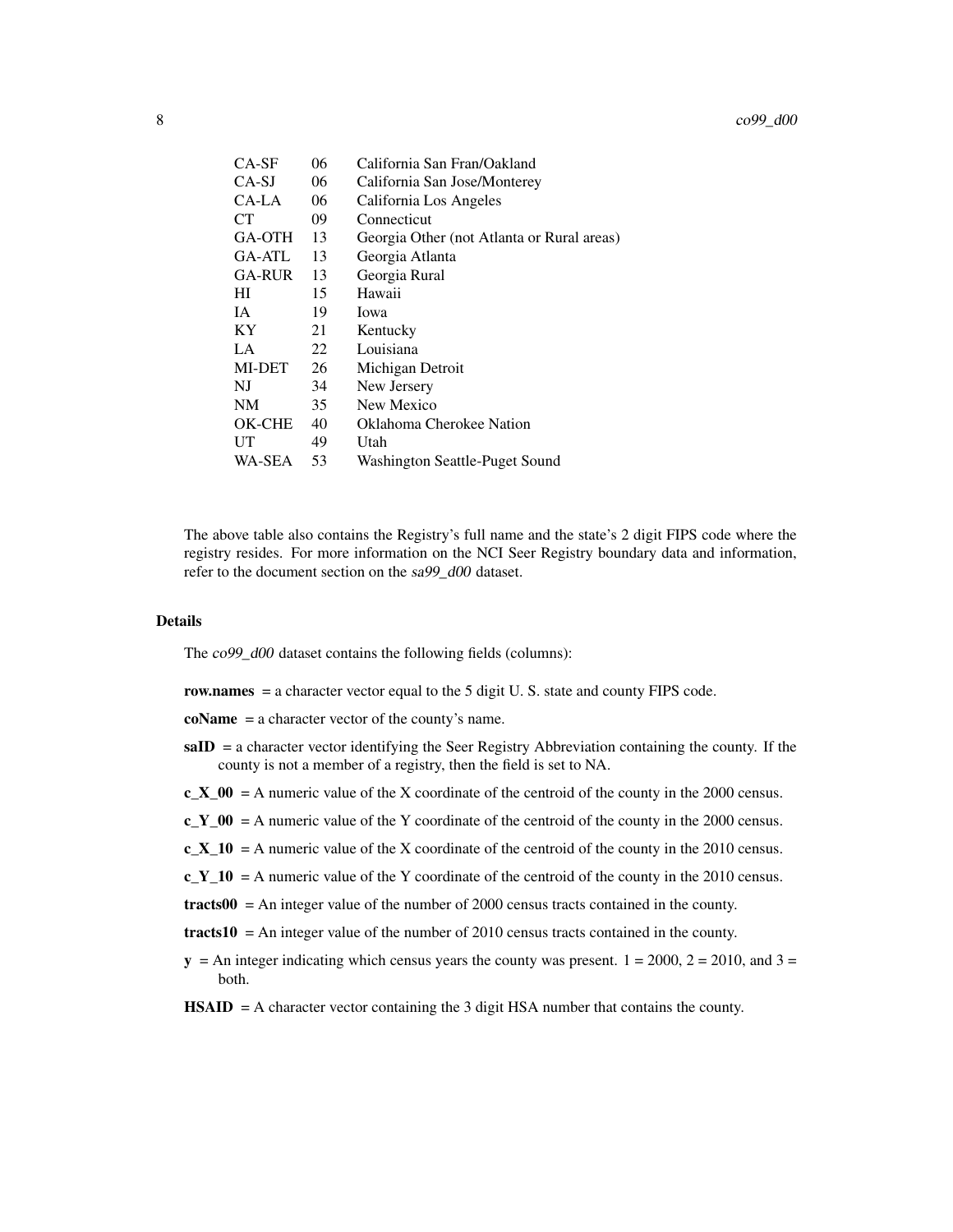| | | |
|---|---|---|
| CA-SF | 06 | California San Fran/Oakland |
| CA-SJ | 06 | California San Jose/Monterey |
| CA-LA | 06 | California Los Angeles |
| CT | 09 | Connecticut |
| GA-OTH | 13 | Georgia Other (not Atlanta or Rural areas) |
| GA-ATL | 13 | Georgia Atlanta |
| GA-RUR | 13 | Georgia Rural |
| HI | 15 | Hawaii |
| IA | 19 | Iowa |
| KY | 21 | Kentucky |
| LA | 22 | Louisiana |
| MI-DET | 26 | Michigan Detroit |
| NJ | 34 | New Jersery |
| NM | 35 | New Mexico |
| OK-CHE | 40 | Oklahoma Cherokee Nation |
| UT | 49 | Utah |
| WA-SEA | 53 | Washington Seattle-Puget Sound |

The above table also contains the Registry's full name and the state's 2 digit FIPS code where the registry resides. For more information on the NCI Seer Registry boundary data and information, refer to the document section on the *sa99_d00* dataset.

## Details

The *co99_d00* dataset contains the following fields (columns):

**row.names** = a character vector equal to the 5 digit U. S. state and county FIPS code.

**coName** = a character vector of the county's name.

**saID** = a character vector identifying the Seer Registry Abbreviation containing the county. If the county is not a member of a registry, then the field is set to NA.

**c_X_00** = A numeric value of the X coordinate of the centroid of the county in the 2000 census.

**c_Y_00** = A numeric value of the Y coordinate of the centroid of the county in the 2000 census.

**c_X_10** = A numeric value of the X coordinate of the centroid of the county in the 2010 census.

**c_Y_10** = A numeric value of the Y coordinate of the centroid of the county in the 2010 census.

**tracts00** = An integer value of the number of 2000 census tracts contained in the county.

**tracts10** = An integer value of the number of 2010 census tracts contained in the county.

**y** = An integer indicating which census years the county was present. 1 = 2000, 2 = 2010, and 3 = both.

**HSAID** = A character vector containing the 3 digit HSA number that contains the county.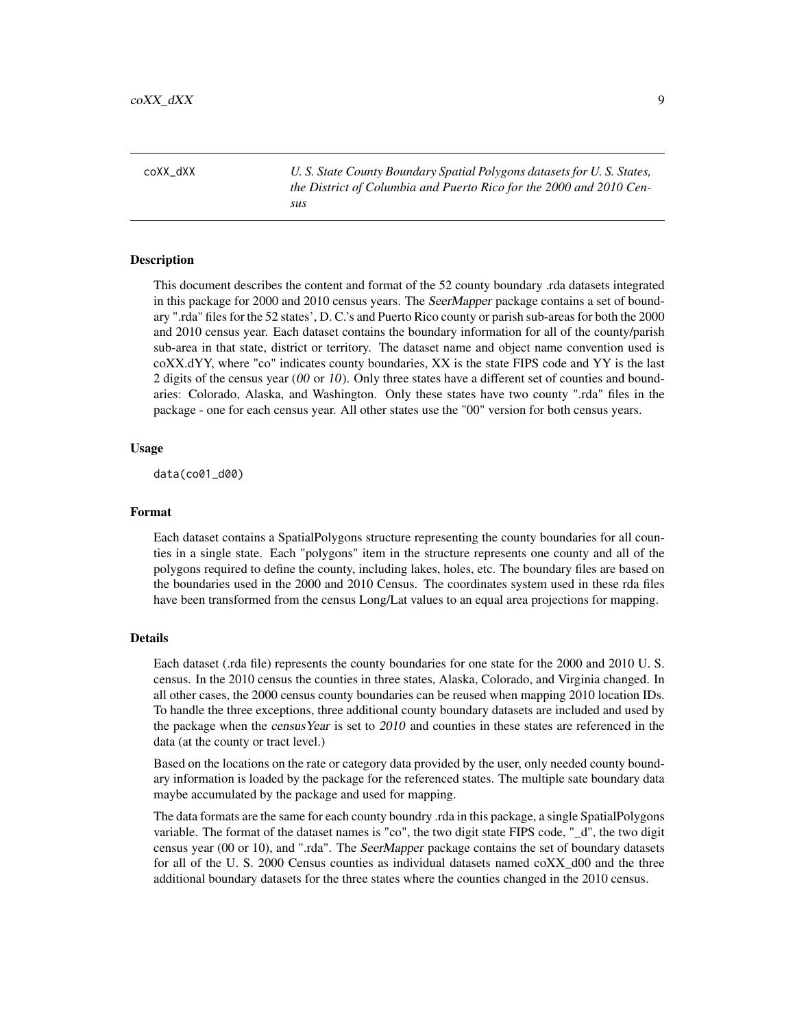coXX_dXX — *U. S. State County Boundary Spatial Polygons datasets for U. S. States, the District of Columbia and Puerto Rico for the 2000 and 2010 Census*

## Description

This document describes the content and format of the 52 county boundary .rda datasets integrated in this package for 2000 and 2010 census years. The *SeerMapper* package contains a set of boundary ".rda" files for the 52 states', D. C.'s and Puerto Rico county or parish sub-areas for both the 2000 and 2010 census year. Each dataset contains the boundary information for all of the county/parish sub-area in that state, district or territory. The dataset name and object name convention used is coXX.dYY, where "co" indicates county boundaries, XX is the state FIPS code and YY is the last 2 digits of the census year (*00* or *10*). Only three states have a different set of counties and boundaries: Colorado, Alaska, and Washington. Only these states have two county ".rda" files in the package - one for each census year. All other states use the "00" version for both census years.

## Usage

```
data(co01_d00)
```

## Format

Each dataset contains a SpatialPolygons structure representing the county boundaries for all counties in a single state. Each "polygons" item in the structure represents one county and all of the polygons required to define the county, including lakes, holes, etc. The boundary files are based on the boundaries used in the 2000 and 2010 Census. The coordinates system used in these rda files have been transformed from the census Long/Lat values to an equal area projections for mapping.

## Details

Each dataset (.rda file) represents the county boundaries for one state for the 2000 and 2010 U. S. census. In the 2010 census the counties in three states, Alaska, Colorado, and Virginia changed. In all other cases, the 2000 census county boundaries can be reused when mapping 2010 location IDs. To handle the three exceptions, three additional county boundary datasets are included and used by the package when the *censusYear* is set to *2010* and counties in these states are referenced in the data (at the county or tract level.)

Based on the locations on the rate or category data provided by the user, only needed county boundary information is loaded by the package for the referenced states. The multiple sate boundary data maybe accumulated by the package and used for mapping.

The data formats are the same for each county boundry .rda in this package, a single SpatialPolygons variable. The format of the dataset names is "co", the two digit state FIPS code, "_d", the two digit census year (00 or 10), and ".rda". The *SeerMapper* package contains the set of boundary datasets for all of the U. S. 2000 Census counties as individual datasets named coXX_d00 and the three additional boundary datasets for the three states where the counties changed in the 2010 census.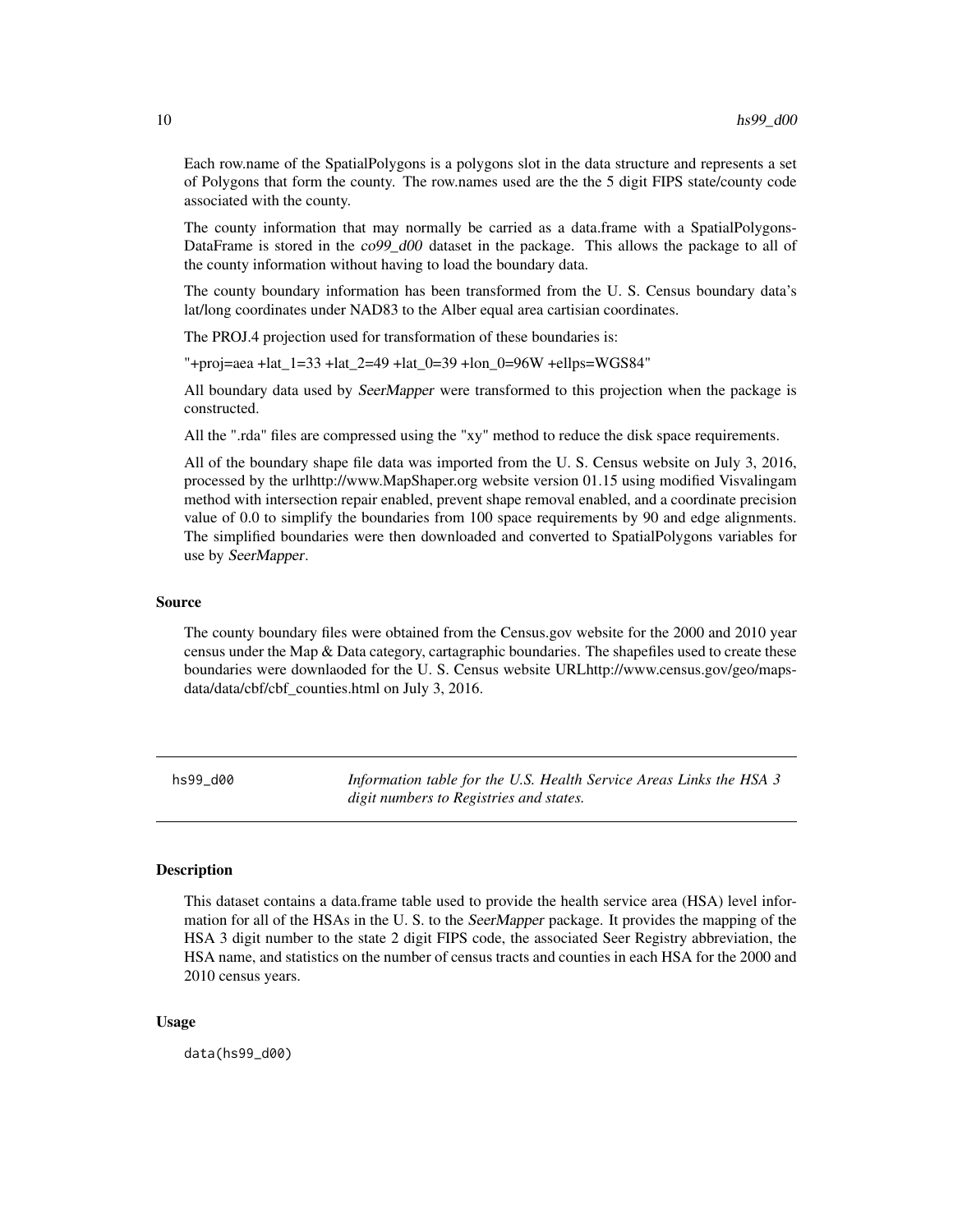Each row.name of the SpatialPolygons is a polygons slot in the data structure and represents a set of Polygons that form the county. The row.names used are the the 5 digit FIPS state/county code associated with the county.

The county information that may normally be carried as a data.frame with a SpatialPolygons-DataFrame is stored in the *co99_d00* dataset in the package. This allows the package to all of the county information without having to load the boundary data.

The county boundary information has been transformed from the U. S. Census boundary data's lat/long coordinates under NAD83 to the Alber equal area cartisian coordinates.

The PROJ.4 projection used for transformation of these boundaries is:

"+proj=aea +lat_1=33 +lat_2=49 +lat_0=39 +lon_0=96W +ellps=WGS84"

All boundary data used by *SeerMapper* were transformed to this projection when the package is constructed.

All the ".rda" files are compressed using the "xy" method to reduce the disk space requirements.

All of the boundary shape file data was imported from the U. S. Census website on July 3, 2016, processed by the urlhttp://www.MapShaper.org website version 01.15 using modified Visvalingam method with intersection repair enabled, prevent shape removal enabled, and a coordinate precision value of 0.0 to simplify the boundaries from 100 space requirements by 90 and edge alignments. The simplified boundaries were then downloaded and converted to SpatialPolygons variables for use by *SeerMapper*.

### Source

The county boundary files were obtained from the Census.gov website for the 2000 and 2010 year census under the Map & Data category, cartagraphic boundaries. The shapefiles used to create these boundaries were downlaoded for the U. S. Census website URLhttp://www.census.gov/geo/maps-data/data/cbf/cbf_counties.html on July 3, 2016.

---

## hs99_d00 — *Information table for the U.S. Health Service Areas Links the HSA 3 digit numbers to Registries and states.*

### Description

This dataset contains a data.frame table used to provide the health service area (HSA) level information for all of the HSAs in the U. S. to the *SeerMapper* package. It provides the mapping of the HSA 3 digit number to the state 2 digit FIPS code, the associated Seer Registry abbreviation, the HSA name, and statistics on the number of census tracts and counties in each HSA for the 2000 and 2010 census years.

### Usage

```
data(hs99_d00)
```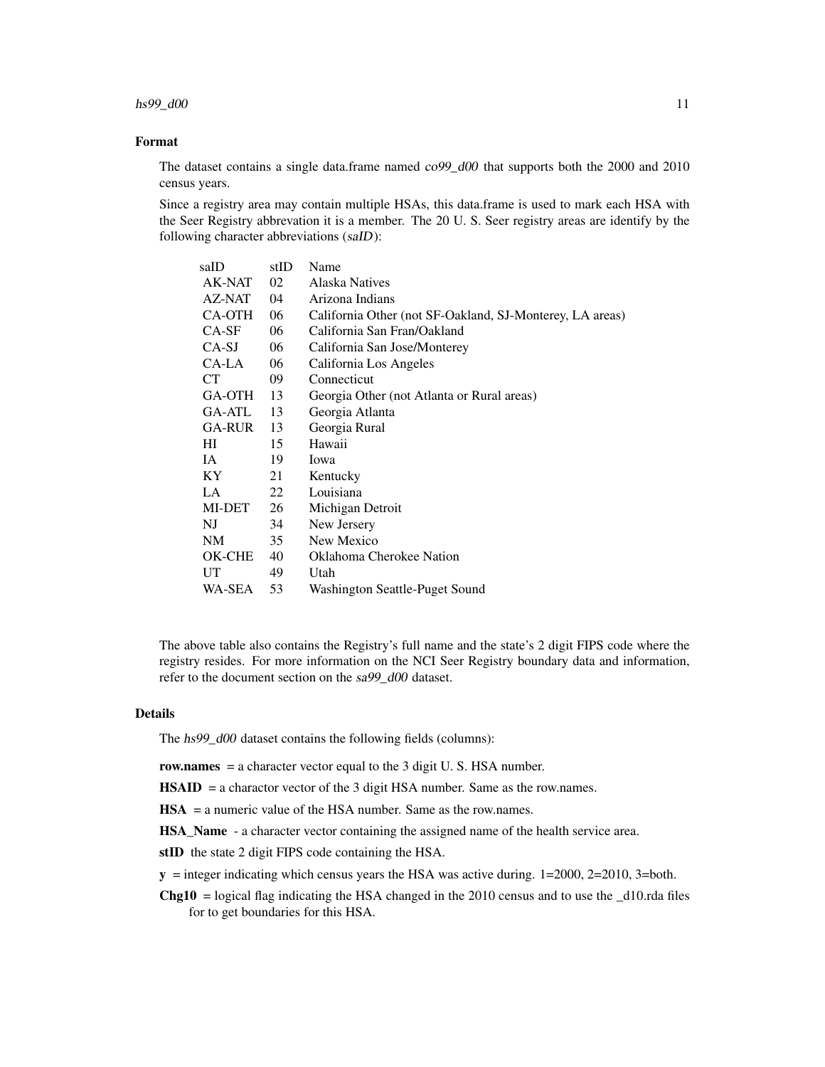### Format

The dataset contains a single data.frame named *co99_d00* that supports both the 2000 and 2010 census years.

Since a registry area may contain multiple HSAs, this data.frame is used to mark each HSA with the Seer Registry abbrevation it is a member. The 20 U. S. Seer registry areas are identify by the following character abbreviations (*saID*):

| saID | stID | Name |
|---|---|---|
| AK-NAT | 02 | Alaska Natives |
| AZ-NAT | 04 | Arizona Indians |
| CA-OTH | 06 | California Other (not SF-Oakland, SJ-Monterey, LA areas) |
| CA-SF | 06 | California San Fran/Oakland |
| CA-SJ | 06 | California San Jose/Monterey |
| CA-LA | 06 | California Los Angeles |
| CT | 09 | Connecticut |
| GA-OTH | 13 | Georgia Other (not Atlanta or Rural areas) |
| GA-ATL | 13 | Georgia Atlanta |
| GA-RUR | 13 | Georgia Rural |
| HI | 15 | Hawaii |
| IA | 19 | Iowa |
| KY | 21 | Kentucky |
| LA | 22 | Louisiana |
| MI-DET | 26 | Michigan Detroit |
| NJ | 34 | New Jersery |
| NM | 35 | New Mexico |
| OK-CHE | 40 | Oklahoma Cherokee Nation |
| UT | 49 | Utah |
| WA-SEA | 53 | Washington Seattle-Puget Sound |

The above table also contains the Registry's full name and the state's 2 digit FIPS code where the registry resides. For more information on the NCI Seer Registry boundary data and information, refer to the document section on the *sa99_d00* dataset.

### Details

The *hs99_d00* dataset contains the following fields (columns):

**row.names** = a character vector equal to the 3 digit U. S. HSA number.

**HSAID** = a charactor vector of the 3 digit HSA number. Same as the row.names.

**HSA** = a numeric value of the HSA number. Same as the row.names.

**HSA_Name** - a character vector containing the assigned name of the health service area.

**stID** the state 2 digit FIPS code containing the HSA.

**y** = integer indicating which census years the HSA was active during. 1=2000, 2=2010, 3=both.

**Chg10** = logical flag indicating the HSA changed in the 2010 census and to use the _d10.rda files for to get boundaries for this HSA.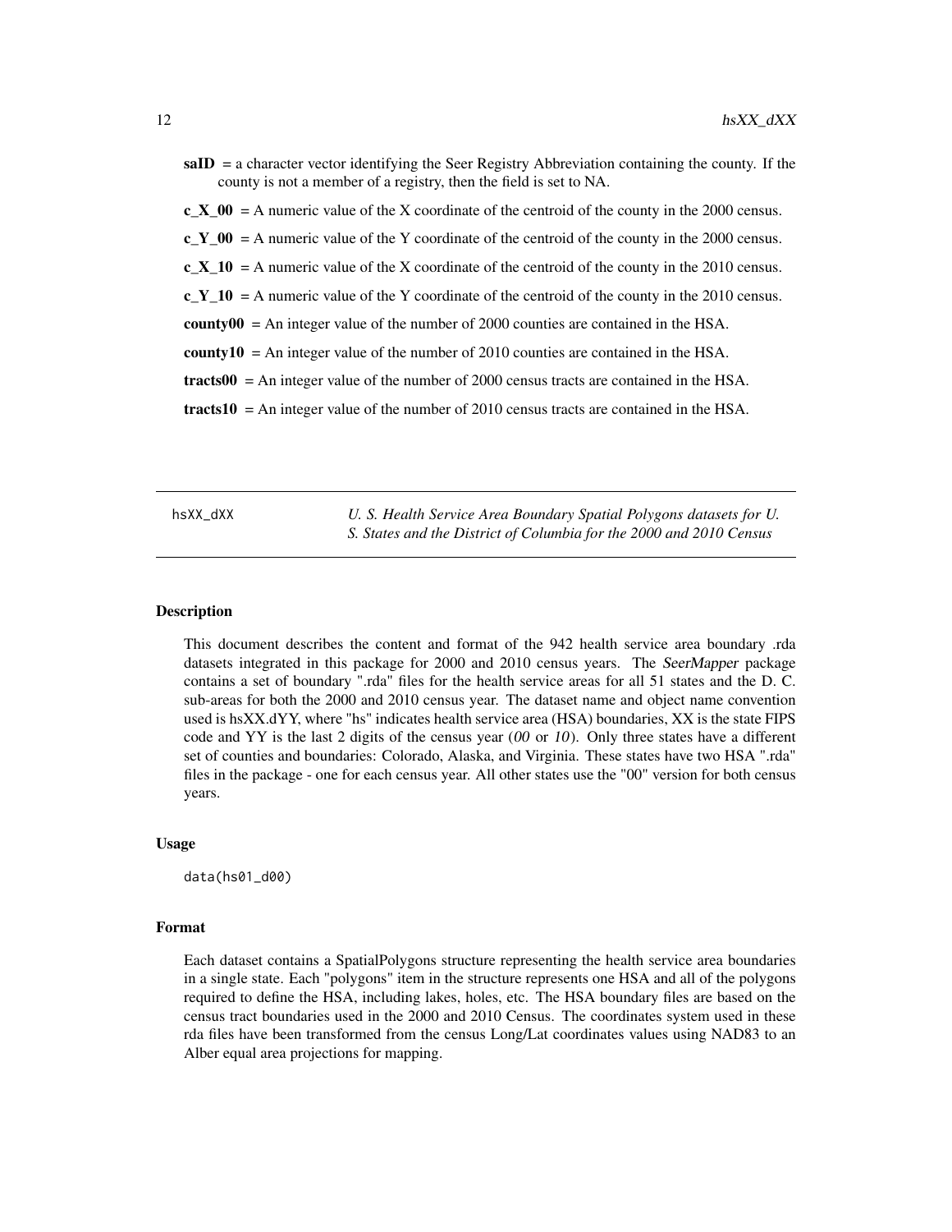**saID** = a character vector identifying the Seer Registry Abbreviation containing the county. If the county is not a member of a registry, then the field is set to NA.

**c_X_00** = A numeric value of the X coordinate of the centroid of the county in the 2000 census.

**c_Y_00** = A numeric value of the Y coordinate of the centroid of the county in the 2000 census.

**c_X_10** = A numeric value of the X coordinate of the centroid of the county in the 2010 census.

**c_Y_10** = A numeric value of the Y coordinate of the centroid of the county in the 2010 census.

**county00** = An integer value of the number of 2000 counties are contained in the HSA.

**county10** = An integer value of the number of 2010 counties are contained in the HSA.

**tracts00** = An integer value of the number of 2000 census tracts are contained in the HSA.

**tracts10** = An integer value of the number of 2010 census tracts are contained in the HSA.

---

hsXX_dXX — *U. S. Health Service Area Boundary Spatial Polygons datasets for U. S. States and the District of Columbia for the 2000 and 2010 Census*

---

## Description

This document describes the content and format of the 942 health service area boundary .rda datasets integrated in this package for 2000 and 2010 census years. The *SeerMapper* package contains a set of boundary ".rda" files for the health service areas for all 51 states and the D. C. sub-areas for both the 2000 and 2010 census year. The dataset name and object name convention used is hsXX.dYY, where "hs" indicates health service area (HSA) boundaries, XX is the state FIPS code and YY is the last 2 digits of the census year (*00* or *10*). Only three states have a different set of counties and boundaries: Colorado, Alaska, and Virginia. These states have two HSA ".rda" files in the package - one for each census year. All other states use the "00" version for both census years.

## Usage

```
data(hs01_d00)
```

## Format

Each dataset contains a SpatialPolygons structure representing the health service area boundaries in a single state. Each "polygons" item in the structure represents one HSA and all of the polygons required to define the HSA, including lakes, holes, etc. The HSA boundary files are based on the census tract boundaries used in the 2000 and 2010 Census. The coordinates system used in these rda files have been transformed from the census Long/Lat coordinates values using NAD83 to an Alber equal area projections for mapping.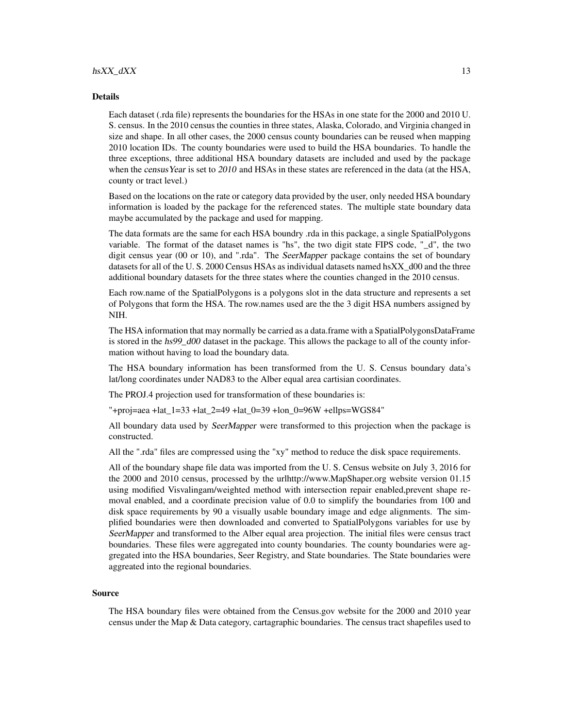### Details

Each dataset (.rda file) represents the boundaries for the HSAs in one state for the 2000 and 2010 U. S. census. In the 2010 census the counties in three states, Alaska, Colorado, and Virginia changed in size and shape. In all other cases, the 2000 census county boundaries can be reused when mapping 2010 location IDs. The county boundaries were used to build the HSA boundaries. To handle the three exceptions, three additional HSA boundary datasets are included and used by the package when the *censusYear* is set to *2010* and HSAs in these states are referenced in the data (at the HSA, county or tract level.)

Based on the locations on the rate or category data provided by the user, only needed HSA boundary information is loaded by the package for the referenced states. The multiple state boundary data maybe accumulated by the package and used for mapping.

The data formats are the same for each HSA boundry .rda in this package, a single SpatialPolygons variable. The format of the dataset names is "hs", the two digit state FIPS code, "_d", the two digit census year (00 or 10), and ".rda". The *SeerMapper* package contains the set of boundary datasets for all of the U. S. 2000 Census HSAs as individual datasets named hsXX_d00 and the three additional boundary datasets for the three states where the counties changed in the 2010 census.

Each row.name of the SpatialPolygons is a polygons slot in the data structure and represents a set of Polygons that form the HSA. The row.names used are the the 3 digit HSA numbers assigned by NIH.

The HSA information that may normally be carried as a data.frame with a SpatialPolygonsDataFrame is stored in the *hs99_d00* dataset in the package. This allows the package to all of the county information without having to load the boundary data.

The HSA boundary information has been transformed from the U. S. Census boundary data's lat/long coordinates under NAD83 to the Alber equal area cartisian coordinates.

The PROJ.4 projection used for transformation of these boundaries is:

"+proj=aea +lat_1=33 +lat_2=49 +lat_0=39 +lon_0=96W +ellps=WGS84"

All boundary data used by *SeerMapper* were transformed to this projection when the package is constructed.

All the ".rda" files are compressed using the "xy" method to reduce the disk space requirements.

All of the boundary shape file data was imported from the U. S. Census website on July 3, 2016 for the 2000 and 2010 census, processed by the urlhttp://www.MapShaper.org website version 01.15 using modified Visvalingam/weighted method with intersection repair enabled,prevent shape removal enabled, and a coordinate precision value of 0.0 to simplify the boundaries from 100 and disk space requirements by 90 a visually usable boundary image and edge alignments. The simplified boundaries were then downloaded and converted to SpatialPolygons variables for use by *SeerMapper* and transformed to the Alber equal area projection. The initial files were census tract boundaries. These files were aggregated into county boundaries. The county boundaries were aggregated into the HSA boundaries, Seer Registry, and State boundaries. The State boundaries were aggreated into the regional boundaries.

### Source

The HSA boundary files were obtained from the Census.gov website for the 2000 and 2010 year census under the Map & Data category, cartagraphic boundaries. The census tract shapefiles used to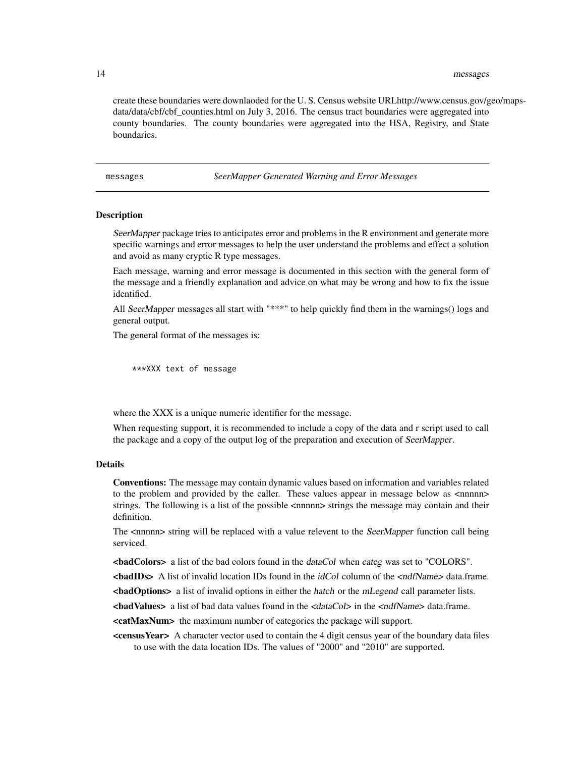create these boundaries were downlaoded for the U. S. Census website URLhttp://www.census.gov/geo/maps-data/data/cbf/cbf_counties.html on July 3, 2016. The census tract boundaries were aggregated into county boundaries. The county boundaries were aggregated into the HSA, Registry, and State boundaries.

---

`messages` *SeerMapper Generated Warning and Error Messages*

---

### Description

*SeerMapper* package tries to anticipates error and problems in the R environment and generate more specific warnings and error messages to help the user understand the problems and effect a solution and avoid as many cryptic R type messages.

Each message, warning and error message is documented in this section with the general form of the message and a friendly explanation and advice on what may be wrong and how to fix the issue identified.

All *SeerMapper* messages all start with "***" to help quickly find them in the warnings() logs and general output.

The general format of the messages is:

```
***XXX text of message
```

where the XXX is a unique numeric identifier for the message.

When requesting support, it is recommended to include a copy of the data and r script used to call the package and a copy of the output log of the preparation and execution of *SeerMapper*.

### Details

**Conventions:** The message may contain dynamic values based on information and variables related to the problem and provided by the caller. These values appear in message below as <nnnnn> strings. The following is a list of the possible <nnnnn> strings the message may contain and their definition.

The <nnnnn> string will be replaced with a value relevent to the *SeerMapper* function call being serviced.

**<badColors>** a list of the bad colors found in the *dataCol* when *categ* was set to "COLORS".

**<badIDs>** A list of invalid location IDs found in the *idCol* column of the *<ndfName>* data.frame.

**<badOptions>** a list of invalid options in either the *hatch* or the *mLegend* call parameter lists.

**<badValues>** a list of bad data values found in the *<dataCol>* in the *<ndfName>* data.frame.

**<catMaxNum>** the maximum number of categories the package will support.

**<censusYear>** A character vector used to contain the 4 digit census year of the boundary data files to use with the data location IDs. The values of "2000" and "2010" are supported.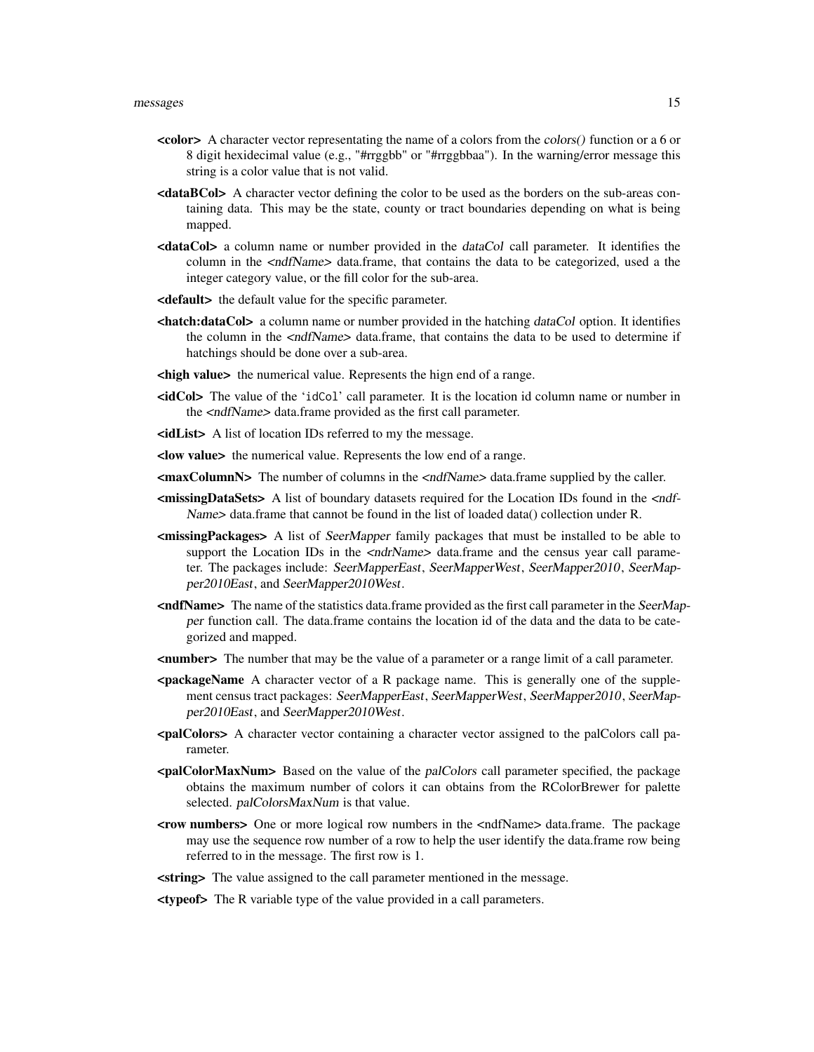**<color>** A character vector representating the name of a colors from the *colors()* function or a 6 or 8 digit hexidecimal value (e.g., "#rrggbb" or "#rrggbbaa"). In the warning/error message this string is a color value that is not valid.

**<dataBCol>** A character vector defining the color to be used as the borders on the sub-areas containing data. This may be the state, county or tract boundaries depending on what is being mapped.

**<dataCol>** a column name or number provided in the *dataCol* call parameter. It identifies the column in the <*ndfName*> data.frame, that contains the data to be categorized, used a the integer category value, or the fill color for the sub-area.

**<default>** the default value for the specific parameter.

**<hatch:dataCol>** a column name or number provided in the hatching *dataCol* option. It identifies the column in the <*ndfName*> data.frame, that contains the data to be used to determine if hatchings should be done over a sub-area.

**<high value>** the numerical value. Represents the hign end of a range.

**<idCol>** The value of the 'idCol' call parameter. It is the location id column name or number in the <*ndfName*> data.frame provided as the first call parameter.

**<idList>** A list of location IDs referred to my the message.

**<low value>** the numerical value. Represents the low end of a range.

**<maxColumnN>** The number of columns in the <*ndfName*> data.frame supplied by the caller.

**<missingDataSets>** A list of boundary datasets required for the Location IDs found in the <*ndf-Name*> data.frame that cannot be found in the list of loaded data() collection under R.

**<missingPackages>** A list of *SeerMapper* family packages that must be installed to be able to support the Location IDs in the <*ndrName*> data.frame and the census year call parameter. The packages include: *SeerMapperEast*, *SeerMapperWest*, *SeerMapper2010*, *SeerMapper2010East*, and *SeerMapper2010West*.

**<ndfName>** The name of the statistics data.frame provided as the first call parameter in the *SeerMapper* function call. The data.frame contains the location id of the data and the data to be categorized and mapped.

**<number>** The number that may be the value of a parameter or a range limit of a call parameter.

**<packageName** A character vector of a R package name. This is generally one of the supplement census tract packages: *SeerMapperEast*, *SeerMapperWest*, *SeerMapper2010*, *SeerMapper2010East*, and *SeerMapper2010West*.

**<palColors>** A character vector containing a character vector assigned to the palColors call parameter.

**<palColorMaxNum>** Based on the value of the *palColors* call parameter specified, the package obtains the maximum number of colors it can obtains from the RColorBrewer for palette selected. *palColorsMaxNum* is that value.

**<row numbers>** One or more logical row numbers in the <ndfName> data.frame. The package may use the sequence row number of a row to help the user identify the data.frame row being referred to in the message. The first row is 1.

**<string>** The value assigned to the call parameter mentioned in the message.

**<typeof>** The R variable type of the value provided in a call parameters.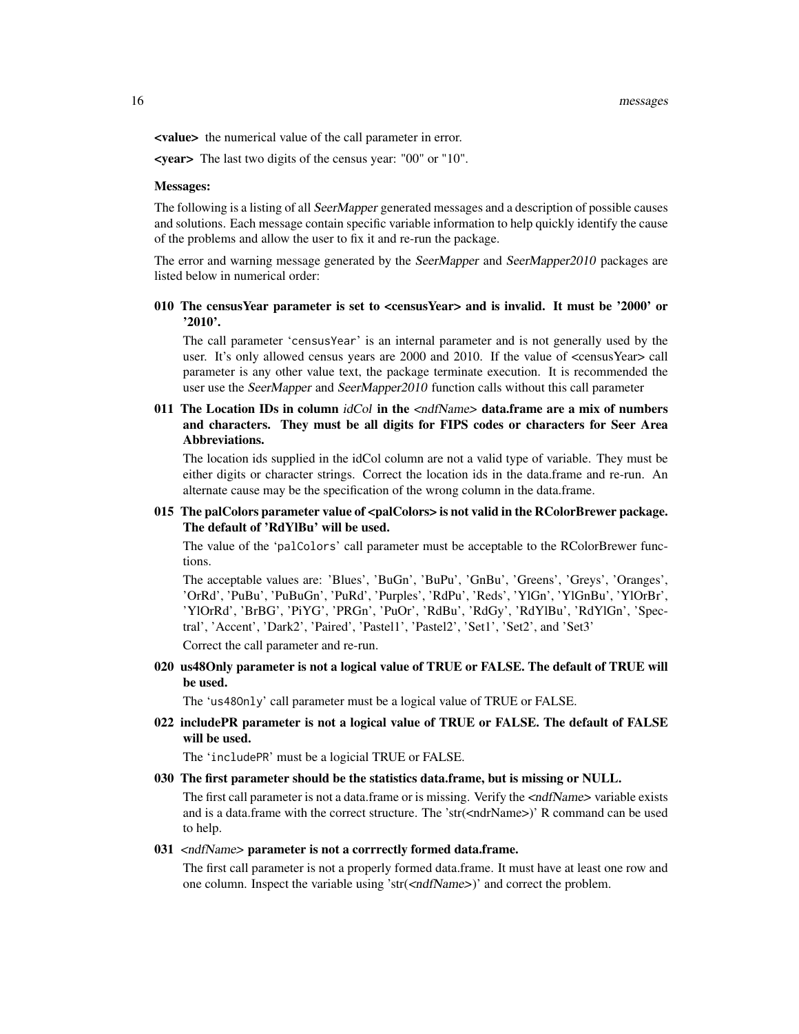**<value>** the numerical value of the call parameter in error.

**<year>** The last two digits of the census year: "00" or "10".

**Messages:**

The following is a listing of all *SeerMapper* generated messages and a description of possible causes and solutions. Each message contain specific variable information to help quickly identify the cause of the problems and allow the user to fix it and re-run the package.

The error and warning message generated by the *SeerMapper* and *SeerMapper2010* packages are listed below in numerical order:

**010 The censusYear parameter is set to <censusYear> and is invalid. It must be '2000' or '2010'.**

The call parameter 'censusYear' is an internal parameter and is not generally used by the user. It's only allowed census years are 2000 and 2010. If the value of <censusYear> call parameter is any other value text, the package terminate execution. It is recommended the user use the *SeerMapper* and *SeerMapper2010* function calls without this call parameter

**011 The Location IDs in column *idCol* in the *<ndfName>* data.frame are a mix of numbers and characters. They must be all digits for FIPS codes or characters for Seer Area Abbreviations.**

The location ids supplied in the idCol column are not a valid type of variable. They must be either digits or character strings. Correct the location ids in the data.frame and re-run. An alternate cause may be the specification of the wrong column in the data.frame.

**015 The palColors parameter value of <palColors> is not valid in the RColorBrewer package. The default of 'RdYlBu' will be used.**

The value of the 'palColors' call parameter must be acceptable to the RColorBrewer functions.

The acceptable values are: 'Blues', 'BuGn', 'BuPu', 'GnBu', 'Greens', 'Greys', 'Oranges', 'OrRd', 'PuBu', 'PuBuGn', 'PuRd', 'Purples', 'RdPu', 'Reds', 'YlGn', 'YlGnBu', 'YlOrBr', 'YlOrRd', 'BrBG', 'PiYG', 'PRGn', 'PuOr', 'RdBu', 'RdGy', 'RdYlBu', 'RdYlGn', 'Spectral', 'Accent', 'Dark2', 'Paired', 'Pastel1', 'Pastel2', 'Set1', 'Set2', and 'Set3'

Correct the call parameter and re-run.

**020 us48Only parameter is not a logical value of TRUE or FALSE. The default of TRUE will be used.**

The 'us48Only' call parameter must be a logical value of TRUE or FALSE.

**022 includePR parameter is not a logical value of TRUE or FALSE. The default of FALSE will be used.**

The 'includePR' must be a logicial TRUE or FALSE.

**030 The first parameter should be the statistics data.frame, but is missing or NULL.**

The first call parameter is not a data.frame or is missing. Verify the *<ndfName>* variable exists and is a data.frame with the correct structure. The 'str(<ndrName>)' R command can be used to help.

**031 *<ndfName>* parameter is not a corrrectly formed data.frame.**

The first call parameter is not a properly formed data.frame. It must have at least one row and one column. Inspect the variable using 'str(*<ndfName>*)' and correct the problem.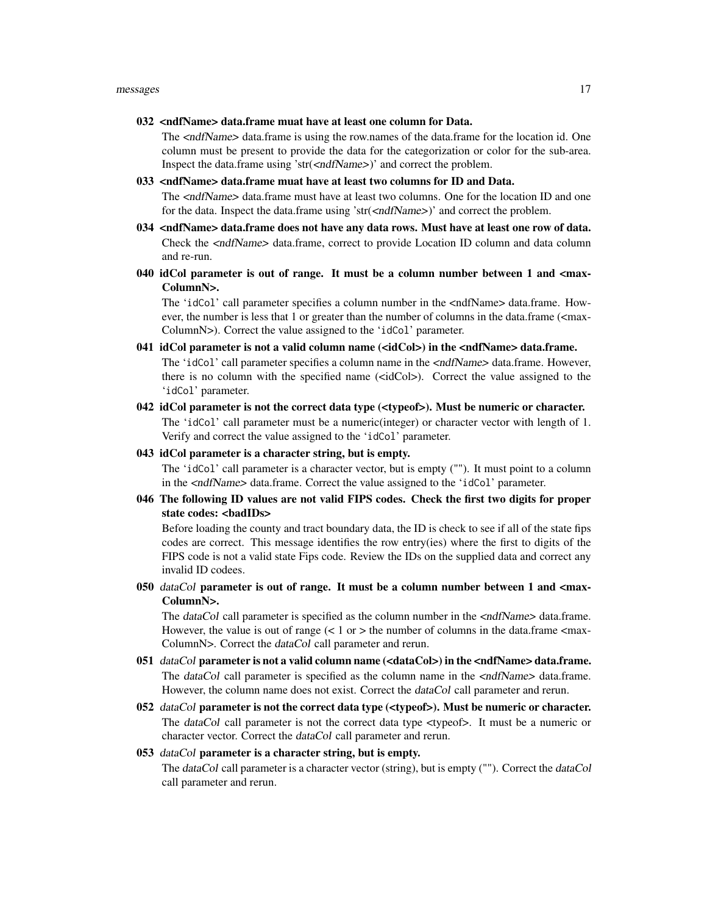**032 <ndfName> data.frame muat have at least one column for Data.**

The <*ndfName*> data.frame is using the row.names of the data.frame for the location id. One column must be present to provide the data for the categorization or color for the sub-area. Inspect the data.frame using 'str(<*ndfName*>)' and correct the problem.

**033 <ndfName> data.frame muat have at least two columns for ID and Data.**

The <*ndfName*> data.frame must have at least two columns. One for the location ID and one for the data. Inspect the data.frame using 'str(<*ndfName*>)' and correct the problem.

**034 <ndfName> data.frame does not have any data rows. Must have at least one row of data.**

Check the <*ndfName*> data.frame, correct to provide Location ID column and data column and re-run.

**040 idCol parameter is out of range. It must be a column number between 1 and <maxColumnN>.**

The 'idCol' call parameter specifies a column number in the <ndfName> data.frame. However, the number is less that 1 or greater than the number of columns in the data.frame (<maxColumnN>). Correct the value assigned to the 'idCol' parameter.

**041 idCol parameter is not a valid column name (<idCol>) in the <ndfName> data.frame.**

The 'idCol' call parameter specifies a column name in the <*ndfName*> data.frame. However, there is no column with the specified name (<idCol>). Correct the value assigned to the 'idCol' parameter.

**042 idCol parameter is not the correct data type (<typeof>). Must be numeric or character.**

The 'idCol' call parameter must be a numeric(integer) or character vector with length of 1. Verify and correct the value assigned to the 'idCol' parameter.

**043 idCol parameter is a character string, but is empty.**

The 'idCol' call parameter is a character vector, but is empty (""). It must point to a column in the <*ndfName*> data.frame. Correct the value assigned to the 'idCol' parameter.

**046 The following ID values are not valid FIPS codes. Check the first two digits for proper state codes: <badIDs>**

Before loading the county and tract boundary data, the ID is check to see if all of the state fips codes are correct. This message identifies the row entry(ies) where the first to digits of the FIPS code is not a valid state Fips code. Review the IDs on the supplied data and correct any invalid ID codees.

**050** *dataCol* **parameter is out of range. It must be a column number between 1 and <maxColumnN>.**

The *dataCol* call parameter is specified as the column number in the <*ndfName*> data.frame. However, the value is out of range (< 1 or > the number of columns in the data.frame <maxColumnN>. Correct the *dataCol* call parameter and rerun.

**051** *dataCol* **parameter is not a valid column name (<dataCol>) in the <ndfName> data.frame.**

The *dataCol* call parameter is specified as the column name in the <*ndfName*> data.frame. However, the column name does not exist. Correct the *dataCol* call parameter and rerun.

**052** *dataCol* **parameter is not the correct data type (<typeof>). Must be numeric or character.**

The *dataCol* call parameter is not the correct data type <typeof>. It must be a numeric or character vector. Correct the *dataCol* call parameter and rerun.

**053** *dataCol* **parameter is a character string, but is empty.**

The *dataCol* call parameter is a character vector (string), but is empty (""). Correct the *dataCol* call parameter and rerun.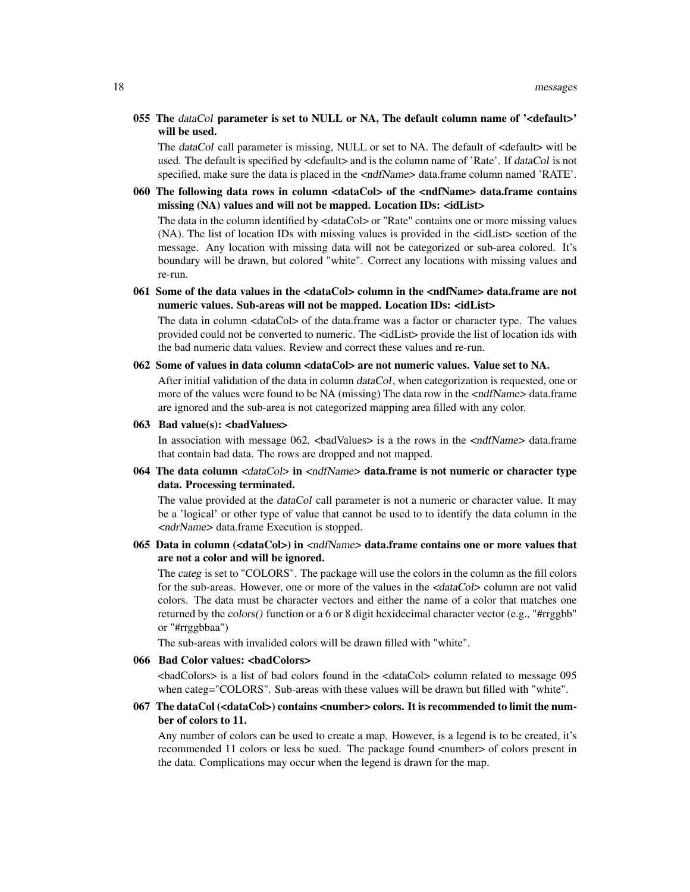**055 The *dataCol* parameter is set to NULL or NA, The default column name of '<default>' will be used.**

The *dataCol* call parameter is missing, NULL or set to NA. The default of <default> witl be used. The default is specified by <default> and is the column name of 'Rate'. If *dataCol* is not specified, make sure the data is placed in the *<ndfName>* data.frame column named 'RATE'.

**060 The following data rows in column <dataCol> of the <ndfName> data.frame contains missing (NA) values and will not be mapped. Location IDs: <idList>**

The data in the column identified by <dataCol> or "Rate" contains one or more missing values (NA). The list of location IDs with missing values is provided in the <idList> section of the message. Any location with missing data will not be categorized or sub-area colored. It's boundary will be drawn, but colored "white". Correct any locations with missing values and re-run.

**061 Some of the data values in the <dataCol> column in the <ndfName> data.frame are not numeric values. Sub-areas will not be mapped. Location IDs: <idList>**

The data in column <dataCol> of the data.frame was a factor or character type. The values provided could not be converted to numeric. The <idList> provide the list of location ids with the bad numeric data values. Review and correct these values and re-run.

**062 Some of values in data column <dataCol> are not numeric values. Value set to NA.**

After initial validation of the data in column *dataCol*, when categorization is requested, one or more of the values were found to be NA (missing) The data row in the *<ndfName>* data.frame are ignored and the sub-area is not categorized mapping area filled with any color.

**063 Bad value(s): <badValues>**

In association with message 062, <badValues> is a the rows in the *<ndfName>* data.frame that contain bad data. The rows are dropped and not mapped.

**064 The data column *<dataCol>* in *<ndfName>* data.frame is not numeric or character type data. Processing terminated.**

The value provided at the *dataCol* call parameter is not a numeric or character value. It may be a 'logical' or other type of value that cannot be used to to identify the data column in the *<ndrName>* data.frame Execution is stopped.

**065 Data in column (<dataCol>) in *<ndfName>* data.frame contains one or more values that are not a color and will be ignored.**

The *categ* is set to "COLORS". The package will use the colors in the column as the fill colors for the sub-areas. However, one or more of the values in the *<dataCol>* column are not valid colors. The data must be character vectors and either the name of a color that matches one returned by the *colors()* function or a 6 or 8 digit hexidecimal character vector (e.g., "#rrggbb" or "#rrggbbaa")

The sub-areas with invalided colors will be drawn filled with "white".

**066 Bad Color values: <badColors>**

<badColors> is a list of bad colors found in the <dataCol> column related to message 095 when categ="COLORS". Sub-areas with these values will be drawn but filled with "white".

**067 The dataCol (<dataCol>) contains <number> colors. It is recommended to limit the number of colors to 11.**

Any number of colors can be used to create a map. However, is a legend is to be created, it's recommended 11 colors or less be sued. The package found <number> of colors present in the data. Complications may occur when the legend is drawn for the map.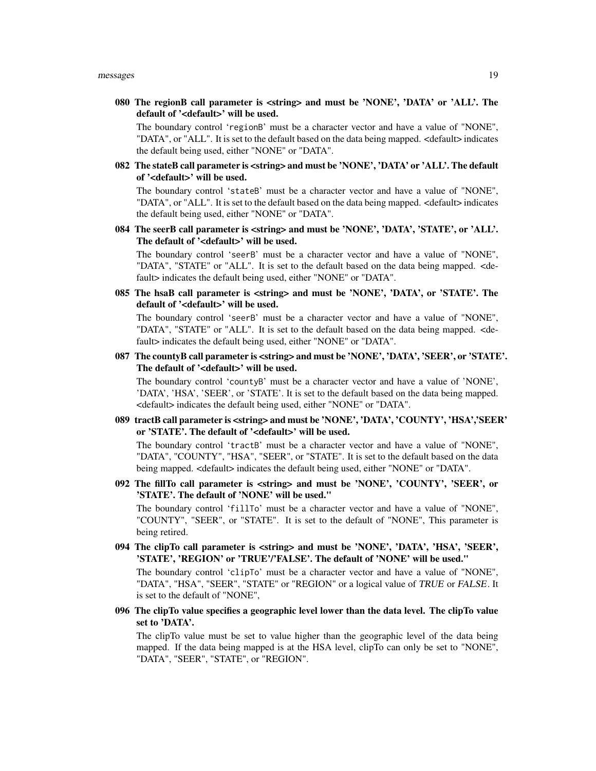**080 The regionB call parameter is <string> and must be 'NONE', 'DATA' or 'ALL'. The default of '<default>' will be used.**

The boundary control `regionB` must be a character vector and have a value of "NONE", "DATA", or "ALL". It is set to the default based on the data being mapped. <default> indicates the default being used, either "NONE" or "DATA".

**082 The stateB call parameter is <string> and must be 'NONE', 'DATA' or 'ALL'. The default of '<default>' will be used.**

The boundary control `stateB` must be a character vector and have a value of "NONE", "DATA", or "ALL". It is set to the default based on the data being mapped. <default> indicates the default being used, either "NONE" or "DATA".

**084 The seerB call parameter is <string> and must be 'NONE', 'DATA', 'STATE', or 'ALL'. The default of '<default>' will be used.**

The boundary control `seerB` must be a character vector and have a value of "NONE", "DATA", "STATE" or "ALL". It is set to the default based on the data being mapped. <default> indicates the default being used, either "NONE" or "DATA".

**085 The hsaB call parameter is <string> and must be 'NONE', 'DATA', or 'STATE'. The default of '<default>' will be used.**

The boundary control `seerB` must be a character vector and have a value of "NONE", "DATA", "STATE" or "ALL". It is set to the default based on the data being mapped. <default> indicates the default being used, either "NONE" or "DATA".

**087 The countyB call parameter is <string> and must be 'NONE', 'DATA', 'SEER', or 'STATE'. The default of '<default>' will be used.**

The boundary control `countyB` must be a character vector and have a value of 'NONE', 'DATA', 'HSA', 'SEER', or 'STATE'. It is set to the default based on the data being mapped. <default> indicates the default being used, either "NONE" or "DATA".

**089 tractB call parameter is <string> and must be 'NONE', 'DATA', 'COUNTY', 'HSA','SEER' or 'STATE'. The default of '<default>' will be used.**

The boundary control `tractB` must be a character vector and have a value of "NONE", "DATA", "COUNTY", "HSA", "SEER", or "STATE". It is set to the default based on the data being mapped. <default> indicates the default being used, either "NONE" or "DATA".

**092 The fillTo call parameter is <string> and must be 'NONE', 'COUNTY', 'SEER', or 'STATE'. The default of 'NONE' will be used."**

The boundary control `fillTo` must be a character vector and have a value of "NONE", "COUNTY", "SEER", or "STATE". It is set to the default of "NONE", This parameter is being retired.

**094 The clipTo call parameter is <string> and must be 'NONE', 'DATA', 'HSA', 'SEER', 'STATE', 'REGION' or 'TRUE'/'FALSE'. The default of 'NONE' will be used."**

The boundary control `clipTo` must be a character vector and have a value of "NONE", "DATA", "HSA", "SEER", "STATE" or "REGION" or a logical value of *TRUE* or *FALSE*. It is set to the default of "NONE",

**096 The clipTo value specifies a geographic level lower than the data level. The clipTo value set to 'DATA'.**

The clipTo value must be set to value higher than the geographic level of the data being mapped. If the data being mapped is at the HSA level, clipTo can only be set to "NONE", "DATA", "SEER", "STATE", or "REGION".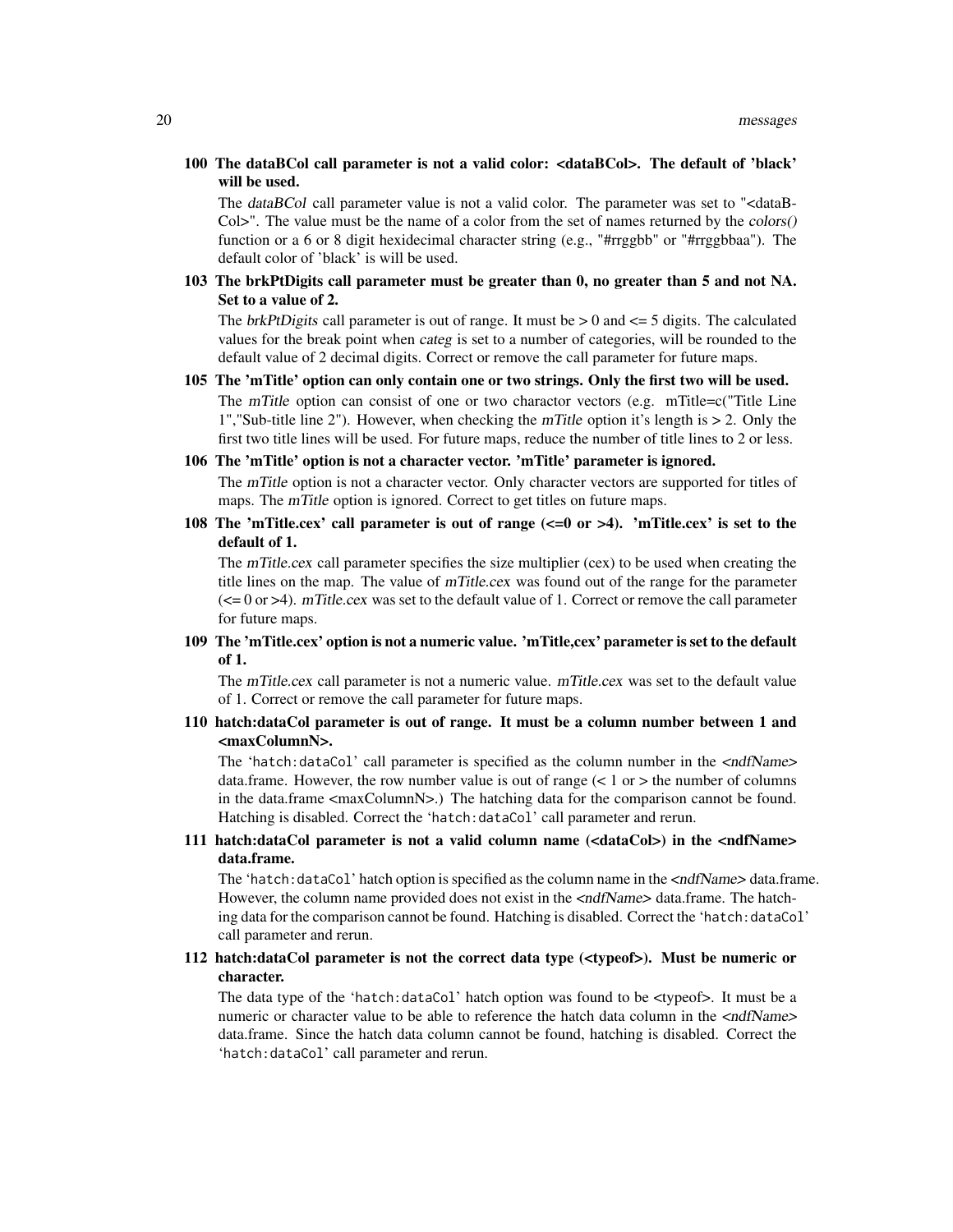**100 The dataBCol call parameter is not a valid color: <dataBCol>. The default of 'black' will be used.**

The *dataBCol* call parameter value is not a valid color. The parameter was set to "<dataBCol>". The value must be the name of a color from the set of names returned by the *colors()* function or a 6 or 8 digit hexidecimal character string (e.g., "#rrggbb" or "#rrggbbaa"). The default color of 'black' is will be used.

**103 The brkPtDigits call parameter must be greater than 0, no greater than 5 and not NA. Set to a value of 2.**

The *brkPtDigits* call parameter is out of range. It must be > 0 and <= 5 digits. The calculated values for the break point when *categ* is set to a number of categories, will be rounded to the default value of 2 decimal digits. Correct or remove the call parameter for future maps.

**105 The 'mTitle' option can only contain one or two strings. Only the first two will be used.**

The *mTitle* option can consist of one or two charactor vectors (e.g. mTitle=c("Title Line 1","Sub-title line 2"). However, when checking the *mTitle* option it's length is > 2. Only the first two title lines will be used. For future maps, reduce the number of title lines to 2 or less.

**106 The 'mTitle' option is not a character vector. 'mTitle' parameter is ignored.**

The *mTitle* option is not a character vector. Only character vectors are supported for titles of maps. The *mTitle* option is ignored. Correct to get titles on future maps.

**108 The 'mTitle.cex' call parameter is out of range (<=0 or >4). 'mTitle.cex' is set to the default of 1.**

The *mTitle.cex* call parameter specifies the size multiplier (cex) to be used when creating the title lines on the map. The value of *mTitle.cex* was found out of the range for the parameter (<= 0 or >4). *mTitle.cex* was set to the default value of 1. Correct or remove the call parameter for future maps.

**109 The 'mTitle.cex' option is not a numeric value. 'mTitle,cex' parameter is set to the default of 1.**

The *mTitle.cex* call parameter is not a numeric value. *mTitle.cex* was set to the default value of 1. Correct or remove the call parameter for future maps.

**110 hatch:dataCol parameter is out of range. It must be a column number between 1 and <maxColumnN>.**

The `hatch:dataCol` call parameter is specified as the column number in the *<ndfName>* data.frame. However, the row number value is out of range (< 1 or > the number of columns in the data.frame <maxColumnN>.) The hatching data for the comparison cannot be found. Hatching is disabled. Correct the `hatch:dataCol` call parameter and rerun.

**111 hatch:dataCol parameter is not a valid column name (<dataCol>) in the <ndfName> data.frame.**

The `hatch:dataCol` hatch option is specified as the column name in the *<ndfName>* data.frame. However, the column name provided does not exist in the *<ndfName>* data.frame. The hatching data for the comparison cannot be found. Hatching is disabled. Correct the `hatch:dataCol` call parameter and rerun.

**112 hatch:dataCol parameter is not the correct data type (<typeof>). Must be numeric or character.**

The data type of the `hatch:dataCol` hatch option was found to be <typeof>. It must be a numeric or character value to be able to reference the hatch data column in the *<ndfName>* data.frame. Since the hatch data column cannot be found, hatching is disabled. Correct the `hatch:dataCol` call parameter and rerun.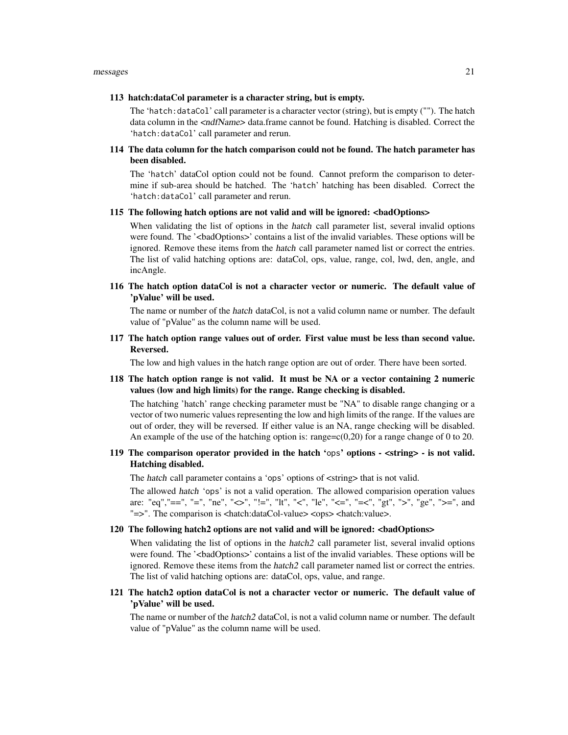**113 hatch:dataCol parameter is a character string, but is empty.**

The '`hatch:dataCol`' call parameter is a character vector (string), but is empty (""). The hatch data column in the <*ndfName*> data.frame cannot be found. Hatching is disabled. Correct the '`hatch:dataCol`' call parameter and rerun.

**114 The data column for the hatch comparison could not be found. The hatch parameter has been disabled.**

The '`hatch`' dataCol option could not be found. Cannot preform the comparison to determine if sub-area should be hatched. The '`hatch`' hatching has been disabled. Correct the '`hatch:dataCol`' call parameter and rerun.

**115 The following hatch options are not valid and will be ignored: <badOptions>**

When validating the list of options in the *hatch* call parameter list, several invalid options were found. The '<badOptions>' contains a list of the invalid variables. These options will be ignored. Remove these items from the *hatch* call parameter named list or correct the entries. The list of valid hatching options are: dataCol, ops, value, range, col, lwd, den, angle, and incAngle.

**116 The hatch option dataCol is not a character vector or numeric. The default value of 'pValue' will be used.**

The name or number of the *hatch* dataCol, is not a valid column name or number. The default value of "pValue" as the column name will be used.

**117 The hatch option range values out of order. First value must be less than second value. Reversed.**

The low and high values in the hatch range option are out of order. There have been sorted.

**118 The hatch option range is not valid. It must be NA or a vector containing 2 numeric values (low and high limits) for the range. Range checking is disabled.**

The hatching 'hatch' range checking parameter must be "NA" to disable range changing or a vector of two numeric values representing the low and high limits of the range. If the values are out of order, they will be reversed. If either value is an NA, range checking will be disabled. An example of the use of the hatching option is: range=c(0,20) for a range change of 0 to 20.

**119 The comparison operator provided in the hatch '`ops`' options - <string> - is not valid. Hatching disabled.**

The *hatch* call parameter contains a '`ops`' options of <string> that is not valid.

The allowed *hatch* '`ops`' is not a valid operation. The allowed comparision operation values are: "eq","==", "=", "ne", "<>", "!=", "lt", "<", "le", "<=", "=<", "gt", ">", "ge", ">=", and "=>". The comparison is <hatch:dataCol-value> <ops> <hatch:value>.

**120 The following hatch2 options are not valid and will be ignored: <badOptions>**

When validating the list of options in the *hatch2* call parameter list, several invalid options were found. The '<badOptions>' contains a list of the invalid variables. These options will be ignored. Remove these items from the *hatch2* call parameter named list or correct the entries. The list of valid hatching options are: dataCol, ops, value, and range.

**121 The hatch2 option dataCol is not a character vector or numeric. The default value of 'pValue' will be used.**

The name or number of the *hatch2* dataCol, is not a valid column name or number. The default value of "pValue" as the column name will be used.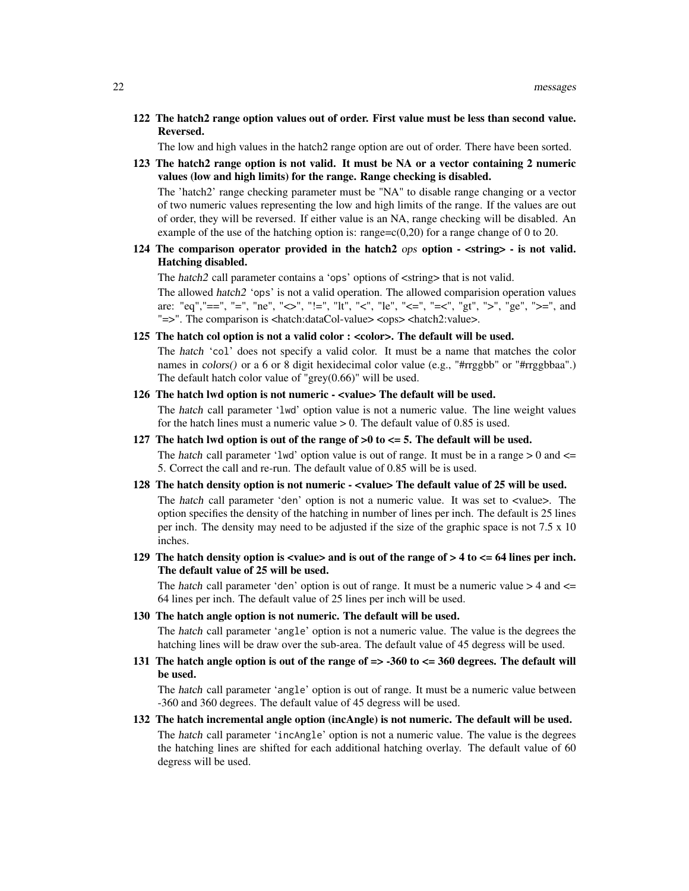**122 The hatch2 range option values out of order. First value must be less than second value. Reversed.**

The low and high values in the hatch2 range option are out of order. There have been sorted.

**123 The hatch2 range option is not valid. It must be NA or a vector containing 2 numeric values (low and high limits) for the range. Range checking is disabled.**

The 'hatch2' range checking parameter must be "NA" to disable range changing or a vector of two numeric values representing the low and high limits of the range. If the values are out of order, they will be reversed. If either value is an NA, range checking will be disabled. An example of the use of the hatching option is: range=c(0,20) for a range change of 0 to 20.

**124 The comparison operator provided in the hatch2 *ops* option - <string> - is not valid. Hatching disabled.**

The *hatch2* call parameter contains a 'ops' options of <string> that is not valid.

The allowed *hatch2* 'ops' is not a valid operation. The allowed comparision operation values are: "eq","==", "=", "ne", "<>", "!=", "lt", "<", "le", "<=", "=<", "gt", ">", "ge", ">=", and "=>". The comparison is <hatch:dataCol-value> <ops> <hatch2:value>.

**125 The hatch col option is not a valid color : <color>. The default will be used.**

The *hatch* 'col' does not specify a valid color. It must be a name that matches the color names in *colors()* or a 6 or 8 digit hexidecimal color value (e.g., "#rrggbb" or "#rrggbbaa".) The default hatch color value of "grey(0.66)" will be used.

**126 The hatch lwd option is not numeric - <value> The default will be used.**

The *hatch* call parameter 'lwd' option value is not a numeric value. The line weight values for the hatch lines must a numeric value > 0. The default value of 0.85 is used.

**127 The hatch lwd option is out of the range of >0 to <= 5. The default will be used.**

The *hatch* call parameter 'lwd' option value is out of range. It must be in a range > 0 and <= 5. Correct the call and re-run. The default value of 0.85 will be is used.

**128 The hatch density option is not numeric - <value> The default value of 25 will be used.**

The *hatch* call parameter 'den' option is not a numeric value. It was set to <value>. The option specifies the density of the hatching in number of lines per inch. The default is 25 lines per inch. The density may need to be adjusted if the size of the graphic space is not 7.5 x 10 inches.

**129 The hatch density option is <value> and is out of the range of > 4 to <= 64 lines per inch. The default value of 25 will be used.**

The *hatch* call parameter 'den' option is out of range. It must be a numeric value > 4 and <= 64 lines per inch. The default value of 25 lines per inch will be used.

**130 The hatch angle option is not numeric. The default will be used.**

The *hatch* call parameter 'angle' option is not a numeric value. The value is the degrees the hatching lines will be draw over the sub-area. The default value of 45 degress will be used.

**131 The hatch angle option is out of the range of => -360 to <= 360 degrees. The default will be used.**

The *hatch* call parameter 'angle' option is out of range. It must be a numeric value between -360 and 360 degrees. The default value of 45 degress will be used.

**132 The hatch incremental angle option (incAngle) is not numeric. The default will be used.**

The *hatch* call parameter 'incAngle' option is not a numeric value. The value is the degrees the hatching lines are shifted for each additional hatching overlay. The default value of 60 degress will be used.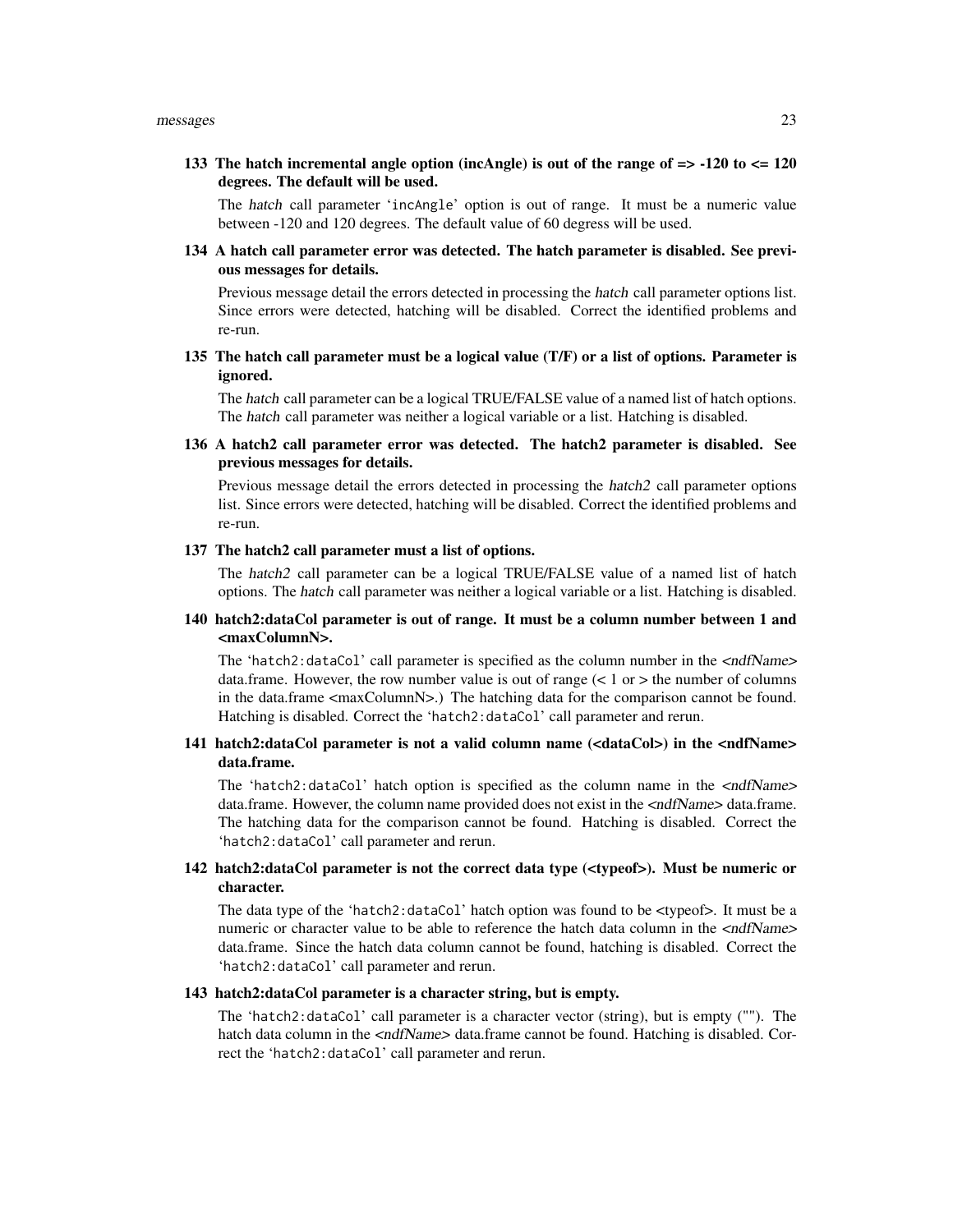**133 The hatch incremental angle option (incAngle) is out of the range of => -120 to <= 120 degrees. The default will be used.**

The *hatch* call parameter 'incAngle' option is out of range. It must be a numeric value between -120 and 120 degrees. The default value of 60 degress will be used.

**134 A hatch call parameter error was detected. The hatch parameter is disabled. See previous messages for details.**

Previous message detail the errors detected in processing the *hatch* call parameter options list. Since errors were detected, hatching will be disabled. Correct the identified problems and re-run.

**135 The hatch call parameter must be a logical value (T/F) or a list of options. Parameter is ignored.**

The *hatch* call parameter can be a logical TRUE/FALSE value of a named list of hatch options. The *hatch* call parameter was neither a logical variable or a list. Hatching is disabled.

**136 A hatch2 call parameter error was detected. The hatch2 parameter is disabled. See previous messages for details.**

Previous message detail the errors detected in processing the *hatch2* call parameter options list. Since errors were detected, hatching will be disabled. Correct the identified problems and re-run.

**137 The hatch2 call parameter must a list of options.**

The *hatch2* call parameter can be a logical TRUE/FALSE value of a named list of hatch options. The *hatch* call parameter was neither a logical variable or a list. Hatching is disabled.

**140 hatch2:dataCol parameter is out of range. It must be a column number between 1 and <maxColumnN>.**

The 'hatch2:dataCol' call parameter is specified as the column number in the *<ndfName>* data.frame. However, the row number value is out of range (< 1 or > the number of columns in the data.frame <maxColumnN>.) The hatching data for the comparison cannot be found. Hatching is disabled. Correct the 'hatch2:dataCol' call parameter and rerun.

**141 hatch2:dataCol parameter is not a valid column name (<dataCol>) in the <ndfName> data.frame.**

The 'hatch2:dataCol' hatch option is specified as the column name in the *<ndfName>* data.frame. However, the column name provided does not exist in the *<ndfName>* data.frame. The hatching data for the comparison cannot be found. Hatching is disabled. Correct the 'hatch2:dataCol' call parameter and rerun.

**142 hatch2:dataCol parameter is not the correct data type (<typeof>). Must be numeric or character.**

The data type of the 'hatch2:dataCol' hatch option was found to be <typeof>. It must be a numeric or character value to be able to reference the hatch data column in the *<ndfName>* data.frame. Since the hatch data column cannot be found, hatching is disabled. Correct the 'hatch2:dataCol' call parameter and rerun.

**143 hatch2:dataCol parameter is a character string, but is empty.**

The 'hatch2:dataCol' call parameter is a character vector (string), but is empty (""). The hatch data column in the *<ndfName>* data.frame cannot be found. Hatching is disabled. Correct the 'hatch2:dataCol' call parameter and rerun.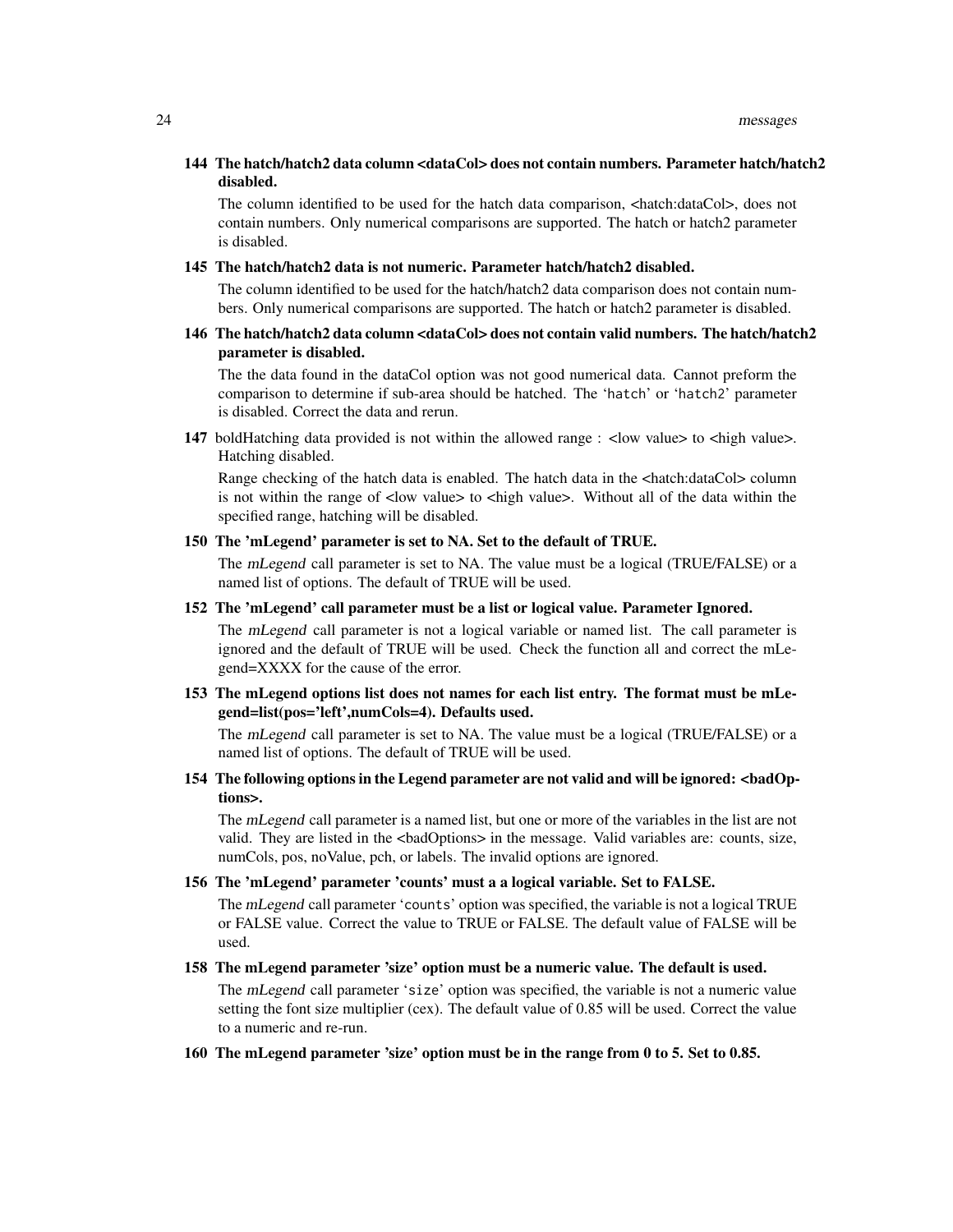**144 The hatch/hatch2 data column <dataCol> does not contain numbers. Parameter hatch/hatch2 disabled.**

The column identified to be used for the hatch data comparison, <hatch:dataCol>, does not contain numbers. Only numerical comparisons are supported. The hatch or hatch2 parameter is disabled.

**145 The hatch/hatch2 data is not numeric. Parameter hatch/hatch2 disabled.**

The column identified to be used for the hatch/hatch2 data comparison does not contain numbers. Only numerical comparisons are supported. The hatch or hatch2 parameter is disabled.

**146 The hatch/hatch2 data column <dataCol> does not contain valid numbers. The hatch/hatch2 parameter is disabled.**

The the data found in the dataCol option was not good numerical data. Cannot preform the comparison to determine if sub-area should be hatched. The 'hatch' or 'hatch2' parameter is disabled. Correct the data and rerun.

**147** boldHatching data provided is not within the allowed range : <low value> to <high value>. Hatching disabled.

Range checking of the hatch data is enabled. The hatch data in the <hatch:dataCol> column is not within the range of <low value> to <high value>. Without all of the data within the specified range, hatching will be disabled.

**150 The 'mLegend' parameter is set to NA. Set to the default of TRUE.**

The *mLegend* call parameter is set to NA. The value must be a logical (TRUE/FALSE) or a named list of options. The default of TRUE will be used.

**152 The 'mLegend' call parameter must be a list or logical value. Parameter Ignored.**

The *mLegend* call parameter is not a logical variable or named list. The call parameter is ignored and the default of TRUE will be used. Check the function all and correct the mLegend=XXXX for the cause of the error.

**153 The mLegend options list does not names for each list entry. The format must be mLegend=list(pos='left',numCols=4). Defaults used.**

The *mLegend* call parameter is set to NA. The value must be a logical (TRUE/FALSE) or a named list of options. The default of TRUE will be used.

**154 The following options in the Legend parameter are not valid and will be ignored: <badOptions>.**

The *mLegend* call parameter is a named list, but one or more of the variables in the list are not valid. They are listed in the <badOptions> in the message. Valid variables are: counts, size, numCols, pos, noValue, pch, or labels. The invalid options are ignored.

**156 The 'mLegend' parameter 'counts' must a a logical variable. Set to FALSE.**

The *mLegend* call parameter 'counts' option was specified, the variable is not a logical TRUE or FALSE value. Correct the value to TRUE or FALSE. The default value of FALSE will be used.

**158 The mLegend parameter 'size' option must be a numeric value. The default is used.**

The *mLegend* call parameter 'size' option was specified, the variable is not a numeric value setting the font size multiplier (cex). The default value of 0.85 will be used. Correct the value to a numeric and re-run.

**160 The mLegend parameter 'size' option must be in the range from 0 to 5. Set to 0.85.**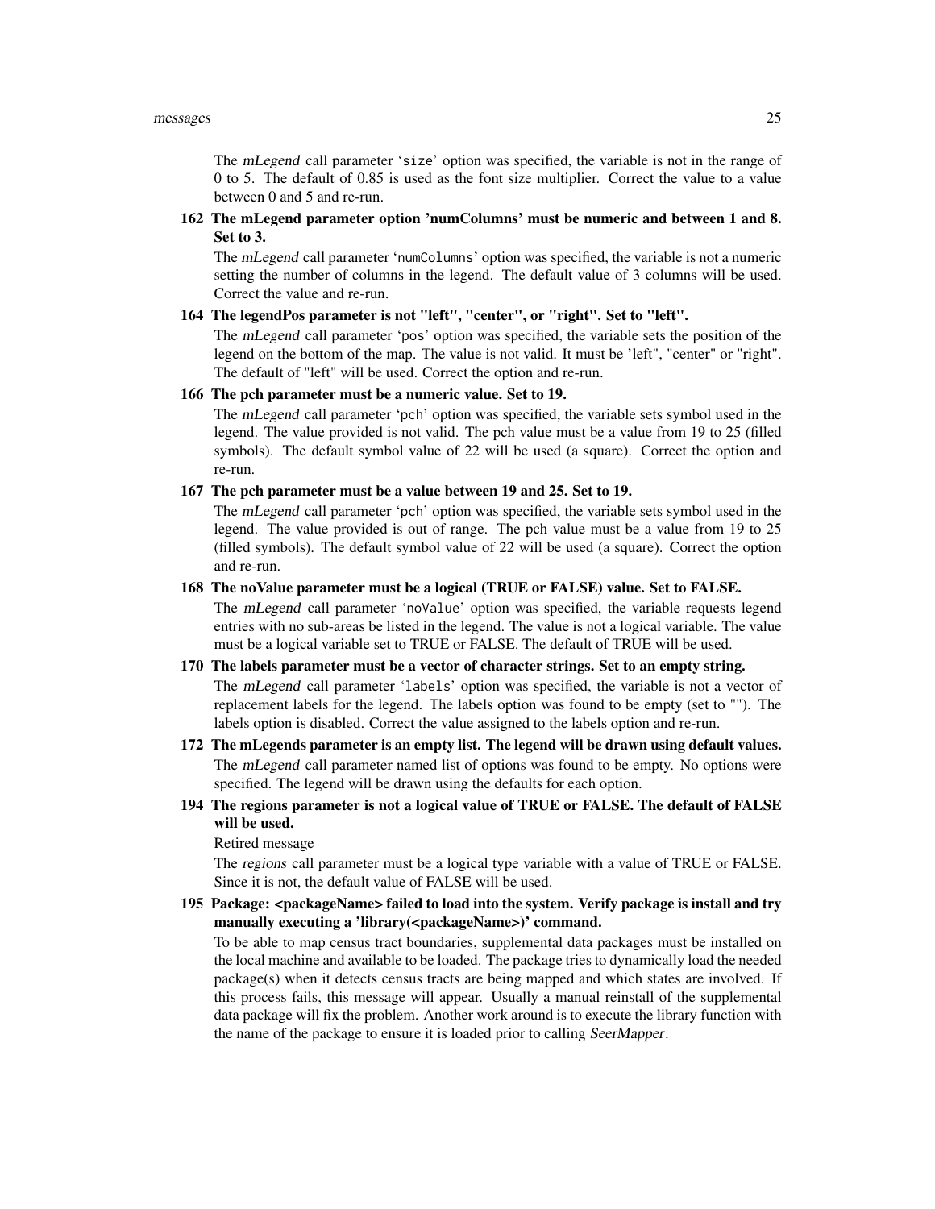The *mLegend* call parameter '`size`' option was specified, the variable is not in the range of 0 to 5. The default of 0.85 is used as the font size multiplier. Correct the value to a value between 0 and 5 and re-run.

**162 The mLegend parameter option 'numColumns' must be numeric and between 1 and 8. Set to 3.**

The *mLegend* call parameter '`numColumns`' option was specified, the variable is not a numeric setting the number of columns in the legend. The default value of 3 columns will be used. Correct the value and re-run.

**164 The legendPos parameter is not "left", "center", or "right". Set to "left".**

The *mLegend* call parameter '`pos`' option was specified, the variable sets the position of the legend on the bottom of the map. The value is not valid. It must be 'left", "center" or "right". The default of "left" will be used. Correct the option and re-run.

**166 The pch parameter must be a numeric value. Set to 19.**

The *mLegend* call parameter '`pch`' option was specified, the variable sets symbol used in the legend. The value provided is not valid. The pch value must be a value from 19 to 25 (filled symbols). The default symbol value of 22 will be used (a square). Correct the option and re-run.

**167 The pch parameter must be a value between 19 and 25. Set to 19.**

The *mLegend* call parameter '`pch`' option was specified, the variable sets symbol used in the legend. The value provided is out of range. The pch value must be a value from 19 to 25 (filled symbols). The default symbol value of 22 will be used (a square). Correct the option and re-run.

**168 The noValue parameter must be a logical (TRUE or FALSE) value. Set to FALSE.**

The *mLegend* call parameter '`noValue`' option was specified, the variable requests legend entries with no sub-areas be listed in the legend. The value is not a logical variable. The value must be a logical variable set to TRUE or FALSE. The default of TRUE will be used.

**170 The labels parameter must be a vector of character strings. Set to an empty string.**

The *mLegend* call parameter '`labels`' option was specified, the variable is not a vector of replacement labels for the legend. The labels option was found to be empty (set to ""). The labels option is disabled. Correct the value assigned to the labels option and re-run.

**172 The mLegends parameter is an empty list. The legend will be drawn using default values.**

The *mLegend* call parameter named list of options was found to be empty. No options were specified. The legend will be drawn using the defaults for each option.

**194 The regions parameter is not a logical value of TRUE or FALSE. The default of FALSE will be used.**

Retired message

The *regions* call parameter must be a logical type variable with a value of TRUE or FALSE. Since it is not, the default value of FALSE will be used.

**195 Package: <packageName> failed to load into the system. Verify package is install and try manually executing a 'library(<packageName>)' command.**

To be able to map census tract boundaries, supplemental data packages must be installed on the local machine and available to be loaded. The package tries to dynamically load the needed package(s) when it detects census tracts are being mapped and which states are involved. If this process fails, this message will appear. Usually a manual reinstall of the supplemental data package will fix the problem. Another work around is to execute the library function with the name of the package to ensure it is loaded prior to calling *SeerMapper*.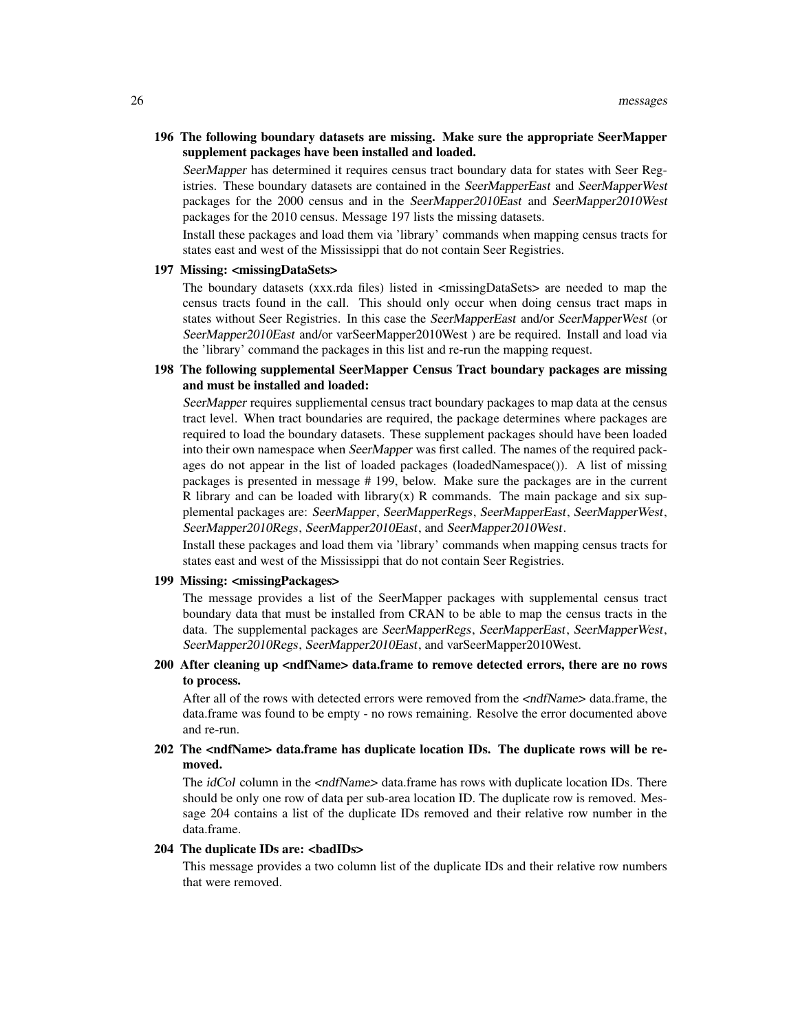**196 The following boundary datasets are missing. Make sure the appropriate SeerMapper supplement packages have been installed and loaded.**

*SeerMapper* has determined it requires census tract boundary data for states with Seer Registries. These boundary datasets are contained in the *SeerMapperEast* and *SeerMapperWest* packages for the 2000 census and in the *SeerMapper2010East* and *SeerMapper2010West* packages for the 2010 census. Message 197 lists the missing datasets.

Install these packages and load them via 'library' commands when mapping census tracts for states east and west of the Mississippi that do not contain Seer Registries.

**197 Missing: <missingDataSets>**

The boundary datasets (xxx.rda files) listed in <missingDataSets> are needed to map the census tracts found in the call. This should only occur when doing census tract maps in states without Seer Registries. In this case the *SeerMapperEast* and/or *SeerMapperWest* (or *SeerMapper2010East* and/or varSeerMapper2010West ) are be required. Install and load via the 'library' command the packages in this list and re-run the mapping request.

**198 The following supplemental SeerMapper Census Tract boundary packages are missing and must be installed and loaded:**

*SeerMapper* requires suppliemental census tract boundary packages to map data at the census tract level. When tract boundaries are required, the package determines where packages are required to load the boundary datasets. These supplement packages should have been loaded into their own namespace when *SeerMapper* was first called. The names of the required packages do not appear in the list of loaded packages (loadedNamespace()). A list of missing packages is presented in message # 199, below. Make sure the packages are in the current R library and can be loaded with library(x) R commands. The main package and six supplemental packages are: *SeerMapper*, *SeerMapperRegs*, *SeerMapperEast*, *SeerMapperWest*, *SeerMapper2010Regs*, *SeerMapper2010East*, and *SeerMapper2010West*.

Install these packages and load them via 'library' commands when mapping census tracts for states east and west of the Mississippi that do not contain Seer Registries.

**199 Missing: <missingPackages>**

The message provides a list of the SeerMapper packages with supplemental census tract boundary data that must be installed from CRAN to be able to map the census tracts in the data. The supplemental packages are *SeerMapperRegs*, *SeerMapperEast*, *SeerMapperWest*, *SeerMapper2010Regs*, *SeerMapper2010East*, and varSeerMapper2010West.

**200 After cleaning up <ndfName> data.frame to remove detected errors, there are no rows to process.**

After all of the rows with detected errors were removed from the *<ndfName>* data.frame, the data.frame was found to be empty - no rows remaining. Resolve the error documented above and re-run.

**202 The <ndfName> data.frame has duplicate location IDs. The duplicate rows will be removed.**

The *idCol* column in the *<ndfName>* data.frame has rows with duplicate location IDs. There should be only one row of data per sub-area location ID. The duplicate row is removed. Message 204 contains a list of the duplicate IDs removed and their relative row number in the data.frame.

**204 The duplicate IDs are: <badIDs>**

This message provides a two column list of the duplicate IDs and their relative row numbers that were removed.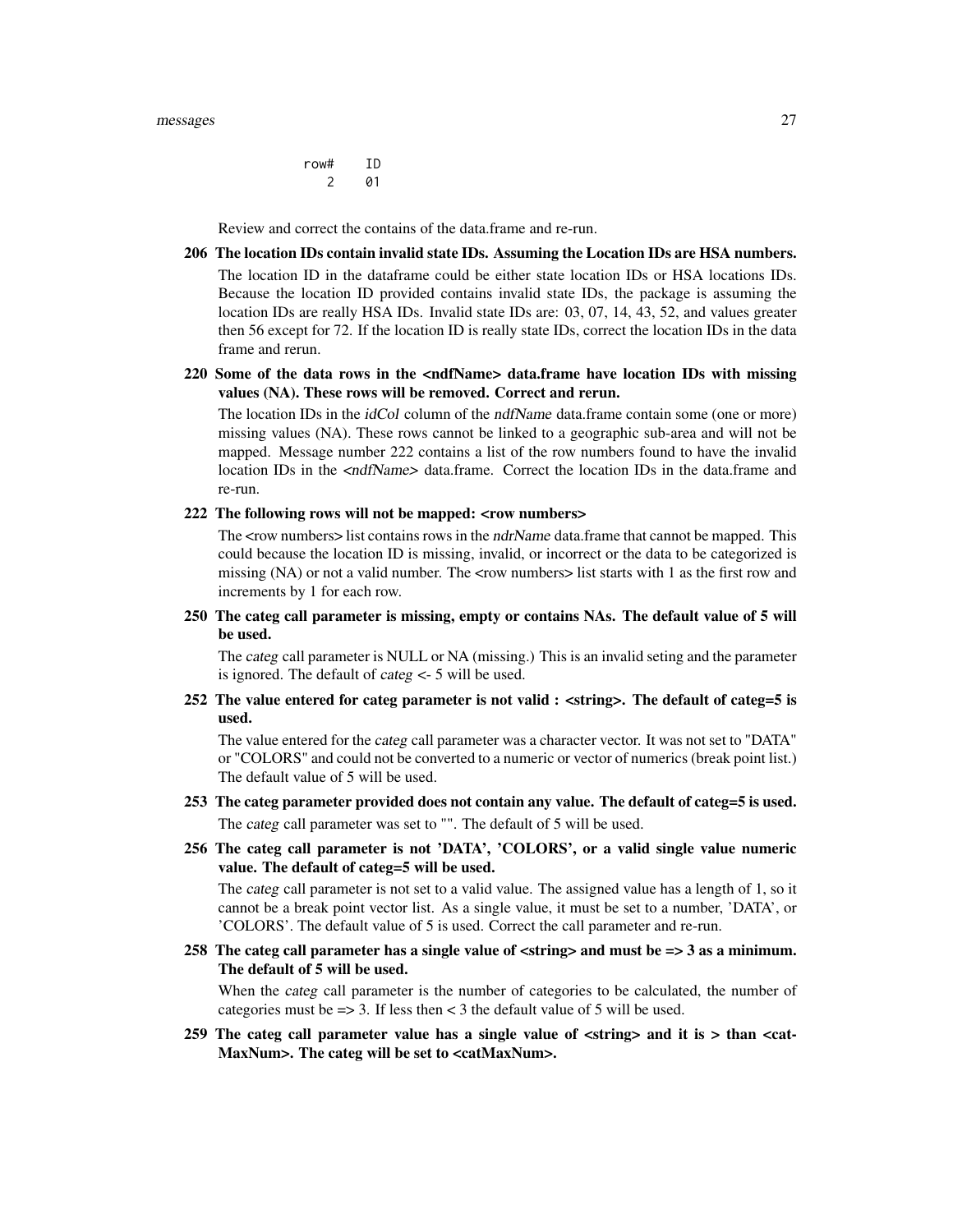```
row#    ID
   2    01
```

Review and correct the contains of the data.frame and re-run.

**206 The location IDs contain invalid state IDs. Assuming the Location IDs are HSA numbers.**

The location ID in the dataframe could be either state location IDs or HSA locations IDs. Because the location ID provided contains invalid state IDs, the package is assuming the location IDs are really HSA IDs. Invalid state IDs are: 03, 07, 14, 43, 52, and values greater then 56 except for 72. If the location ID is really state IDs, correct the location IDs in the data frame and rerun.

**220 Some of the data rows in the <ndfName> data.frame have location IDs with missing values (NA). These rows will be removed. Correct and rerun.**

The location IDs in the *idCol* column of the *ndfName* data.frame contain some (one or more) missing values (NA). These rows cannot be linked to a geographic sub-area and will not be mapped. Message number 222 contains a list of the row numbers found to have the invalid location IDs in the *<ndfName>* data.frame. Correct the location IDs in the data.frame and re-run.

**222 The following rows will not be mapped: <row numbers>**

The <row numbers> list contains rows in the *ndrName* data.frame that cannot be mapped. This could because the location ID is missing, invalid, or incorrect or the data to be categorized is missing (NA) or not a valid number. The <row numbers> list starts with 1 as the first row and increments by 1 for each row.

**250 The categ call parameter is missing, empty or contains NAs. The default value of 5 will be used.**

The *categ* call parameter is NULL or NA (missing.) This is an invalid seting and the parameter is ignored. The default of *categ* <- 5 will be used.

**252 The value entered for categ parameter is not valid : <string>. The default of categ=5 is used.**

The value entered for the *categ* call parameter was a character vector. It was not set to "DATA" or "COLORS" and could not be converted to a numeric or vector of numerics (break point list.) The default value of 5 will be used.

**253 The categ parameter provided does not contain any value. The default of categ=5 is used.**

The *categ* call parameter was set to "". The default of 5 will be used.

**256 The categ call parameter is not 'DATA', 'COLORS', or a valid single value numeric value. The default of categ=5 will be used.**

The *categ* call parameter is not set to a valid value. The assigned value has a length of 1, so it cannot be a break point vector list. As a single value, it must be set to a number, 'DATA', or 'COLORS'. The default value of 5 is used. Correct the call parameter and re-run.

**258 The categ call parameter has a single value of <string> and must be => 3 as a minimum. The default of 5 will be used.**

When the *categ* call parameter is the number of categories to be calculated, the number of categories must be => 3. If less then < 3 the default value of 5 will be used.

**259 The categ call parameter value has a single value of <string> and it is > than <catMaxNum>. The categ will be set to <catMaxNum>.**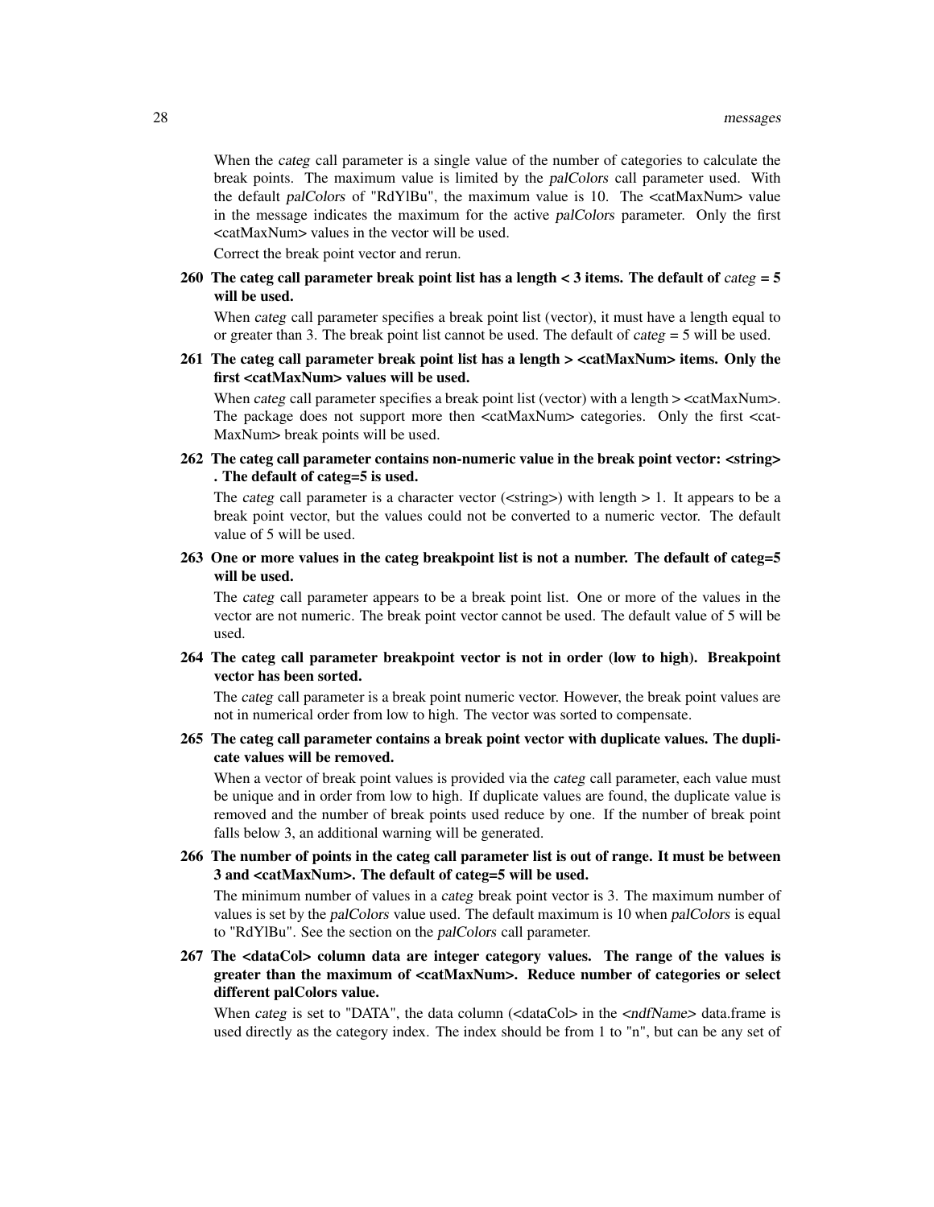When the *categ* call parameter is a single value of the number of categories to calculate the break points. The maximum value is limited by the *palColors* call parameter used. With the default *palColors* of "RdYlBu", the maximum value is 10. The <catMaxNum> value in the message indicates the maximum for the active *palColors* parameter. Only the first <catMaxNum> values in the vector will be used.

Correct the break point vector and rerun.

**260 The categ call parameter break point list has a length < 3 items. The default of *categ* = 5 will be used.**

When *categ* call parameter specifies a break point list (vector), it must have a length equal to or greater than 3. The break point list cannot be used. The default of *categ* = 5 will be used.

**261 The categ call parameter break point list has a length > <catMaxNum> items. Only the first <catMaxNum> values will be used.**

When *categ* call parameter specifies a break point list (vector) with a length > <catMaxNum>. The package does not support more then <catMaxNum> categories. Only the first <catMaxNum> break points will be used.

**262 The categ call parameter contains non-numeric value in the break point vector: <string> . The default of categ=5 is used.**

The *categ* call parameter is a character vector (<string>) with length > 1. It appears to be a break point vector, but the values could not be converted to a numeric vector. The default value of 5 will be used.

**263 One or more values in the categ breakpoint list is not a number. The default of categ=5 will be used.**

The *categ* call parameter appears to be a break point list. One or more of the values in the vector are not numeric. The break point vector cannot be used. The default value of 5 will be used.

**264 The categ call parameter breakpoint vector is not in order (low to high). Breakpoint vector has been sorted.**

The *categ* call parameter is a break point numeric vector. However, the break point values are not in numerical order from low to high. The vector was sorted to compensate.

**265 The categ call parameter contains a break point vector with duplicate values. The duplicate values will be removed.**

When a vector of break point values is provided via the *categ* call parameter, each value must be unique and in order from low to high. If duplicate values are found, the duplicate value is removed and the number of break points used reduce by one. If the number of break point falls below 3, an additional warning will be generated.

**266 The number of points in the categ call parameter list is out of range. It must be between 3 and <catMaxNum>. The default of categ=5 will be used.**

The minimum number of values in a *categ* break point vector is 3. The maximum number of values is set by the *palColors* value used. The default maximum is 10 when *palColors* is equal to "RdYlBu". See the section on the *palColors* call parameter.

**267 The <dataCol> column data are integer category values. The range of the values is greater than the maximum of <catMaxNum>. Reduce number of categories or select different palColors value.**

When *categ* is set to "DATA", the data column (<dataCol> in the <*ndfName*> data.frame is used directly as the category index. The index should be from 1 to "n", but can be any set of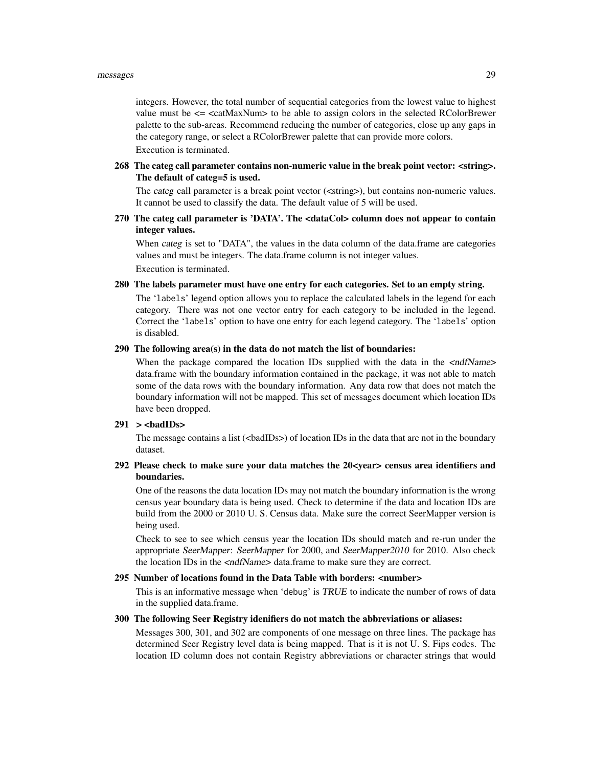integers. However, the total number of sequential categories from the lowest value to highest value must be <= <catMaxNum> to be able to assign colors in the selected RColorBrewer palette to the sub-areas. Recommend reducing the number of categories, close up any gaps in the category range, or select a RColorBrewer palette that can provide more colors.

Execution is terminated.

**268 The categ call parameter contains non-numeric value in the break point vector: <string>. The default of categ=5 is used.**

The *categ* call parameter is a break point vector (<string>), but contains non-numeric values. It cannot be used to classify the data. The default value of 5 will be used.

**270 The categ call parameter is 'DATA'. The <dataCol> column does not appear to contain integer values.**

When *categ* is set to "DATA", the values in the data column of the data.frame are categories values and must be integers. The data.frame column is not integer values.

Execution is terminated.

**280 The labels parameter must have one entry for each categories. Set to an empty string.**

The '`labels`' legend option allows you to replace the calculated labels in the legend for each category. There was not one vector entry for each category to be included in the legend. Correct the '`labels`' option to have one entry for each legend category. The '`labels`' option is disabled.

**290 The following area(s) in the data do not match the list of boundaries:**

When the package compared the location IDs supplied with the data in the *<ndfName>* data.frame with the boundary information contained in the package, it was not able to match some of the data rows with the boundary information. Any data row that does not match the boundary information will not be mapped. This set of messages document which location IDs have been dropped.

**291 > <badIDs>**

The message contains a list (<badIDs>) of location IDs in the data that are not in the boundary dataset.

**292 Please check to make sure your data matches the 20<year> census area identifiers and boundaries.**

One of the reasons the data location IDs may not match the boundary information is the wrong census year boundary data is being used. Check to determine if the data and location IDs are build from the 2000 or 2010 U. S. Census data. Make sure the correct SeerMapper version is being used.

Check to see to see which census year the location IDs should match and re-run under the appropriate *SeerMapper*: *SeerMapper* for 2000, and *SeerMapper2010* for 2010. Also check the location IDs in the *<ndfName>* data.frame to make sure they are correct.

**295 Number of locations found in the Data Table with borders: <number>**

This is an informative message when '`debug`' is *TRUE* to indicate the number of rows of data in the supplied data.frame.

**300 The following Seer Registry idenifiers do not match the abbreviations or aliases:**

Messages 300, 301, and 302 are components of one message on three lines. The package has determined Seer Registry level data is being mapped. That is it is not U. S. Fips codes. The location ID column does not contain Registry abbreviations or character strings that would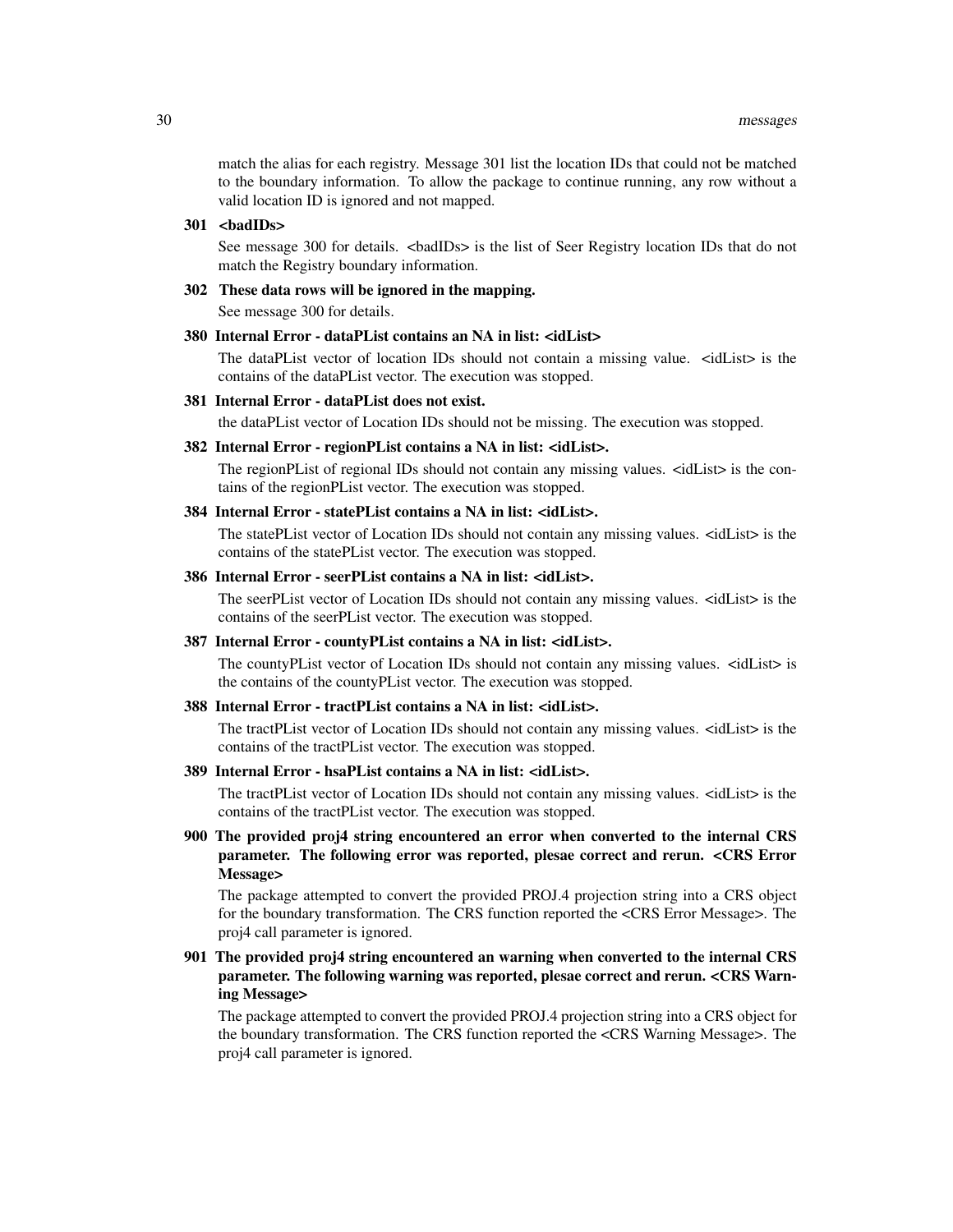match the alias for each registry. Message 301 list the location IDs that could not be matched to the boundary information. To allow the package to continue running, any row without a valid location ID is ignored and not mapped.

**301 <badIDs>**

See message 300 for details. <badIDs> is the list of Seer Registry location IDs that do not match the Registry boundary information.

**302 These data rows will be ignored in the mapping.**

See message 300 for details.

**380 Internal Error - dataPList contains an NA in list: <idList>**

The dataPList vector of location IDs should not contain a missing value. <idList> is the contains of the dataPList vector. The execution was stopped.

**381 Internal Error - dataPList does not exist.**

the dataPList vector of Location IDs should not be missing. The execution was stopped.

**382 Internal Error - regionPList contains a NA in list: <idList>.**

The regionPList of regional IDs should not contain any missing values. <idList> is the contains of the regionPList vector. The execution was stopped.

**384 Internal Error - statePList contains a NA in list: <idList>.**

The statePList vector of Location IDs should not contain any missing values. <idList> is the contains of the statePList vector. The execution was stopped.

**386 Internal Error - seerPList contains a NA in list: <idList>.**

The seerPList vector of Location IDs should not contain any missing values. <idList> is the contains of the seerPList vector. The execution was stopped.

**387 Internal Error - countyPList contains a NA in list: <idList>.**

The countyPList vector of Location IDs should not contain any missing values. <idList> is the contains of the countyPList vector. The execution was stopped.

**388 Internal Error - tractPList contains a NA in list: <idList>.**

The tractPList vector of Location IDs should not contain any missing values. <idList> is the contains of the tractPList vector. The execution was stopped.

**389 Internal Error - hsaPList contains a NA in list: <idList>.**

The tractPList vector of Location IDs should not contain any missing values. <idList> is the contains of the tractPList vector. The execution was stopped.

**900 The provided proj4 string encountered an error when converted to the internal CRS parameter. The following error was reported, plesae correct and rerun. <CRS Error Message>**

The package attempted to convert the provided PROJ.4 projection string into a CRS object for the boundary transformation. The CRS function reported the <CRS Error Message>. The proj4 call parameter is ignored.

**901 The provided proj4 string encountered an warning when converted to the internal CRS parameter. The following warning was reported, plesae correct and rerun. <CRS Warning Message>**

The package attempted to convert the provided PROJ.4 projection string into a CRS object for the boundary transformation. The CRS function reported the <CRS Warning Message>. The proj4 call parameter is ignored.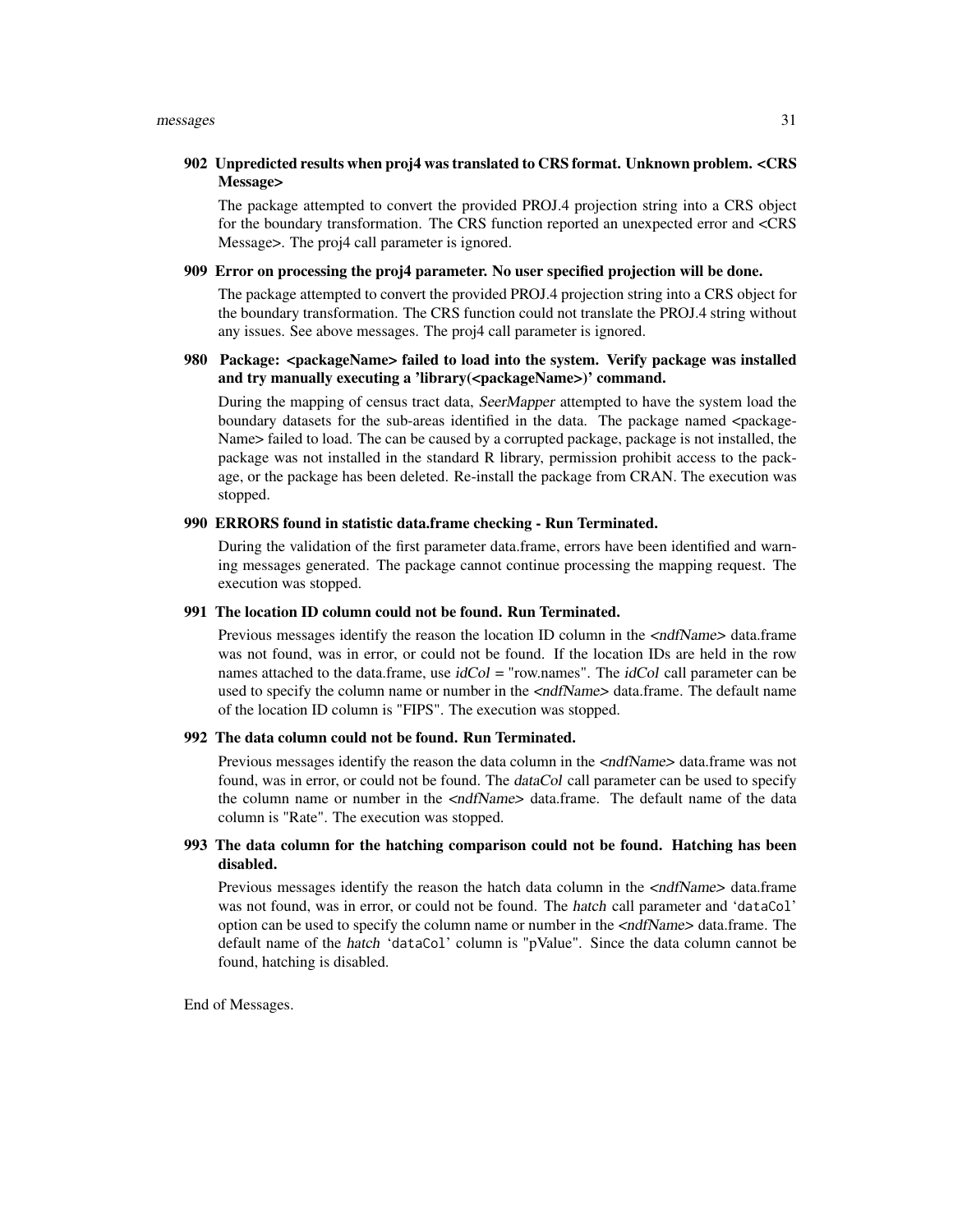**902 Unpredicted results when proj4 was translated to CRS format. Unknown problem. <CRS Message>**

The package attempted to convert the provided PROJ.4 projection string into a CRS object for the boundary transformation. The CRS function reported an unexpected error and <CRS Message>. The proj4 call parameter is ignored.

**909 Error on processing the proj4 parameter. No user specified projection will be done.**

The package attempted to convert the provided PROJ.4 projection string into a CRS object for the boundary transformation. The CRS function could not translate the PROJ.4 string without any issues. See above messages. The proj4 call parameter is ignored.

**980 Package: <packageName> failed to load into the system. Verify package was installed and try manually executing a 'library(<packageName>)' command.**

During the mapping of census tract data, *SeerMapper* attempted to have the system load the boundary datasets for the sub-areas identified in the data. The package named <packageName> failed to load. The can be caused by a corrupted package, package is not installed, the package was not installed in the standard R library, permission prohibit access to the package, or the package has been deleted. Re-install the package from CRAN. The execution was stopped.

**990 ERRORS found in statistic data.frame checking - Run Terminated.**

During the validation of the first parameter data.frame, errors have been identified and warning messages generated. The package cannot continue processing the mapping request. The execution was stopped.

**991 The location ID column could not be found. Run Terminated.**

Previous messages identify the reason the location ID column in the *<ndfName>* data.frame was not found, was in error, or could not be found. If the location IDs are held in the row names attached to the data.frame, use *idCol* = "row.names". The *idCol* call parameter can be used to specify the column name or number in the *<ndfName>* data.frame. The default name of the location ID column is "FIPS". The execution was stopped.

**992 The data column could not be found. Run Terminated.**

Previous messages identify the reason the data column in the *<ndfName>* data.frame was not found, was in error, or could not be found. The *dataCol* call parameter can be used to specify the column name or number in the *<ndfName>* data.frame. The default name of the data column is "Rate". The execution was stopped.

**993 The data column for the hatching comparison could not be found. Hatching has been disabled.**

Previous messages identify the reason the hatch data column in the *<ndfName>* data.frame was not found, was in error, or could not be found. The *hatch* call parameter and '`dataCol`' option can be used to specify the column name or number in the *<ndfName>* data.frame. The default name of the *hatch* '`dataCol`' column is "pValue". Since the data column cannot be found, hatching is disabled.

End of Messages.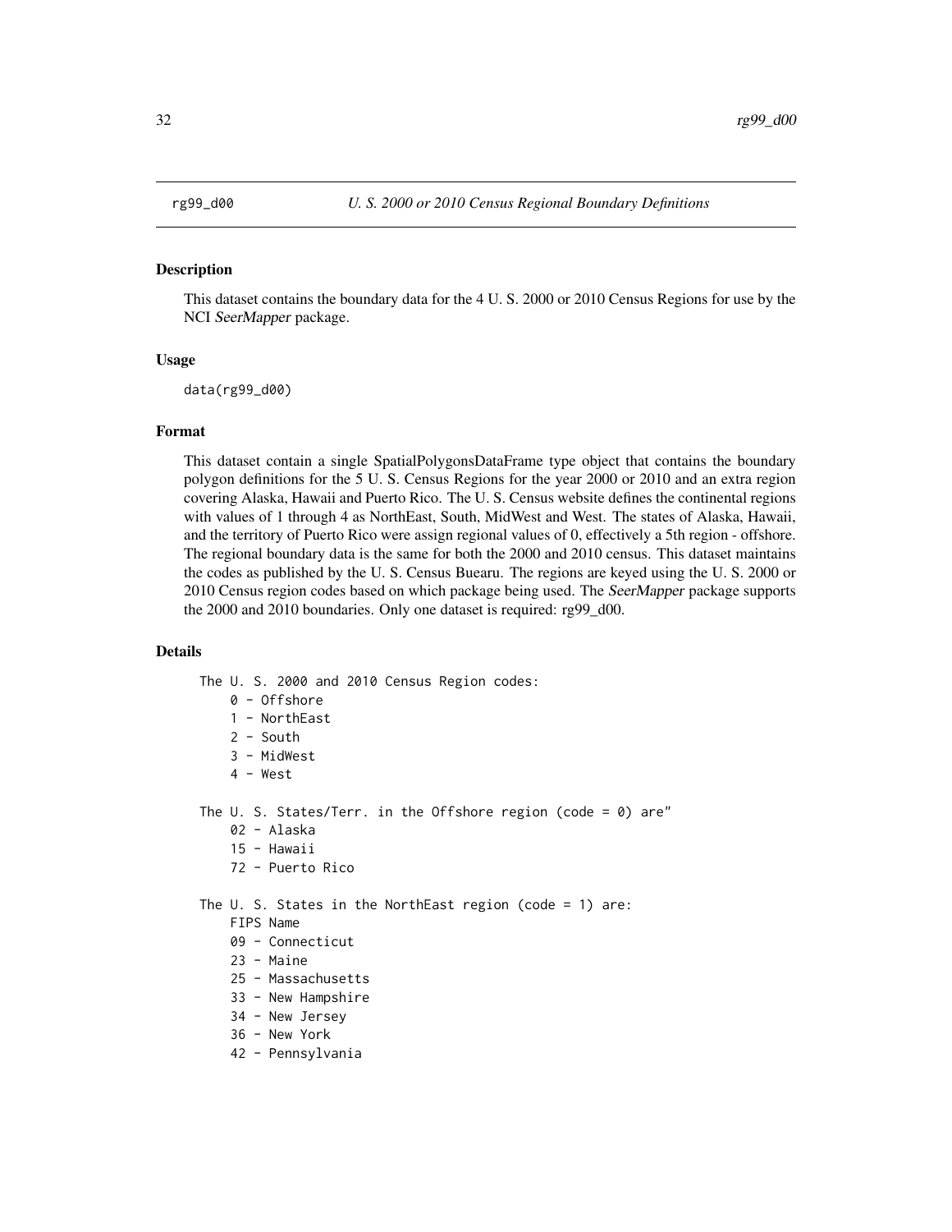rg99_d00 *U. S. 2000 or 2010 Census Regional Boundary Definitions*

## Description

This dataset contains the boundary data for the 4 U. S. 2000 or 2010 Census Regions for use by the NCI *SeerMapper* package.

## Usage

```
data(rg99_d00)
```

## Format

This dataset contain a single SpatialPolygonsDataFrame type object that contains the boundary polygon definitions for the 5 U. S. Census Regions for the year 2000 or 2010 and an extra region covering Alaska, Hawaii and Puerto Rico. The U. S. Census website defines the continental regions with values of 1 through 4 as NorthEast, South, MidWest and West. The states of Alaska, Hawaii, and the territory of Puerto Rico were assign regional values of 0, effectively a 5th region - offshore. The regional boundary data is the same for both the 2000 and 2010 census. This dataset maintains the codes as published by the U. S. Census Buearu. The regions are keyed using the U. S. 2000 or 2010 Census region codes based on which package being used. The *SeerMapper* package supports the 2000 and 2010 boundaries. Only one dataset is required: rg99_d00.

## Details

```
The U. S. 2000 and 2010 Census Region codes:
    0 - Offshore
    1 - NorthEast
    2 - South
    3 - MidWest
    4 - West

The U. S. States/Terr. in the Offshore region (code = 0) are"
    02 - Alaska
    15 - Hawaii
    72 - Puerto Rico

The U. S. States in the NorthEast region (code = 1) are:
    FIPS Name
    09 - Connecticut
    23 - Maine
    25 - Massachusetts
    33 - New Hampshire
    34 - New Jersey
    36 - New York
    42 - Pennsylvania
```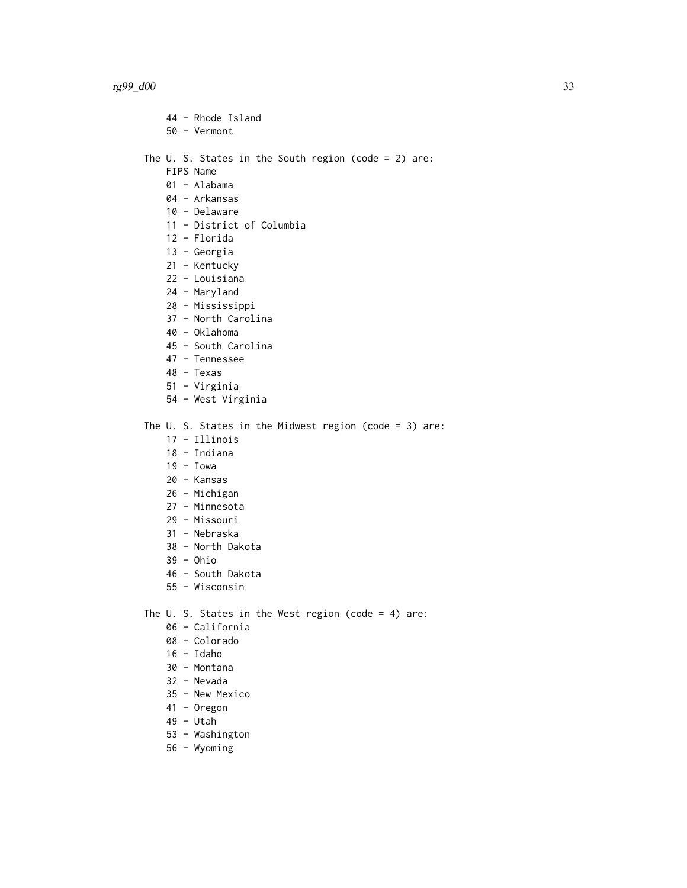```
    44 - Rhode Island
    50 - Vermont

The U. S. States in the South region (code = 2) are:
    FIPS Name
    01 - Alabama
    04 - Arkansas
    10 - Delaware
    11 - District of Columbia
    12 - Florida
    13 - Georgia
    21 - Kentucky
    22 - Louisiana
    24 - Maryland
    28 - Mississippi
    37 - North Carolina
    40 - Oklahoma
    45 - South Carolina
    47 - Tennessee
    48 - Texas
    51 - Virginia
    54 - West Virginia

The U. S. States in the Midwest region (code = 3) are:
    17 - Illinois
    18 - Indiana
    19 - Iowa
    20 - Kansas
    26 - Michigan
    27 - Minnesota
    29 - Missouri
    31 - Nebraska
    38 - North Dakota
    39 - Ohio
    46 - South Dakota
    55 - Wisconsin

The U. S. States in the West region (code = 4) are:
    06 - California
    08 - Colorado
    16 - Idaho
    30 - Montana
    32 - Nevada
    35 - New Mexico
    41 - Oregon
    49 - Utah
    53 - Washington
    56 - Wyoming
```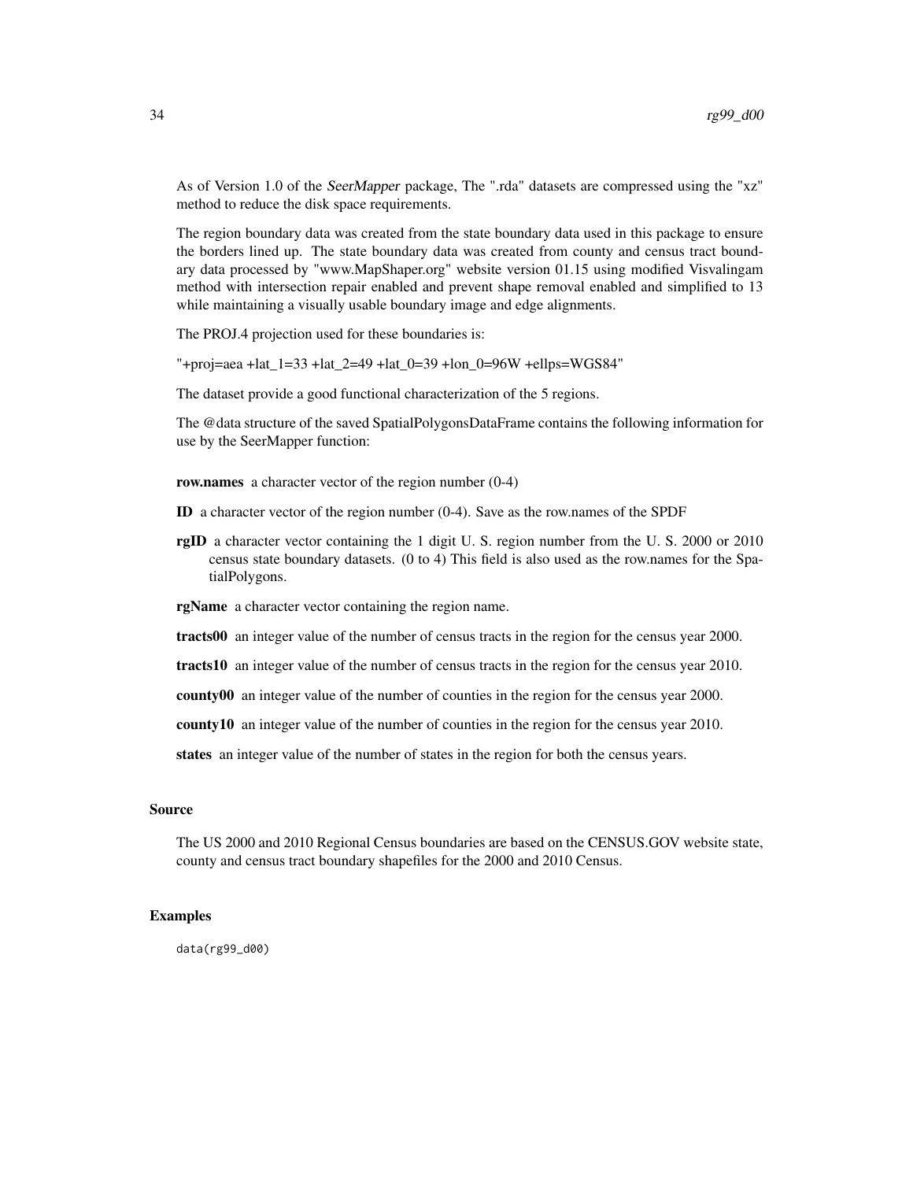As of Version 1.0 of the *SeerMapper* package, The ".rda" datasets are compressed using the "xz" method to reduce the disk space requirements.

The region boundary data was created from the state boundary data used in this package to ensure the borders lined up. The state boundary data was created from county and census tract boundary data processed by "www.MapShaper.org" website version 01.15 using modified Visvalingam method with intersection repair enabled and prevent shape removal enabled and simplified to 13 while maintaining a visually usable boundary image and edge alignments.

The PROJ.4 projection used for these boundaries is:

"+proj=aea +lat_1=33 +lat_2=49 +lat_0=39 +lon_0=96W +ellps=WGS84"

The dataset provide a good functional characterization of the 5 regions.

The @data structure of the saved SpatialPolygonsDataFrame contains the following information for use by the SeerMapper function:

**row.names** a character vector of the region number (0-4)

**ID** a character vector of the region number (0-4). Save as the row.names of the SPDF

**rgID** a character vector containing the 1 digit U. S. region number from the U. S. 2000 or 2010 census state boundary datasets. (0 to 4) This field is also used as the row.names for the SpatialPolygons.

**rgName** a character vector containing the region name.

**tracts00** an integer value of the number of census tracts in the region for the census year 2000.

**tracts10** an integer value of the number of census tracts in the region for the census year 2010.

**county00** an integer value of the number of counties in the region for the census year 2000.

**county10** an integer value of the number of counties in the region for the census year 2010.

**states** an integer value of the number of states in the region for both the census years.

### Source

The US 2000 and 2010 Regional Census boundaries are based on the CENSUS.GOV website state, county and census tract boundary shapefiles for the 2000 and 2010 Census.

### Examples

```
data(rg99_d00)
```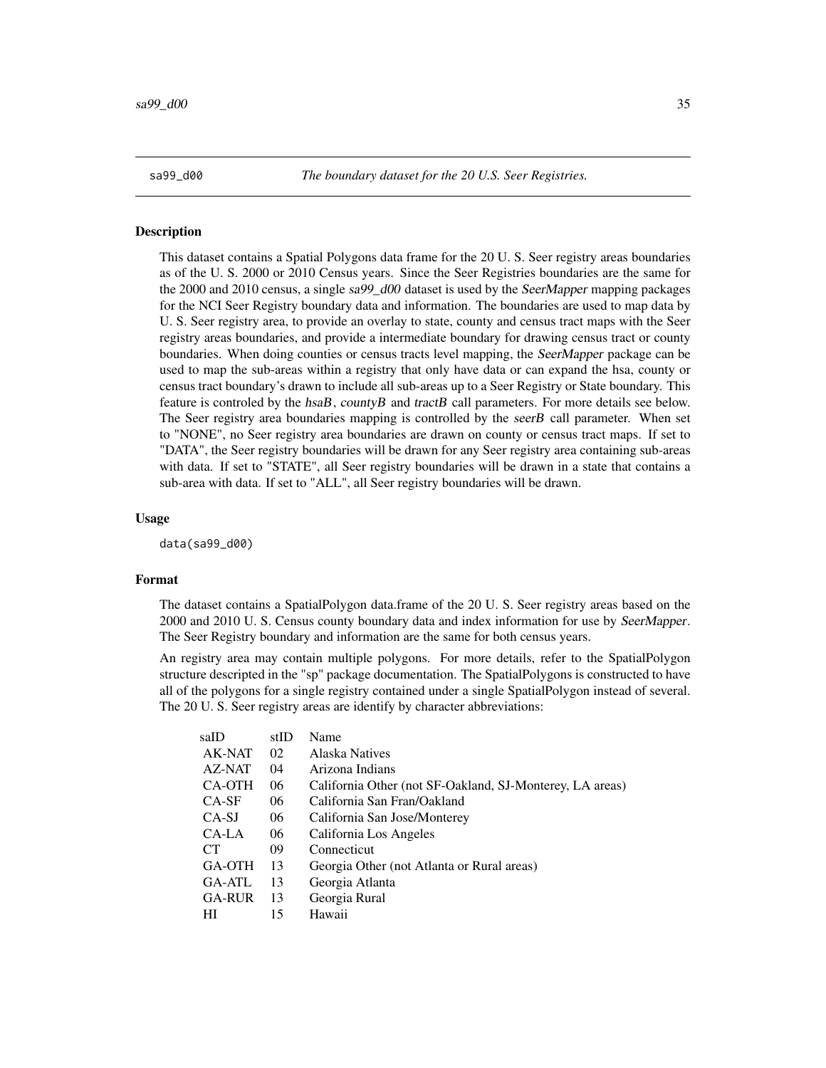sa99_d00 *The boundary dataset for the 20 U.S. Seer Registries.*

### Description

This dataset contains a Spatial Polygons data frame for the 20 U. S. Seer registry areas boundaries as of the U. S. 2000 or 2010 Census years. Since the Seer Registries boundaries are the same for the 2000 and 2010 census, a single *sa99_d00* dataset is used by the *SeerMapper* mapping packages for the NCI Seer Registry boundary data and information. The boundaries are used to map data by U. S. Seer registry area, to provide an overlay to state, county and census tract maps with the Seer registry areas boundaries, and provide a intermediate boundary for drawing census tract or county boundaries. When doing counties or census tracts level mapping, the *SeerMapper* package can be used to map the sub-areas within a registry that only have data or can expand the hsa, county or census tract boundary's drawn to include all sub-areas up to a Seer Registry or State boundary. This feature is controled by the *hsaB*, *countyB* and *tractB* call parameters. For more details see below. The Seer registry area boundaries mapping is controlled by the *seerB* call parameter. When set to "NONE", no Seer registry area boundaries are drawn on county or census tract maps. If set to "DATA", the Seer registry boundaries will be drawn for any Seer registry area containing sub-areas with data. If set to "STATE", all Seer registry boundaries will be drawn in a state that contains a sub-area with data. If set to "ALL", all Seer registry boundaries will be drawn.

### Usage

```
data(sa99_d00)
```

### Format

The dataset contains a SpatialPolygon data.frame of the 20 U. S. Seer registry areas based on the 2000 and 2010 U. S. Census county boundary data and index information for use by *SeerMapper*. The Seer Registry boundary and information are the same for both census years.

An registry area may contain multiple polygons. For more details, refer to the SpatialPolygon structure descripted in the "sp" package documentation. The SpatialPolygons is constructed to have all of the polygons for a single registry contained under a single SpatialPolygon instead of several. The 20 U. S. Seer registry areas are identify by character abbreviations:

| saID | stID | Name |
|---|---|---|
| AK-NAT | 02 | Alaska Natives |
| AZ-NAT | 04 | Arizona Indians |
| CA-OTH | 06 | California Other (not SF-Oakland, SJ-Monterey, LA areas) |
| CA-SF | 06 | California San Fran/Oakland |
| CA-SJ | 06 | California San Jose/Monterey |
| CA-LA | 06 | California Los Angeles |
| CT | 09 | Connecticut |
| GA-OTH | 13 | Georgia Other (not Atlanta or Rural areas) |
| GA-ATL | 13 | Georgia Atlanta |
| GA-RUR | 13 | Georgia Rural |
| HI | 15 | Hawaii |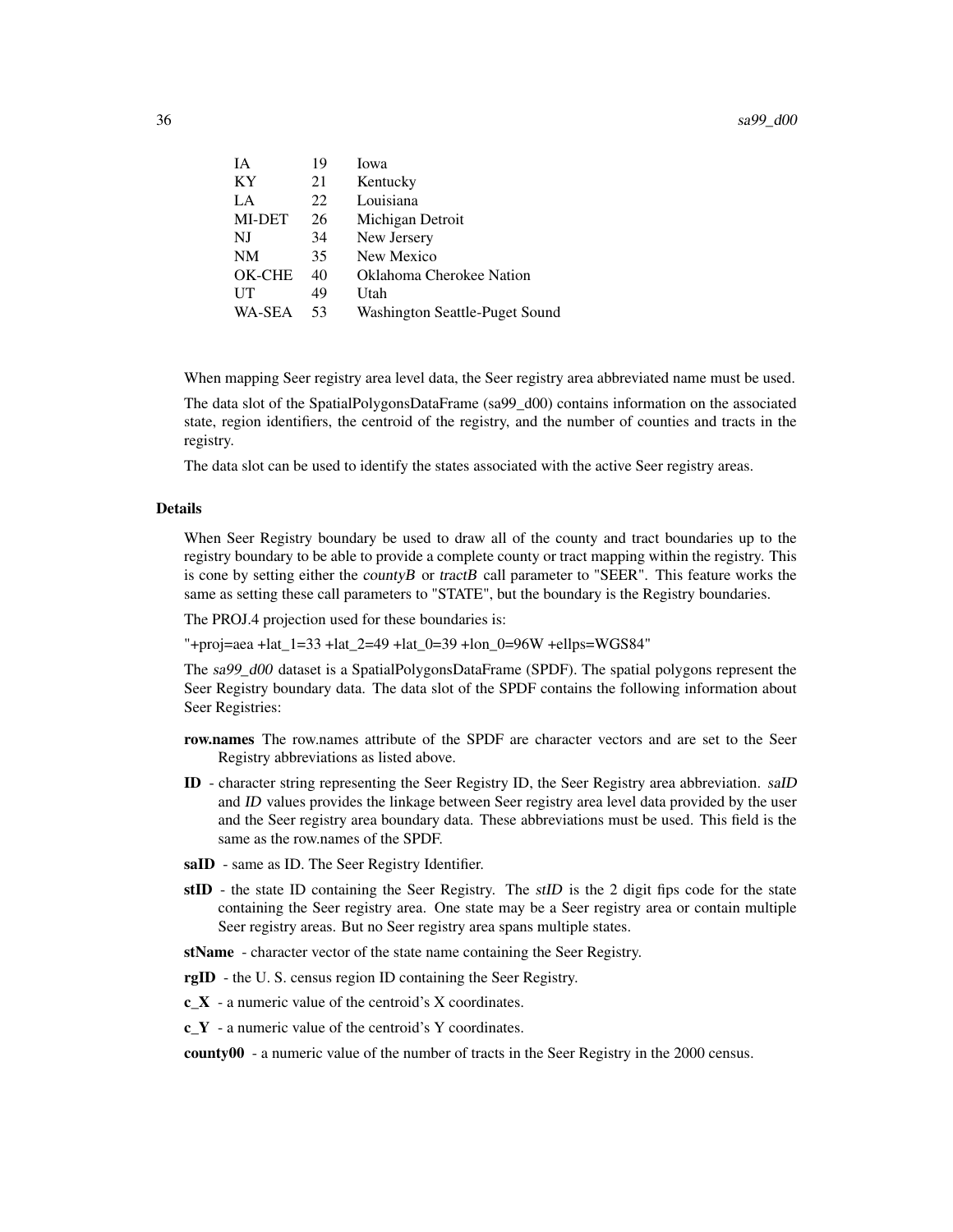| | | |
|---|---|---|
| IA | 19 | Iowa |
| KY | 21 | Kentucky |
| LA | 22 | Louisiana |
| MI-DET | 26 | Michigan Detroit |
| NJ | 34 | New Jersery |
| NM | 35 | New Mexico |
| OK-CHE | 40 | Oklahoma Cherokee Nation |
| UT | 49 | Utah |
| WA-SEA | 53 | Washington Seattle-Puget Sound |

When mapping Seer registry area level data, the Seer registry area abbreviated name must be used.

The data slot of the SpatialPolygonsDataFrame (sa99_d00) contains information on the associated state, region identifiers, the centroid of the registry, and the number of counties and tracts in the registry.

The data slot can be used to identify the states associated with the active Seer registry areas.

### Details

When Seer Registry boundary be used to draw all of the county and tract boundaries up to the registry boundary to be able to provide a complete county or tract mapping within the registry. This is cone by setting either the *countyB* or *tractB* call parameter to "SEER". This feature works the same as setting these call parameters to "STATE", but the boundary is the Registry boundaries.

The PROJ.4 projection used for these boundaries is:

"+proj=aea +lat_1=33 +lat_2=49 +lat_0=39 +lon_0=96W +ellps=WGS84"

The *sa99_d00* dataset is a SpatialPolygonsDataFrame (SPDF). The spatial polygons represent the Seer Registry boundary data. The data slot of the SPDF contains the following information about Seer Registries:

**row.names** The row.names attribute of the SPDF are character vectors and are set to the Seer Registry abbreviations as listed above.

**ID** - character string representing the Seer Registry ID, the Seer Registry area abbreviation. *saID* and *ID* values provides the linkage between Seer registry area level data provided by the user and the Seer registry area boundary data. These abbreviations must be used. This field is the same as the row.names of the SPDF.

**saID** - same as ID. The Seer Registry Identifier.

**stID** - the state ID containing the Seer Registry. The *stID* is the 2 digit fips code for the state containing the Seer registry area. One state may be a Seer registry area or contain multiple Seer registry areas. But no Seer registry area spans multiple states.

**stName** - character vector of the state name containing the Seer Registry.

**rgID** - the U. S. census region ID containing the Seer Registry.

**c_X** - a numeric value of the centroid's X coordinates.

**c_Y** - a numeric value of the centroid's Y coordinates.

**county00** - a numeric value of the number of tracts in the Seer Registry in the 2000 census.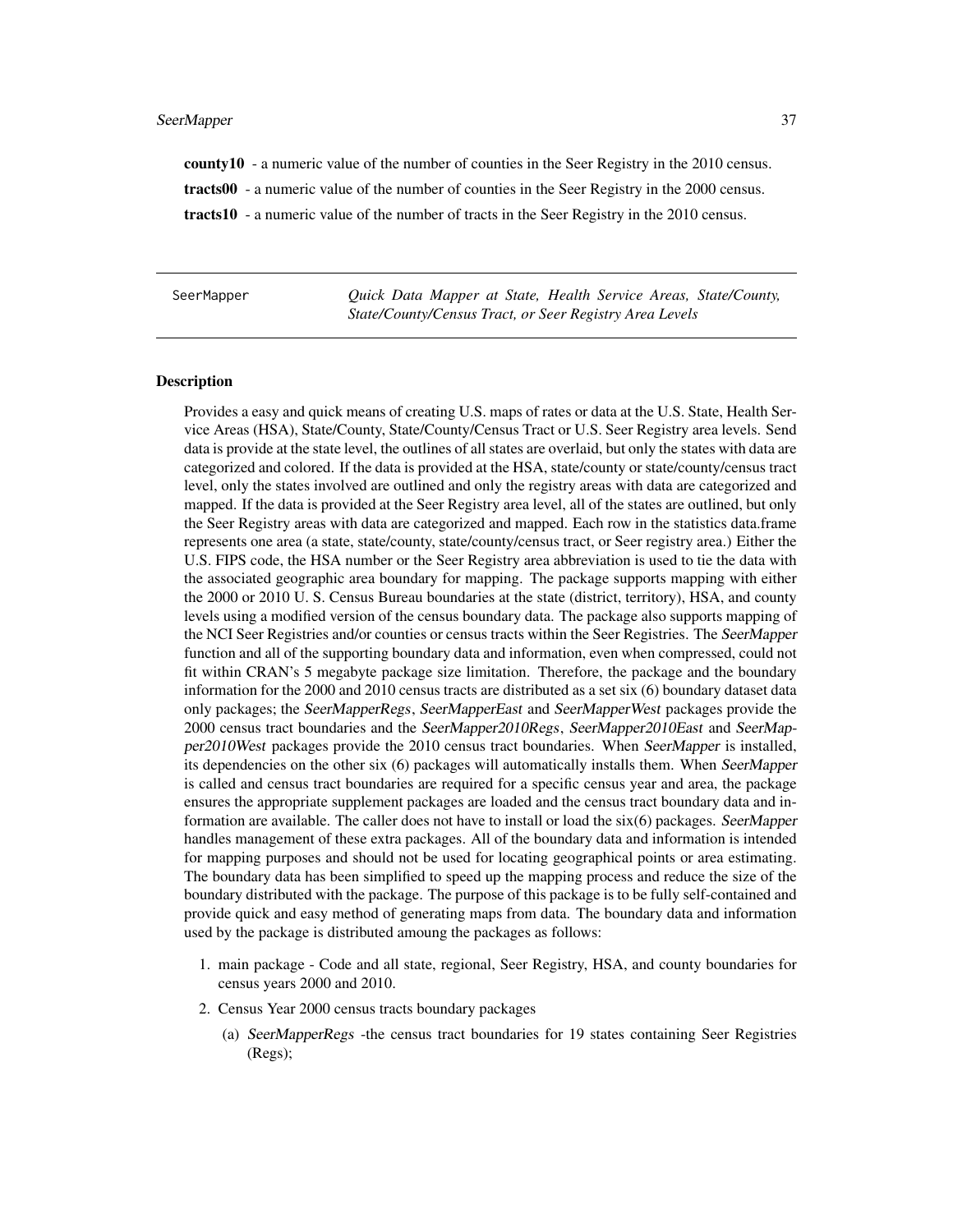**county10** - a numeric value of the number of counties in the Seer Registry in the 2010 census.

**tracts00** - a numeric value of the number of counties in the Seer Registry in the 2000 census.

**tracts10** - a numeric value of the number of tracts in the Seer Registry in the 2010 census.

---

SeerMapper — *Quick Data Mapper at State, Health Service Areas, State/County, State/County/Census Tract, or Seer Registry Area Levels*

---

### Description

Provides a easy and quick means of creating U.S. maps of rates or data at the U.S. State, Health Service Areas (HSA), State/County, State/County/Census Tract or U.S. Seer Registry area levels. Send data is provide at the state level, the outlines of all states are overlaid, but only the states with data are categorized and colored. If the data is provided at the HSA, state/county or state/county/census tract level, only the states involved are outlined and only the registry areas with data are categorized and mapped. If the data is provided at the Seer Registry area level, all of the states are outlined, but only the Seer Registry areas with data are categorized and mapped. Each row in the statistics data.frame represents one area (a state, state/county, state/county/census tract, or Seer registry area.) Either the U.S. FIPS code, the HSA number or the Seer Registry area abbreviation is used to tie the data with the associated geographic area boundary for mapping. The package supports mapping with either the 2000 or 2010 U. S. Census Bureau boundaries at the state (district, territory), HSA, and county levels using a modified version of the census boundary data. The package also supports mapping of the NCI Seer Registries and/or counties or census tracts within the Seer Registries. The *SeerMapper* function and all of the supporting boundary data and information, even when compressed, could not fit within CRAN's 5 megabyte package size limitation. Therefore, the package and the boundary information for the 2000 and 2010 census tracts are distributed as a set six (6) boundary dataset data only packages; the *SeerMapperRegs*, *SeerMapperEast* and *SeerMapperWest* packages provide the 2000 census tract boundaries and the *SeerMapper2010Regs*, *SeerMapper2010East* and *SeerMapper2010West* packages provide the 2010 census tract boundaries. When *SeerMapper* is installed, its dependencies on the other six (6) packages will automatically installs them. When *SeerMapper* is called and census tract boundaries are required for a specific census year and area, the package ensures the appropriate supplement packages are loaded and the census tract boundary data and information are available. The caller does not have to install or load the six(6) packages. *SeerMapper* handles management of these extra packages. All of the boundary data and information is intended for mapping purposes and should not be used for locating geographical points or area estimating. The boundary data has been simplified to speed up the mapping process and reduce the size of the boundary distributed with the package. The purpose of this package is to be fully self-contained and provide quick and easy method of generating maps from data. The boundary data and information used by the package is distributed amoung the packages as follows:

1. main package - Code and all state, regional, Seer Registry, HSA, and county boundaries for census years 2000 and 2010.
2. Census Year 2000 census tracts boundary packages
   (a) *SeerMapperRegs* -the census tract boundaries for 19 states containing Seer Registries (Regs);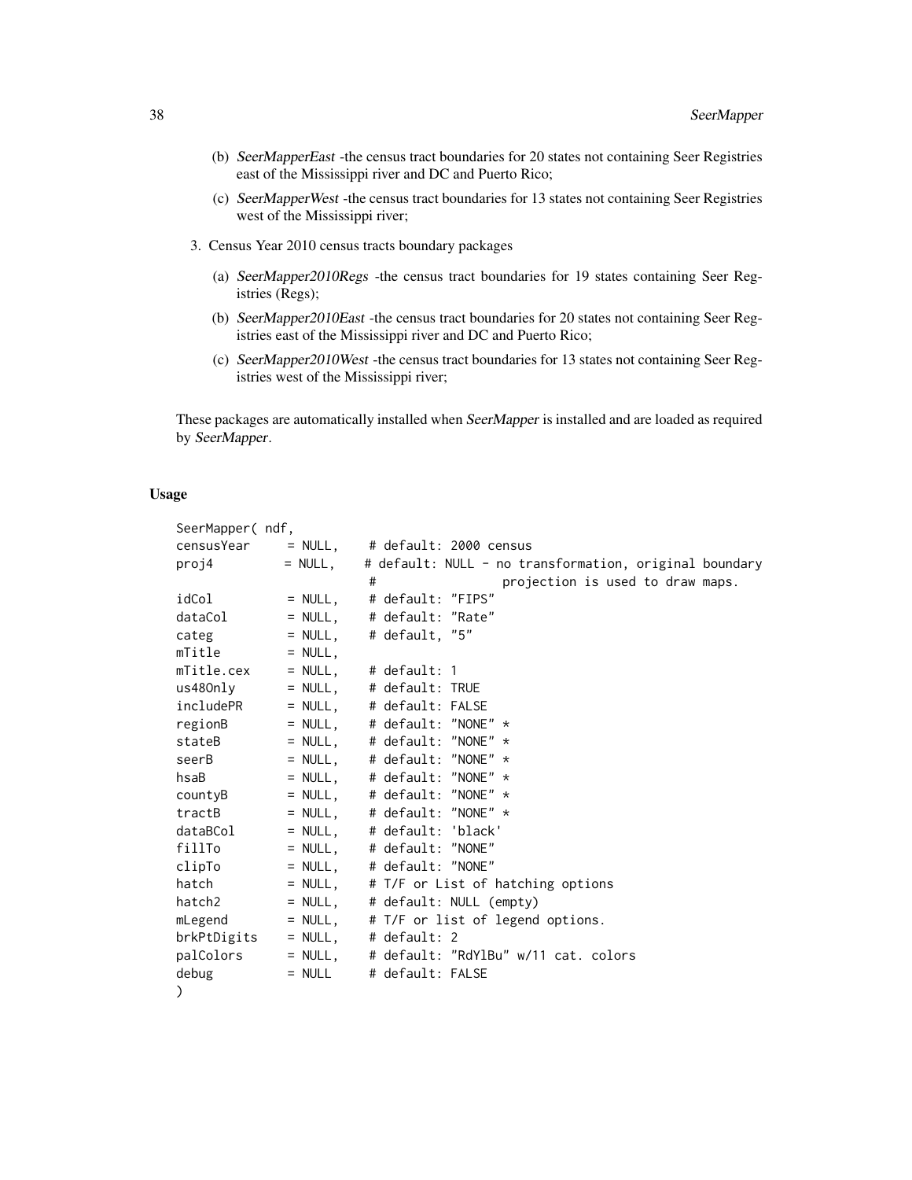(b) *SeerMapperEast* -the census tract boundaries for 20 states not containing Seer Registries east of the Mississippi river and DC and Puerto Rico;

(c) *SeerMapperWest* -the census tract boundaries for 13 states not containing Seer Registries west of the Mississippi river;

3. Census Year 2010 census tracts boundary packages

   (a) *SeerMapper2010Regs* -the census tract boundaries for 19 states containing Seer Registries (Regs);

   (b) *SeerMapper2010East* -the census tract boundaries for 20 states not containing Seer Registries east of the Mississippi river and DC and Puerto Rico;

   (c) *SeerMapper2010West* -the census tract boundaries for 13 states not containing Seer Registries west of the Mississippi river;

These packages are automatically installed when *SeerMapper* is installed and are loaded as required by *SeerMapper*.

## Usage

```
SeerMapper( ndf,
censusYear     = NULL,    # default: 2000 census
proj4         = NULL,    # default: NULL - no transformation, original boundary
                          #                 projection is used to draw maps.
idCol          = NULL,    # default: "FIPS"
dataCol        = NULL,    # default: "Rate"
categ          = NULL,    # default, "5"
mTitle         = NULL,
mTitle.cex     = NULL,    # default: 1
us48Only       = NULL,    # default: TRUE
includePR      = NULL,    # default: FALSE
regionB        = NULL,    # default: "NONE" *
stateB         = NULL,    # default: "NONE" *
seerB          = NULL,    # default: "NONE" *
hsaB           = NULL,    # default: "NONE" *
countyB        = NULL,    # default: "NONE" *
tractB         = NULL,    # default: "NONE" *
dataBCol       = NULL,    # default: 'black'
fillTo         = NULL,    # default: "NONE"
clipTo         = NULL,    # default: "NONE"
hatch          = NULL,    # T/F or List of hatching options
hatch2         = NULL,    # default: NULL (empty)
mLegend        = NULL,    # T/F or list of legend options.
brkPtDigits    = NULL,    # default: 2
palColors      = NULL,    # default: "RdYlBu" w/11 cat. colors
debug          = NULL     # default: FALSE
)
```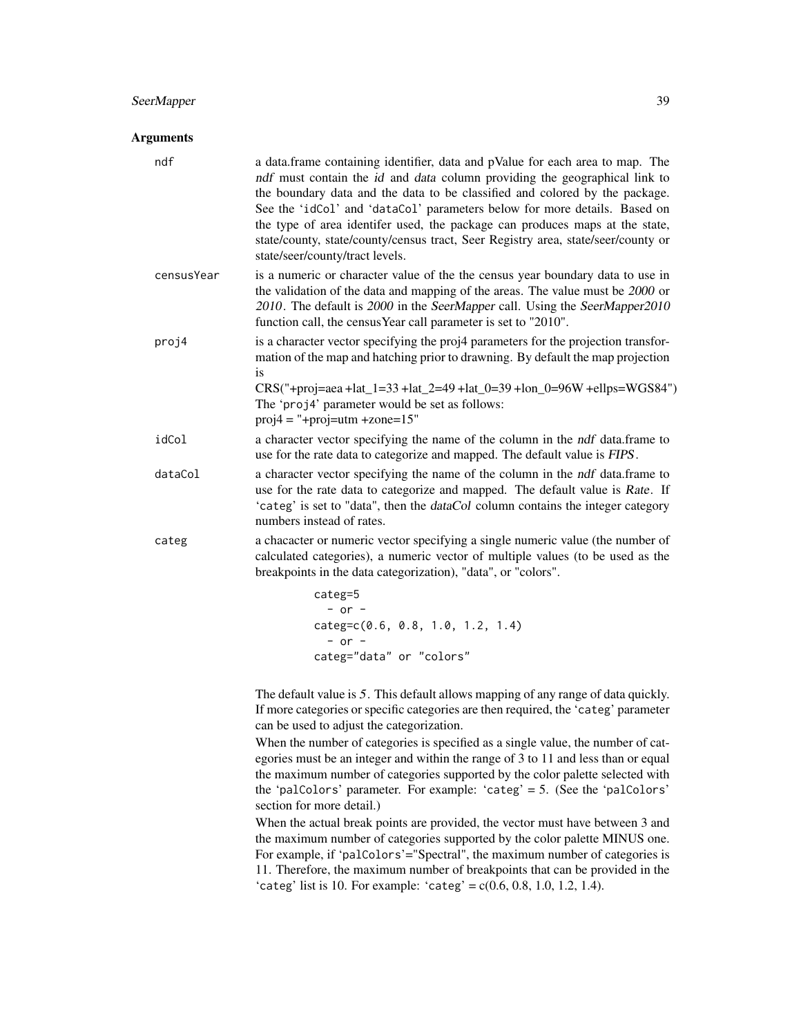## Arguments

**ndf**
a data.frame containing identifier, data and pValue for each area to map. The *ndf* must contain the *id* and *data* column providing the geographical link to the boundary data and the data to be classified and colored by the package. See the 'idCol' and 'dataCol' parameters below for more details. Based on the type of area identifer used, the package can produces maps at the state, state/county, state/county/census tract, Seer Registry area, state/seer/county or state/seer/county/tract levels.

**censusYear**
is a numeric or character value of the the census year boundary data to use in the validation of the data and mapping of the areas. The value must be *2000* or *2010*. The default is *2000* in the *SeerMapper* call. Using the *SeerMapper2010* function call, the censusYear call parameter is set to "2010".

**proj4**
is a character vector specifying the proj4 parameters for the projection transformation of the map and hatching prior to drawning. By default the map projection is
CRS("+proj=aea +lat_1=33 +lat_2=49 +lat_0=39 +lon_0=96W +ellps=WGS84")
The 'proj4' parameter would be set as follows:
proj4 = "+proj=utm +zone=15"

**idCol**
a character vector specifying the name of the column in the *ndf* data.frame to use for the rate data to categorize and mapped. The default value is *FIPS*.

**dataCol**
a character vector specifying the name of the column in the *ndf* data.frame to use for the rate data to categorize and mapped. The default value is *Rate*. If 'categ' is set to "data", then the *dataCol* column contains the integer category numbers instead of rates.

**categ**
a chacacter or numeric vector specifying a single numeric value (the number of calculated categories), a numeric vector of multiple values (to be used as the breakpoints in the data categorization), "data", or "colors".

```
categ=5
  - or -
categ=c(0.6, 0.8, 1.0, 1.2, 1.4)
  - or -
categ="data" or "colors"
```

The default value is 5. This default allows mapping of any range of data quickly. If more categories or specific categories are then required, the 'categ' parameter can be used to adjust the categorization.

When the number of categories is specified as a single value, the number of categories must be an integer and within the range of 3 to 11 and less than or equal the maximum number of categories supported by the color palette selected with the 'palColors' parameter. For example: 'categ' = 5. (See the 'palColors' section for more detail.)

When the actual break points are provided, the vector must have between 3 and the maximum number of categories supported by the color palette MINUS one. For example, if 'palColors'="Spectral", the maximum number of categories is 11. Therefore, the maximum number of breakpoints that can be provided in the 'categ' list is 10. For example: 'categ' = c(0.6, 0.8, 1.0, 1.2, 1.4).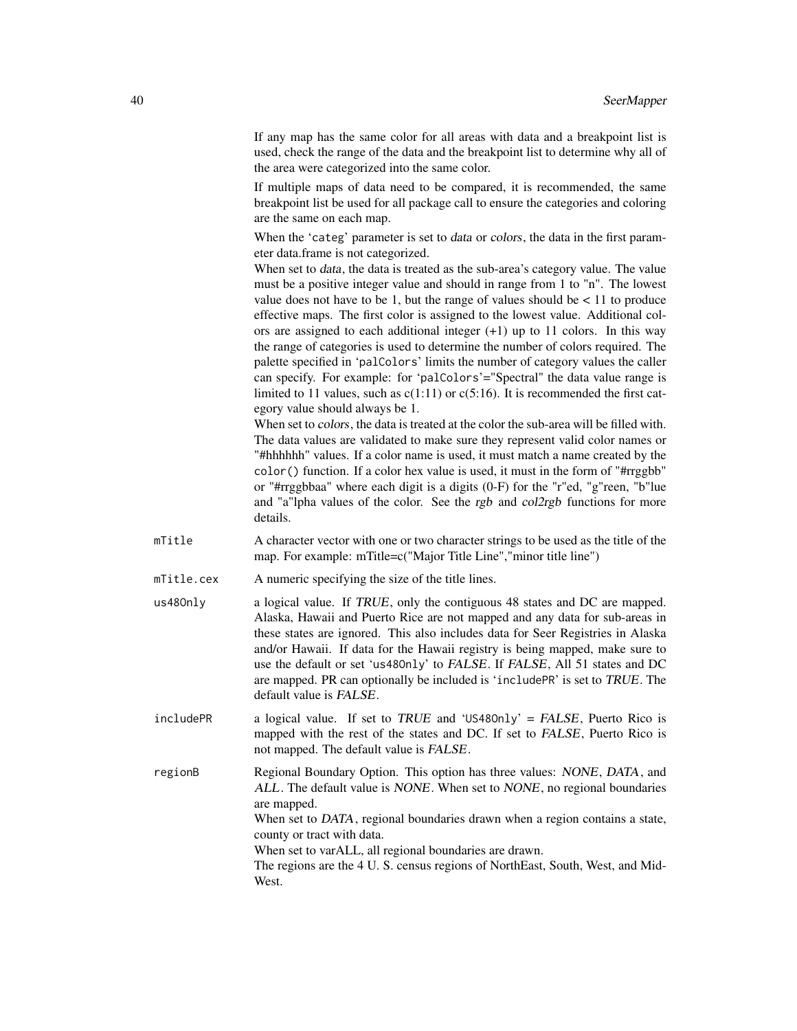If any map has the same color for all areas with data and a breakpoint list is used, check the range of the data and the breakpoint list to determine why all of the area were categorized into the same color.

If multiple maps of data need to be compared, it is recommended, the same breakpoint list be used for all package call to ensure the categories and coloring are the same on each map.

When the `categ` parameter is set to *data* or *colors*, the data in the first parameter data.frame is not categorized.
When set to *data*, the data is treated as the sub-area's category value. The value must be a positive integer value and should in range from 1 to "n". The lowest value does not have to be 1, but the range of values should be < 11 to produce effective maps. The first color is assigned to the lowest value. Additional colors are assigned to each additional integer (+1) up to 11 colors. In this way the range of categories is used to determine the number of colors required. The palette specified in `palColors` limits the number of category values the caller can specify. For example: for `palColors`="Spectral" the data value range is limited to 11 values, such as c(1:11) or c(5:16). It is recommended the first category value should always be 1.
When set to *colors*, the data is treated at the color the sub-area will be filled with. The data values are validated to make sure they represent valid color names or "#hhhhhh" values. If a color name is used, it must match a name created by the `color()` function. If a color hex value is used, it must in the form of "#rrggbb" or "#rrggbbaa" where each digit is a digits (0-F) for the "r"ed, "g"reen, "b"lue and "a"lpha values of the color. See the *rgb* and *col2rgb* functions for more details.

`mTitle`
: A character vector with one or two character strings to be used as the title of the map. For example: mTitle=c("Major Title Line","minor title line")

`mTitle.cex`
: A numeric specifying the size of the title lines.

`us48Only`
: a logical value. If *TRUE*, only the contiguous 48 states and DC are mapped. Alaska, Hawaii and Puerto Rice are not mapped and any data for sub-areas in these states are ignored. This also includes data for Seer Registries in Alaska and/or Hawaii. If data for the Hawaii registry is being mapped, make sure to use the default or set `us48Only` to *FALSE*. If *FALSE*, All 51 states and DC are mapped. PR can optionally be included is `includePR` is set to *TRUE*. The default value is *FALSE*.

`includePR`
: a logical value. If set to *TRUE* and `US48Only` = *FALSE*, Puerto Rico is mapped with the rest of the states and DC. If set to *FALSE*, Puerto Rico is not mapped. The default value is *FALSE*.

`regionB`
: Regional Boundary Option. This option has three values: *NONE*, *DATA*, and *ALL*. The default value is *NONE*. When set to *NONE*, no regional boundaries are mapped.
When set to *DATA*, regional boundaries drawn when a region contains a state, county or tract with data.
When set to varALL, all regional boundaries are drawn.
The regions are the 4 U. S. census regions of NorthEast, South, West, and MidWest.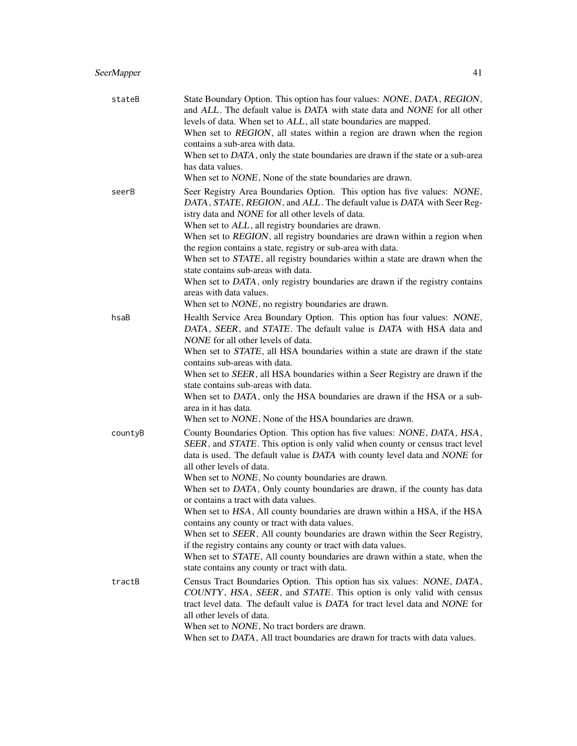`stateB`
: State Boundary Option. This option has four values: *NONE*, *DATA*, *REGION*, and *ALL*. The default value is *DATA* with state data and *NONE* for all other levels of data. When set to *ALL*, all state boundaries are mapped.
When set to *REGION*, all states within a region are drawn when the region contains a sub-area with data.
When set to *DATA*, only the state boundaries are drawn if the state or a sub-area has data values.
When set to *NONE*, None of the state boundaries are drawn.

`seerB`
: Seer Registry Area Boundaries Option. This option has five values: *NONE*, *DATA*, *STATE*, *REGION*, and *ALL*. The default value is *DATA* with Seer Registry data and *NONE* for all other levels of data.
When set to *ALL*, all registry boundaries are drawn.
When set to *REGION*, all registry boundaries are drawn within a region when the region contains a state, registry or sub-area with data.
When set to *STATE*, all registry boundaries within a state are drawn when the state contains sub-areas with data.
When set to *DATA*, only registry boundaries are drawn if the registry contains areas with data values.
When set to *NONE*, no registry boundaries are drawn.

`hsaB`
: Health Service Area Boundary Option. This option has four values: *NONE*, *DATA*, *SEER*, and *STATE*. The default value is *DATA* with HSA data and *NONE* for all other levels of data.
When set to *STATE*, all HSA boundaries within a state are drawn if the state contains sub-areas with data.
When set to *SEER*, all HSA boundaries within a Seer Registry are drawn if the state contains sub-areas with data.
When set to *DATA*, only the HSA boundaries are drawn if the HSA or a sub-area in it has data.
When set to *NONE*, None of the HSA boundaries are drawn.

`countyB`
: County Boundaries Option. This option has five values: *NONE*, *DATA*, *HSA*, *SEER*, and *STATE*. This option is only valid when county or census tract level data is used. The default value is *DATA* with county level data and *NONE* for all other levels of data.
When set to *NONE*, No county boundaries are drawn.
When set to *DATA*, Only county boundaries are drawn, if the county has data or contains a tract with data values.
When set to *HSA*, All county boundaries are drawn within a HSA, if the HSA contains any county or tract with data values.
When set to *SEER*, All county boundaries are drawn within the Seer Registry, if the registry contains any county or tract with data values.
When set to *STATE*, All county boundaries are drawn within a state, when the state contains any county or tract with data.

`tractB`
: Census Tract Boundaries Option. This option has six values: *NONE*, *DATA*, *COUNTY*, *HSA*, *SEER*, and *STATE*. This option is only valid with census tract level data. The default value is *DATA* for tract level data and *NONE* for all other levels of data.
When set to *NONE*, No tract borders are drawn.
When set to *DATA*, All tract boundaries are drawn for tracts with data values.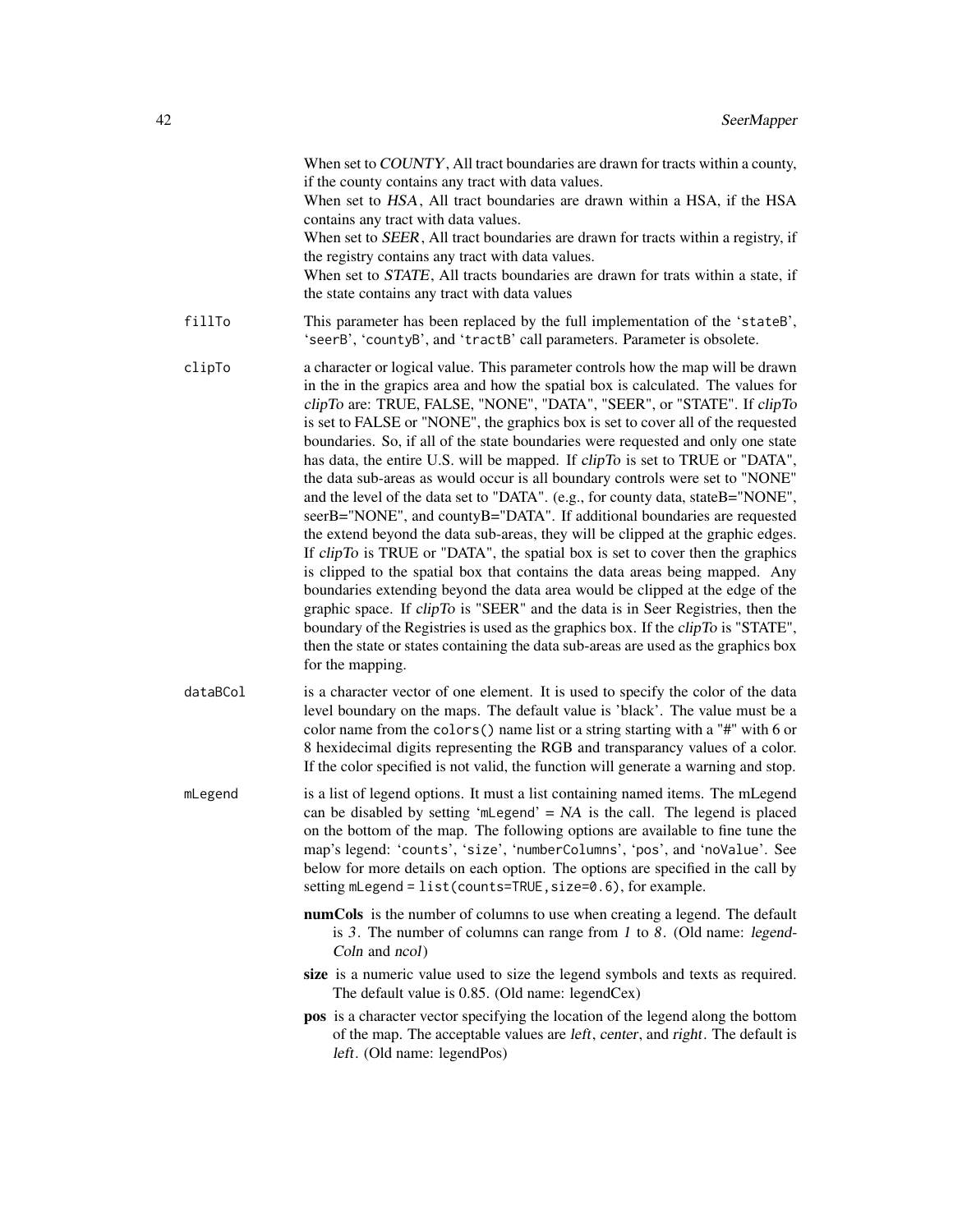When set to *COUNTY*, All tract boundaries are drawn for tracts within a county, if the county contains any tract with data values.
When set to *HSA*, All tract boundaries are drawn within a HSA, if the HSA contains any tract with data values.
When set to *SEER*, All tract boundaries are drawn for tracts within a registry, if the registry contains any tract with data values.
When set to *STATE*, All tracts boundaries are drawn for trats within a state, if the state contains any tract with data values

`fillTo` This parameter has been replaced by the full implementation of the '`stateB`', '`seerB`', '`countyB`', and '`tractB`' call parameters. Parameter is obsolete.

`clipTo` a character or logical value. This parameter controls how the map will be drawn in the in the grapics area and how the spatial box is calculated. The values for *clipTo* are: TRUE, FALSE, "NONE", "DATA", "SEER", or "STATE". If *clipTo* is set to FALSE or "NONE", the graphics box is set to cover all of the requested boundaries. So, if all of the state boundaries were requested and only one state has data, the entire U.S. will be mapped. If *clipTo* is set to TRUE or "DATA", the data sub-areas as would occur is all boundary controls were set to "NONE" and the level of the data set to "DATA". (e.g., for county data, stateB="NONE", seerB="NONE", and countyB="DATA". If additional boundaries are requested the extend beyond the data sub-areas, they will be clipped at the graphic edges. If *clipTo* is TRUE or "DATA", the spatial box is set to cover then the graphics is clipped to the spatial box that contains the data areas being mapped. Any boundaries extending beyond the data area would be clipped at the edge of the graphic space. If *clipTo* is "SEER" and the data is in Seer Registries, then the boundary of the Registries is used as the graphics box. If the *clipTo* is "STATE", then the state or states containing the data sub-areas are used as the graphics box for the mapping.

`dataBCol` is a character vector of one element. It is used to specify the color of the data level boundary on the maps. The default value is 'black'. The value must be a color name from the `colors()` name list or a string starting with a "#" with 6 or 8 hexidecimal digits representing the RGB and transparancy values of a color. If the color specified is not valid, the function will generate a warning and stop.

`mLegend` is a list of legend options. It must a list containing named items. The mLegend can be disabled by setting '`mLegend`' = *NA* is the call. The legend is placed on the bottom of the map. The following options are available to fine tune the map's legend: '`counts`', '`size`', '`numberColumns`', '`pos`', and '`noValue`'. See below for more details on each option. The options are specified in the call by setting `mLegend = list(counts=TRUE,size=0.6)`, for example.

- **numCols** is the number of columns to use when creating a legend. The default is *3*. The number of columns can range from *1* to *8*. (Old name: *legendColn* and *ncol*)
- **size** is a numeric value used to size the legend symbols and texts as required. The default value is 0.85. (Old name: legendCex)
- **pos** is a character vector specifying the location of the legend along the bottom of the map. The acceptable values are *left*, *center*, and *right*. The default is *left*. (Old name: legendPos)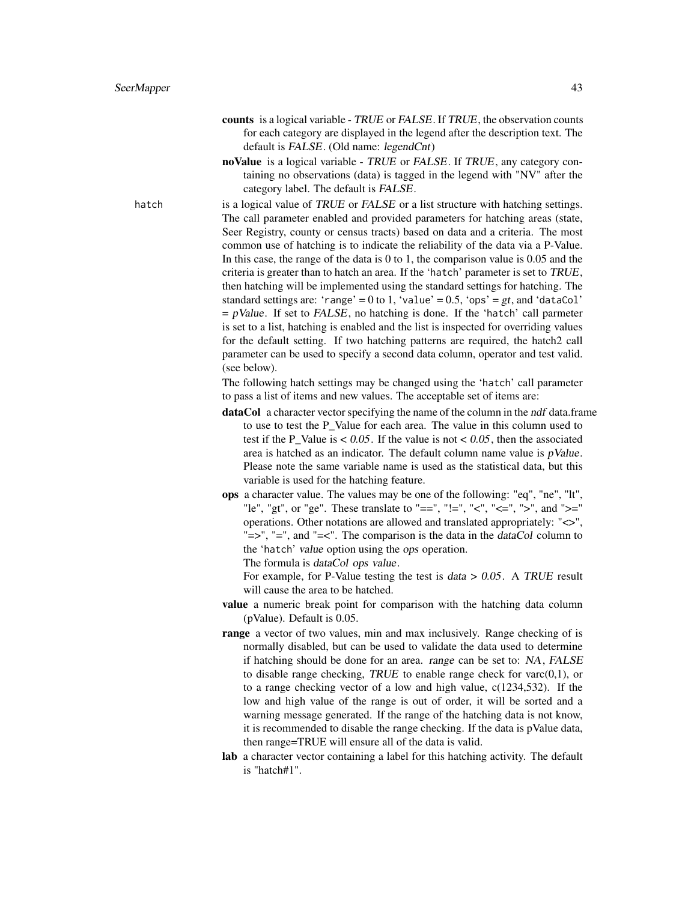**counts** is a logical variable - *TRUE* or *FALSE*. If *TRUE*, the observation counts for each category are displayed in the legend after the description text. The default is *FALSE*. (Old name: *legendCnt*)

**noValue** is a logical variable - *TRUE* or *FALSE*. If *TRUE*, any category containing no observations (data) is tagged in the legend with "NV" after the category label. The default is *FALSE*.

`hatch` is a logical value of *TRUE* or *FALSE* or a list structure with hatching settings. The call parameter enabled and provided parameters for hatching areas (state, Seer Registry, county or census tracts) based on data and a criteria. The most common use of hatching is to indicate the reliability of the data via a P-Value. In this case, the range of the data is 0 to 1, the comparison value is 0.05 and the criteria is greater than to hatch an area. If the 'hatch' parameter is set to *TRUE*, then hatching will be implemented using the standard settings for hatching. The standard settings are: 'range' = 0 to 1, 'value' = 0.5, 'ops' = *gt*, and 'dataCol' = *pValue*. If set to *FALSE*, no hatching is done. If the 'hatch' call parmeter is set to a list, hatching is enabled and the list is inspected for overriding values for the default setting. If two hatching patterns are required, the hatch2 call parameter can be used to specify a second data column, operator and test valid. (see below).

The following hatch settings may be changed using the 'hatch' call parameter to pass a list of items and new values. The acceptable set of items are:

**dataCol** a character vector specifying the name of the column in the *ndf* data.frame to use to test the P_Value for each area. The value in this column used to test if the P_Value is < *0.05*. If the value is not < *0.05*, then the associated area is hatched as an indicator. The default column name value is *pValue*. Please note the same variable name is used as the statistical data, but this variable is used for the hatching feature.

**ops** a character value. The values may be one of the following: "eq", "ne", "lt", "le", "gt", or "ge". These translate to "==", "!=", "<", "<=", ">", and ">=" operations. Other notations are allowed and translated appropriately: "<>", "=>", "=", and "=<". The comparison is the data in the *dataCol* column to the 'hatch' *value* option using the *ops* operation.
The formula is *dataCol ops value*.
For example, for P-Value testing the test is *data > 0.05*. A *TRUE* result will cause the area to be hatched.

**value** a numeric break point for comparison with the hatching data column (pValue). Default is 0.05.

**range** a vector of two values, min and max inclusively. Range checking of is normally disabled, but can be used to validate the data used to determine if hatching should be done for an area. *range* can be set to: *NA*, *FALSE* to disable range checking, *TRUE* to enable range check for varc(0,1), or to a range checking vector of a low and high value, c(1234,532). If the low and high value of the range is out of order, it will be sorted and a warning message generated. If the range of the hatching data is not know, it is recommended to disable the range checking. If the data is pValue data, then range=TRUE will ensure all of the data is valid.

**lab** a character vector containing a label for this hatching activity. The default is "hatch#1".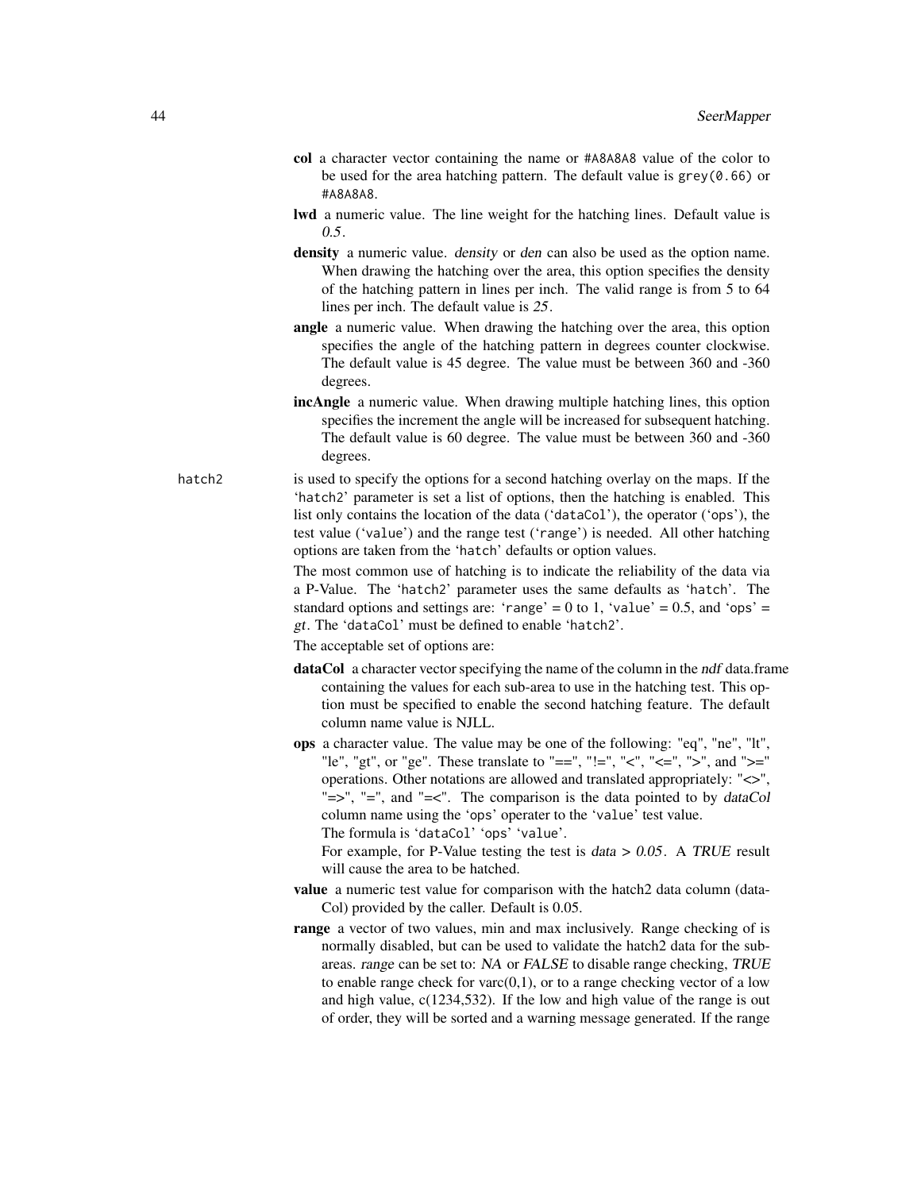**col** a character vector containing the name or `#A8A8A8` value of the color to be used for the area hatching pattern. The default value is `grey(0.66)` or `#A8A8A8`.

**lwd** a numeric value. The line weight for the hatching lines. Default value is *0.5*.

**density** a numeric value. *density* or *den* can also be used as the option name. When drawing the hatching over the area, this option specifies the density of the hatching pattern in lines per inch. The valid range is from 5 to 64 lines per inch. The default value is *25*.

**angle** a numeric value. When drawing the hatching over the area, this option specifies the angle of the hatching pattern in degrees counter clockwise. The default value is 45 degree. The value must be between 360 and -360 degrees.

**incAngle** a numeric value. When drawing multiple hatching lines, this option specifies the increment the angle will be increased for subsequent hatching. The default value is 60 degree. The value must be between 360 and -360 degrees.

`hatch2` is used to specify the options for a second hatching overlay on the maps. If the '`hatch2`' parameter is set a list of options, then the hatching is enabled. This list only contains the location of the data ('`dataCol`'), the operator ('`ops`'), the test value ('`value`') and the range test ('`range`') is needed. All other hatching options are taken from the '`hatch`' defaults or option values.

The most common use of hatching is to indicate the reliability of the data via a P-Value. The '`hatch2`' parameter uses the same defaults as '`hatch`'. The standard options and settings are: '`range`' = 0 to 1, '`value`' = 0.5, and '`ops`' = *gt*. The '`dataCol`' must be defined to enable '`hatch2`'.

The acceptable set of options are:

**dataCol** a character vector specifying the name of the column in the *ndf* data.frame containing the values for each sub-area to use in the hatching test. This option must be specified to enable the second hatching feature. The default column name value is NJLL.

**ops** a character value. The value may be one of the following: "eq", "ne", "lt", "le", "gt", or "ge". These translate to "==", "!=", "<", "<=", ">", and ">=" operations. Other notations are allowed and translated appropriately: "<>", "=>", "=", and "=<". The comparison is the data pointed to by *dataCol* column name using the '`ops`' operater to the '`value`' test value.
The formula is '`dataCol`' '`ops`' '`value`'.
For example, for P-Value testing the test is *data > 0.05*. A *TRUE* result will cause the area to be hatched.

**value** a numeric test value for comparison with the hatch2 data column (dataCol) provided by the caller. Default is 0.05.

**range** a vector of two values, min and max inclusively. Range checking of is normally disabled, but can be used to validate the hatch2 data for the sub-areas. *range* can be set to: *NA* or *FALSE* to disable range checking, *TRUE* to enable range check for varc(0,1), or to a range checking vector of a low and high value, c(1234,532). If the low and high value of the range is out of order, they will be sorted and a warning message generated. If the range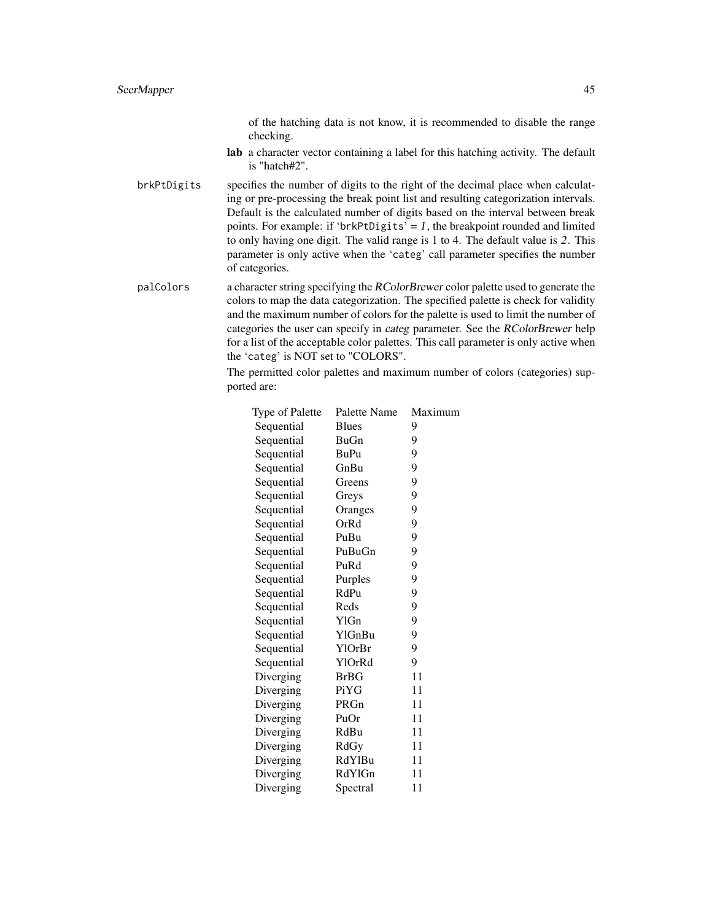of the hatching data is not know, it is recommended to disable the range checking.

**lab** a character vector containing a label for this hatching activity. The default is "hatch#2".

`brkPtDigits`
: specifies the number of digits to the right of the decimal place when calculating or pre-processing the break point list and resulting categorization intervals. Default is the calculated number of digits based on the interval between break points. For example: if '`brkPtDigits`' = *1*, the breakpoint rounded and limited to only having one digit. The valid range is 1 to 4. The default value is *2*. This parameter is only active when the '`categ`' call parameter specifies the number of categories.

`palColors`
: a character string specifying the *RColorBrewer* color palette used to generate the colors to map the data categorization. The specified palette is check for validity and the maximum number of colors for the palette is used to limit the number of categories the user can specify in *categ* parameter. See the *RColorBrewer* help for a list of the acceptable color palettes. This call parameter is only active when the '`categ`' is NOT set to "COLORS".

The permitted color palettes and maximum number of colors (categories) supported are:

| Type of Palette | Palette Name | Maximum |
|---|---|---|
| Sequential | Blues | 9 |
| Sequential | BuGn | 9 |
| Sequential | BuPu | 9 |
| Sequential | GnBu | 9 |
| Sequential | Greens | 9 |
| Sequential | Greys | 9 |
| Sequential | Oranges | 9 |
| Sequential | OrRd | 9 |
| Sequential | PuBu | 9 |
| Sequential | PuBuGn | 9 |
| Sequential | PuRd | 9 |
| Sequential | Purples | 9 |
| Sequential | RdPu | 9 |
| Sequential | Reds | 9 |
| Sequential | YlGn | 9 |
| Sequential | YlGnBu | 9 |
| Sequential | YlOrBr | 9 |
| Sequential | YlOrRd | 9 |
| Diverging | BrBG | 11 |
| Diverging | PiYG | 11 |
| Diverging | PRGn | 11 |
| Diverging | PuOr | 11 |
| Diverging | RdBu | 11 |
| Diverging | RdGy | 11 |
| Diverging | RdYlBu | 11 |
| Diverging | RdYlGn | 11 |
| Diverging | Spectral | 11 |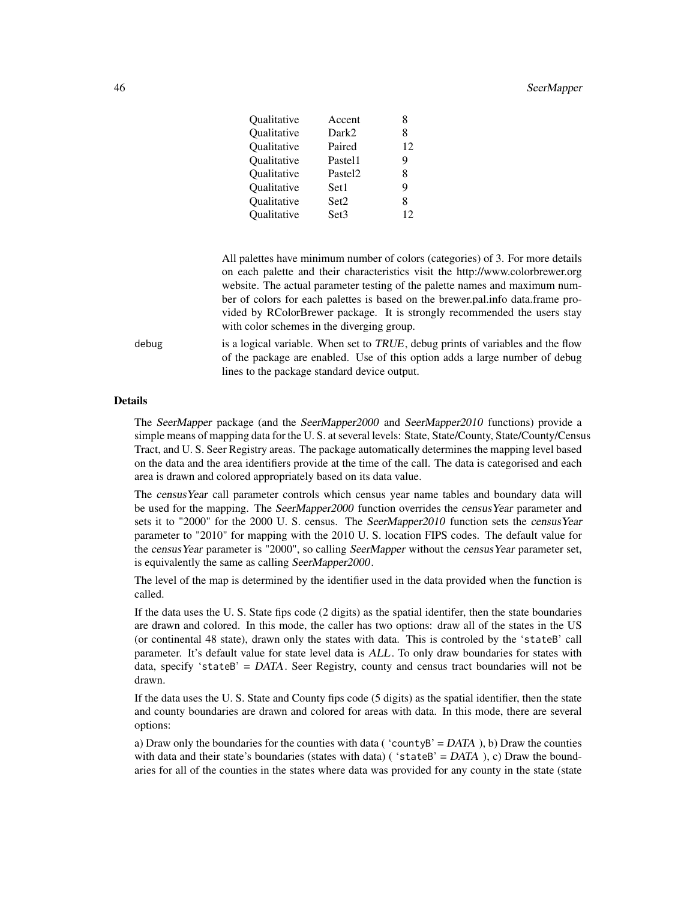| | | |
|---|---|---|
| Qualitative | Accent | 8 |
| Qualitative | Dark2 | 8 |
| Qualitative | Paired | 12 |
| Qualitative | Pastel1 | 9 |
| Qualitative | Pastel2 | 8 |
| Qualitative | Set1 | 9 |
| Qualitative | Set2 | 8 |
| Qualitative | Set3 | 12 |

All palettes have minimum number of colors (categories) of 3. For more details on each palette and their characteristics visit the http://www.colorbrewer.org website. The actual parameter testing of the palette names and maximum number of colors for each palettes is based on the brewer.pal.info data.frame provided by RColorBrewer package. It is strongly recommended the users stay with color schemes in the diverging group.

`debug` is a logical variable. When set to *TRUE*, debug prints of variables and the flow of the package are enabled. Use of this option adds a large number of debug lines to the package standard device output.

### Details

The *SeerMapper* package (and the *SeerMapper2000* and *SeerMapper2010* functions) provide a simple means of mapping data for the U. S. at several levels: State, State/County, State/County/Census Tract, and U. S. Seer Registry areas. The package automatically determines the mapping level based on the data and the area identifiers provide at the time of the call. The data is categorised and each area is drawn and colored appropriately based on its data value.

The *censusYear* call parameter controls which census year name tables and boundary data will be used for the mapping. The *SeerMapper2000* function overrides the *censusYear* parameter and sets it to "2000" for the 2000 U. S. census. The *SeerMapper2010* function sets the *censusYear* parameter to "2010" for mapping with the 2010 U. S. location FIPS codes. The default value for the *censusYear* parameter is "2000", so calling *SeerMapper* without the *censusYear* parameter set, is equivalently the same as calling *SeerMapper2000*.

The level of the map is determined by the identifier used in the data provided when the function is called.

If the data uses the U. S. State fips code (2 digits) as the spatial identifer, then the state boundaries are drawn and colored. In this mode, the caller has two options: draw all of the states in the US (or continental 48 state), drawn only the states with data. This is controled by the 'stateB' call parameter. It's default value for state level data is *ALL*. To only draw boundaries for states with data, specify 'stateB' = *DATA*. Seer Registry, county and census tract boundaries will not be drawn.

If the data uses the U. S. State and County fips code (5 digits) as the spatial identifier, then the state and county boundaries are drawn and colored for areas with data. In this mode, there are several options:

a) Draw only the boundaries for the counties with data ( 'countyB' = *DATA* ), b) Draw the counties with data and their state's boundaries (states with data) ( 'stateB' = *DATA* ), c) Draw the boundaries for all of the counties in the states where data was provided for any county in the state (state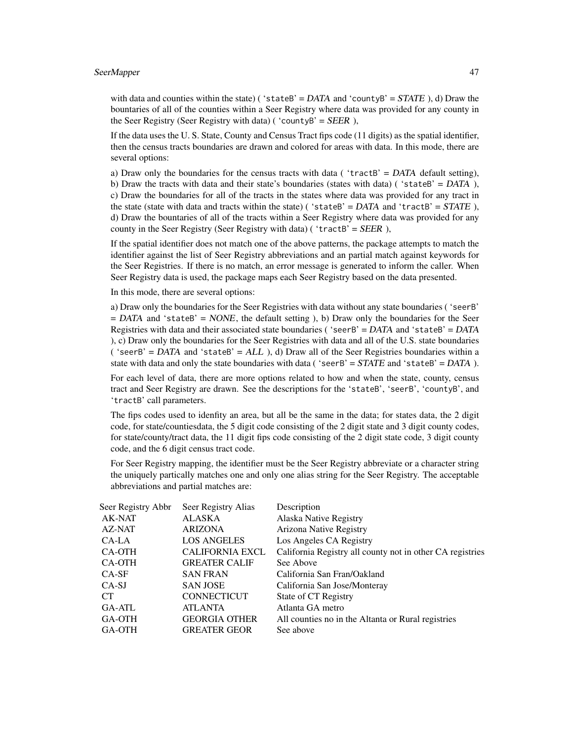with data and counties within the state) ( `stateB` = *DATA* and `countyB` = *STATE* ), d) Draw the bountaries of all of the counties within a Seer Registry where data was provided for any county in the Seer Registry (Seer Registry with data) ( `countyB` = *SEER* ),

If the data uses the U. S. State, County and Census Tract fips code (11 digits) as the spatial identifier, then the census tracts boundaries are drawn and colored for areas with data. In this mode, there are several options:

a) Draw only the boundaries for the census tracts with data ( `tractB` = *DATA* default setting), b) Draw the tracts with data and their state's boundaries (states with data) ( `stateB` = *DATA* ), c) Draw the boundaries for all of the tracts in the states where data was provided for any tract in the state (state with data and tracts within the state) ( `stateB` = *DATA* and `tractB` = *STATE* ), d) Draw the bountaries of all of the tracts within a Seer Registry where data was provided for any county in the Seer Registry (Seer Registry with data) ( `tractB` = *SEER* ),

If the spatial identifier does not match one of the above patterns, the package attempts to match the identifier against the list of Seer Registry abbreviations and an partial match against keywords for the Seer Registries. If there is no match, an error message is generated to inform the caller. When Seer Registry data is used, the package maps each Seer Registry based on the data presented.

In this mode, there are several options:

a) Draw only the boundaries for the Seer Registries with data without any state boundaries ( `seerB` = *DATA* and `stateB` = *NONE*, the default setting ), b) Draw only the boundaries for the Seer Registries with data and their associated state boundaries ( `seerB` = *DATA* and `stateB` = *DATA* ), c) Draw only the boundaries for the Seer Registries with data and all of the U.S. state boundaries ( `seerB` = *DATA* and `stateB` = *ALL* ), d) Draw all of the Seer Registries boundaries within a state with data and only the state boundaries with data ( `seerB` = *STATE* and `stateB` = *DATA* ).

For each level of data, there are more options related to how and when the state, county, census tract and Seer Registry are drawn. See the descriptions for the `stateB`, `seerB`, `countyB`, and `tractB` call parameters.

The fips codes used to idenfity an area, but all be the same in the data; for states data, the 2 digit code, for state/countiesdata, the 5 digit code consisting of the 2 digit state and 3 digit county codes, for state/county/tract data, the 11 digit fips code consisting of the 2 digit state code, 3 digit county code, and the 6 digit census tract code.

For Seer Registry mapping, the identifier must be the Seer Registry abbreviate or a character string the uniquely partically matches one and only one alias string for the Seer Registry. The acceptable abbreviations and partial matches are:

| Seer Registry Abbr | Seer Registry Alias | Description |
|---|---|---|
| AK-NAT | ALASKA | Alaska Native Registry |
| AZ-NAT | ARIZONA | Arizona Native Registry |
| CA-LA | LOS ANGELES | Los Angeles CA Registry |
| CA-OTH | CALIFORNIA EXCL | California Registry all county not in other CA registries |
| CA-OTH | GREATER CALIF | See Above |
| CA-SF | SAN FRAN | California San Fran/Oakland |
| CA-SJ | SAN JOSE | California San Jose/Monteray |
| CT | CONNECTICUT | State of CT Registry |
| GA-ATL | ATLANTA | Atlanta GA metro |
| GA-OTH | GEORGIA OTHER | All counties no in the Altanta or Rural registries |
| GA-OTH | GREATER GEOR | See above |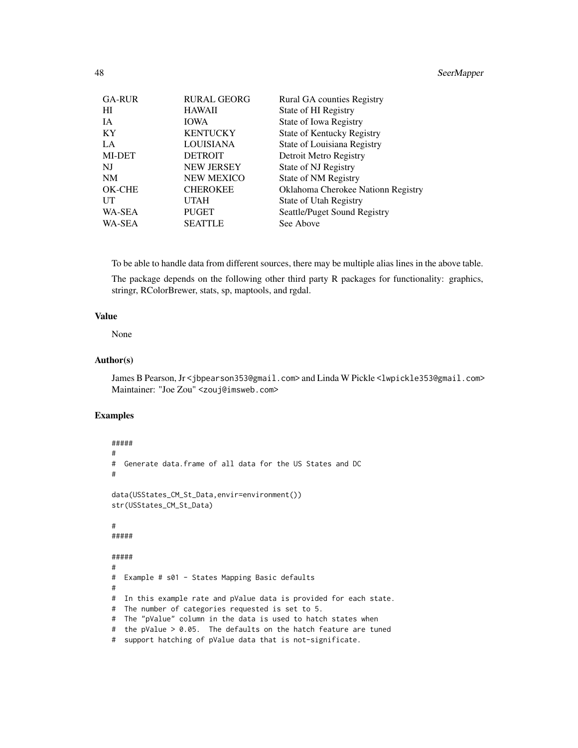| | | |
|---|---|---|
| GA-RUR | RURAL GEORG | Rural GA counties Registry |
| HI | HAWAII | State of HI Registry |
| IA | IOWA | State of Iowa Registry |
| KY | KENTUCKY | State of Kentucky Registry |
| LA | LOUISIANA | State of Louisiana Registry |
| MI-DET | DETROIT | Detroit Metro Registry |
| NJ | NEW JERSEY | State of NJ Registry |
| NM | NEW MEXICO | State of NM Registry |
| OK-CHE | CHEROKEE | Oklahoma Cherokee Nationn Registry |
| UT | UTAH | State of Utah Registry |
| WA-SEA | PUGET | Seattle/Puget Sound Registry |
| WA-SEA | SEATTLE | See Above |

To be able to handle data from different sources, there may be multiple alias lines in the above table.

The package depends on the following other third party R packages for functionality: graphics, stringr, RColorBrewer, stats, sp, maptools, and rgdal.

### Value

None

### Author(s)

James B Pearson, Jr <jbpearson353@gmail.com> and Linda W Pickle <lwpickle353@gmail.com>
Maintainer: "Joe Zou" <zouj@imsweb.com>

### Examples

```
#####
#
#  Generate data.frame of all data for the US States and DC
#

data(USStates_CM_St_Data,envir=environment())
str(USStates_CM_St_Data)

#
#####

#####
#
#  Example # s01 - States Mapping Basic defaults
#
#  In this example rate and pValue data is provided for each state.
#  The number of categories requested is set to 5.
#  The "pValue" column in the data is used to hatch states when
#  the pValue > 0.05.  The defaults on the hatch feature are tuned
#  support hatching of pValue data that is not-significate.
```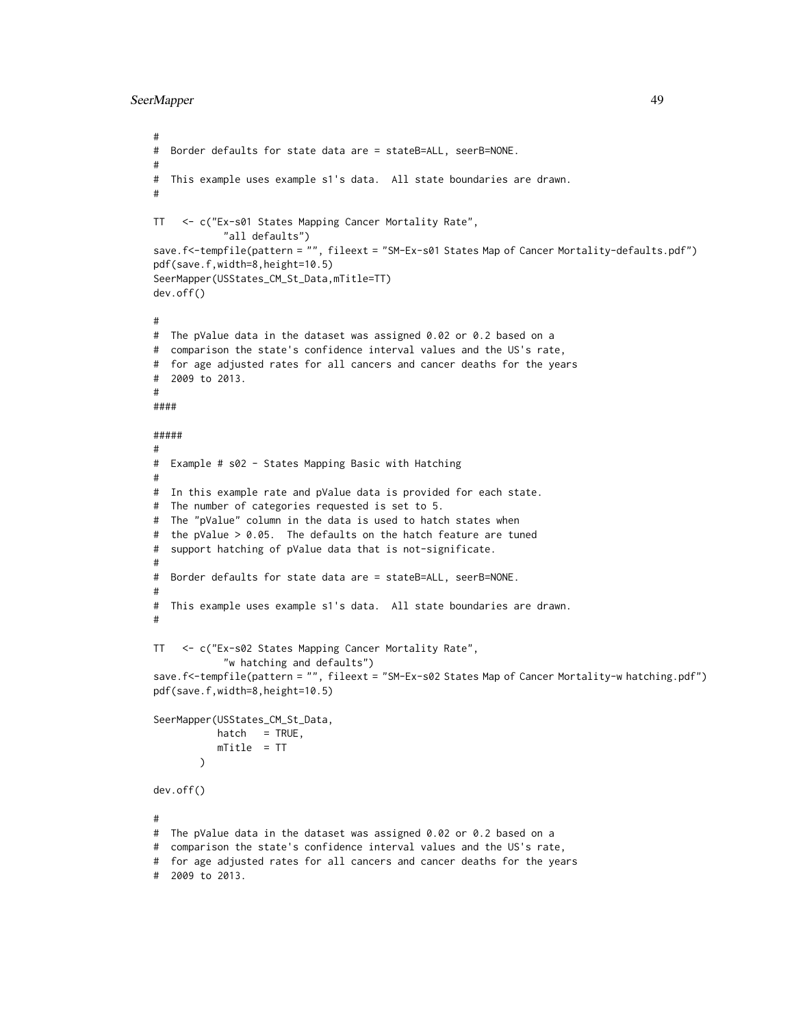```
#
#  Border defaults for state data are = stateB=ALL, seerB=NONE.
#
#  This example uses example s1's data.  All state boundaries are drawn.
#

TT   <- c("Ex-s01 States Mapping Cancer Mortality Rate",
          "all defaults")
save.f<-tempfile(pattern = "", fileext = "SM-Ex-s01 States Map of Cancer Mortality-defaults.pdf")
pdf(save.f,width=8,height=10.5)
SeerMapper(USStates_CM_St_Data,mTitle=TT)
dev.off()

#
#  The pValue data in the dataset was assigned 0.02 or 0.2 based on a
#  comparison the state's confidence interval values and the US's rate,
#  for age adjusted rates for all cancers and cancer deaths for the years
#  2009 to 2013.
#
####

#####
#
#  Example # s02 - States Mapping Basic with Hatching
#
#  In this example rate and pValue data is provided for each state.
#  The number of categories requested is set to 5.
#  The "pValue" column in the data is used to hatch states when
#  the pValue > 0.05.  The defaults on the hatch feature are tuned
#  support hatching of pValue data that is not-significate.
#
#  Border defaults for state data are = stateB=ALL, seerB=NONE.
#
#  This example uses example s1's data.  All state boundaries are drawn.
#

TT   <- c("Ex-s02 States Mapping Cancer Mortality Rate",
          "w hatching and defaults")
save.f<-tempfile(pattern = "", fileext = "SM-Ex-s02 States Map of Cancer Mortality-w hatching.pdf")
pdf(save.f,width=8,height=10.5)

SeerMapper(USStates_CM_St_Data,
           hatch   = TRUE,
           mTitle  = TT
        )

dev.off()

#
#  The pValue data in the dataset was assigned 0.02 or 0.2 based on a
#  comparison the state's confidence interval values and the US's rate,
#  for age adjusted rates for all cancers and cancer deaths for the years
#  2009 to 2013.
```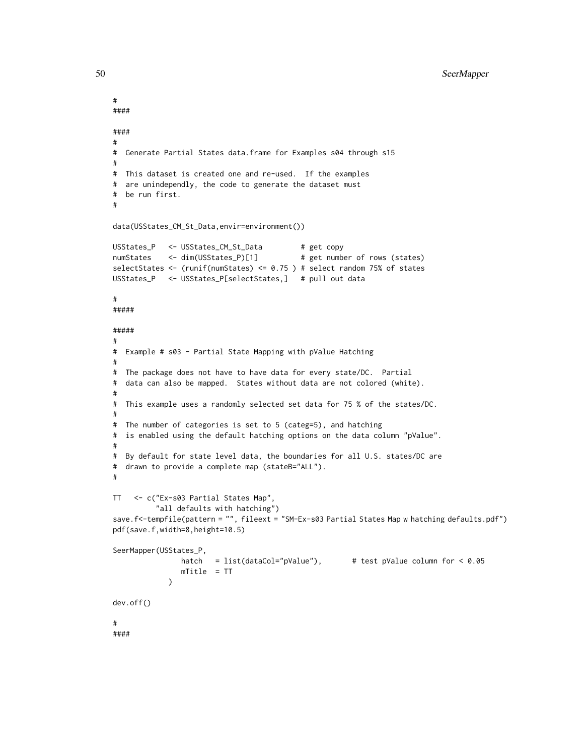```
#
####

####
#
#  Generate Partial States data.frame for Examples s04 through s15
#
#  This dataset is created one and re-used.  If the examples
#  are unindependly, the code to generate the dataset must
#  be run first.
#

data(USStates_CM_St_Data,envir=environment())

USStates_P   <- USStates_CM_St_Data         # get copy
numStates    <- dim(USStates_P)[1]          # get number of rows (states)
selectStates <- (runif(numStates) <= 0.75 ) # select random 75% of states
USStates_P   <- USStates_P[selectStates,]   # pull out data

#
#####

#####
#
#  Example # s03 - Partial State Mapping with pValue Hatching
#
#  The package does not have to have data for every state/DC.  Partial
#  data can also be mapped.  States without data are not colored (white).
#
#  This example uses a randomly selected set data for 75 % of the states/DC.
#
#  The number of categories is set to 5 (categ=5), and hatching
#  is enabled using the default hatching options on the data column "pValue".
#
#  By default for state level data, the boundaries for all U.S. states/DC are
#  drawn to provide a complete map (stateB="ALL").
#

TT   <- c("Ex-s03 Partial States Map",
          "all defaults with hatching")
save.f<-tempfile(pattern = "", fileext = "SM-Ex-s03 Partial States Map w hatching defaults.pdf")
pdf(save.f,width=8,height=10.5)

SeerMapper(USStates_P,
                hatch   = list(dataCol="pValue"),       # test pValue column for < 0.05
                mTitle  = TT
             )

dev.off()

#
####
```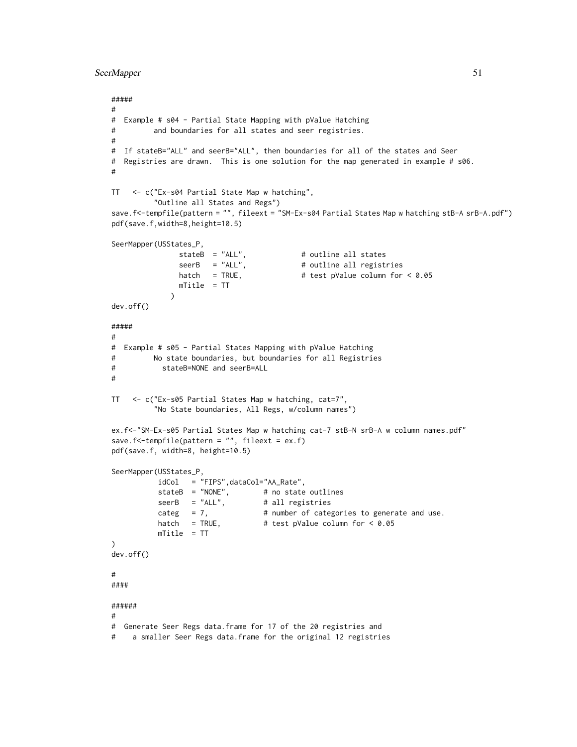```
#####
#
#  Example # s04 - Partial State Mapping with pValue Hatching
#         and boundaries for all states and seer registries.
#
#  If stateB="ALL" and seerB="ALL", then boundaries for all of the states and Seer
#  Registries are drawn.  This is one solution for the map generated in example # s06.
#

TT   <- c("Ex-s04 Partial State Map w hatching",
         "Outline all States and Regs")
save.f<-tempfile(pattern = "", fileext = "SM-Ex-s04 Partial States Map w hatching stB-A srB-A.pdf")
pdf(save.f,width=8,height=10.5)

SeerMapper(USStates_P,
               stateB  = "ALL",             # outline all states
               seerB   = "ALL",             # outline all registries
               hatch   = TRUE,              # test pValue column for < 0.05
               mTitle  = TT
             )
dev.off()

#####
#
#  Example # s05 - Partial States Mapping with pValue Hatching
#         No state boundaries, but boundaries for all Registries
#           stateB=NONE and seerB=ALL
#

TT   <- c("Ex-s05 Partial States Map w hatching, cat=7",
         "No State boundaries, All Regs, w/column names")

ex.f<-"SM-Ex-s05 Partial States Map w hatching cat-7 stB-N srB-A w column names.pdf"
save.f<-tempfile(pattern = "", fileext = ex.f)
pdf(save.f, width=8, height=10.5)

SeerMapper(USStates_P,
          idCol   = "FIPS",dataCol="AA_Rate",
          stateB  = "NONE",        # no state outlines
          seerB   = "ALL",         # all registries
          categ   = 7,             # number of categories to generate and use.
          hatch   = TRUE,          # test pValue column for < 0.05
          mTitle  = TT
)
dev.off()

#
####

######
#
#  Generate Seer Regs data.frame for 17 of the 20 registries and
#    a smaller Seer Regs data.frame for the original 12 registries
```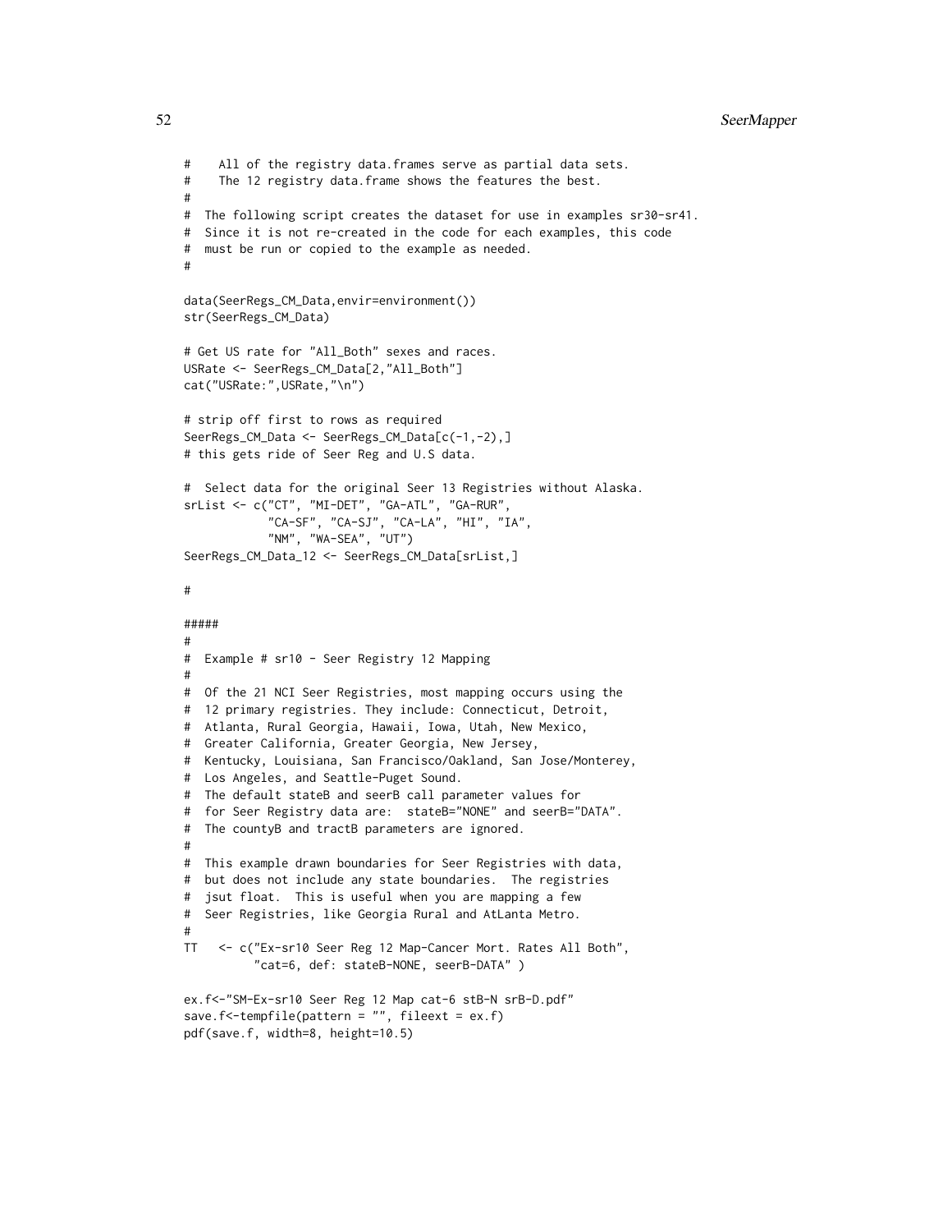```
#    All of the registry data.frames serve as partial data sets.
#    The 12 registry data.frame shows the features the best.
#
#  The following script creates the dataset for use in examples sr30-sr41.
#  Since it is not re-created in the code for each examples, this code
#  must be run or copied to the example as needed.
#

data(SeerRegs_CM_Data,envir=environment())
str(SeerRegs_CM_Data)

# Get US rate for "All_Both" sexes and races.
USRate <- SeerRegs_CM_Data[2,"All_Both"]
cat("USRate:",USRate,"\n")

# strip off first to rows as required
SeerRegs_CM_Data <- SeerRegs_CM_Data[c(-1,-2),]
# this gets ride of Seer Reg and U.S data.

#  Select data for the original Seer 13 Registries without Alaska.
srList <- c("CT", "MI-DET", "GA-ATL", "GA-RUR",
            "CA-SF", "CA-SJ", "CA-LA", "HI", "IA",
            "NM", "WA-SEA", "UT")
SeerRegs_CM_Data_12 <- SeerRegs_CM_Data[srList,]

#

#####
#
#  Example # sr10 - Seer Registry 12 Mapping
#
#  Of the 21 NCI Seer Registries, most mapping occurs using the
#  12 primary registries. They include: Connecticut, Detroit,
#  Atlanta, Rural Georgia, Hawaii, Iowa, Utah, New Mexico,
#  Greater California, Greater Georgia, New Jersey,
#  Kentucky, Louisiana, San Francisco/Oakland, San Jose/Monterey,
#  Los Angeles, and Seattle-Puget Sound.
#  The default stateB and seerB call parameter values for
#  for Seer Registry data are:  stateB="NONE" and seerB="DATA".
#  The countyB and tractB parameters are ignored.
#
#  This example drawn boundaries for Seer Registries with data,
#  but does not include any state boundaries.  The registries
#  jsut float.  This is useful when you are mapping a few
#  Seer Registries, like Georgia Rural and AtLanta Metro.
#
TT   <- c("Ex-sr10 Seer Reg 12 Map-Cancer Mort. Rates All Both",
          "cat=6, def: stateB-NONE, seerB-DATA" )

ex.f<-"SM-Ex-sr10 Seer Reg 12 Map cat-6 stB-N srB-D.pdf"
save.f<-tempfile(pattern = "", fileext = ex.f)
pdf(save.f, width=8, height=10.5)
```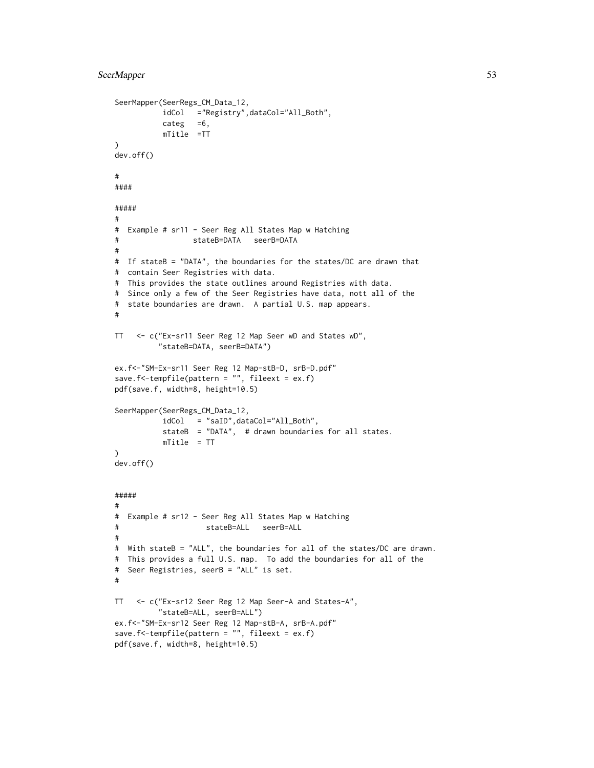```
SeerMapper(SeerRegs_CM_Data_12,
           idCol   ="Registry",dataCol="All_Both",
           categ   =6,
           mTitle  =TT
)
dev.off()

#
####

#####
#
#  Example # sr11 - Seer Reg All States Map w Hatching
#                 stateB=DATA   seerB=DATA
#
#  If stateB = "DATA", the boundaries for the states/DC are drawn that
#  contain Seer Registries with data.
#  This provides the state outlines around Registries with data.
#  Since only a few of the Seer Registries have data, nott all of the
#  state boundaries are drawn.  A partial U.S. map appears.
#

TT   <- c("Ex-sr11 Seer Reg 12 Map Seer wD and States wD",
          "stateB=DATA, seerB=DATA")

ex.f<-"SM-Ex-sr11 Seer Reg 12 Map-stB-D, srB-D.pdf"
save.f<-tempfile(pattern = "", fileext = ex.f)
pdf(save.f, width=8, height=10.5)

SeerMapper(SeerRegs_CM_Data_12,
           idCol   = "saID",dataCol="All_Both",
           stateB  = "DATA",  # drawn boundaries for all states.
           mTitle  = TT
)
dev.off()


#####
#
#  Example # sr12 - Seer Reg All States Map w Hatching
#                    stateB=ALL   seerB=ALL
#
#  With stateB = "ALL", the boundaries for all of the states/DC are drawn.
#  This provides a full U.S. map.  To add the boundaries for all of the
#  Seer Registries, seerB = "ALL" is set.
#

TT   <- c("Ex-sr12 Seer Reg 12 Map Seer-A and States-A",
          "stateB=ALL, seerB=ALL")
ex.f<-"SM-Ex-sr12 Seer Reg 12 Map-stB-A, srB-A.pdf"
save.f<-tempfile(pattern = "", fileext = ex.f)
pdf(save.f, width=8, height=10.5)
```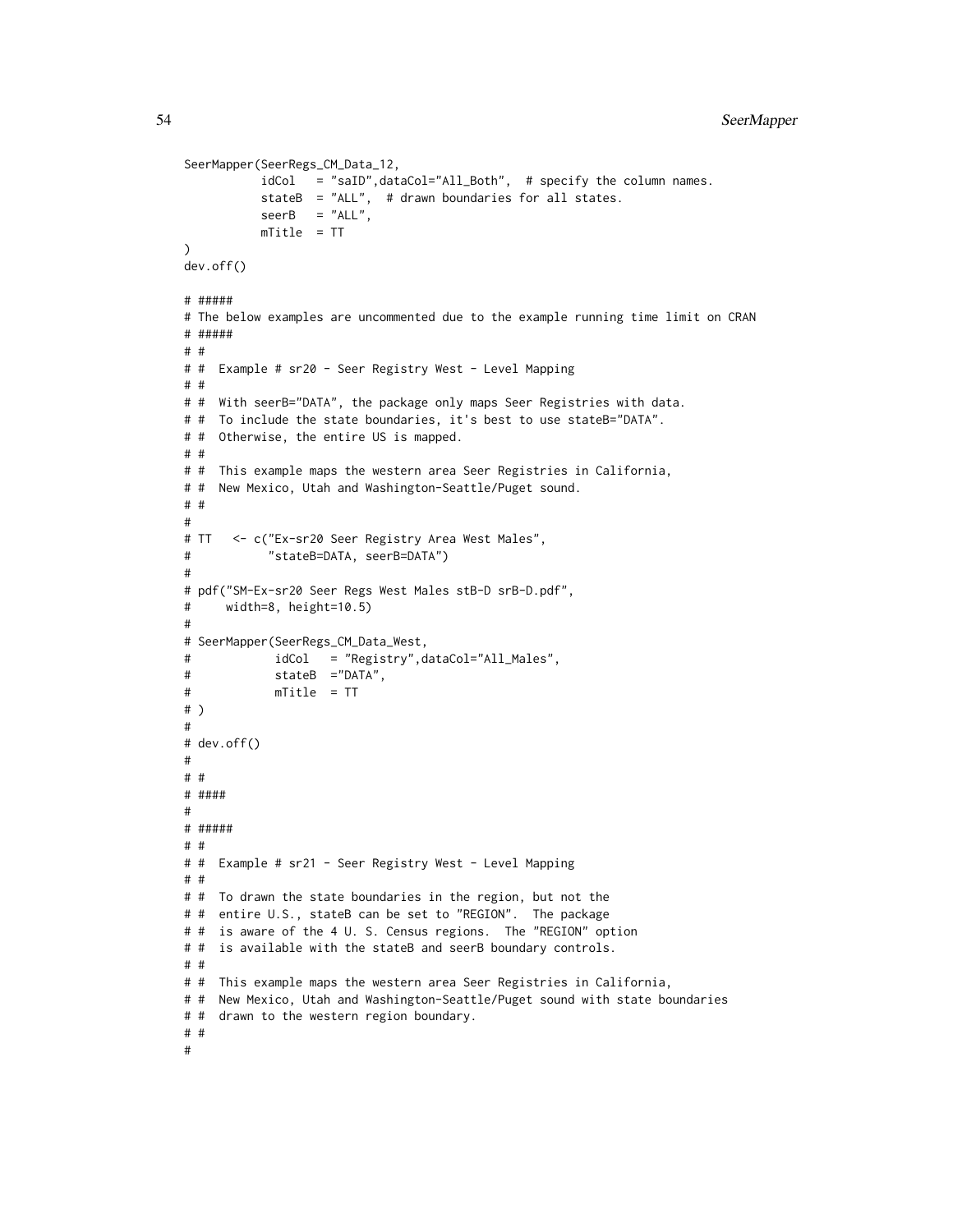```
SeerMapper(SeerRegs_CM_Data_12,
          idCol   = "saID",dataCol="All_Both",  # specify the column names.
          stateB  = "ALL",  # drawn boundaries for all states.
          seerB   = "ALL",
          mTitle  = TT
)
dev.off()

# #####
# The below examples are uncommented due to the example running time limit on CRAN
# #####
# #
# #  Example # sr20 - Seer Registry West - Level Mapping
# #
# #  With seerB="DATA", the package only maps Seer Registries with data.
# #  To include the state boundaries, it's best to use stateB="DATA".
# #  Otherwise, the entire US is mapped.
# #
# #  This example maps the western area Seer Registries in California,
# #  New Mexico, Utah and Washington-Seattle/Puget sound.
# #
#
# TT   <- c("Ex-sr20 Seer Registry Area West Males",
#           "stateB=DATA, seerB=DATA")
#
# pdf("SM-Ex-sr20 Seer Regs West Males stB-D srB-D.pdf",
#     width=8, height=10.5)
#
# SeerMapper(SeerRegs_CM_Data_West,
#            idCol   = "Registry",dataCol="All_Males",
#            stateB  ="DATA",
#            mTitle  = TT
# )
#
# dev.off()
#
# #
# ####
#
# #####
# #
# #  Example # sr21 - Seer Registry West - Level Mapping
# #
# #  To drawn the state boundaries in the region, but not the
# #  entire U.S., stateB can be set to "REGION".  The package
# #  is aware of the 4 U. S. Census regions.  The "REGION" option
# #  is available with the stateB and seerB boundary controls.
# #
# #  This example maps the western area Seer Registries in California,
# #  New Mexico, Utah and Washington-Seattle/Puget sound with state boundaries
# #  drawn to the western region boundary.
# #
#
```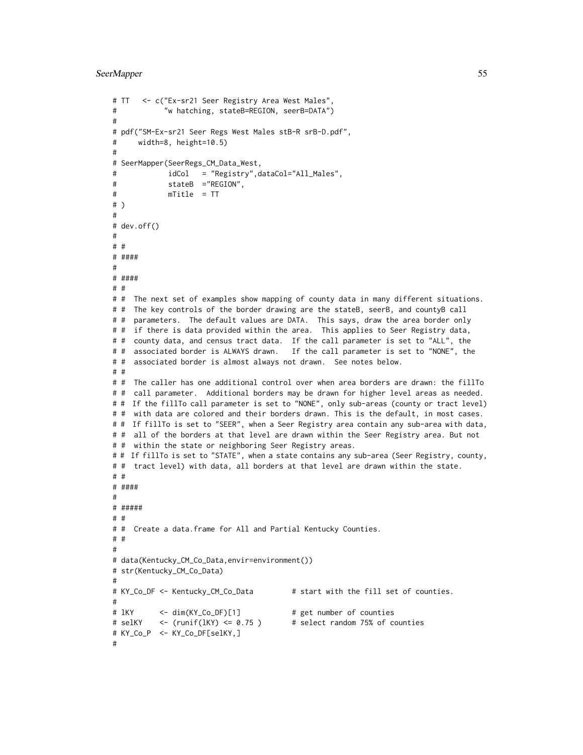```
# TT   <- c("Ex-sr21 Seer Registry Area West Males",
#           "w hatching, stateB=REGION, seerB=DATA")
#
# pdf("SM-Ex-sr21 Seer Regs West Males stB-R srB-D.pdf",
#     width=8, height=10.5)
#
# SeerMapper(SeerRegs_CM_Data_West,
#            idCol   = "Registry",dataCol="All_Males",
#            stateB  ="REGION",
#            mTitle  = TT
# )
#
# dev.off()
#
# #
# ####
#
# ####
# #
# #  The next set of examples show mapping of county data in many different situations.
# #  The key controls of the border drawing are the stateB, seerB, and countyB call
# #  parameters.  The default values are DATA.  This says, draw the area border only
# #  if there is data provided within the area.  This applies to Seer Registry data,
# #  county data, and census tract data.  If the call parameter is set to "ALL", the
# #  associated border is ALWAYS drawn.   If the call parameter is set to "NONE", the
# #  associated border is almost always not drawn.  See notes below.
# #
# #  The caller has one additional control over when area borders are drawn: the fillTo
# #  call parameter.  Additional borders may be drawn for higher level areas as needed.
# #  If the fillTo call parameter is set to "NONE", only sub-areas (county or tract level)
# #  with data are colored and their borders drawn. This is the default, in most cases.
# #  If fillTo is set to "SEER", when a Seer Registry area contain any sub-area with data,
# #  all of the borders at that level are drawn within the Seer Registry area. But not
# #  within the state or neighboring Seer Registry areas.
# # If fillTo is set to "STATE", when a state contains any sub-area (Seer Registry, county,
# #  tract level) with data, all borders at that level are drawn within the state.
# #
# ####
#
# #####
# #
# #  Create a data.frame for All and Partial Kentucky Counties.
# #
#
# data(Kentucky_CM_Co_Data,envir=environment())
# str(Kentucky_CM_Co_Data)
#
# KY_Co_DF <- Kentucky_CM_Co_Data         # start with the fill set of counties.
#
# lKY      <- dim(KY_Co_DF)[1]            # get number of counties
# selKY    <- (runif(lKY) <= 0.75 )       # select random 75% of counties
# KY_Co_P  <- KY_Co_DF[selKY,]
#
```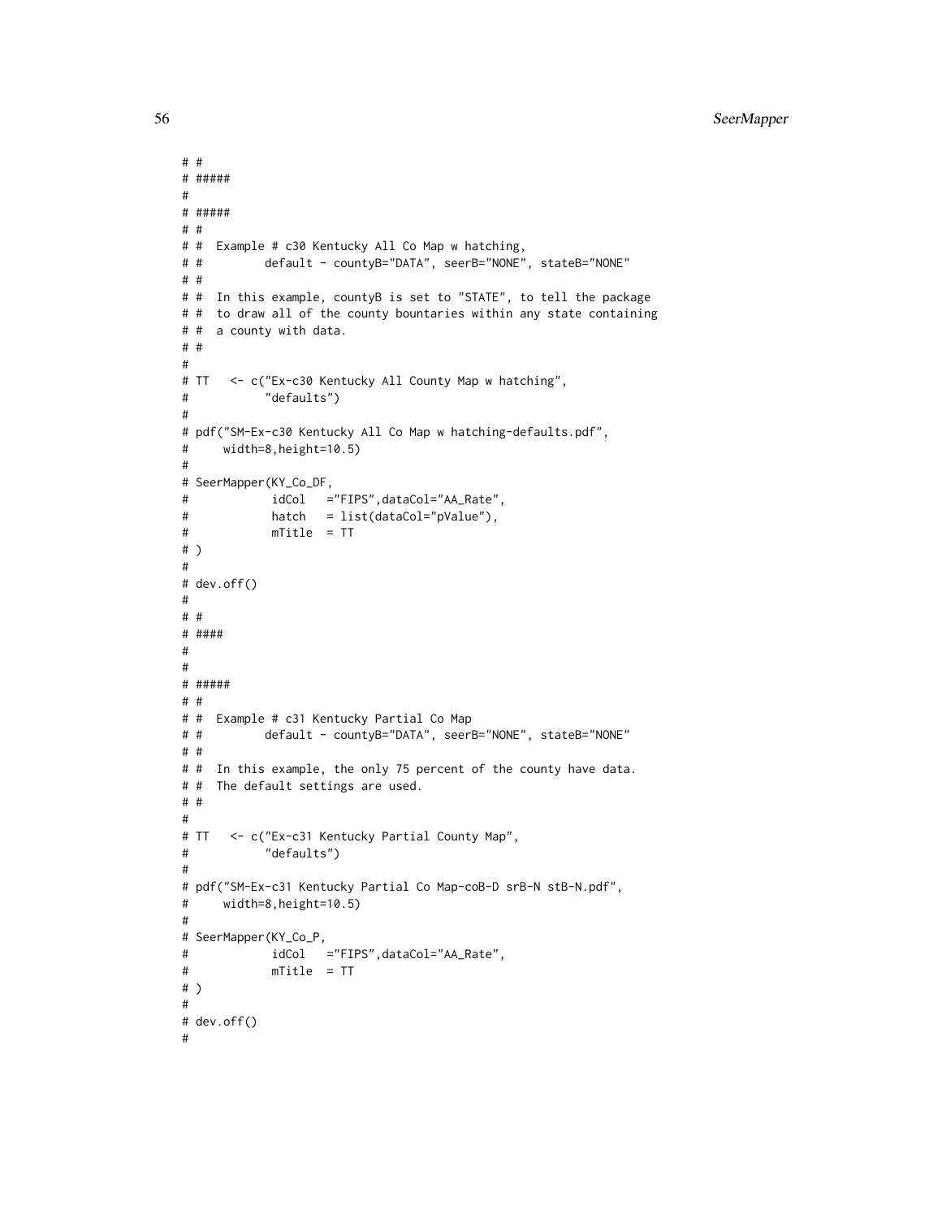```
# #
# #####
#
# #####
# #
# #  Example # c30 Kentucky All Co Map w hatching,
# #         default - countyB="DATA", seerB="NONE", stateB="NONE"
# #
# #  In this example, countyB is set to "STATE", to tell the package
# #  to draw all of the county bountaries within any state containing
# #  a county with data.
# #
#
# TT   <- c("Ex-c30 Kentucky All County Map w hatching",
#           "defaults")
#
# pdf("SM-Ex-c30 Kentucky All Co Map w hatching-defaults.pdf",
#     width=8,height=10.5)
#
# SeerMapper(KY_Co_DF,
#            idCol   ="FIPS",dataCol="AA_Rate",
#            hatch   = list(dataCol="pValue"),
#            mTitle  = TT
# )
#
# dev.off()
#
# #
# ####
#
#
# #####
# #
# #  Example # c31 Kentucky Partial Co Map
# #         default - countyB="DATA", seerB="NONE", stateB="NONE"
# #
# #  In this example, the only 75 percent of the county have data.
# #  The default settings are used.
# #
#
# TT   <- c("Ex-c31 Kentucky Partial County Map",
#           "defaults")
#
# pdf("SM-Ex-c31 Kentucky Partial Co Map-coB-D srB-N stB-N.pdf",
#     width=8,height=10.5)
#
# SeerMapper(KY_Co_P,
#            idCol   ="FIPS",dataCol="AA_Rate",
#            mTitle  = TT
# )
#
# dev.off()
#
```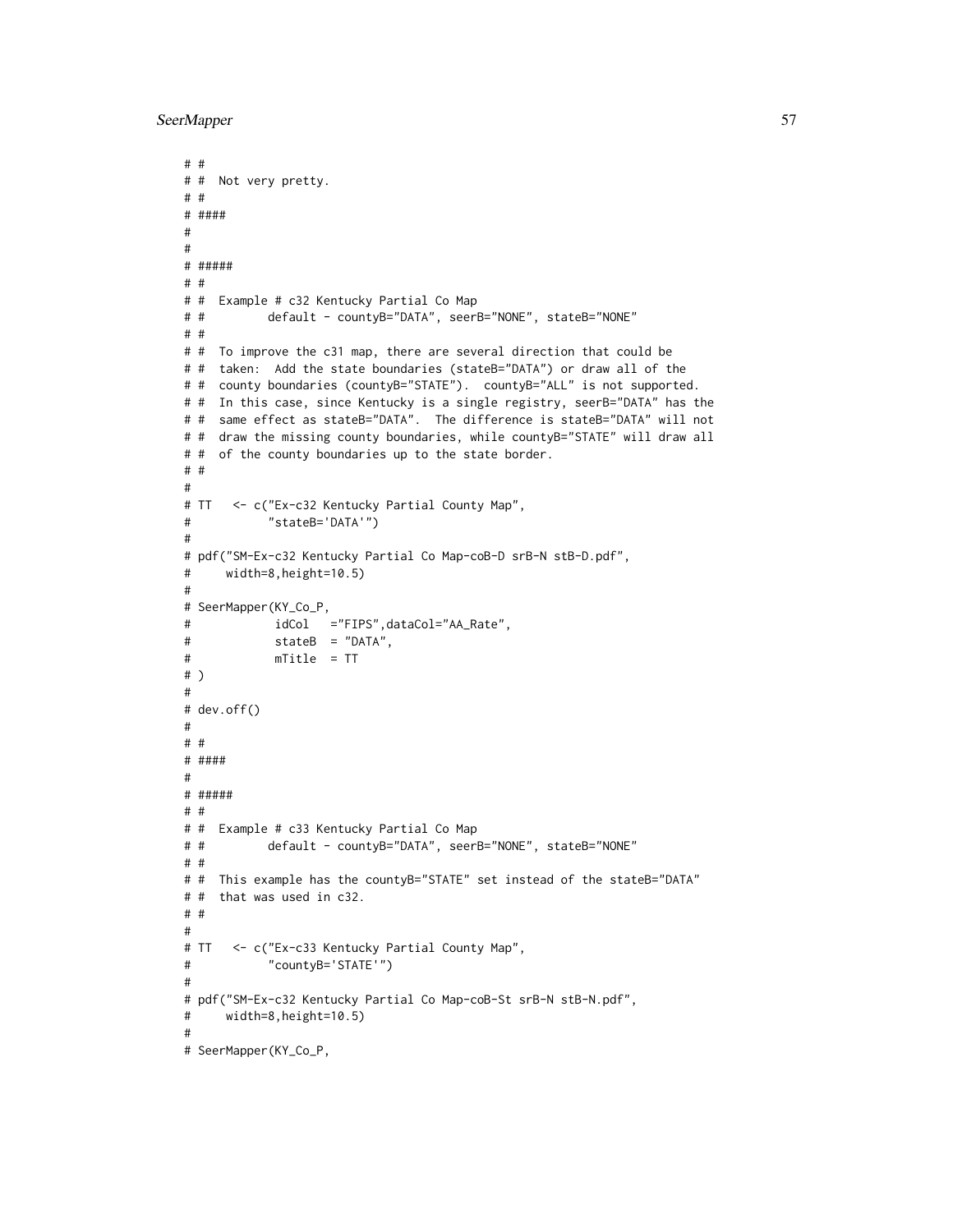```
# #
# #  Not very pretty.
# #
# ####
#
#
# #####
# #
# #  Example # c32 Kentucky Partial Co Map
# #         default - countyB="DATA", seerB="NONE", stateB="NONE"
# #
# #  To improve the c31 map, there are several direction that could be
# #  taken:  Add the state boundaries (stateB="DATA") or draw all of the
# #  county boundaries (countyB="STATE").  countyB="ALL" is not supported.
# #  In this case, since Kentucky is a single registry, seerB="DATA" has the
# #  same effect as stateB="DATA".  The difference is stateB="DATA" will not
# #  draw the missing county boundaries, while countyB="STATE" will draw all
# #  of the county boundaries up to the state border.
# #
#
# TT   <- c("Ex-c32 Kentucky Partial County Map",
#           "stateB='DATA'")
#
# pdf("SM-Ex-c32 Kentucky Partial Co Map-coB-D srB-N stB-D.pdf",
#     width=8,height=10.5)
#
# SeerMapper(KY_Co_P,
#            idCol   ="FIPS",dataCol="AA_Rate",
#            stateB  = "DATA",
#            mTitle  = TT
# )
#
# dev.off()
#
# #
# ####
#
# #####
# #
# #  Example # c33 Kentucky Partial Co Map
# #         default - countyB="DATA", seerB="NONE", stateB="NONE"
# #
# #  This example has the countyB="STATE" set instead of the stateB="DATA"
# #  that was used in c32.
# #
#
# TT   <- c("Ex-c33 Kentucky Partial County Map",
#           "countyB='STATE'")
#
# pdf("SM-Ex-c32 Kentucky Partial Co Map-coB-St srB-N stB-N.pdf",
#     width=8,height=10.5)
#
# SeerMapper(KY_Co_P,
```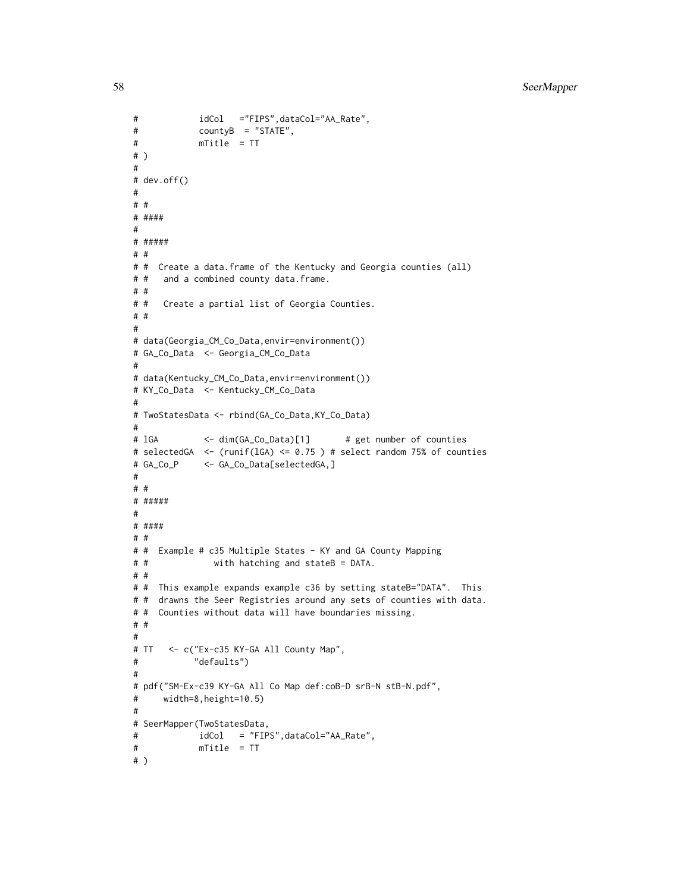```
#            idCol   ="FIPS",dataCol="AA_Rate",
#            countyB  = "STATE",
#            mTitle  = TT
# )
#
# dev.off()
#
# #
# ####
#
# #####
# #
# #  Create a data.frame of the Kentucky and Georgia counties (all)
# #   and a combined county data.frame.
# #
# #   Create a partial list of Georgia Counties.
# #
#
# data(Georgia_CM_Co_Data,envir=environment())
# GA_Co_Data  <- Georgia_CM_Co_Data
#
# data(Kentucky_CM_Co_Data,envir=environment())
# KY_Co_Data  <- Kentucky_CM_Co_Data
#
# TwoStatesData <- rbind(GA_Co_Data,KY_Co_Data)
#
# lGA         <- dim(GA_Co_Data)[1]       # get number of counties
# selectedGA  <- (runif(lGA) <= 0.75 ) # select random 75% of counties
# GA_Co_P     <- GA_Co_Data[selectedGA,]
#
# #
# #####
#
# ####
# #
# #  Example # c35 Multiple States - KY and GA County Mapping
# #             with hatching and stateB = DATA.
# #
# #  This example expands example c36 by setting stateB="DATA".  This
# #  drawns the Seer Registries around any sets of counties with data.
# #  Counties without data will have boundaries missing.
# #
#
# TT   <- c("Ex-c35 KY-GA All County Map",
#           "defaults")
#
# pdf("SM-Ex-c39 KY-GA All Co Map def:coB-D srB-N stB-N.pdf",
#     width=8,height=10.5)
#
# SeerMapper(TwoStatesData,
#            idCol   = "FIPS",dataCol="AA_Rate",
#            mTitle  = TT
# )
```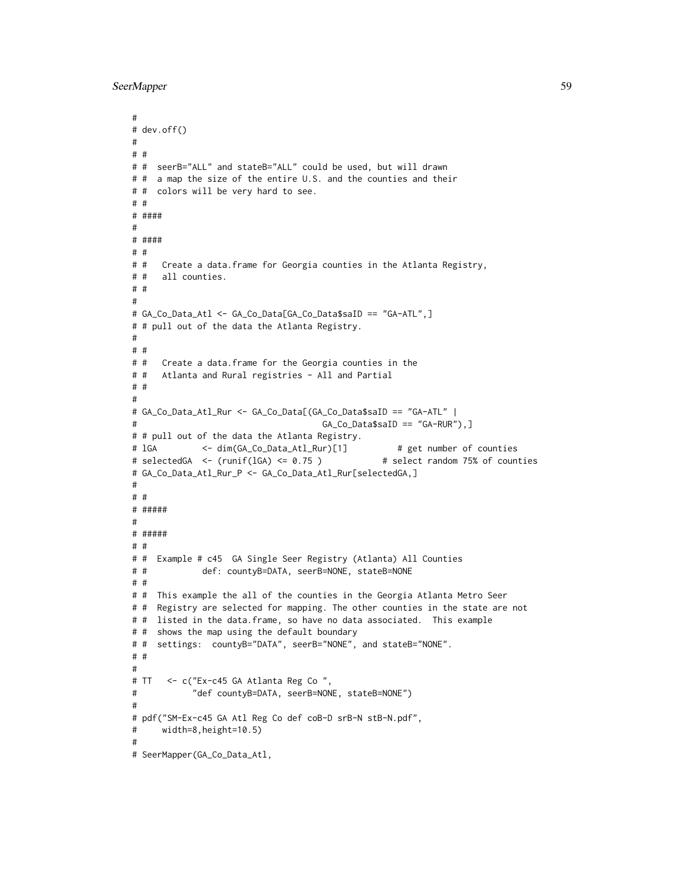```
#
# dev.off()
#
# #
# #  seerB="ALL" and stateB="ALL" could be used, but will drawn
# #  a map the size of the entire U.S. and the counties and their
# #  colors will be very hard to see.
# #
# ####
#
# ####
# #
# #   Create a data.frame for Georgia counties in the Atlanta Registry,
# #   all counties.
# #
#
# GA_Co_Data_Atl <- GA_Co_Data[GA_Co_Data$saID == "GA-ATL",]
# # pull out of the data the Atlanta Registry.
#
# #
# #   Create a data.frame for the Georgia counties in the
# #   Atlanta and Rural registries - All and Partial
# #
#
# GA_Co_Data_Atl_Rur <- GA_Co_Data[(GA_Co_Data$saID == "GA-ATL" |
#                                    GA_Co_Data$saID == "GA-RUR"),]
# # pull out of the data the Atlanta Registry.
# lGA         <- dim(GA_Co_Data_Atl_Rur)[1]          # get number of counties
# selectedGA  <- (runif(lGA) <= 0.75 )            # select random 75% of counties
# GA_Co_Data_Atl_Rur_P <- GA_Co_Data_Atl_Rur[selectedGA,]
#
# #
# #####
#
# #####
# #
# #  Example # c45  GA Single Seer Registry (Atlanta) All Counties
# #           def: countyB=DATA, seerB=NONE, stateB=NONE
# #
# #  This example the all of the counties in the Georgia Atlanta Metro Seer
# #  Registry are selected for mapping. The other counties in the state are not
# #  listed in the data.frame, so have no data associated.  This example
# #  shows the map using the default boundary
# #  settings:  countyB="DATA", seerB="NONE", and stateB="NONE".
# #
#
# TT   <- c("Ex-c45 GA Atlanta Reg Co ",
#           "def countyB=DATA, seerB=NONE, stateB=NONE")
#
# pdf("SM-Ex-c45 GA Atl Reg Co def coB-D srB-N stB-N.pdf",
#     width=8,height=10.5)
#
# SeerMapper(GA_Co_Data_Atl,
```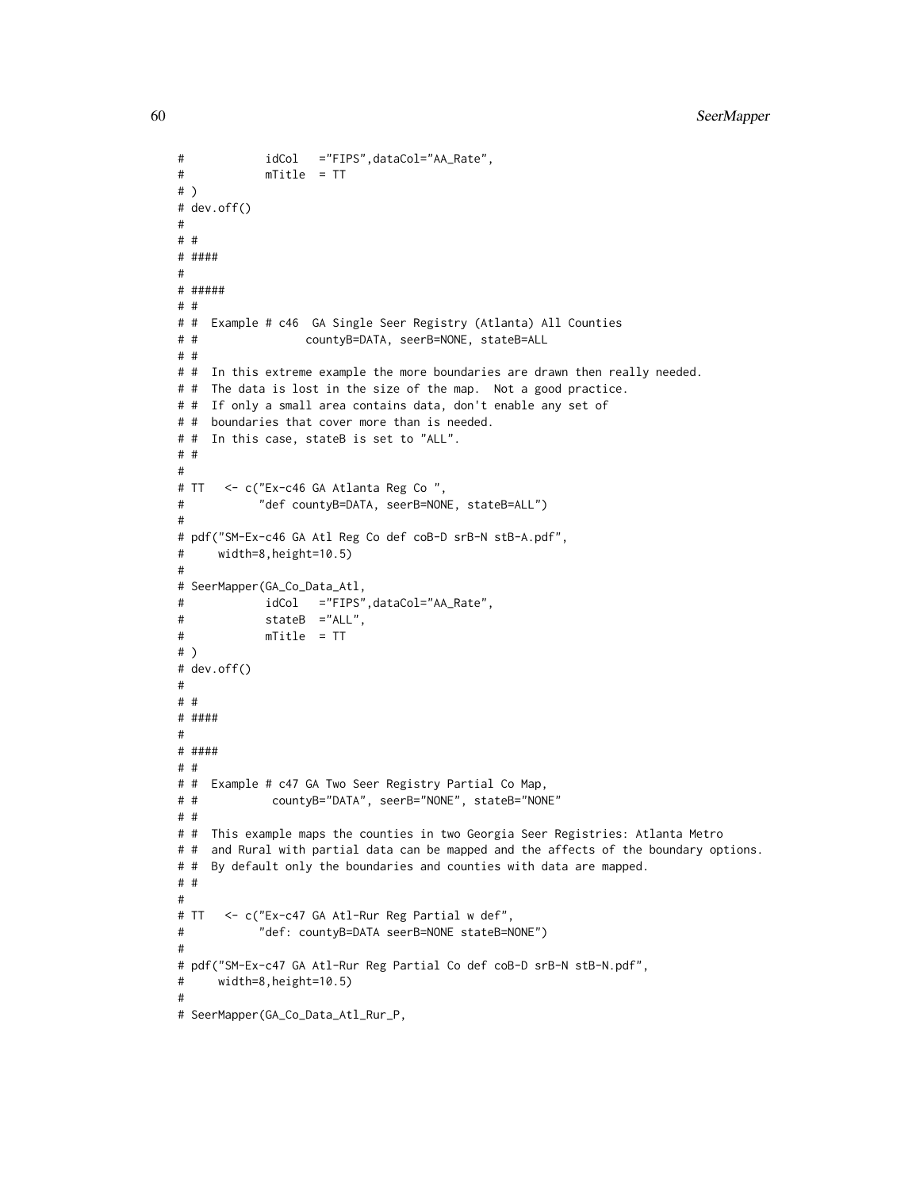```
#            idCol   ="FIPS",dataCol="AA_Rate",
#            mTitle  = TT
# )
# dev.off()
#
# #
# ####
#
# #####
# #
# #  Example # c46  GA Single Seer Registry (Atlanta) All Counties
# #                countyB=DATA, seerB=NONE, stateB=ALL
# #
# #  In this extreme example the more boundaries are drawn then really needed.
# #  The data is lost in the size of the map.  Not a good practice.
# #  If only a small area contains data, don't enable any set of
# #  boundaries that cover more than is needed.
# #  In this case, stateB is set to "ALL".
# #
#
# TT   <- c("Ex-c46 GA Atlanta Reg Co ",
#           "def countyB=DATA, seerB=NONE, stateB=ALL")
#
# pdf("SM-Ex-c46 GA Atl Reg Co def coB-D srB-N stB-A.pdf",
#     width=8,height=10.5)
#
# SeerMapper(GA_Co_Data_Atl,
#            idCol   ="FIPS",dataCol="AA_Rate",
#            stateB  ="ALL",
#            mTitle  = TT
# )
# dev.off()
#
# #
# ####
#
# ####
# #
# #  Example # c47 GA Two Seer Registry Partial Co Map,
# #           countyB="DATA", seerB="NONE", stateB="NONE"
# #
# #  This example maps the counties in two Georgia Seer Registries: Atlanta Metro
# #  and Rural with partial data can be mapped and the affects of the boundary options.
# #  By default only the boundaries and counties with data are mapped.
# #
#
# TT   <- c("Ex-c47 GA Atl-Rur Reg Partial w def",
#           "def: countyB=DATA seerB=NONE stateB=NONE")
#
# pdf("SM-Ex-c47 GA Atl-Rur Reg Partial Co def coB-D srB-N stB-N.pdf",
#     width=8,height=10.5)
#
# SeerMapper(GA_Co_Data_Atl_Rur_P,
```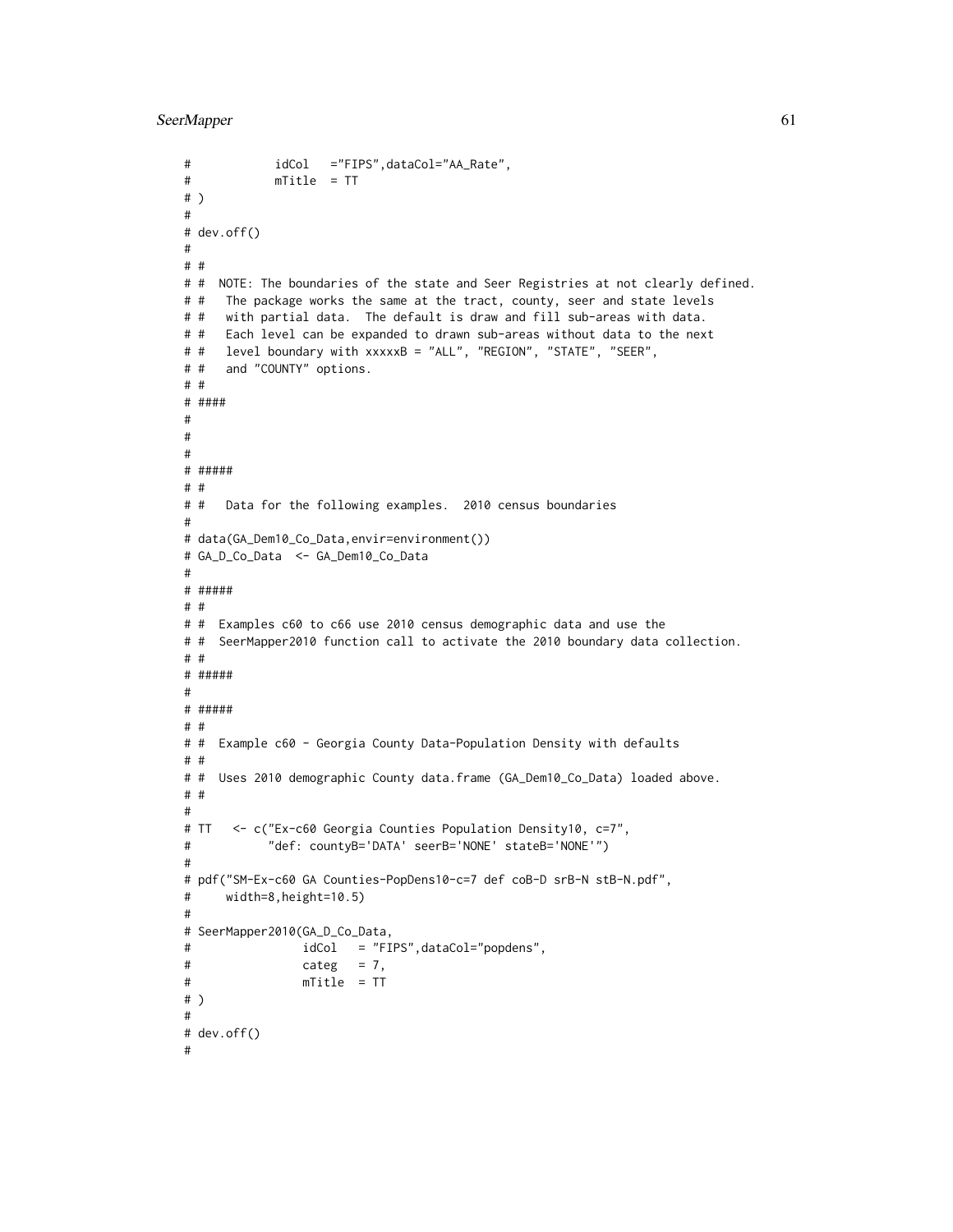```
#            idCol   ="FIPS",dataCol="AA_Rate",
#            mTitle  = TT
# )
#
# dev.off()
#
# #
# #  NOTE: The boundaries of the state and Seer Registries at not clearly defined.
# #   The package works the same at the tract, county, seer and state levels
# #   with partial data.  The default is draw and fill sub-areas with data.
# #   Each level can be expanded to drawn sub-areas without data to the next
# #   level boundary with xxxxxB = "ALL", "REGION", "STATE", "SEER",
# #   and "COUNTY" options.
# #
# ####
#
#
#
# #####
# #
# #   Data for the following examples.  2010 census boundaries
#
# data(GA_Dem10_Co_Data,envir=environment())
# GA_D_Co_Data  <- GA_Dem10_Co_Data
#
# #####
# #
# #  Examples c60 to c66 use 2010 census demographic data and use the
# #  SeerMapper2010 function call to activate the 2010 boundary data collection.
# #
# #####
#
# #####
# #
# #  Example c60 - Georgia County Data-Population Density with defaults
# #
# #  Uses 2010 demographic County data.frame (GA_Dem10_Co_Data) loaded above.
# #
#
# TT   <- c("Ex-c60 Georgia Counties Population Density10, c=7",
#           "def: countyB='DATA' seerB='NONE' stateB='NONE'")
#
# pdf("SM-Ex-c60 GA Counties-PopDens10-c=7 def coB-D srB-N stB-N.pdf",
#     width=8,height=10.5)
#
# SeerMapper2010(GA_D_Co_Data,
#               idCol   = "FIPS",dataCol="popdens",
#               categ   = 7,
#               mTitle  = TT
# )
#
# dev.off()
#
```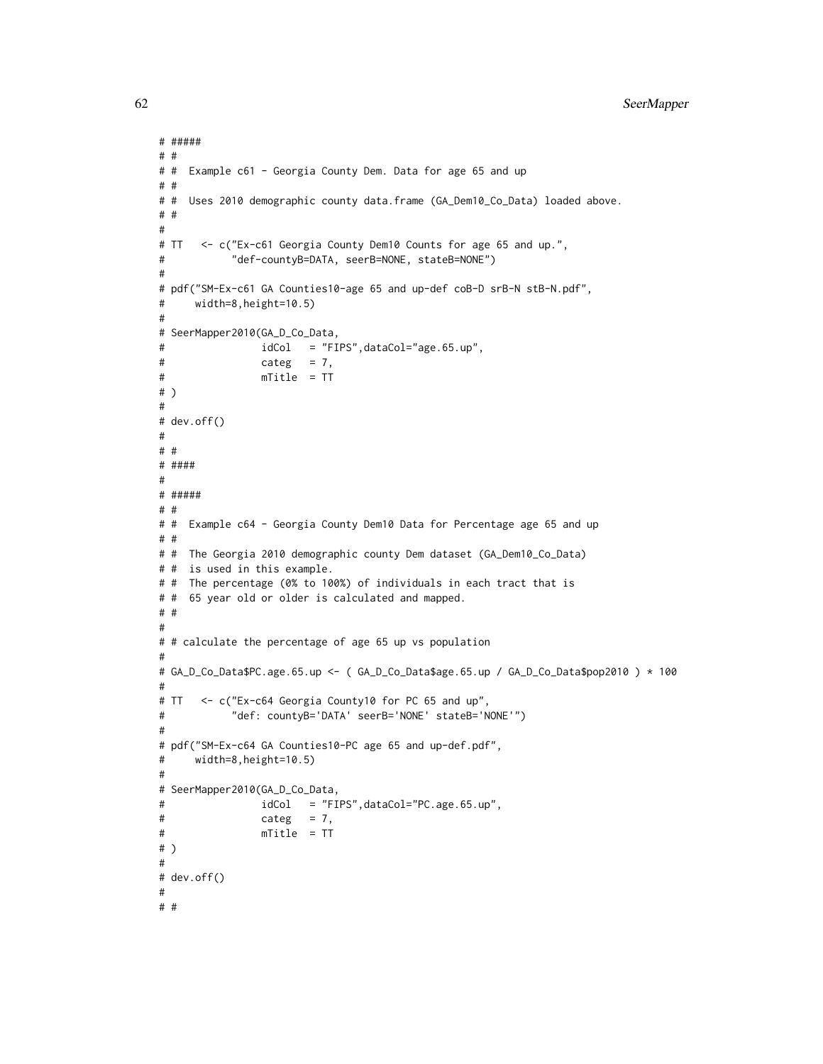```
# #####
# #
# #  Example c61 - Georgia County Dem. Data for age 65 and up
# #
# #  Uses 2010 demographic county data.frame (GA_Dem10_Co_Data) loaded above.
# #
#
# TT   <- c("Ex-c61 Georgia County Dem10 Counts for age 65 and up.",
#           "def-countyB=DATA, seerB=NONE, stateB=NONE")
#
# pdf("SM-Ex-c61 GA Counties10-age 65 and up-def coB-D srB-N stB-N.pdf",
#     width=8,height=10.5)
#
# SeerMapper2010(GA_D_Co_Data,
#                idCol   = "FIPS",dataCol="age.65.up",
#                categ   = 7,
#                mTitle  = TT
# )
#
# dev.off()
#
# #
# ####
#
# #####
# #
# #  Example c64 - Georgia County Dem10 Data for Percentage age 65 and up
# #
# #  The Georgia 2010 demographic county Dem dataset (GA_Dem10_Co_Data)
# #  is used in this example.
# #  The percentage (0% to 100%) of individuals in each tract that is
# #  65 year old or older is calculated and mapped.
# #
#
# # calculate the percentage of age 65 up vs population
#
# GA_D_Co_Data$PC.age.65.up <- ( GA_D_Co_Data$age.65.up / GA_D_Co_Data$pop2010 ) * 100
#
# TT   <- c("Ex-c64 Georgia County10 for PC 65 and up",
#           "def: countyB='DATA' seerB='NONE' stateB='NONE'")
#
# pdf("SM-Ex-c64 GA Counties10-PC age 65 and up-def.pdf",
#     width=8,height=10.5)
#
# SeerMapper2010(GA_D_Co_Data,
#                idCol   = "FIPS",dataCol="PC.age.65.up",
#                categ   = 7,
#                mTitle  = TT
# )
#
# dev.off()
#
# #
```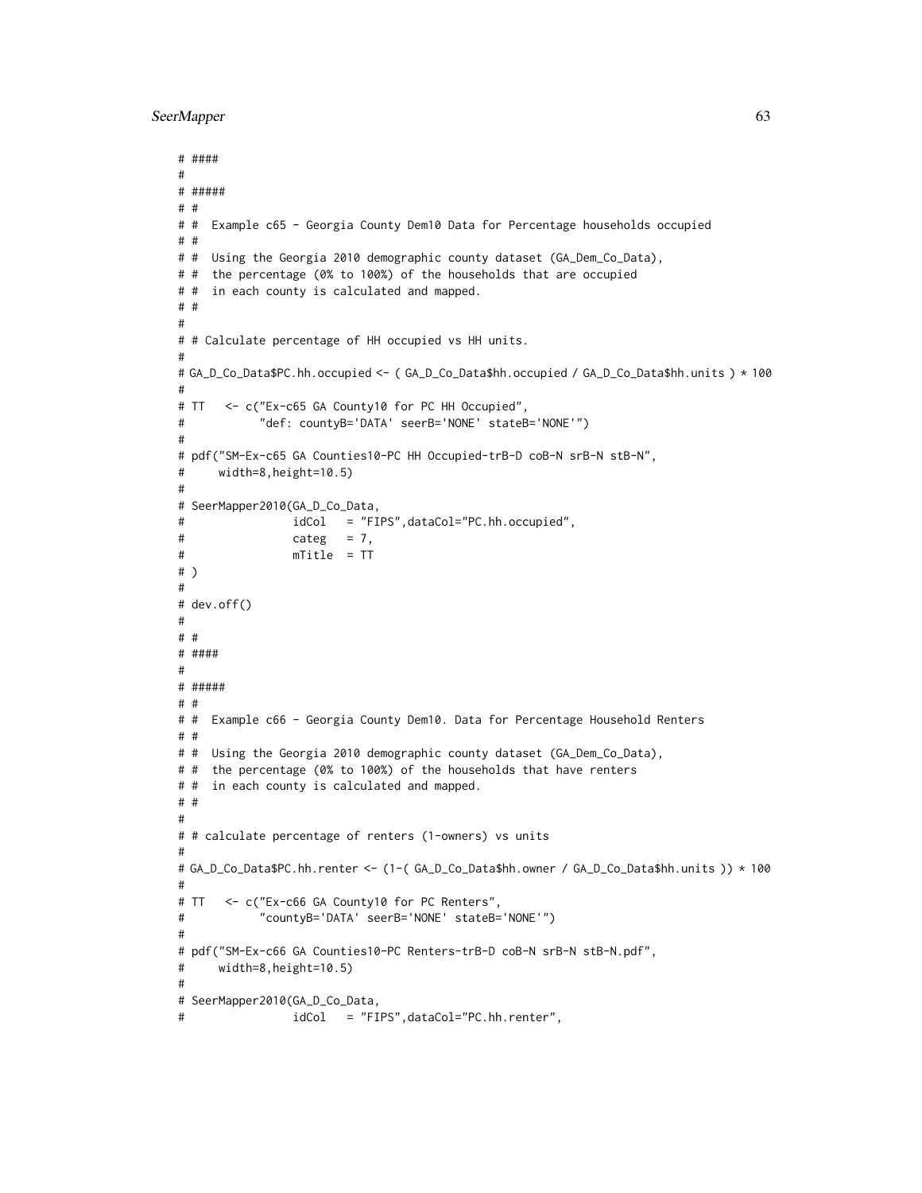```
# ####
#
# #####
# #
# #  Example c65 - Georgia County Dem10 Data for Percentage households occupied
# #
# #  Using the Georgia 2010 demographic county dataset (GA_Dem_Co_Data),
# #  the percentage (0% to 100%) of the households that are occupied
# #  in each county is calculated and mapped.
# #
#
# # Calculate percentage of HH occupied vs HH units.
#
# GA_D_Co_Data$PC.hh.occupied <- ( GA_D_Co_Data$hh.occupied / GA_D_Co_Data$hh.units ) * 100
#
# TT   <- c("Ex-c65 GA County10 for PC HH Occupied",
#           "def: countyB='DATA' seerB='NONE' stateB='NONE'")
#
# pdf("SM-Ex-c65 GA Counties10-PC HH Occupied-trB-D coB-N srB-N stB-N",
#     width=8,height=10.5)
#
# SeerMapper2010(GA_D_Co_Data,
#                idCol   = "FIPS",dataCol="PC.hh.occupied",
#                categ   = 7,
#                mTitle  = TT
# )
#
# dev.off()
#
# #
# ####
#
# #####
# #
# #  Example c66 - Georgia County Dem10. Data for Percentage Household Renters
# #
# #  Using the Georgia 2010 demographic county dataset (GA_Dem_Co_Data),
# #  the percentage (0% to 100%) of the households that have renters
# #  in each county is calculated and mapped.
# #
#
# # calculate percentage of renters (1-owners) vs units
#
# GA_D_Co_Data$PC.hh.renter <- (1-( GA_D_Co_Data$hh.owner / GA_D_Co_Data$hh.units )) * 100
#
# TT   <- c("Ex-c66 GA County10 for PC Renters",
#           "countyB='DATA' seerB='NONE' stateB='NONE'")
#
# pdf("SM-Ex-c66 GA Counties10-PC Renters-trB-D coB-N srB-N stB-N.pdf",
#     width=8,height=10.5)
#
# SeerMapper2010(GA_D_Co_Data,
#                idCol   = "FIPS",dataCol="PC.hh.renter",
```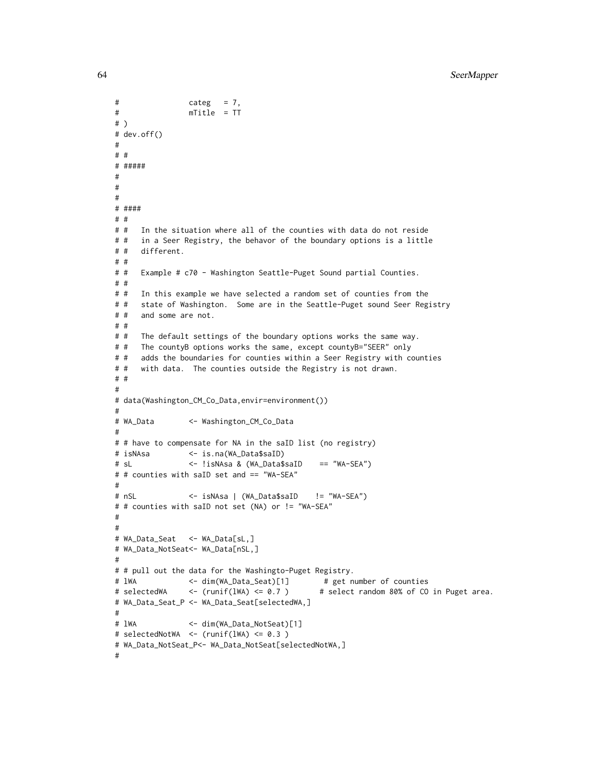```
#                categ   = 7,
#                mTitle  = TT
# )
# dev.off()
#
# #
# #####
#
#
#
# ####
# #
# #   In the situation where all of the counties with data do not reside
# #   in a Seer Registry, the behavor of the boundary options is a little
# #   different.
# #
# #   Example # c70 - Washington Seattle-Puget Sound partial Counties.
# #
# #   In this example we have selected a random set of counties from the
# #   state of Washington.  Some are in the Seattle-Puget sound Seer Registry
# #   and some are not.
# #
# #   The default settings of the boundary options works the same way.
# #   The countyB options works the same, except countyB="SEER" only
# #   adds the boundaries for counties within a Seer Registry with counties
# #   with data.  The counties outside the Registry is not drawn.
# #
#
# data(Washington_CM_Co_Data,envir=environment())
#
# WA_Data        <- Washington_CM_Co_Data
#
# # have to compensate for NA in the saID list (no registry)
# isNAsa         <- is.na(WA_Data$saID)
# sL             <- !isNAsa & (WA_Data$saID    == "WA-SEA")
# # counties with saID set and == "WA-SEA"
#
# nSL            <- isNAsa | (WA_Data$saID    != "WA-SEA")
# # counties with saID not set (NA) or != "WA-SEA"
#
#
# WA_Data_Seat   <- WA_Data[sL,]
# WA_Data_NotSeat<- WA_Data[nSL,]
#
# # pull out the data for the Washingto-Puget Registry.
# lWA            <- dim(WA_Data_Seat)[1]        # get number of counties
# selectedWA     <- (runif(lWA) <= 0.7 )       # select random 80% of CO in Puget area.
# WA_Data_Seat_P <- WA_Data_Seat[selectedWA,]
#
# lWA            <- dim(WA_Data_NotSeat)[1]
# selectedNotWA  <- (runif(lWA) <= 0.3 )
# WA_Data_NotSeat_P<- WA_Data_NotSeat[selectedNotWA,]
#
```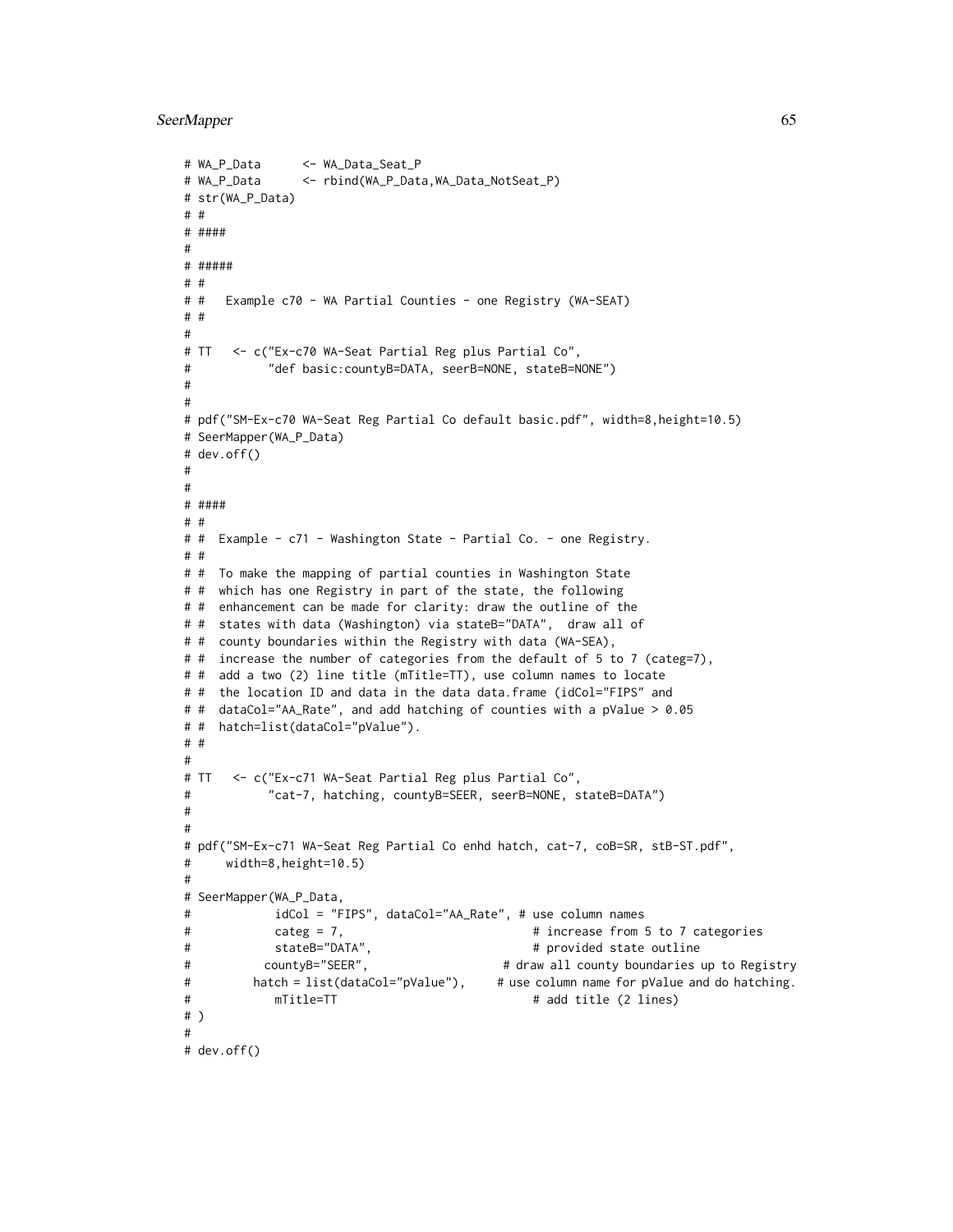```
# WA_P_Data      <- WA_Data_Seat_P
# WA_P_Data      <- rbind(WA_P_Data,WA_Data_NotSeat_P)
# str(WA_P_Data)
# #
# ####
#
# #####
# #
# #   Example c70 - WA Partial Counties - one Registry (WA-SEAT)
# #
#
# TT   <- c("Ex-c70 WA-Seat Partial Reg plus Partial Co",
#           "def basic:countyB=DATA, seerB=NONE, stateB=NONE")
#
#
# pdf("SM-Ex-c70 WA-Seat Reg Partial Co default basic.pdf", width=8,height=10.5)
# SeerMapper(WA_P_Data)
# dev.off()
#
#
# ####
# #
# #  Example - c71 - Washington State - Partial Co. - one Registry.
# #
# #  To make the mapping of partial counties in Washington State
# #  which has one Registry in part of the state, the following
# #  enhancement can be made for clarity: draw the outline of the
# #  states with data (Washington) via stateB="DATA",  draw all of
# #  county boundaries within the Registry with data (WA-SEA),
# #  increase the number of categories from the default of 5 to 7 (categ=7),
# #  add a two (2) line title (mTitle=TT), use column names to locate
# #  the location ID and data in the data data.frame (idCol="FIPS" and
# #  dataCol="AA_Rate", and add hatching of counties with a pValue > 0.05
# #  hatch=list(dataCol="pValue").
# #
#
# TT   <- c("Ex-c71 WA-Seat Partial Reg plus Partial Co",
#           "cat-7, hatching, countyB=SEER, seerB=NONE, stateB=DATA")
#
#
# pdf("SM-Ex-c71 WA-Seat Reg Partial Co enhd hatch, cat-7, coB=SR, stB-ST.pdf",
#     width=8,height=10.5)
#
# SeerMapper(WA_P_Data,
#            idCol = "FIPS", dataCol="AA_Rate", # use column names
#            categ = 7,                          # increase from 5 to 7 categories
#            stateB="DATA",                      # provided state outline
#          countyB="SEER",                   # draw all county boundaries up to Registry
#        hatch = list(dataCol="pValue"),     # use column name for pValue and do hatching.
#            mTitle=TT                           # add title (2 lines)
# )
#
# dev.off()
```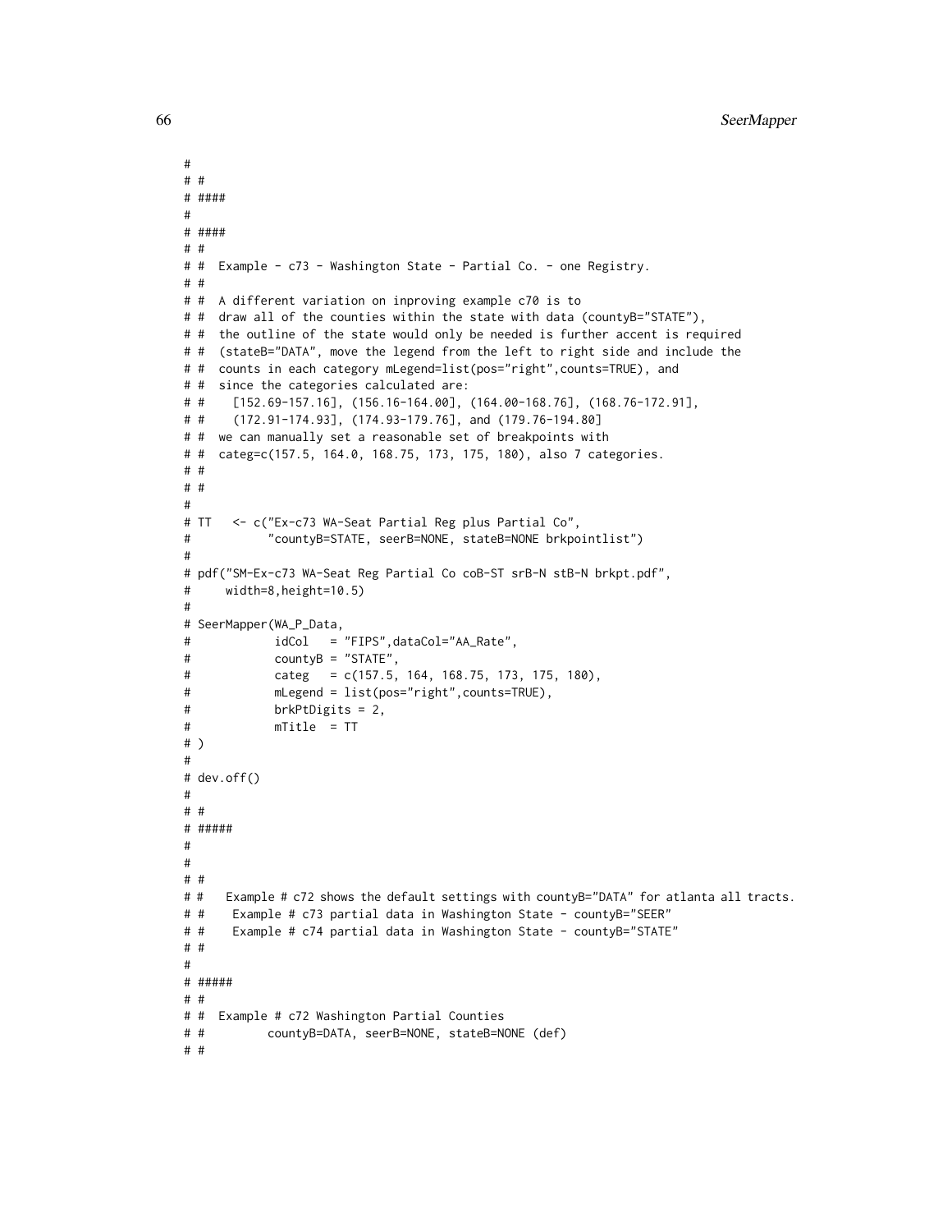```
#
# #
# ####
#
# ####
# #
# #  Example - c73 - Washington State - Partial Co. - one Registry.
# #
# #  A different variation on inproving example c70 is to
# #  draw all of the counties within the state with data (countyB="STATE"),
# #  the outline of the state would only be needed is further accent is required
# #  (stateB="DATA", move the legend from the left to right side and include the
# #  counts in each category mLegend=list(pos="right",counts=TRUE), and
# #  since the categories calculated are:
# #    [152.69-157.16], (156.16-164.00], (164.00-168.76], (168.76-172.91],
# #    (172.91-174.93], (174.93-179.76], and (179.76-194.80]
# #  we can manually set a reasonable set of breakpoints with
# #  categ=c(157.5, 164.0, 168.75, 173, 175, 180), also 7 categories.
# #
# #
#
# TT   <- c("Ex-c73 WA-Seat Partial Reg plus Partial Co",
#           "countyB=STATE, seerB=NONE, stateB=NONE brkpointlist")
#
# pdf("SM-Ex-c73 WA-Seat Reg Partial Co coB-ST srB-N stB-N brkpt.pdf",
#     width=8,height=10.5)
#
# SeerMapper(WA_P_Data,
#            idCol   = "FIPS",dataCol="AA_Rate",
#            countyB = "STATE",
#            categ   = c(157.5, 164, 168.75, 173, 175, 180),
#            mLegend = list(pos="right",counts=TRUE),
#            brkPtDigits = 2,
#            mTitle  = TT
# )
#
# dev.off()
#
# #
# #####
#
#
# #
# #   Example # c72 shows the default settings with countyB="DATA" for atlanta all tracts.
# #    Example # c73 partial data in Washington State - countyB="SEER"
# #    Example # c74 partial data in Washington State - countyB="STATE"
# #
#
# #####
# #
# #  Example # c72 Washington Partial Counties
# #         countyB=DATA, seerB=NONE, stateB=NONE (def)
# #
```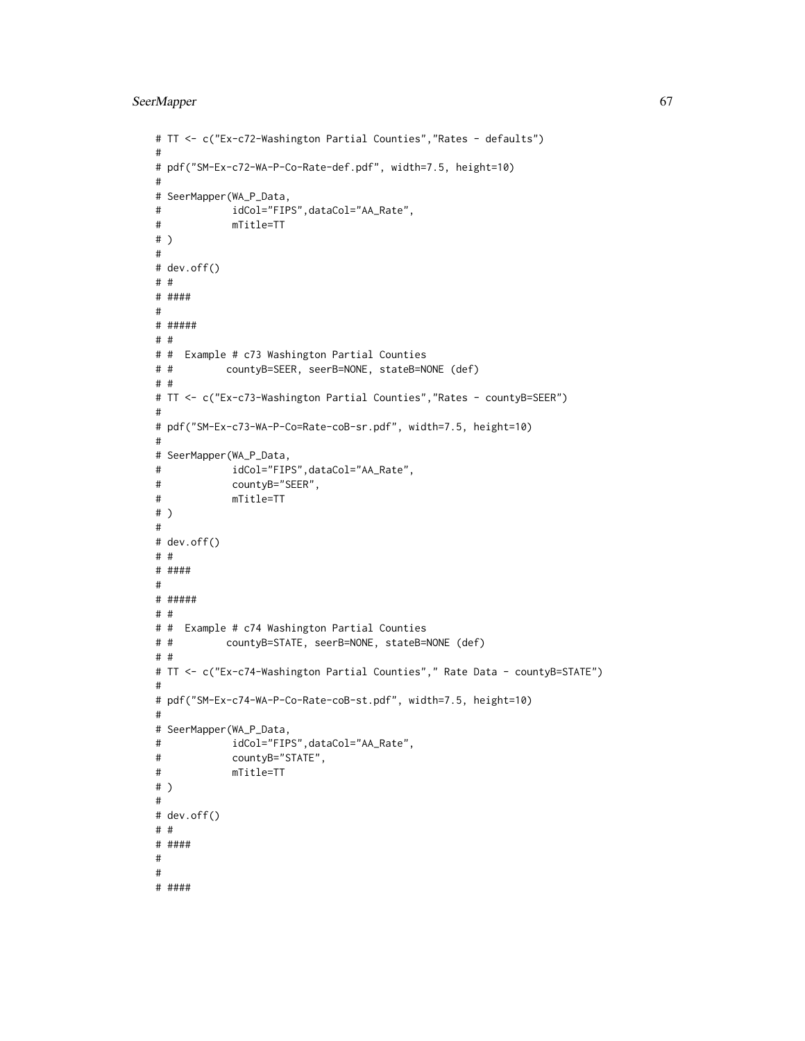```
# TT <- c("Ex-c72-Washington Partial Counties","Rates - defaults")
#
# pdf("SM-Ex-c72-WA-P-Co-Rate-def.pdf", width=7.5, height=10)
#
# SeerMapper(WA_P_Data,
#            idCol="FIPS",dataCol="AA_Rate",
#            mTitle=TT
# )
#
# dev.off()
# #
# ####
#
# #####
# #
# #  Example # c73 Washington Partial Counties
# #         countyB=SEER, seerB=NONE, stateB=NONE (def)
# #
# TT <- c("Ex-c73-Washington Partial Counties","Rates - countyB=SEER")
#
# pdf("SM-Ex-c73-WA-P-Co=Rate-coB-sr.pdf", width=7.5, height=10)
#
# SeerMapper(WA_P_Data,
#            idCol="FIPS",dataCol="AA_Rate",
#            countyB="SEER",
#            mTitle=TT
# )
#
# dev.off()
# #
# ####
#
# #####
# #
# #  Example # c74 Washington Partial Counties
# #         countyB=STATE, seerB=NONE, stateB=NONE (def)
# #
# TT <- c("Ex-c74-Washington Partial Counties"," Rate Data - countyB=STATE")
#
# pdf("SM-Ex-c74-WA-P-Co-Rate-coB-st.pdf", width=7.5, height=10)
#
# SeerMapper(WA_P_Data,
#            idCol="FIPS",dataCol="AA_Rate",
#            countyB="STATE",
#            mTitle=TT
# )
#
# dev.off()
# #
# ####
#
#
# ####
```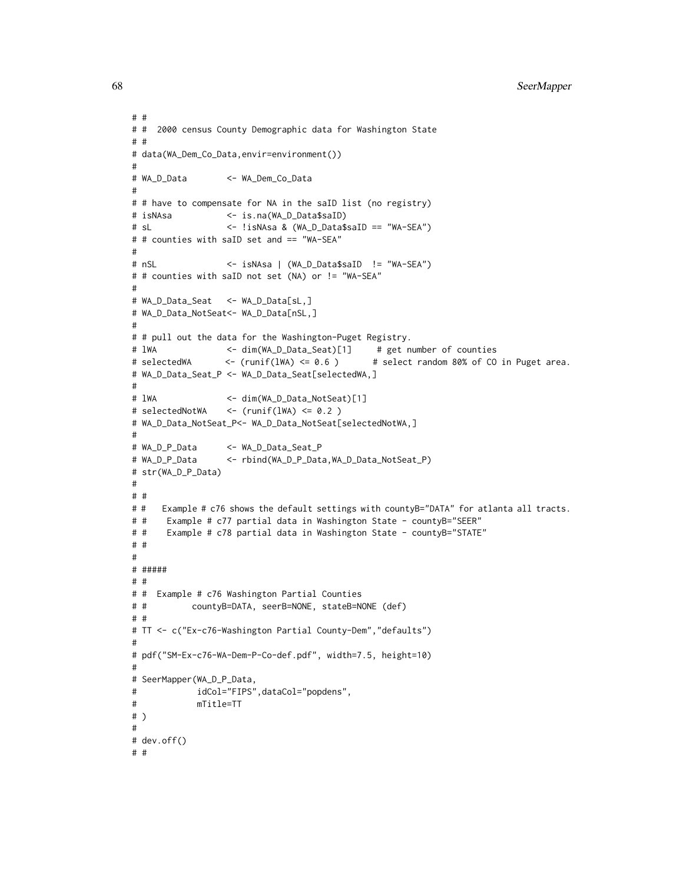```
# #
# #  2000 census County Demographic data for Washington State
# #
# data(WA_Dem_Co_Data,envir=environment())
#
# WA_D_Data        <- WA_Dem_Co_Data
#
# # have to compensate for NA in the saID list (no registry)
# isNAsa           <- is.na(WA_D_Data$saID)
# sL               <- !isNAsa & (WA_D_Data$saID == "WA-SEA")
# # counties with saID set and == "WA-SEA"
#
# nSL              <- isNAsa | (WA_D_Data$saID  != "WA-SEA")
# # counties with saID not set (NA) or != "WA-SEA"
#
# WA_D_Data_Seat   <- WA_D_Data[sL,]
# WA_D_Data_NotSeat<- WA_D_Data[nSL,]
#
# # pull out the data for the Washington-Puget Registry.
# lWA              <- dim(WA_D_Data_Seat)[1]     # get number of counties
# selectedWA       <- (runif(lWA) <= 0.6 )       # select random 80% of CO in Puget area.
# WA_D_Data_Seat_P <- WA_D_Data_Seat[selectedWA,]
#
# lWA              <- dim(WA_D_Data_NotSeat)[1]
# selectedNotWA    <- (runif(lWA) <= 0.2 )
# WA_D_Data_NotSeat_P<- WA_D_Data_NotSeat[selectedNotWA,]
#
# WA_D_P_Data      <- WA_D_Data_Seat_P
# WA_D_P_Data      <- rbind(WA_D_P_Data,WA_D_Data_NotSeat_P)
# str(WA_D_P_Data)
#
# #
# #   Example # c76 shows the default settings with countyB="DATA" for atlanta all tracts.
# #    Example # c77 partial data in Washington State - countyB="SEER"
# #    Example # c78 partial data in Washington State - countyB="STATE"
# #
#
# #####
# #
# #  Example # c76 Washington Partial Counties
# #         countyB=DATA, seerB=NONE, stateB=NONE (def)
# #
# TT <- c("Ex-c76-Washington Partial County-Dem","defaults")
#
# pdf("SM-Ex-c76-WA-Dem-P-Co-def.pdf", width=7.5, height=10)
#
# SeerMapper(WA_D_P_Data,
#            idCol="FIPS",dataCol="popdens",
#            mTitle=TT
# )
#
# dev.off()
# #
```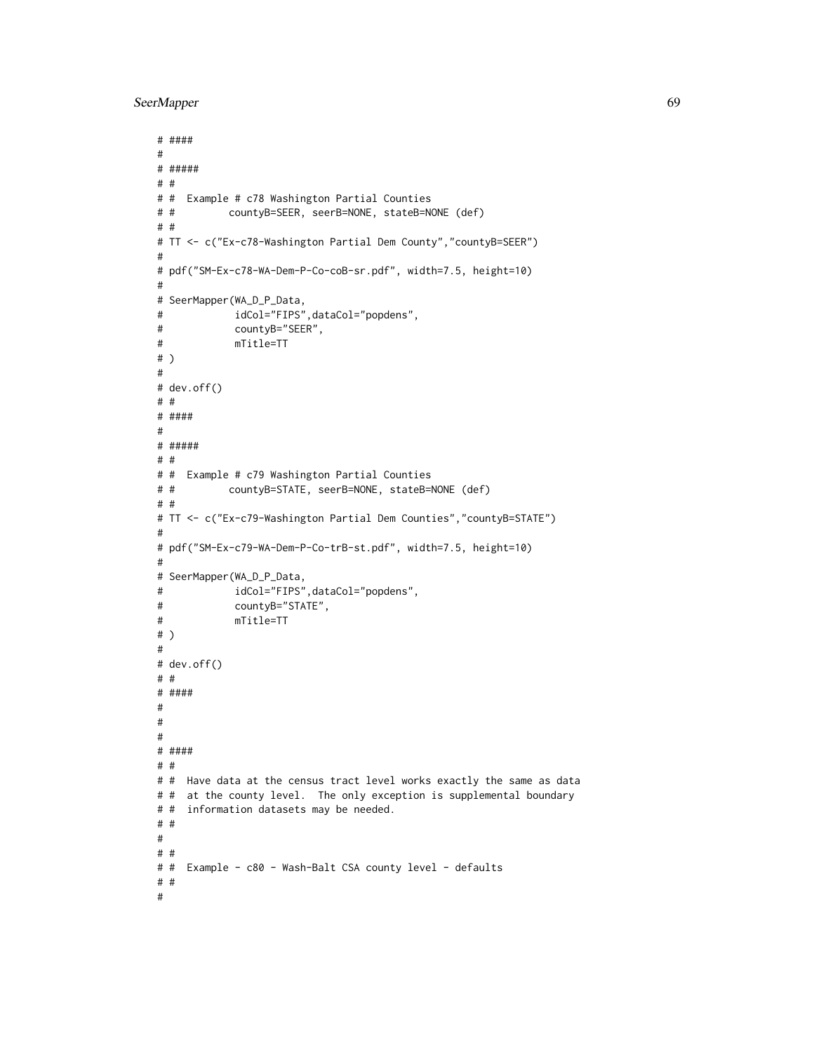```
# ####
#
# #####
# #
# #  Example # c78 Washington Partial Counties
# #         countyB=SEER, seerB=NONE, stateB=NONE (def)
# #
# TT <- c("Ex-c78-Washington Partial Dem County","countyB=SEER")
#
# pdf("SM-Ex-c78-WA-Dem-P-Co-coB-sr.pdf", width=7.5, height=10)
#
# SeerMapper(WA_D_P_Data,
#            idCol="FIPS",dataCol="popdens",
#            countyB="SEER",
#            mTitle=TT
# )
#
# dev.off()
# #
# ####
#
# #####
# #
# #  Example # c79 Washington Partial Counties
# #         countyB=STATE, seerB=NONE, stateB=NONE (def)
# #
# TT <- c("Ex-c79-Washington Partial Dem Counties","countyB=STATE")
#
# pdf("SM-Ex-c79-WA-Dem-P-Co-trB-st.pdf", width=7.5, height=10)
#
# SeerMapper(WA_D_P_Data,
#            idCol="FIPS",dataCol="popdens",
#            countyB="STATE",
#            mTitle=TT
# )
#
# dev.off()
# #
# ####
#
#
#
# ####
# #
# #  Have data at the census tract level works exactly the same as data
# #  at the county level.  The only exception is supplemental boundary
# #  information datasets may be needed.
# #
#
# #
# #  Example - c80 - Wash-Balt CSA county level - defaults
# #
#
```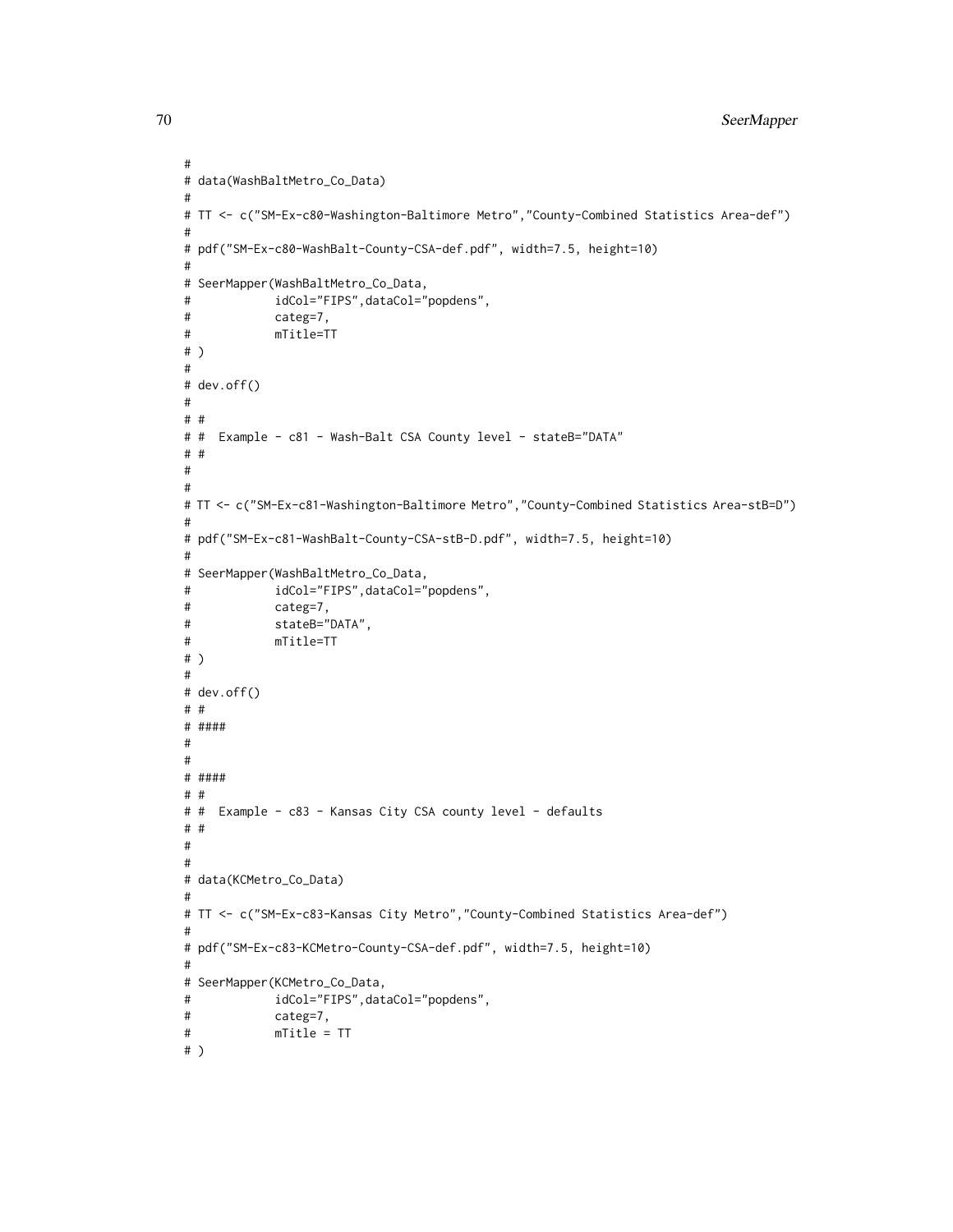```
#
# data(WashBaltMetro_Co_Data)
#
# TT <- c("SM-Ex-c80-Washington-Baltimore Metro","County-Combined Statistics Area-def")
#
# pdf("SM-Ex-c80-WashBalt-County-CSA-def.pdf", width=7.5, height=10)
#
# SeerMapper(WashBaltMetro_Co_Data,
#            idCol="FIPS",dataCol="popdens",
#            categ=7,
#            mTitle=TT
# )
#
# dev.off()
#
# #
# #  Example - c81 - Wash-Balt CSA County level - stateB="DATA"
# #
#
#
# TT <- c("SM-Ex-c81-Washington-Baltimore Metro","County-Combined Statistics Area-stB=D")
#
# pdf("SM-Ex-c81-WashBalt-County-CSA-stB-D.pdf", width=7.5, height=10)
#
# SeerMapper(WashBaltMetro_Co_Data,
#            idCol="FIPS",dataCol="popdens",
#            categ=7,
#            stateB="DATA",
#            mTitle=TT
# )
#
# dev.off()
# #
# ####
#
#
# ####
# #
# #  Example - c83 - Kansas City CSA county level - defaults
# #
#
#
# data(KCMetro_Co_Data)
#
# TT <- c("SM-Ex-c83-Kansas City Metro","County-Combined Statistics Area-def")
#
# pdf("SM-Ex-c83-KCMetro-County-CSA-def.pdf", width=7.5, height=10)
#
# SeerMapper(KCMetro_Co_Data,
#            idCol="FIPS",dataCol="popdens",
#            categ=7,
#            mTitle = TT
# )
```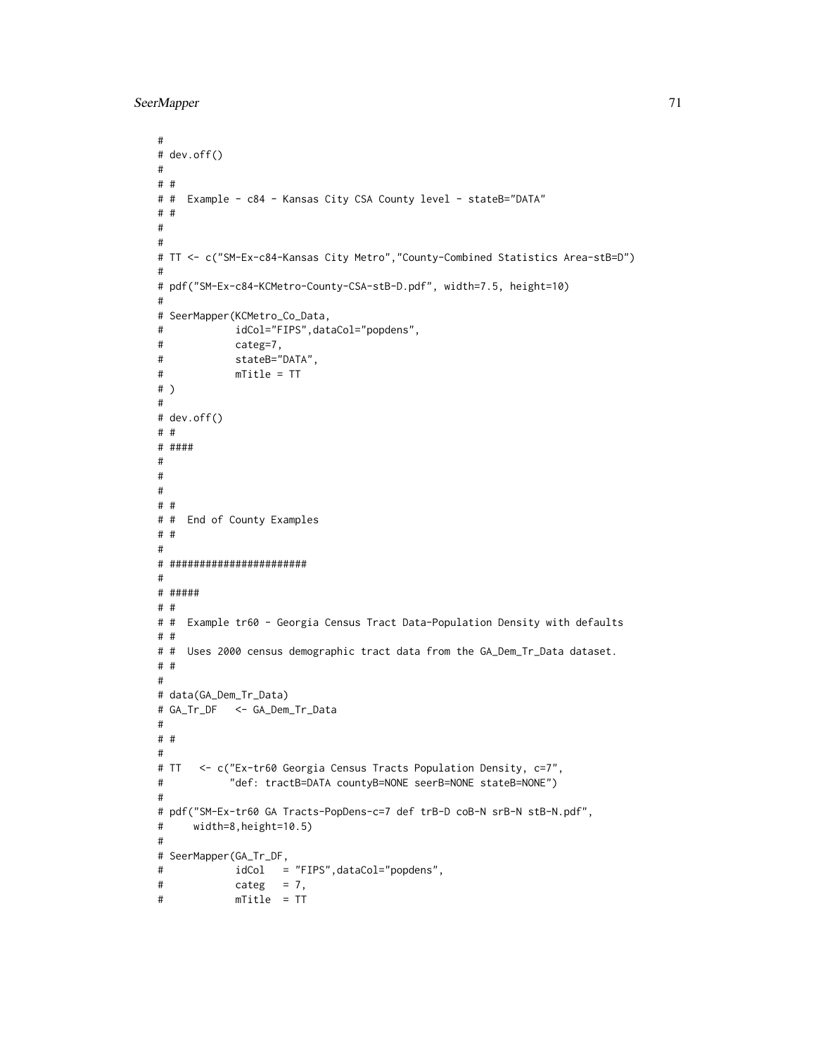```
#
# dev.off()
#
# #
# #  Example - c84 - Kansas City CSA County level - stateB="DATA"
# #
#
#
# TT <- c("SM-Ex-c84-Kansas City Metro","County-Combined Statistics Area-stB=D")
#
# pdf("SM-Ex-c84-KCMetro-County-CSA-stB-D.pdf", width=7.5, height=10)
#
# SeerMapper(KCMetro_Co_Data,
#            idCol="FIPS",dataCol="popdens",
#            categ=7,
#            stateB="DATA",
#            mTitle = TT
# )
#
# dev.off()
# #
# ####
#
#
#
# #
# #  End of County Examples
# #
#
# ######################
#
# #####
# #
# #  Example tr60 - Georgia Census Tract Data-Population Density with defaults
# #
# #  Uses 2000 census demographic tract data from the GA_Dem_Tr_Data dataset.
# #
#
# data(GA_Dem_Tr_Data)
# GA_Tr_DF   <- GA_Dem_Tr_Data
#
# #
#
# TT   <- c("Ex-tr60 Georgia Census Tracts Population Density, c=7",
#           "def: tractB=DATA countyB=NONE seerB=NONE stateB=NONE")
#
# pdf("SM-Ex-tr60 GA Tracts-PopDens-c=7 def trB-D coB-N srB-N stB-N.pdf",
#     width=8,height=10.5)
#
# SeerMapper(GA_Tr_DF,
#            idCol   = "FIPS",dataCol="popdens",
#            categ   = 7,
#            mTitle  = TT
```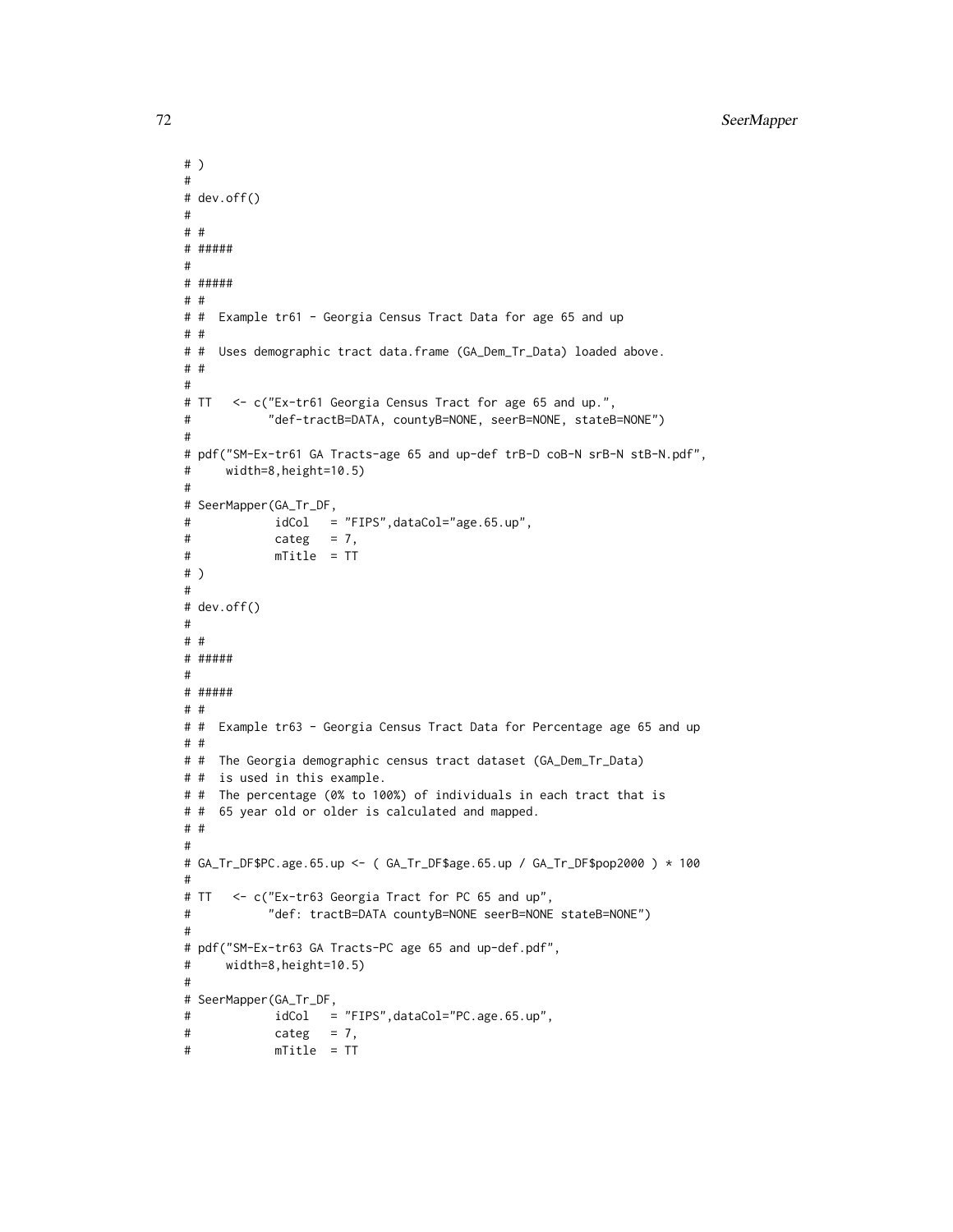```
# )
#
# dev.off()
#
# #
# #####
#
# #####
# #
# #  Example tr61 - Georgia Census Tract Data for age 65 and up
# #
# #  Uses demographic tract data.frame (GA_Dem_Tr_Data) loaded above.
# #
#
# TT   <- c("Ex-tr61 Georgia Census Tract for age 65 and up.",
#           "def-tractB=DATA, countyB=NONE, seerB=NONE, stateB=NONE")
#
# pdf("SM-Ex-tr61 GA Tracts-age 65 and up-def trB-D coB-N srB-N stB-N.pdf",
#     width=8,height=10.5)
#
# SeerMapper(GA_Tr_DF,
#            idCol   = "FIPS",dataCol="age.65.up",
#            categ   = 7,
#            mTitle  = TT
# )
#
# dev.off()
#
# #
# #####
#
# #####
# #
# #  Example tr63 - Georgia Census Tract Data for Percentage age 65 and up
# #
# #  The Georgia demographic census tract dataset (GA_Dem_Tr_Data)
# #  is used in this example.
# #  The percentage (0% to 100%) of individuals in each tract that is
# #  65 year old or older is calculated and mapped.
# #
#
# GA_Tr_DF$PC.age.65.up <- ( GA_Tr_DF$age.65.up / GA_Tr_DF$pop2000 ) * 100
#
# TT   <- c("Ex-tr63 Georgia Tract for PC 65 and up",
#           "def: tractB=DATA countyB=NONE seerB=NONE stateB=NONE")
#
# pdf("SM-Ex-tr63 GA Tracts-PC age 65 and up-def.pdf",
#     width=8,height=10.5)
#
# SeerMapper(GA_Tr_DF,
#            idCol   = "FIPS",dataCol="PC.age.65.up",
#            categ   = 7,
#            mTitle  = TT
```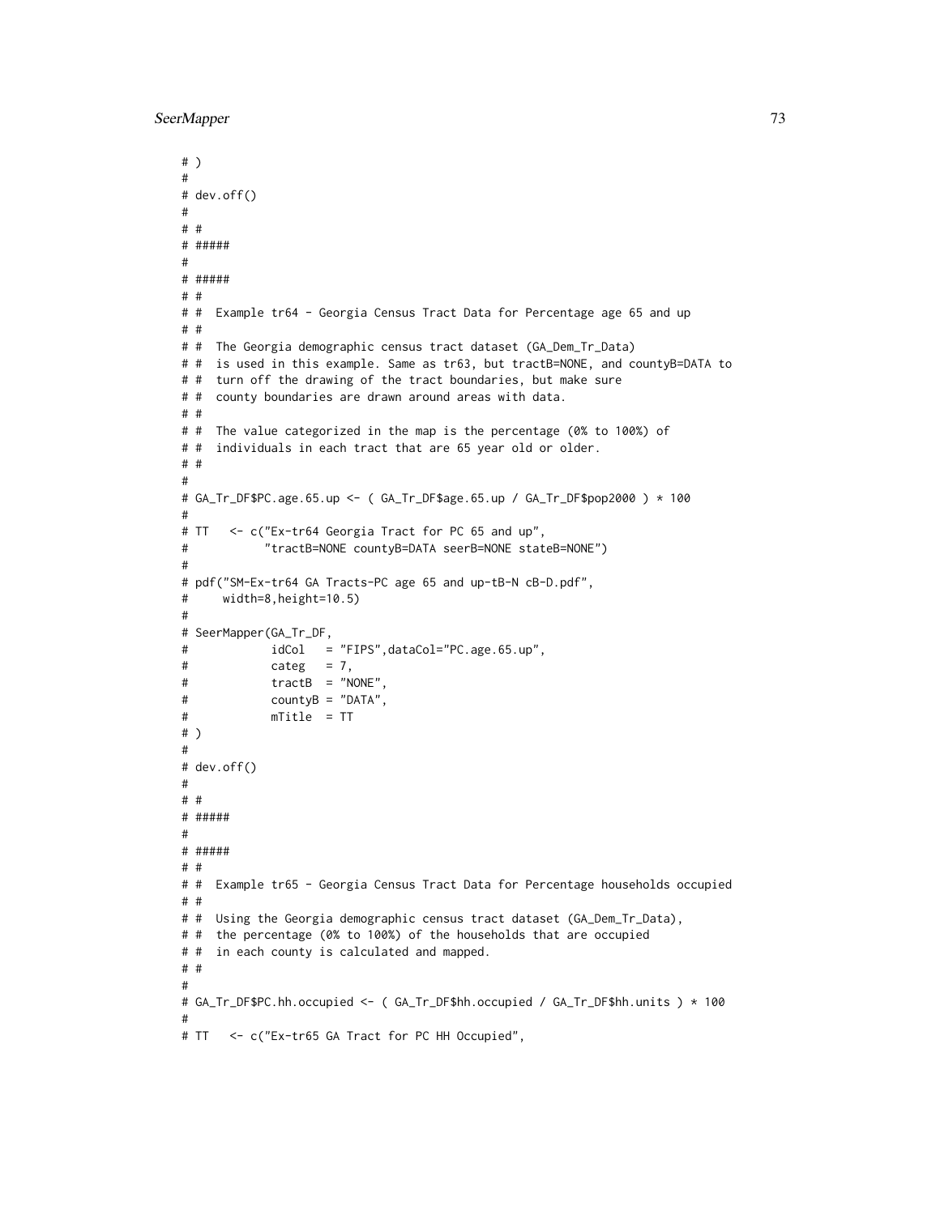```
# )
#
# dev.off()
#
# #
# #####
#
# #####
# #
# #  Example tr64 - Georgia Census Tract Data for Percentage age 65 and up
# #
# #  The Georgia demographic census tract dataset (GA_Dem_Tr_Data)
# #  is used in this example. Same as tr63, but tractB=NONE, and countyB=DATA to
# #  turn off the drawing of the tract boundaries, but make sure
# #  county boundaries are drawn around areas with data.
# #
# #  The value categorized in the map is the percentage (0% to 100%) of
# #  individuals in each tract that are 65 year old or older.
# #
#
# GA_Tr_DF$PC.age.65.up <- ( GA_Tr_DF$age.65.up / GA_Tr_DF$pop2000 ) * 100
#
# TT   <- c("Ex-tr64 Georgia Tract for PC 65 and up",
#          "tractB=NONE countyB=DATA seerB=NONE stateB=NONE")
#
# pdf("SM-Ex-tr64 GA Tracts-PC age 65 and up-tB-N cB-D.pdf",
#     width=8,height=10.5)
#
# SeerMapper(GA_Tr_DF,
#            idCol   = "FIPS",dataCol="PC.age.65.up",
#            categ   = 7,
#            tractB  = "NONE",
#            countyB = "DATA",
#            mTitle  = TT
# )
#
# dev.off()
#
# #
# #####
#
# #####
# #
# #  Example tr65 - Georgia Census Tract Data for Percentage households occupied
# #
# #  Using the Georgia demographic census tract dataset (GA_Dem_Tr_Data),
# #  the percentage (0% to 100%) of the households that are occupied
# #  in each county is calculated and mapped.
# #
#
# GA_Tr_DF$PC.hh.occupied <- ( GA_Tr_DF$hh.occupied / GA_Tr_DF$hh.units ) * 100
#
# TT   <- c("Ex-tr65 GA Tract for PC HH Occupied",
```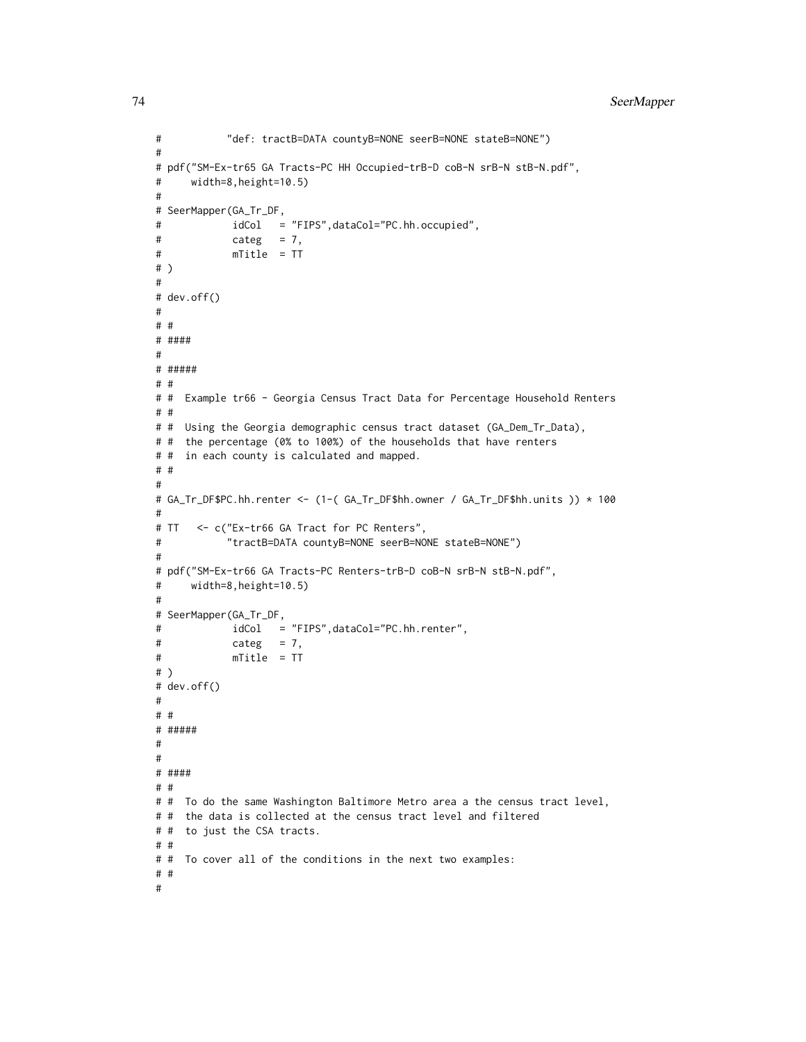```
#           "def: tractB=DATA countyB=NONE seerB=NONE stateB=NONE")
#
# pdf("SM-Ex-tr65 GA Tracts-PC HH Occupied-trB-D coB-N srB-N stB-N.pdf",
#     width=8,height=10.5)
#
# SeerMapper(GA_Tr_DF,
#            idCol   = "FIPS",dataCol="PC.hh.occupied",
#            categ   = 7,
#            mTitle  = TT
# )
#
# dev.off()
#
# #
# ####
#
# #####
# #
# #  Example tr66 - Georgia Census Tract Data for Percentage Household Renters
# #
# #  Using the Georgia demographic census tract dataset (GA_Dem_Tr_Data),
# #  the percentage (0% to 100%) of the households that have renters
# #  in each county is calculated and mapped.
# #
#
# GA_Tr_DF$PC.hh.renter <- (1-( GA_Tr_DF$hh.owner / GA_Tr_DF$hh.units )) * 100
#
# TT   <- c("Ex-tr66 GA Tract for PC Renters",
#           "tractB=DATA countyB=NONE seerB=NONE stateB=NONE")
#
# pdf("SM-Ex-tr66 GA Tracts-PC Renters-trB-D coB-N srB-N stB-N.pdf",
#     width=8,height=10.5)
#
# SeerMapper(GA_Tr_DF,
#            idCol   = "FIPS",dataCol="PC.hh.renter",
#            categ   = 7,
#            mTitle  = TT
# )
# dev.off()
#
# #
# #####
#
#
# ####
# #
# #  To do the same Washington Baltimore Metro area a the census tract level,
# #  the data is collected at the census tract level and filtered
# #  to just the CSA tracts.
# #
# #  To cover all of the conditions in the next two examples:
# #
#
```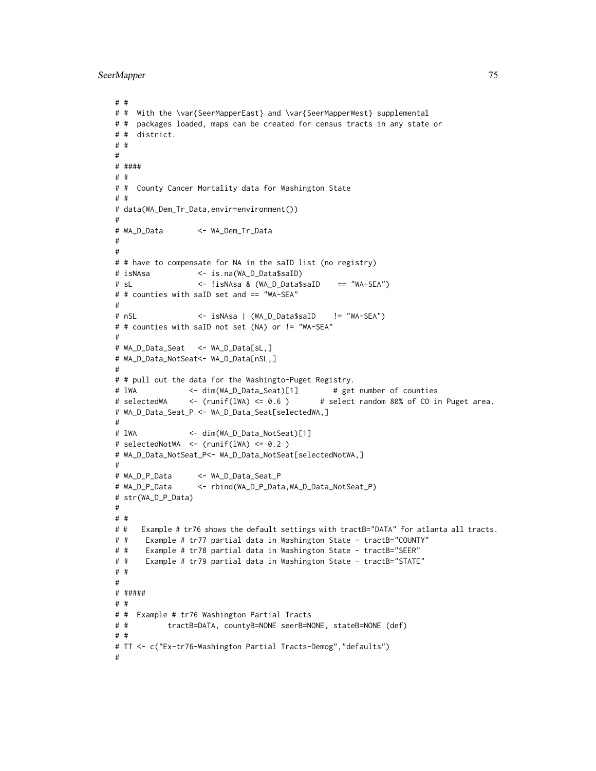```
# #
# #  With the \var{SeerMapperEast} and \var{SeerMapperWest} supplemental
# #  packages loaded, maps can be created for census tracts in any state or
# #  district.
# #
#
# ####
# #
# #  County Cancer Mortality data for Washington State
# #
# data(WA_Dem_Tr_Data,envir=environment())
#
# WA_D_Data        <- WA_Dem_Tr_Data
#
#
# # have to compensate for NA in the saID list (no registry)
# isNAsa           <- is.na(WA_D_Data$saID)
# sL               <- !isNAsa & (WA_D_Data$saID    == "WA-SEA")
# # counties with saID set and == "WA-SEA"
#
# nSL              <- isNAsa | (WA_D_Data$saID    != "WA-SEA")
# # counties with saID not set (NA) or != "WA-SEA"
#
# WA_D_Data_Seat   <- WA_D_Data[sL,]
# WA_D_Data_NotSeat<- WA_D_Data[nSL,]
#
# # pull out the data for the Washingto-Puget Registry.
# lWA            <- dim(WA_D_Data_Seat)[1]        # get number of counties
# selectedWA     <- (runif(lWA) <= 0.6 )       # select random 80% of CO in Puget area.
# WA_D_Data_Seat_P <- WA_D_Data_Seat[selectedWA,]
#
# lWA            <- dim(WA_D_Data_NotSeat)[1]
# selectedNotWA  <- (runif(lWA) <= 0.2 )
# WA_D_Data_NotSeat_P<- WA_D_Data_NotSeat[selectedNotWA,]
#
# WA_D_P_Data      <- WA_D_Data_Seat_P
# WA_D_P_Data      <- rbind(WA_D_P_Data,WA_D_Data_NotSeat_P)
# str(WA_D_P_Data)
#
# #
# #   Example # tr76 shows the default settings with tractB="DATA" for atlanta all tracts.
# #    Example # tr77 partial data in Washington State - tractB="COUNTY"
# #    Example # tr78 partial data in Washington State - tractB="SEER"
# #    Example # tr79 partial data in Washington State - tractB="STATE"
# #
#
# #####
# #
# #  Example # tr76 Washington Partial Tracts
# #         tractB=DATA, countyB=NONE seerB=NONE, stateB=NONE (def)
# #
# TT <- c("Ex-tr76-Washington Partial Tracts-Demog","defaults")
#
```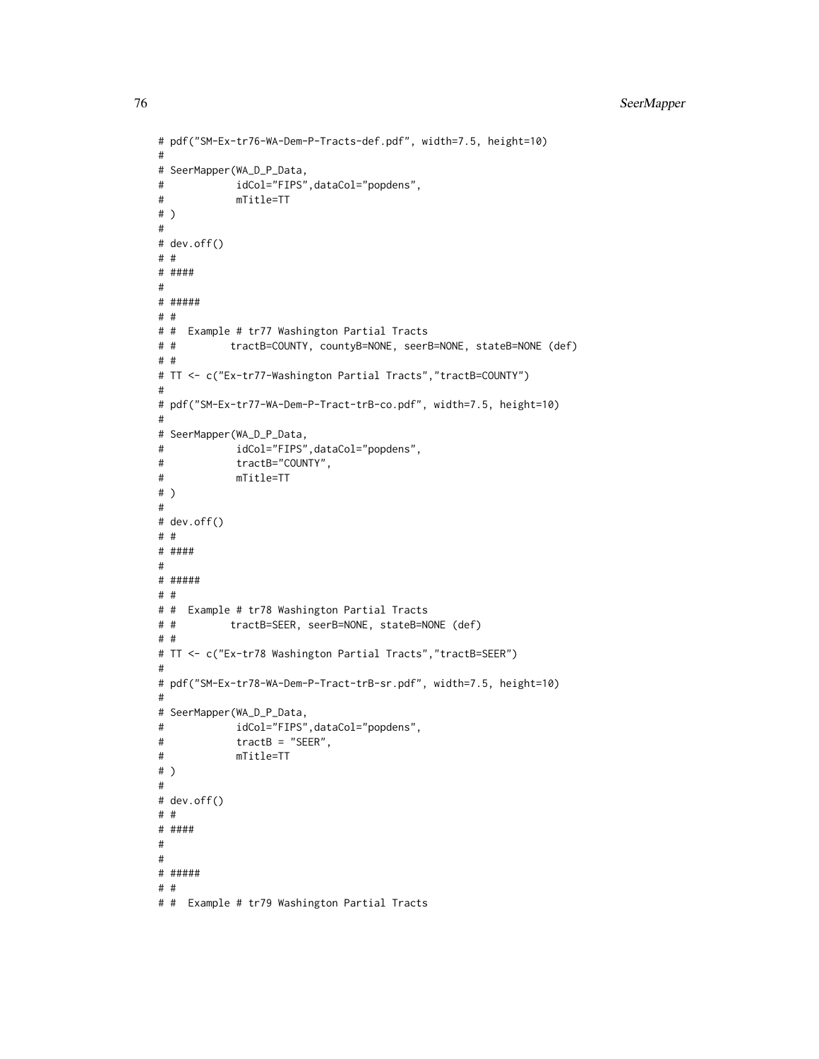```
# pdf("SM-Ex-tr76-WA-Dem-P-Tracts-def.pdf", width=7.5, height=10)
#
# SeerMapper(WA_D_P_Data,
#            idCol="FIPS",dataCol="popdens",
#            mTitle=TT
# )
#
# dev.off()
# #
# ####
#
# #####
# #
# #  Example # tr77 Washington Partial Tracts
# #         tractB=COUNTY, countyB=NONE, seerB=NONE, stateB=NONE (def)
# #
# TT <- c("Ex-tr77-Washington Partial Tracts","tractB=COUNTY")
#
# pdf("SM-Ex-tr77-WA-Dem-P-Tract-trB-co.pdf", width=7.5, height=10)
#
# SeerMapper(WA_D_P_Data,
#            idCol="FIPS",dataCol="popdens",
#            tractB="COUNTY",
#            mTitle=TT
# )
#
# dev.off()
# #
# ####
#
# #####
# #
# #  Example # tr78 Washington Partial Tracts
# #         tractB=SEER, seerB=NONE, stateB=NONE (def)
# #
# TT <- c("Ex-tr78 Washington Partial Tracts","tractB=SEER")
#
# pdf("SM-Ex-tr78-WA-Dem-P-Tract-trB-sr.pdf", width=7.5, height=10)
#
# SeerMapper(WA_D_P_Data,
#            idCol="FIPS",dataCol="popdens",
#            tractB = "SEER",
#            mTitle=TT
# )
#
# dev.off()
# #
# ####
#
#
# #####
# #
# #  Example # tr79 Washington Partial Tracts
```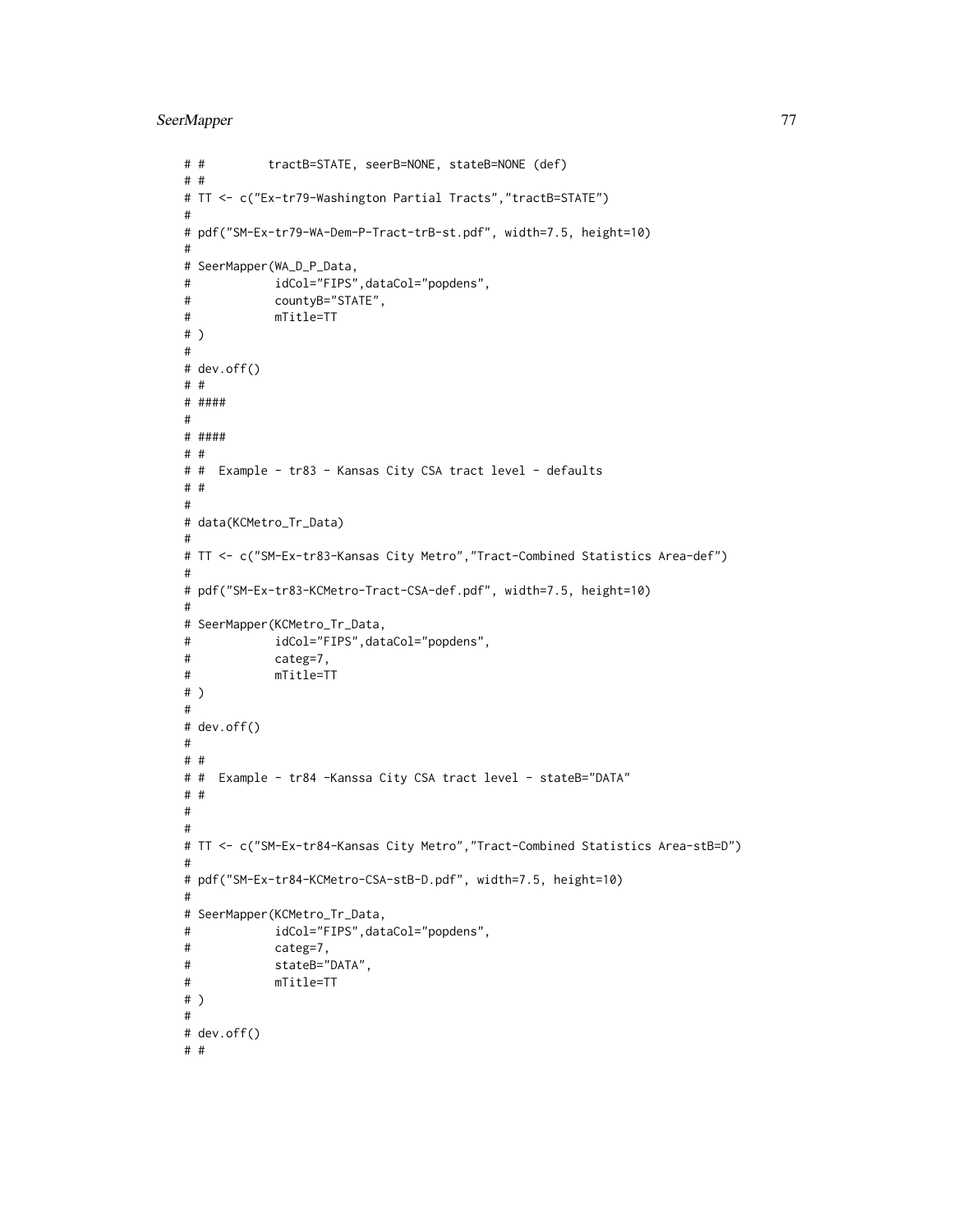```
# #         tractB=STATE, seerB=NONE, stateB=NONE (def)
# #
# TT <- c("Ex-tr79-Washington Partial Tracts","tractB=STATE")
#
# pdf("SM-Ex-tr79-WA-Dem-P-Tract-trB-st.pdf", width=7.5, height=10)
#
# SeerMapper(WA_D_P_Data,
#            idCol="FIPS",dataCol="popdens",
#            countyB="STATE",
#            mTitle=TT
# )
#
# dev.off()
# #
# ####
#
# ####
# #
# #  Example - tr83 - Kansas City CSA tract level - defaults
# #
#
# data(KCMetro_Tr_Data)
#
# TT <- c("SM-Ex-tr83-Kansas City Metro","Tract-Combined Statistics Area-def")
#
# pdf("SM-Ex-tr83-KCMetro-Tract-CSA-def.pdf", width=7.5, height=10)
#
# SeerMapper(KCMetro_Tr_Data,
#            idCol="FIPS",dataCol="popdens",
#            categ=7,
#            mTitle=TT
# )
#
# dev.off()
#
# #
# #  Example - tr84 -Kanssa City CSA tract level - stateB="DATA"
# #
#
#
# TT <- c("SM-Ex-tr84-Kansas City Metro","Tract-Combined Statistics Area-stB=D")
#
# pdf("SM-Ex-tr84-KCMetro-CSA-stB-D.pdf", width=7.5, height=10)
#
# SeerMapper(KCMetro_Tr_Data,
#            idCol="FIPS",dataCol="popdens",
#            categ=7,
#            stateB="DATA",
#            mTitle=TT
# )
#
# dev.off()
# #
```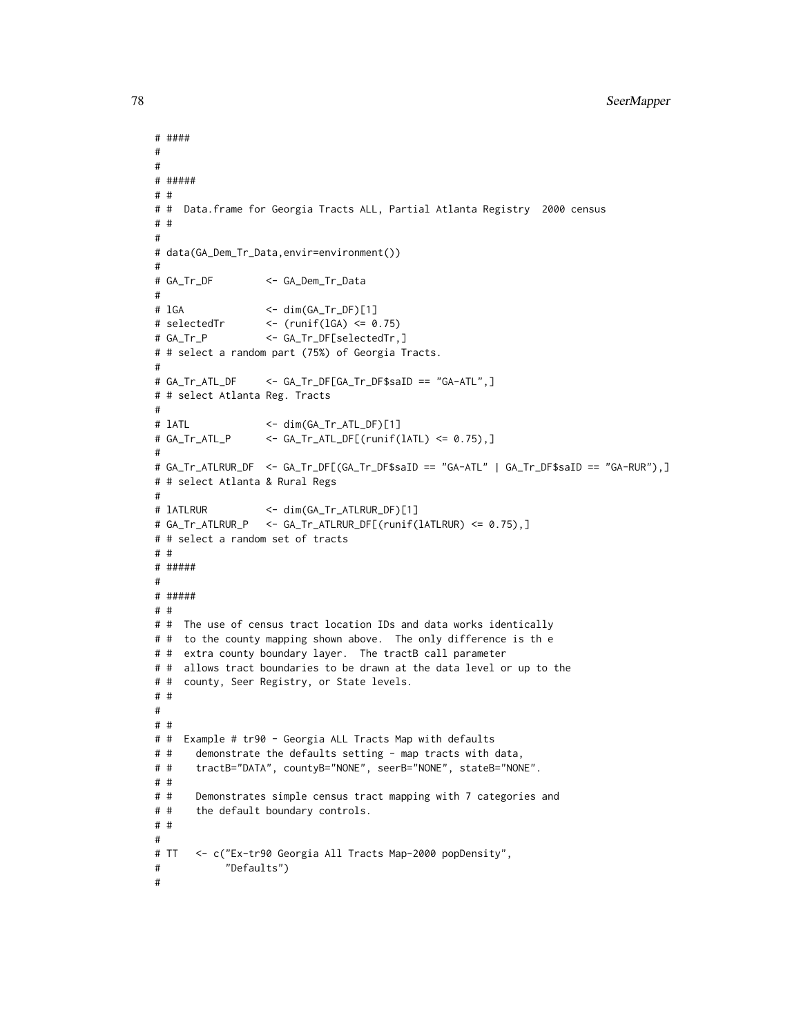```
# ####
#
#
# #####
# #
# #  Data.frame for Georgia Tracts ALL, Partial Atlanta Registry  2000 census
# #
#
# data(GA_Dem_Tr_Data,envir=environment())
#
# GA_Tr_DF         <- GA_Dem_Tr_Data
#
# lGA              <- dim(GA_Tr_DF)[1]
# selectedTr       <- (runif(lGA) <= 0.75)
# GA_Tr_P          <- GA_Tr_DF[selectedTr,]
# # select a random part (75%) of Georgia Tracts.
#
# GA_Tr_ATL_DF     <- GA_Tr_DF[GA_Tr_DF$saID == "GA-ATL",]
# # select Atlanta Reg. Tracts
#
# lATL             <- dim(GA_Tr_ATL_DF)[1]
# GA_Tr_ATL_P      <- GA_Tr_ATL_DF[(runif(lATL) <= 0.75),]
#
# GA_Tr_ATLRUR_DF  <- GA_Tr_DF[(GA_Tr_DF$saID == "GA-ATL" | GA_Tr_DF$saID == "GA-RUR"),]
# # select Atlanta & Rural Regs
#
# lATLRUR          <- dim(GA_Tr_ATLRUR_DF)[1]
# GA_Tr_ATLRUR_P   <- GA_Tr_ATLRUR_DF[(runif(lATLRUR) <= 0.75),]
# # select a random set of tracts
# #
# #####
#
# #####
# #
# #  The use of census tract location IDs and data works identically
# #  to the county mapping shown above.  The only difference is th e
# #  extra county boundary layer.  The tractB call parameter
# #  allows tract boundaries to be drawn at the data level or up to the
# #  county, Seer Registry, or State levels.
# #
#
# #
# #  Example # tr90 - Georgia ALL Tracts Map with defaults
# #    demonstrate the defaults setting - map tracts with data,
# #    tractB="DATA", countyB="NONE", seerB="NONE", stateB="NONE".
# #
# #    Demonstrates simple census tract mapping with 7 categories and
# #    the default boundary controls.
# #
#
# TT   <- c("Ex-tr90 Georgia All Tracts Map-2000 popDensity",
#           "Defaults")
#
```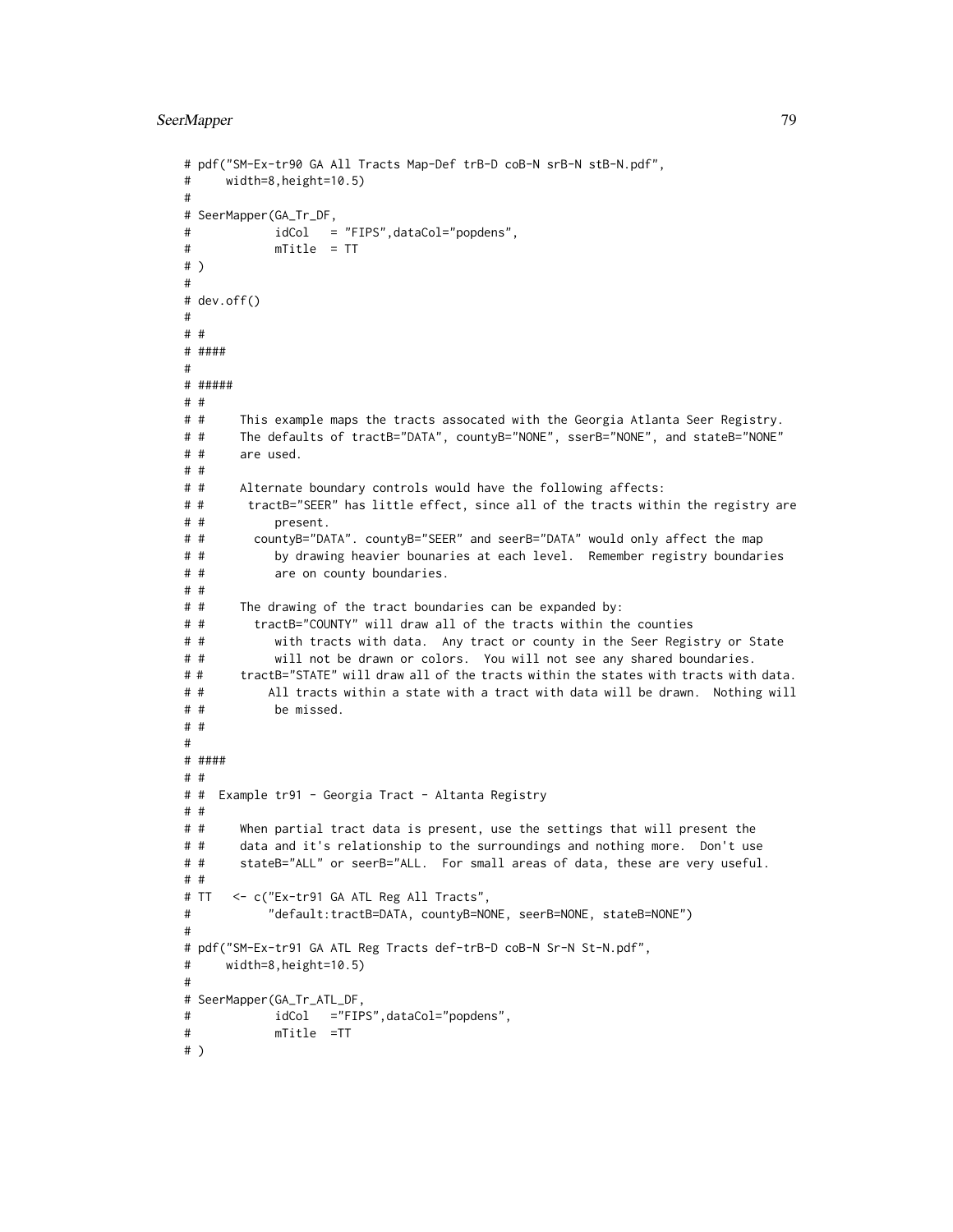```
# pdf("SM-Ex-tr90 GA All Tracts Map-Def trB-D coB-N srB-N stB-N.pdf",
#     width=8,height=10.5)
#
# SeerMapper(GA_Tr_DF,
#            idCol   = "FIPS",dataCol="popdens",
#            mTitle  = TT
# )
#
# dev.off()
#
# #
# ####
#
# #####
# #
# #     This example maps the tracts assocated with the Georgia Atlanta Seer Registry.
# #     The defaults of tractB="DATA", countyB="NONE", sserB="NONE", and stateB="NONE"
# #     are used.
# #
# #     Alternate boundary controls would have the following affects:
# #      tractB="SEER" has little effect, since all of the tracts within the registry are
# #          present.
# #       countyB="DATA". countyB="SEER" and seerB="DATA" would only affect the map
# #          by drawing heavier bounaries at each level.  Remember registry boundaries
# #          are on county boundaries.
# #
# #     The drawing of the tract boundaries can be expanded by:
# #       tractB="COUNTY" will draw all of the tracts within the counties
# #          with tracts with data.  Any tract or county in the Seer Registry or State
# #          will not be drawn or colors.  You will not see any shared boundaries.
# #     tractB="STATE" will draw all of the tracts within the states with tracts with data.
# #         All tracts within a state with a tract with data will be drawn.  Nothing will
# #          be missed.
# #
#
# ####
# #
# #  Example tr91 - Georgia Tract - Altanta Registry
# #
# #     When partial tract data is present, use the settings that will present the
# #     data and it's relationship to the surroundings and nothing more.  Don't use
# #     stateB="ALL" or seerB="ALL.  For small areas of data, these are very useful.
# #
# TT   <- c("Ex-tr91 GA ATL Reg All Tracts",
#          "default:tractB=DATA, countyB=NONE, seerB=NONE, stateB=NONE")
#
# pdf("SM-Ex-tr91 GA ATL Reg Tracts def-trB-D coB-N Sr-N St-N.pdf",
#     width=8,height=10.5)
#
# SeerMapper(GA_Tr_ATL_DF,
#            idCol   ="FIPS",dataCol="popdens",
#            mTitle  =TT
# )
```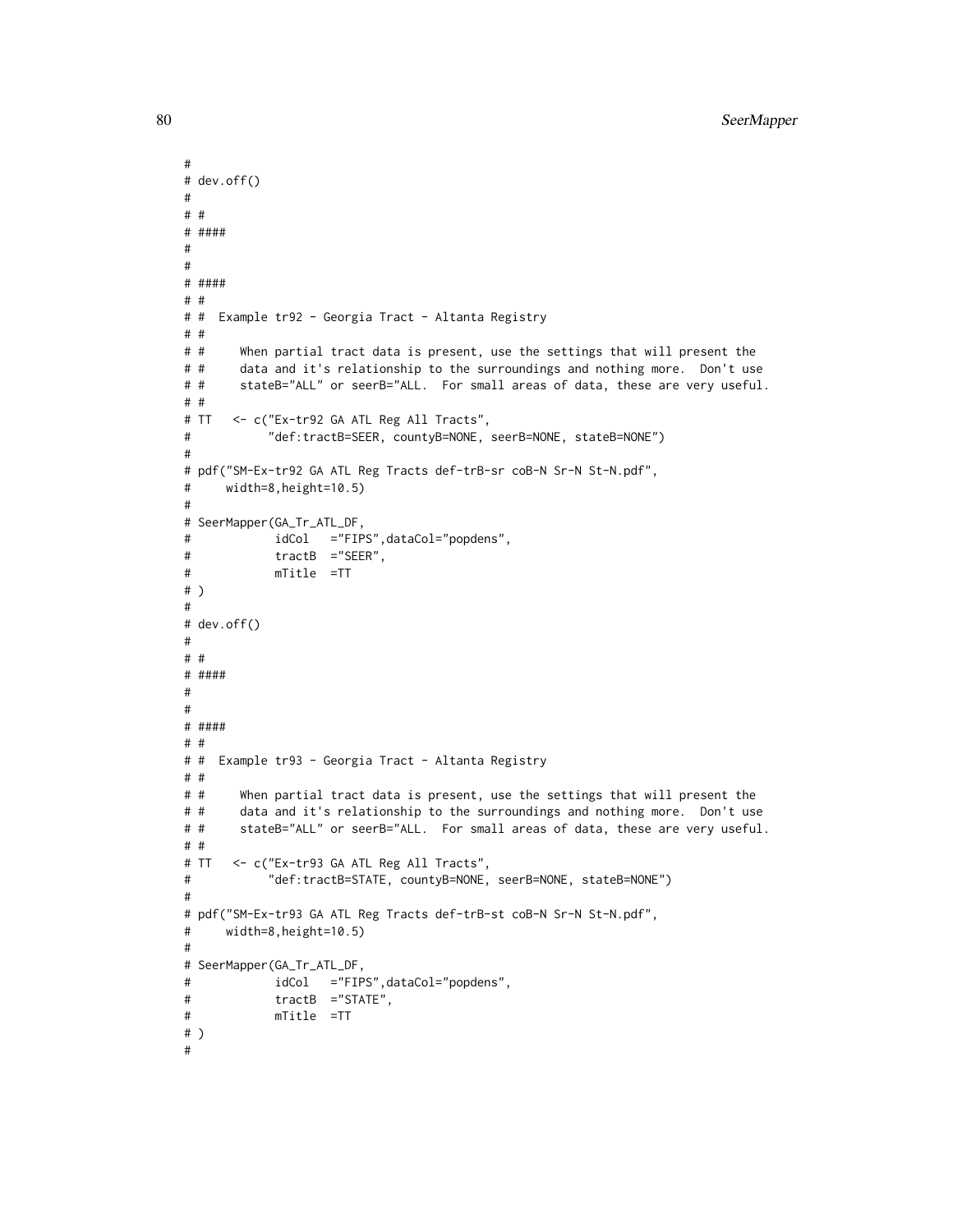```
#
# dev.off()
#
# #
# ####
#
#
# ####
# #
# #  Example tr92 - Georgia Tract - Altanta Registry
# #
# #     When partial tract data is present, use the settings that will present the
# #     data and it's relationship to the surroundings and nothing more.  Don't use
# #     stateB="ALL" or seerB="ALL.  For small areas of data, these are very useful.
# #
# TT   <- c("Ex-tr92 GA ATL Reg All Tracts",
#           "def:tractB=SEER, countyB=NONE, seerB=NONE, stateB=NONE")
#
# pdf("SM-Ex-tr92 GA ATL Reg Tracts def-trB-sr coB-N Sr-N St-N.pdf",
#     width=8,height=10.5)
#
# SeerMapper(GA_Tr_ATL_DF,
#            idCol   ="FIPS",dataCol="popdens",
#            tractB  ="SEER",
#            mTitle  =TT
# )
#
# dev.off()
#
# #
# ####
#
#
# ####
# #
# #  Example tr93 - Georgia Tract - Altanta Registry
# #
# #     When partial tract data is present, use the settings that will present the
# #     data and it's relationship to the surroundings and nothing more.  Don't use
# #     stateB="ALL" or seerB="ALL.  For small areas of data, these are very useful.
# #
# TT   <- c("Ex-tr93 GA ATL Reg All Tracts",
#           "def:tractB=STATE, countyB=NONE, seerB=NONE, stateB=NONE")
#
# pdf("SM-Ex-tr93 GA ATL Reg Tracts def-trB-st coB-N Sr-N St-N.pdf",
#     width=8,height=10.5)
#
# SeerMapper(GA_Tr_ATL_DF,
#            idCol   ="FIPS",dataCol="popdens",
#            tractB  ="STATE",
#            mTitle  =TT
# )
#
```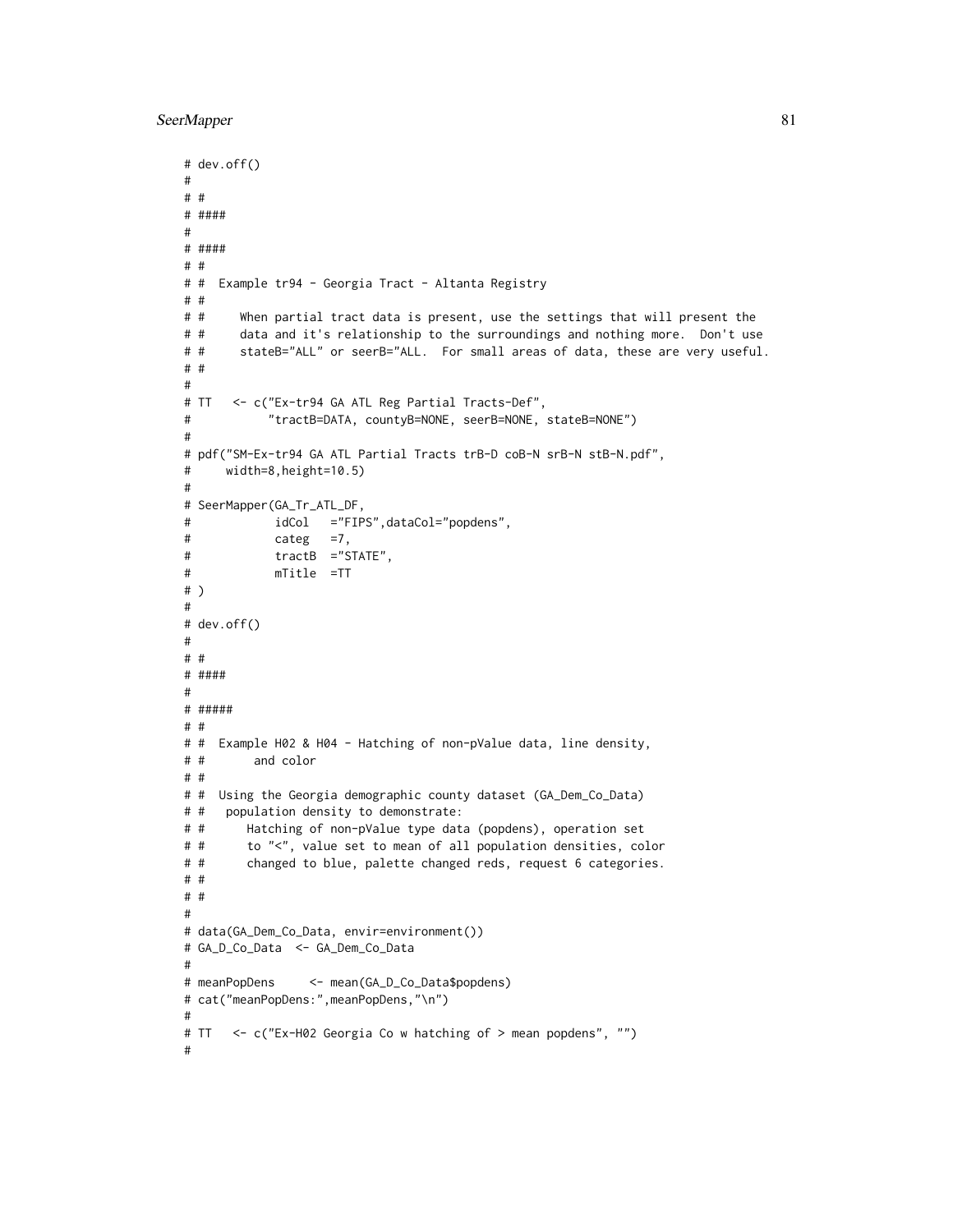```
# dev.off()
#
# #
# ####
#
# ####
# #
# #  Example tr94 - Georgia Tract - Altanta Registry
# #
# #     When partial tract data is present, use the settings that will present the
# #     data and it's relationship to the surroundings and nothing more.  Don't use
# #     stateB="ALL" or seerB="ALL.  For small areas of data, these are very useful.
# #
#
# TT   <- c("Ex-tr94 GA ATL Reg Partial Tracts-Def",
#           "tractB=DATA, countyB=NONE, seerB=NONE, stateB=NONE")
#
# pdf("SM-Ex-tr94 GA ATL Partial Tracts trB-D coB-N srB-N stB-N.pdf",
#     width=8,height=10.5)
#
# SeerMapper(GA_Tr_ATL_DF,
#            idCol   ="FIPS",dataCol="popdens",
#            categ   =7,
#            tractB  ="STATE",
#            mTitle  =TT
# )
#
# dev.off()
#
# #
# ####
#
# #####
# #
# #  Example H02 & H04 - Hatching of non-pValue data, line density,
# #       and color
# #
# #  Using the Georgia demographic county dataset (GA_Dem_Co_Data)
# #   population density to demonstrate:
# #      Hatching of non-pValue type data (popdens), operation set
# #      to "<", value set to mean of all population densities, color
# #      changed to blue, palette changed reds, request 6 categories.
# #
# #
#
# data(GA_Dem_Co_Data, envir=environment())
# GA_D_Co_Data  <- GA_Dem_Co_Data
#
# meanPopDens     <- mean(GA_D_Co_Data$popdens)
# cat("meanPopDens:",meanPopDens,"\n")
#
# TT   <- c("Ex-H02 Georgia Co w hatching of > mean popdens", "")
#
```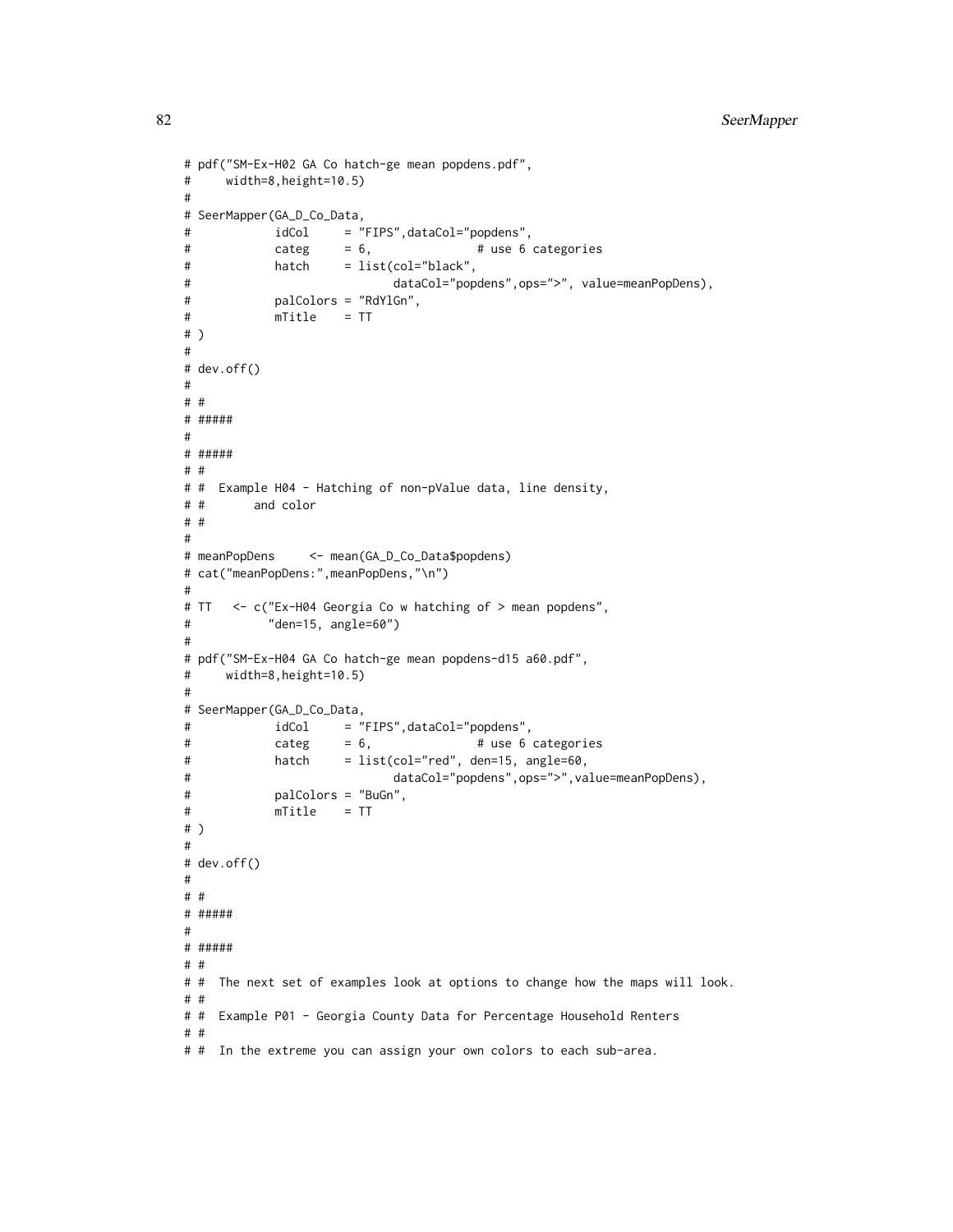```
# pdf("SM-Ex-H02 GA Co hatch-ge mean popdens.pdf",
#      width=8,height=10.5)
#
# SeerMapper(GA_D_Co_Data,
#            idCol     = "FIPS",dataCol="popdens",
#            categ     = 6,              # use 6 categories
#            hatch     = list(col="black",
#                            dataCol="popdens",ops=">", value=meanPopDens),
#            palColors = "RdYlGn",
#            mTitle    = TT
# )
#
# dev.off()
#
# #
# #####
#
# #####
# #
# #  Example H04 - Hatching of non-pValue data, line density,
# #       and color
# #
#
# meanPopDens     <- mean(GA_D_Co_Data$popdens)
# cat("meanPopDens:",meanPopDens,"\n")
#
# TT   <- c("Ex-H04 Georgia Co w hatching of > mean popdens",
#           "den=15, angle=60")
#
# pdf("SM-Ex-H04 GA Co hatch-ge mean popdens-d15 a60.pdf",
#      width=8,height=10.5)
#
# SeerMapper(GA_D_Co_Data,
#            idCol     = "FIPS",dataCol="popdens",
#            categ     = 6,              # use 6 categories
#            hatch     = list(col="red", den=15, angle=60,
#                            dataCol="popdens",ops=">",value=meanPopDens),
#            palColors = "BuGn",
#            mTitle    = TT
# )
#
# dev.off()
#
# #
# #####
#
# #####
# #
# #  The next set of examples look at options to change how the maps will look.
# #
# #  Example P01 - Georgia County Data for Percentage Household Renters
# #
# #  In the extreme you can assign your own colors to each sub-area.
```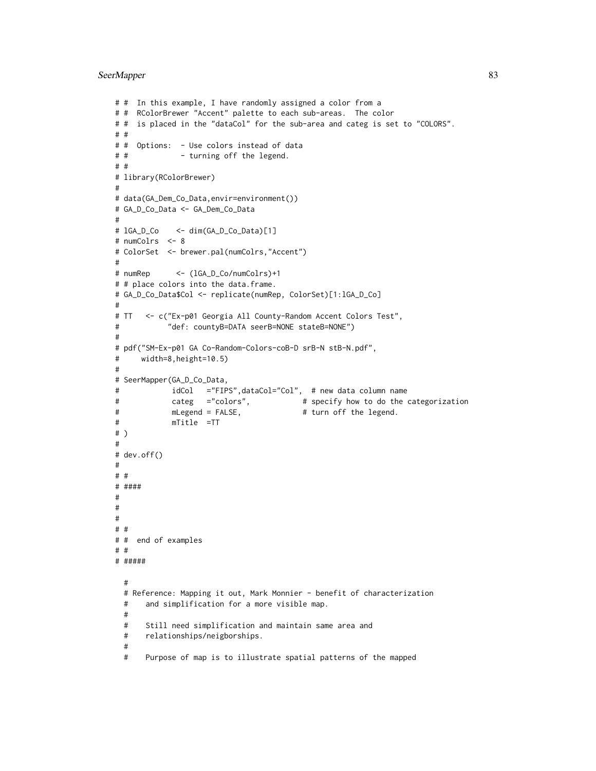```
# #  In this example, I have randomly assigned a color from a
# #  RColorBrewer "Accent" palette to each sub-areas.  The color
# #  is placed in the "dataCol" for the sub-area and categ is set to "COLORS".
# #
# #  Options:  - Use colors instead of data
# #            - turning off the legend.
# #
# library(RColorBrewer)
#
# data(GA_Dem_Co_Data,envir=environment())
# GA_D_Co_Data <- GA_Dem_Co_Data
#
# lGA_D_Co    <- dim(GA_D_Co_Data)[1]
# numColrs  <- 8
# ColorSet  <- brewer.pal(numColrs,"Accent")
#
# numRep      <- (lGA_D_Co/numColrs)+1
# # place colors into the data.frame.
# GA_D_Co_Data$Col <- replicate(numRep, ColorSet)[1:lGA_D_Co]
#
# TT   <- c("Ex-p01 Georgia All County-Random Accent Colors Test",
#           "def: countyB=DATA seerB=NONE stateB=NONE")
#
# pdf("SM-Ex-p01 GA Co-Random-Colors-coB-D srB-N stB-N.pdf",
#     width=8,height=10.5)
#
# SeerMapper(GA_D_Co_Data,
#            idCol   ="FIPS",dataCol="Col",  # new data column name
#            categ   ="colors",            # specify how to do the categorization
#            mLegend = FALSE,              # turn off the legend.
#            mTitle  =TT
# )
#
# dev.off()
#
# #
# ####
#
#
#
# #
# #  end of examples
# #
# #####

  #
  # Reference: Mapping it out, Mark Monnier - benefit of characterization
  #    and simplification for a more visible map.
  #
  #    Still need simplification and maintain same area and
  #    relationships/neigborships.
  #
  #    Purpose of map is to illustrate spatial patterns of the mapped
```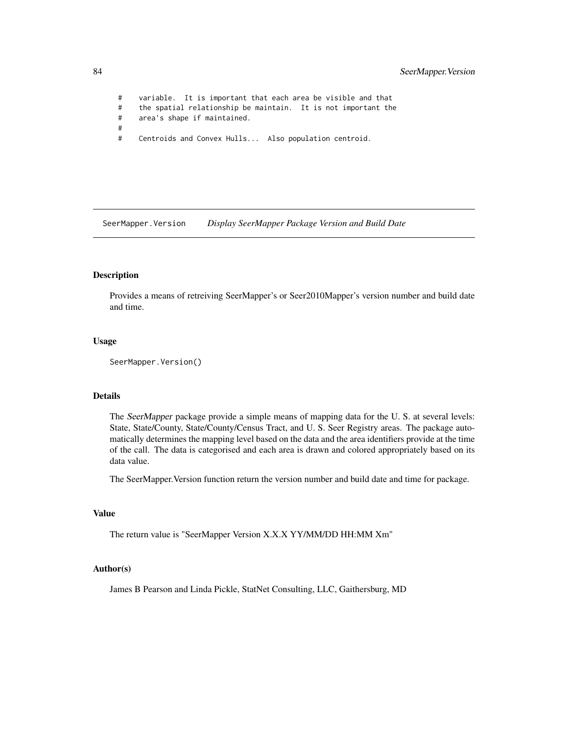```
#    variable.  It is important that each area be visible and that
#    the spatial relationship be maintain.  It is not important the
#    area's shape if maintained.
#
#    Centroids and Convex Hulls...  Also population centroid.
```

## SeerMapper.Version    *Display SeerMapper Package Version and Build Date*

### Description

Provides a means of retreiving SeerMapper's or Seer2010Mapper's version number and build date and time.

### Usage

```
SeerMapper.Version()
```

### Details

The *SeerMapper* package provide a simple means of mapping data for the U. S. at several levels: State, State/County, State/County/Census Tract, and U. S. Seer Registry areas. The package automatically determines the mapping level based on the data and the area identifiers provide at the time of the call. The data is categorised and each area is drawn and colored appropriately based on its data value.

The SeerMapper.Version function return the version number and build date and time for package.

### Value

The return value is "SeerMapper Version X.X.X YY/MM/DD HH:MM Xm"

### Author(s)

James B Pearson and Linda Pickle, StatNet Consulting, LLC, Gaithersburg, MD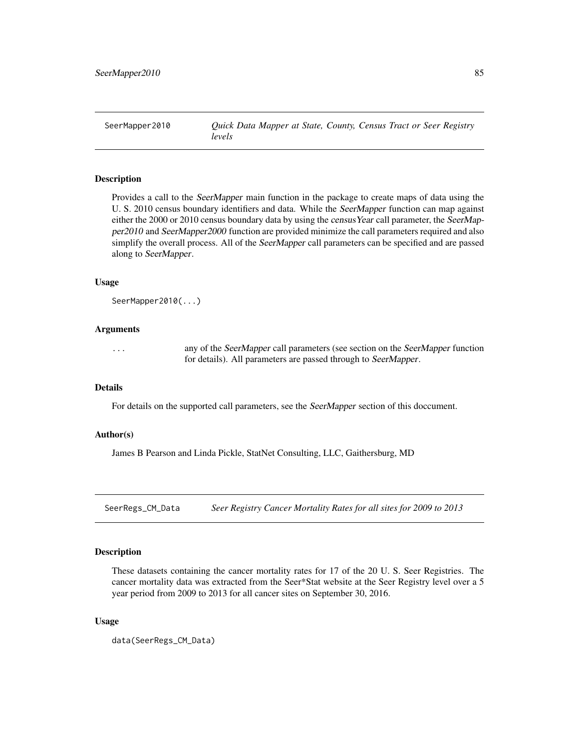## SeerMapper2010 — *Quick Data Mapper at State, County, Census Tract or Seer Registry levels*

### Description

Provides a call to the *SeerMapper* main function in the package to create maps of data using the U. S. 2010 census boundary identifiers and data. While the *SeerMapper* function can map against either the 2000 or 2010 census boundary data by using the *censusYear* call parameter, the *SeerMapper2010* and *SeerMapper2000* function are provided minimize the call parameters required and also simplify the overall process. All of the *SeerMapper* call parameters can be specified and are passed along to *SeerMapper*.

### Usage

```
SeerMapper2010(...)
```

### Arguments

| | |
|---|---|
| `...` | any of the *SeerMapper* call parameters (see section on the *SeerMapper* function for details). All parameters are passed through to *SeerMapper*. |

### Details

For details on the supported call parameters, see the *SeerMapper* section of this doccument.

### Author(s)

James B Pearson and Linda Pickle, StatNet Consulting, LLC, Gaithersburg, MD

## SeerRegs_CM_Data — *Seer Registry Cancer Mortality Rates for all sites for 2009 to 2013*

### Description

These datasets containing the cancer mortality rates for 17 of the 20 U. S. Seer Registries. The cancer mortality data was extracted from the Seer*Stat website at the Seer Registry level over a 5 year period from 2009 to 2013 for all cancer sites on September 30, 2016.

### Usage

```
data(SeerRegs_CM_Data)
```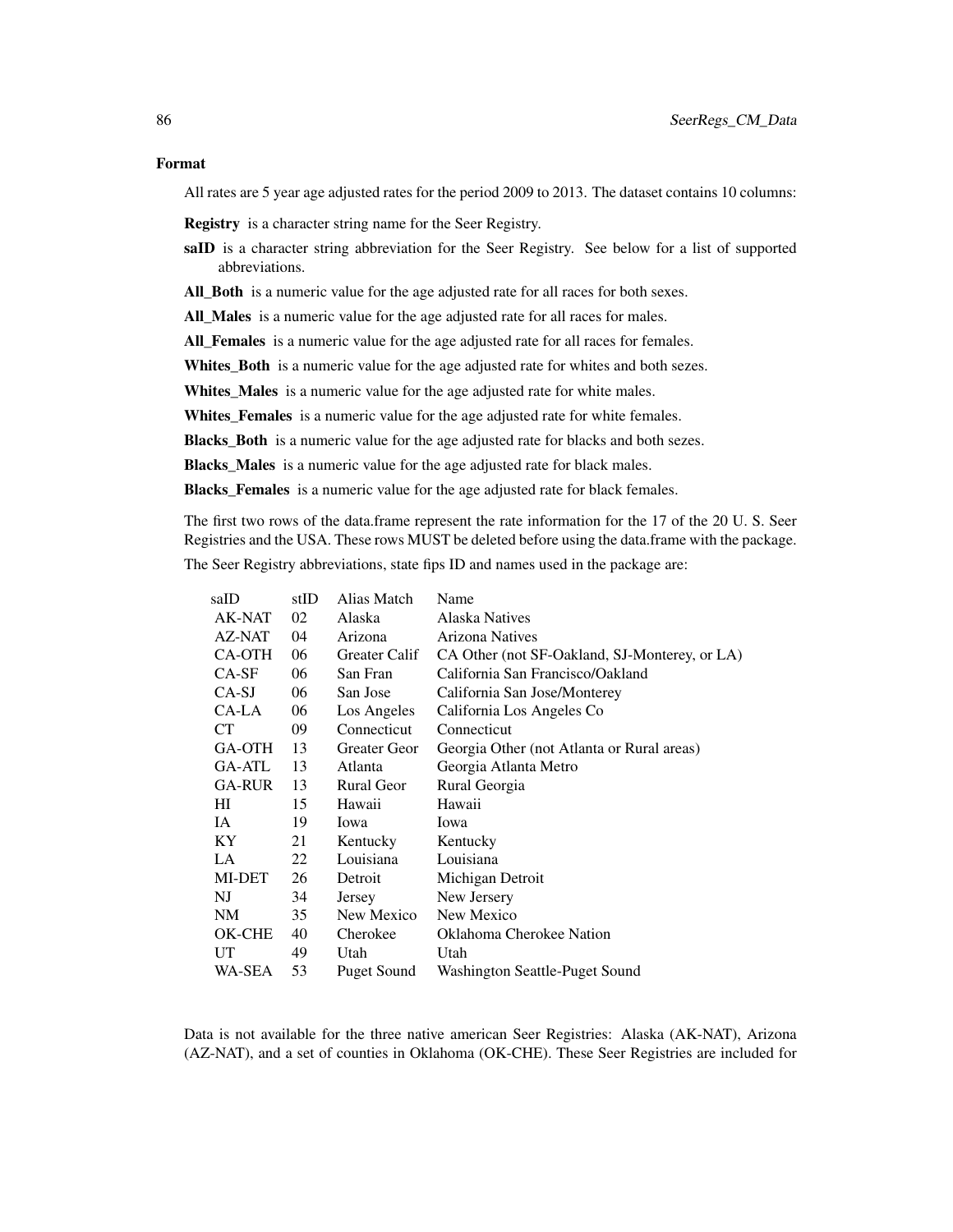## Format

All rates are 5 year age adjusted rates for the period 2009 to 2013. The dataset contains 10 columns:

**Registry** is a character string name for the Seer Registry.

**saID** is a character string abbreviation for the Seer Registry. See below for a list of supported abbreviations.

**All_Both** is a numeric value for the age adjusted rate for all races for both sexes.

**All_Males** is a numeric value for the age adjusted rate for all races for males.

**All_Females** is a numeric value for the age adjusted rate for all races for females.

**Whites_Both** is a numeric value for the age adjusted rate for whites and both sezes.

**Whites_Males** is a numeric value for the age adjusted rate for white males.

**Whites_Females** is a numeric value for the age adjusted rate for white females.

**Blacks_Both** is a numeric value for the age adjusted rate for blacks and both sezes.

**Blacks_Males** is a numeric value for the age adjusted rate for black males.

**Blacks_Females** is a numeric value for the age adjusted rate for black females.

The first two rows of the data.frame represent the rate information for the 17 of the 20 U. S. Seer Registries and the USA. These rows MUST be deleted before using the data.frame with the package.

The Seer Registry abbreviations, state fips ID and names used in the package are:

| saID | stID | Alias Match | Name |
|---|---|---|---|
| AK-NAT | 02 | Alaska | Alaska Natives |
| AZ-NAT | 04 | Arizona | Arizona Natives |
| CA-OTH | 06 | Greater Calif | CA Other (not SF-Oakland, SJ-Monterey, or LA) |
| CA-SF | 06 | San Fran | California San Francisco/Oakland |
| CA-SJ | 06 | San Jose | California San Jose/Monterey |
| CA-LA | 06 | Los Angeles | California Los Angeles Co |
| CT | 09 | Connecticut | Connecticut |
| GA-OTH | 13 | Greater Geor | Georgia Other (not Atlanta or Rural areas) |
| GA-ATL | 13 | Atlanta | Georgia Atlanta Metro |
| GA-RUR | 13 | Rural Geor | Rural Georgia |
| HI | 15 | Hawaii | Hawaii |
| IA | 19 | Iowa | Iowa |
| KY | 21 | Kentucky | Kentucky |
| LA | 22 | Louisiana | Louisiana |
| MI-DET | 26 | Detroit | Michigan Detroit |
| NJ | 34 | Jersey | New Jersery |
| NM | 35 | New Mexico | New Mexico |
| OK-CHE | 40 | Cherokee | Oklahoma Cherokee Nation |
| UT | 49 | Utah | Utah |
| WA-SEA | 53 | Puget Sound | Washington Seattle-Puget Sound |

Data is not available for the three native american Seer Registries: Alaska (AK-NAT), Arizona (AZ-NAT), and a set of counties in Oklahoma (OK-CHE). These Seer Registries are included for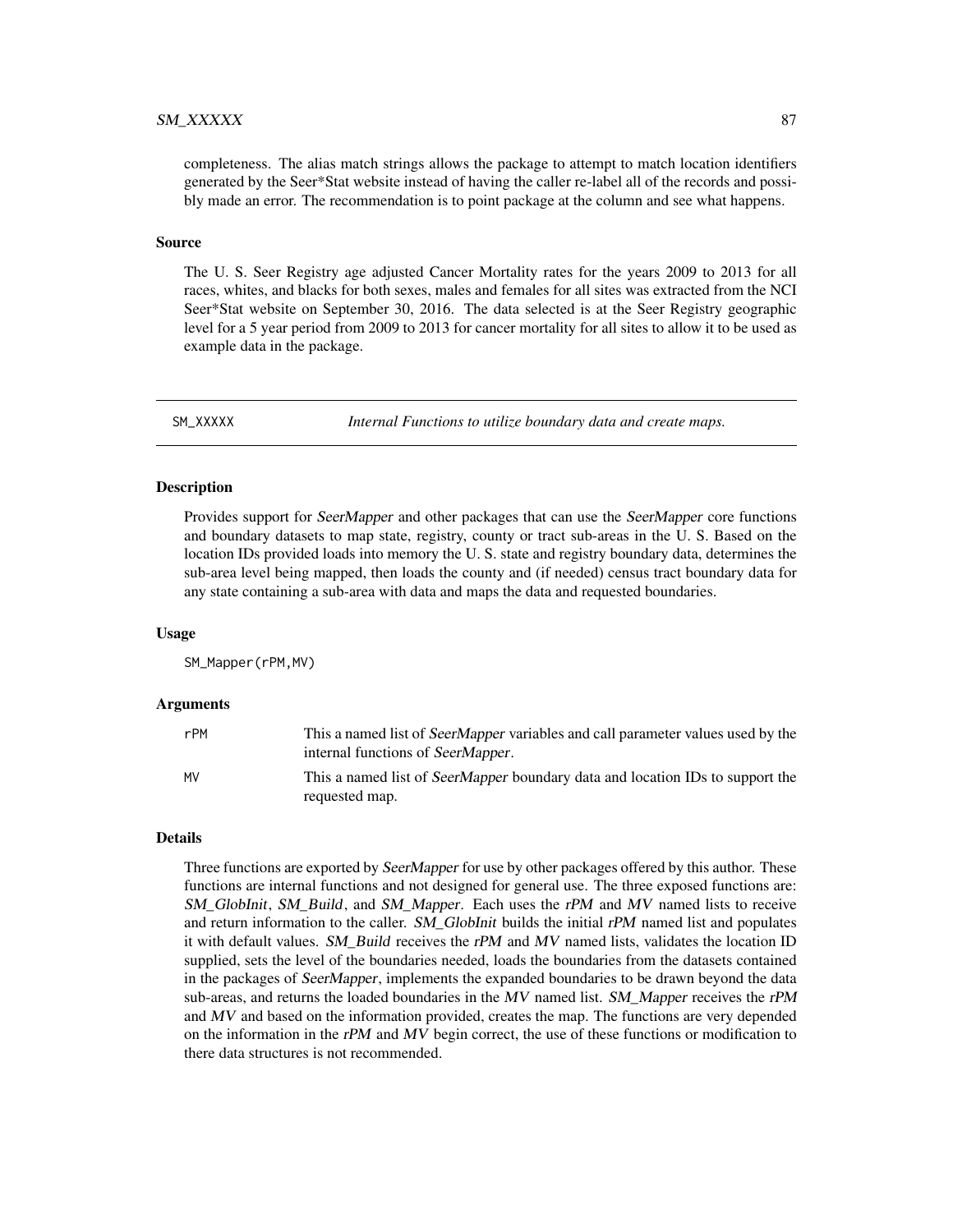completeness. The alias match strings allows the package to attempt to match location identifiers generated by the Seer*Stat website instead of having the caller re-label all of the records and possibly made an error. The recommendation is to point package at the column and see what happens.

### Source

The U. S. Seer Registry age adjusted Cancer Mortality rates for the years 2009 to 2013 for all races, whites, and blacks for both sexes, males and females for all sites was extracted from the NCI Seer*Stat website on September 30, 2016. The data selected is at the Seer Registry geographic level for a 5 year period from 2009 to 2013 for cancer mortality for all sites to allow it to be used as example data in the package.

---

## SM_XXXXX — *Internal Functions to utilize boundary data and create maps.*

---

### Description

Provides support for *SeerMapper* and other packages that can use the *SeerMapper* core functions and boundary datasets to map state, registry, county or tract sub-areas in the U. S. Based on the location IDs provided loads into memory the U. S. state and registry boundary data, determines the sub-area level being mapped, then loads the county and (if needed) census tract boundary data for any state containing a sub-area with data and maps the data and requested boundaries.

### Usage

```
SM_Mapper(rPM,MV)
```

### Arguments

| | |
|---|---|
| rPM | This a named list of *SeerMapper* variables and call parameter values used by the internal functions of *SeerMapper*. |
| MV | This a named list of *SeerMapper* boundary data and location IDs to support the requested map. |

### Details

Three functions are exported by *SeerMapper* for use by other packages offered by this author. These functions are internal functions and not designed for general use. The three exposed functions are: *SM_GlobInit*, *SM_Build*, and *SM_Mapper*. Each uses the *rPM* and *MV* named lists to receive and return information to the caller. *SM_GlobInit* builds the initial *rPM* named list and populates it with default values. *SM_Build* receives the *rPM* and *MV* named lists, validates the location ID supplied, sets the level of the boundaries needed, loads the boundaries from the datasets contained in the packages of *SeerMapper*, implements the expanded boundaries to be drawn beyond the data sub-areas, and returns the loaded boundaries in the *MV* named list. *SM_Mapper* receives the *rPM* and *MV* and based on the information provided, creates the map. The functions are very depended on the information in the *rPM* and *MV* begin correct, the use of these functions or modification to there data structures is not recommended.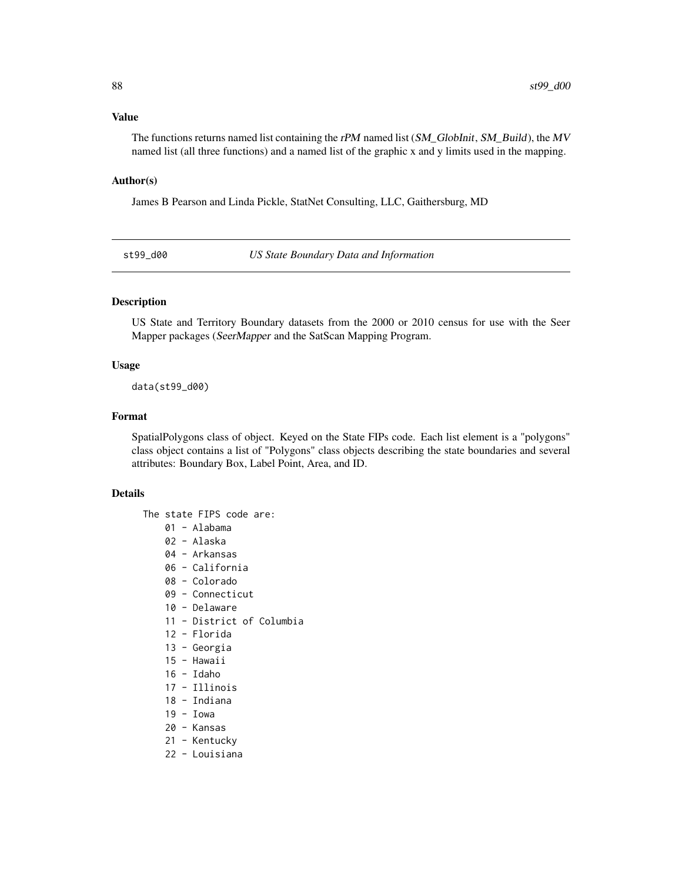### Value

The functions returns named list containing the *rPM* named list (*SM_GlobInit*, *SM_Build*), the *MV* named list (all three functions) and a named list of the graphic x and y limits used in the mapping.

### Author(s)

James B Pearson and Linda Pickle, StatNet Consulting, LLC, Gaithersburg, MD

---

## st99_d00 — *US State Boundary Data and Information*

---

### Description

US State and Territory Boundary datasets from the 2000 or 2010 census for use with the Seer Mapper packages (*SeerMapper* and the SatScan Mapping Program.

### Usage

```
data(st99_d00)
```

### Format

SpatialPolygons class of object. Keyed on the State FIPs code. Each list element is a "polygons" class object contains a list of "Polygons" class objects describing the state boundaries and several attributes: Boundary Box, Label Point, Area, and ID.

### Details

```
The state FIPS code are:
    01 - Alabama
    02 - Alaska
    04 - Arkansas
    06 - California
    08 - Colorado
    09 - Connecticut
    10 - Delaware
    11 - District of Columbia
    12 - Florida
    13 - Georgia
    15 - Hawaii
    16 - Idaho
    17 - Illinois
    18 - Indiana
    19 - Iowa
    20 - Kansas
    21 - Kentucky
    22 - Louisiana
```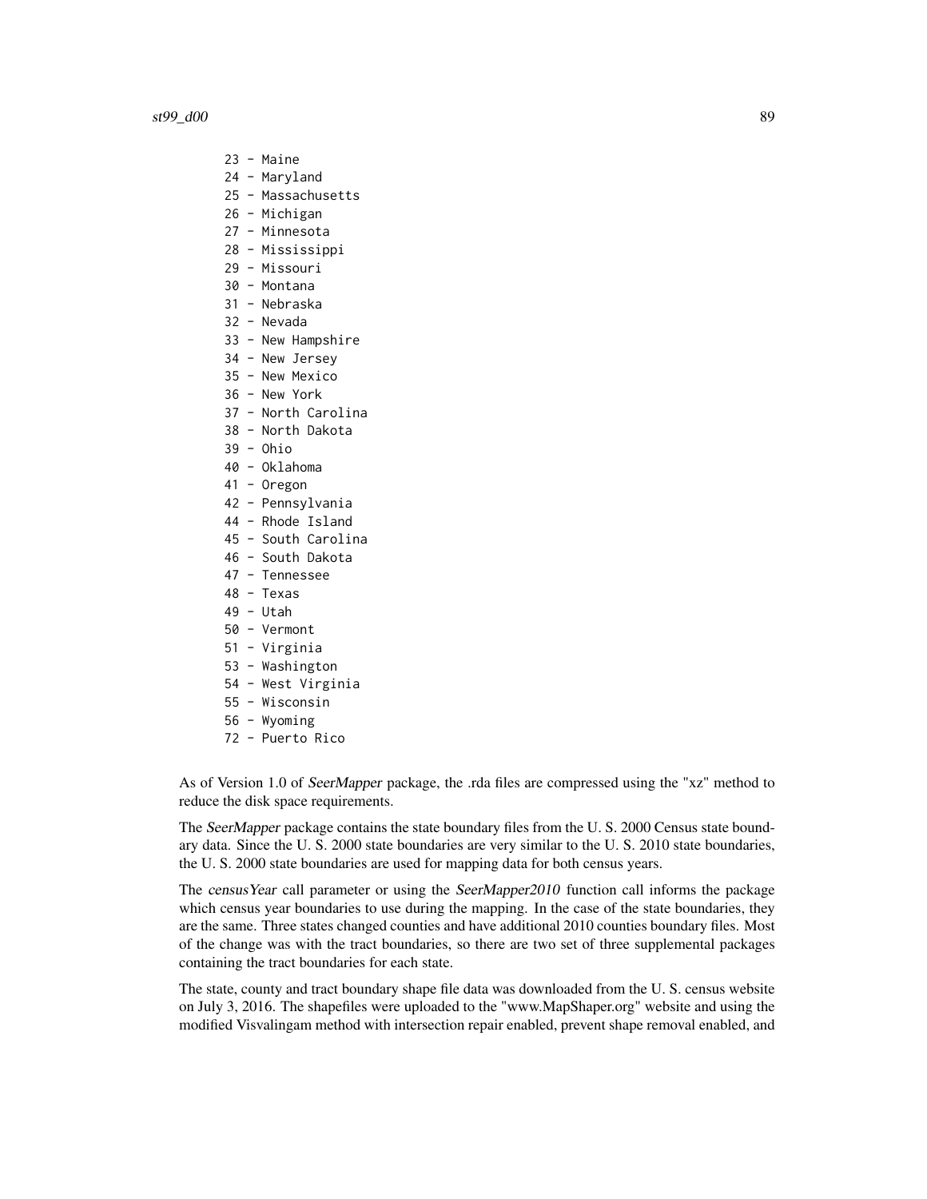```
23 - Maine
24 - Maryland
25 - Massachusetts
26 - Michigan
27 - Minnesota
28 - Mississippi
29 - Missouri
30 - Montana
31 - Nebraska
32 - Nevada
33 - New Hampshire
34 - New Jersey
35 - New Mexico
36 - New York
37 - North Carolina
38 - North Dakota
39 - Ohio
40 - Oklahoma
41 - Oregon
42 - Pennsylvania
44 - Rhode Island
45 - South Carolina
46 - South Dakota
47 - Tennessee
48 - Texas
49 - Utah
50 - Vermont
51 - Virginia
53 - Washington
54 - West Virginia
55 - Wisconsin
56 - Wyoming
72 - Puerto Rico
```

As of Version 1.0 of *SeerMapper* package, the .rda files are compressed using the "xz" method to reduce the disk space requirements.

The *SeerMapper* package contains the state boundary files from the U. S. 2000 Census state boundary data. Since the U. S. 2000 state boundaries are very similar to the U. S. 2010 state boundaries, the U. S. 2000 state boundaries are used for mapping data for both census years.

The *censusYear* call parameter or using the *SeerMapper2010* function call informs the package which census year boundaries to use during the mapping. In the case of the state boundaries, they are the same. Three states changed counties and have additional 2010 counties boundary files. Most of the change was with the tract boundaries, so there are two set of three supplemental packages containing the tract boundaries for each state.

The state, county and tract boundary shape file data was downloaded from the U. S. census website on July 3, 2016. The shapefiles were uploaded to the "www.MapShaper.org" website and using the modified Visvalingam method with intersection repair enabled, prevent shape removal enabled, and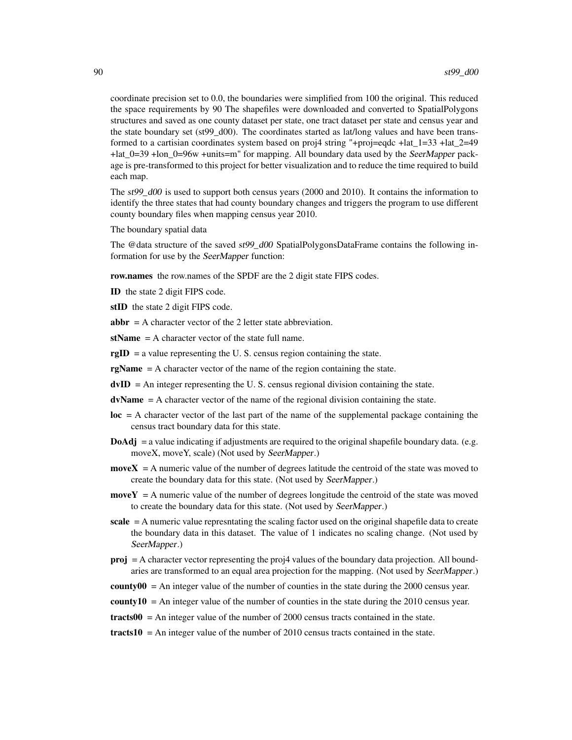coordinate precision set to 0.0, the boundaries were simplified from 100 the original. This reduced the space requirements by 90 The shapefiles were downloaded and converted to SpatialPolygons structures and saved as one county dataset per state, one tract dataset per state and census year and the state boundary set (st99_d00). The coordinates started as lat/long values and have been transformed to a cartisian coordinates system based on proj4 string "+proj=eqdc +lat_1=33 +lat_2=49 +lat_0=39 +lon_0=96w +units=m" for mapping. All boundary data used by the *SeerMapper* package is pre-transformed to this project for better visualization and to reduce the time required to build each map.

The *st99_d00* is used to support both census years (2000 and 2010). It contains the information to identify the three states that had county boundary changes and triggers the program to use different county boundary files when mapping census year 2010.

The boundary spatial data

The @data structure of the saved *st99_d00* SpatialPolygonsDataFrame contains the following information for use by the *SeerMapper* function:

**row.names** the row.names of the SPDF are the 2 digit state FIPS codes.

**ID** the state 2 digit FIPS code.

**stID** the state 2 digit FIPS code.

**abbr** = A character vector of the 2 letter state abbreviation.

**stName** = A character vector of the state full name.

**rgID** = a value representing the U. S. census region containing the state.

**rgName** = A character vector of the name of the region containing the state.

**dvID** = An integer representing the U. S. census regional division containing the state.

**dvName** = A character vector of the name of the regional division containing the state.

**loc** = A character vector of the last part of the name of the supplemental package containing the census tract boundary data for this state.

**DoAdj** = a value indicating if adjustments are required to the original shapefile boundary data. (e.g. moveX, moveY, scale) (Not used by *SeerMapper*.)

**moveX** = A numeric value of the number of degrees latitude the centroid of the state was moved to create the boundary data for this state. (Not used by *SeerMapper*.)

**moveY** = A numeric value of the number of degrees longitude the centroid of the state was moved to create the boundary data for this state. (Not used by *SeerMapper*.)

**scale** = A numeric value represntating the scaling factor used on the original shapefile data to create the boundary data in this dataset. The value of 1 indicates no scaling change. (Not used by *SeerMapper*.)

**proj** = A character vector representing the proj4 values of the boundary data projection. All boundaries are transformed to an equal area projection for the mapping. (Not used by *SeerMapper*.)

**county00** = An integer value of the number of counties in the state during the 2000 census year.

**county10** = An integer value of the number of counties in the state during the 2010 census year.

**tracts00** = An integer value of the number of 2000 census tracts contained in the state.

**tracts10** = An integer value of the number of 2010 census tracts contained in the state.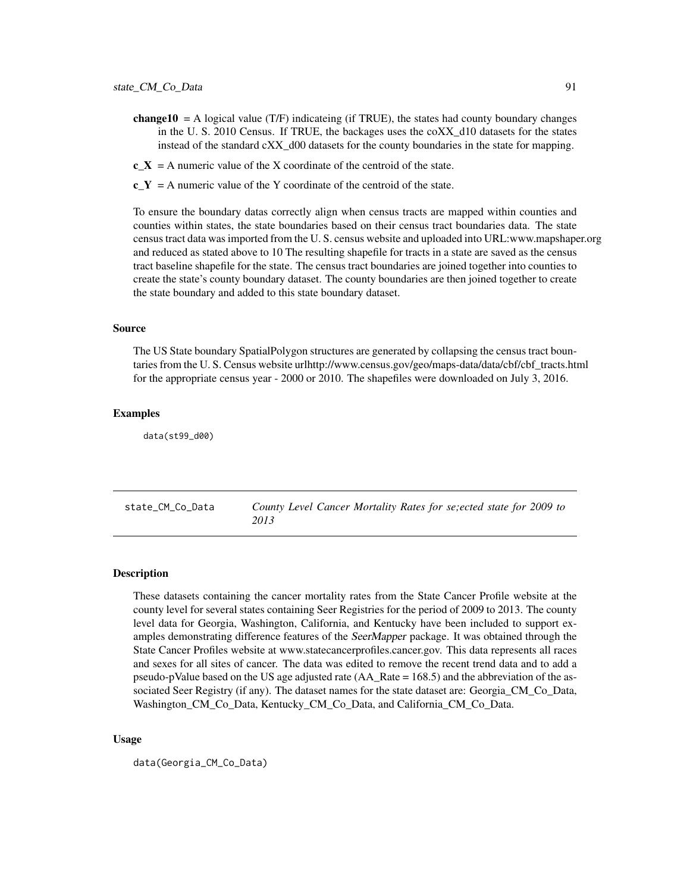**change10** = A logical value (T/F) indicateing (if TRUE), the states had county boundary changes in the U. S. 2010 Census. If TRUE, the backages uses the coXX_d10 datasets for the states instead of the standard cXX_d00 datasets for the county boundaries in the state for mapping.

**c_X** = A numeric value of the X coordinate of the centroid of the state.

**c_Y** = A numeric value of the Y coordinate of the centroid of the state.

To ensure the boundary datas correctly align when census tracts are mapped within counties and counties within states, the state boundaries based on their census tract boundaries data. The state census tract data was imported from the U. S. census website and uploaded into URL:www.mapshaper.org and reduced as stated above to 10 The resulting shapefile for tracts in a state are saved as the census tract baseline shapefile for the state. The census tract boundaries are joined together into counties to create the state's county boundary dataset. The county boundaries are then joined together to create the state boundary and added to this state boundary dataset.

### Source

The US State boundary SpatialPolygon structures are generated by collapsing the census tract bountaries from the U. S. Census website urlhttp://www.census.gov/geo/maps-data/data/cbf/cbf_tracts.html for the appropriate census year - 2000 or 2010. The shapefiles were downloaded on July 3, 2016.

### Examples

```
data(st99_d00)
```

---

## state_CM_Co_Data    *County Level Cancer Mortality Rates for se;ected state for 2009 to 2013*

### Description

These datasets containing the cancer mortality rates from the State Cancer Profile website at the county level for several states containing Seer Registries for the period of 2009 to 2013. The county level data for Georgia, Washington, California, and Kentucky have been included to support examples demonstrating difference features of the *SeerMapper* package. It was obtained through the State Cancer Profiles website at www.statecancerprofiles.cancer.gov. This data represents all races and sexes for all sites of cancer. The data was edited to remove the recent trend data and to add a pseudo-pValue based on the US age adjusted rate (AA_Rate = 168.5) and the abbreviation of the associated Seer Registry (if any). The dataset names for the state dataset are: Georgia_CM_Co_Data, Washington_CM_Co_Data, Kentucky_CM_Co_Data, and California_CM_Co_Data.

### Usage

```
data(Georgia_CM_Co_Data)
```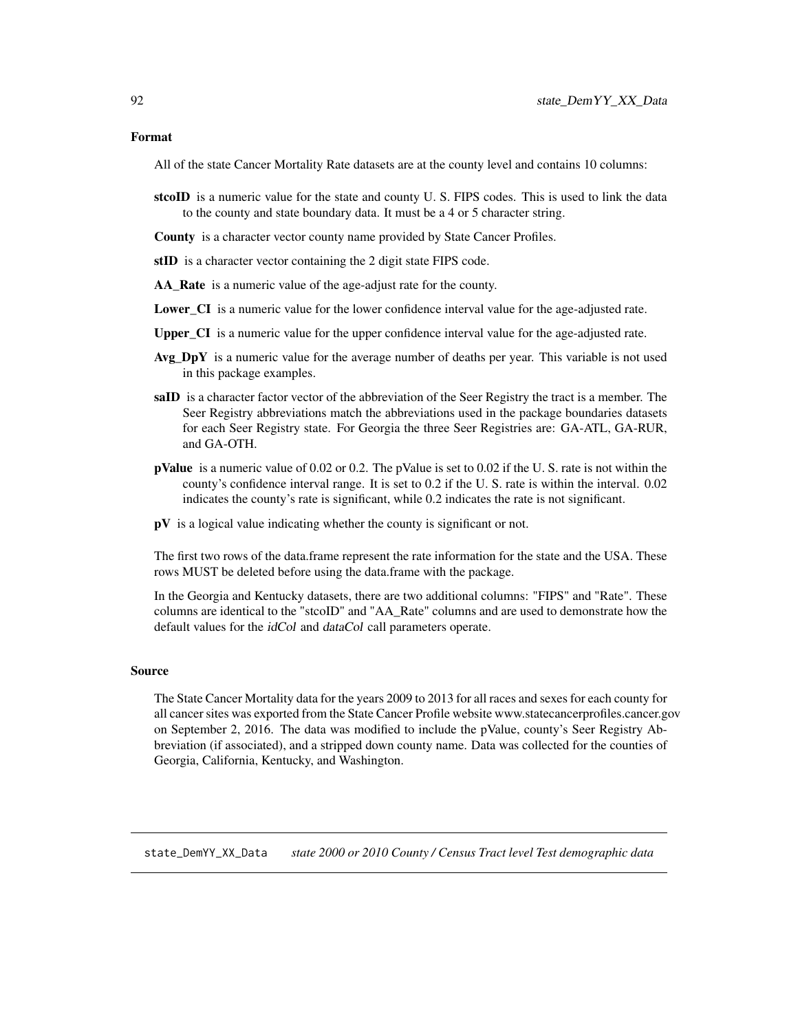### Format

All of the state Cancer Mortality Rate datasets are at the county level and contains 10 columns:

**stcoID** is a numeric value for the state and county U. S. FIPS codes. This is used to link the data to the county and state boundary data. It must be a 4 or 5 character string.

**County** is a character vector county name provided by State Cancer Profiles.

**stID** is a character vector containing the 2 digit state FIPS code.

**AA_Rate** is a numeric value of the age-adjust rate for the county.

**Lower_CI** is a numeric value for the lower confidence interval value for the age-adjusted rate.

**Upper_CI** is a numeric value for the upper confidence interval value for the age-adjusted rate.

**Avg_DpY** is a numeric value for the average number of deaths per year. This variable is not used in this package examples.

**saID** is a character factor vector of the abbreviation of the Seer Registry the tract is a member. The Seer Registry abbreviations match the abbreviations used in the package boundaries datasets for each Seer Registry state. For Georgia the three Seer Registries are: GA-ATL, GA-RUR, and GA-OTH.

**pValue** is a numeric value of 0.02 or 0.2. The pValue is set to 0.02 if the U. S. rate is not within the county's confidence interval range. It is set to 0.2 if the U. S. rate is within the interval. 0.02 indicates the county's rate is significant, while 0.2 indicates the rate is not significant.

**pV** is a logical value indicating whether the county is significant or not.

The first two rows of the data.frame represent the rate information for the state and the USA. These rows MUST be deleted before using the data.frame with the package.

In the Georgia and Kentucky datasets, there are two additional columns: "FIPS" and "Rate". These columns are identical to the "stcoID" and "AA_Rate" columns and are used to demonstrate how the default values for the *idCol* and *dataCol* call parameters operate.

### Source

The State Cancer Mortality data for the years 2009 to 2013 for all races and sexes for each county for all cancer sites was exported from the State Cancer Profile website www.statecancerprofiles.cancer.gov on September 2, 2016. The data was modified to include the pValue, county's Seer Registry Abbreviation (if associated), and a stripped down county name. Data was collected for the counties of Georgia, California, Kentucky, and Washington.

---

## state_DemYY_XX_Data *state 2000 or 2010 County / Census Tract level Test demographic data*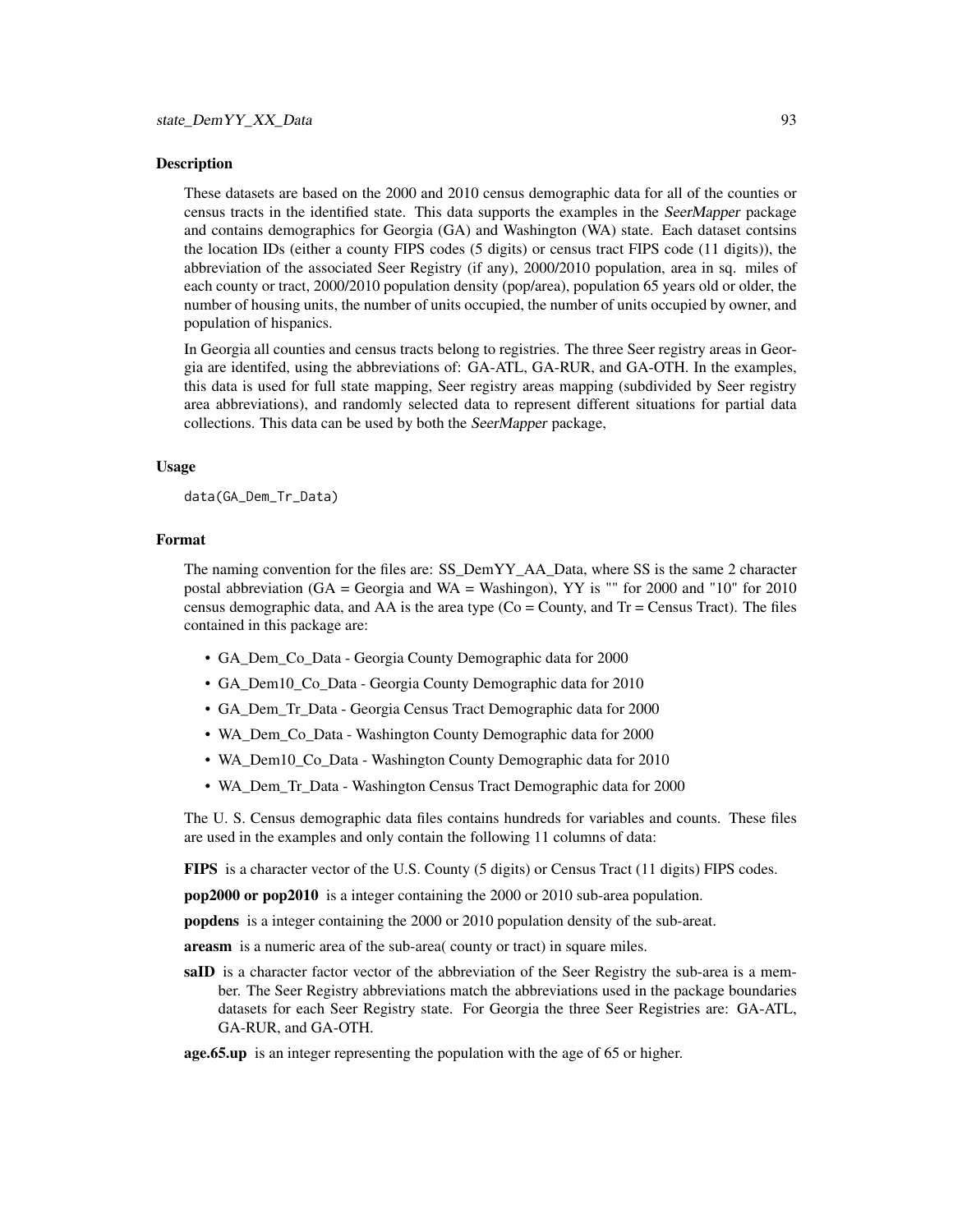### Description

These datasets are based on the 2000 and 2010 census demographic data for all of the counties or census tracts in the identified state. This data supports the examples in the *SeerMapper* package and contains demographics for Georgia (GA) and Washington (WA) state. Each dataset contsins the location IDs (either a county FIPS codes (5 digits) or census tract FIPS code (11 digits)), the abbreviation of the associated Seer Registry (if any), 2000/2010 population, area in sq. miles of each county or tract, 2000/2010 population density (pop/area), population 65 years old or older, the number of housing units, the number of units occupied, the number of units occupied by owner, and population of hispanics.

In Georgia all counties and census tracts belong to registries. The three Seer registry areas in Georgia are identifed, using the abbreviations of: GA-ATL, GA-RUR, and GA-OTH. In the examples, this data is used for full state mapping, Seer registry areas mapping (subdivided by Seer registry area abbreviations), and randomly selected data to represent different situations for partial data collections. This data can be used by both the *SeerMapper* package,

### Usage

```
data(GA_Dem_Tr_Data)
```

### Format

The naming convention for the files are: SS_DemYY_AA_Data, where SS is the same 2 character postal abbreviation (GA = Georgia and WA = Washingon), YY is "" for 2000 and "10" for 2010 census demographic data, and AA is the area type (Co = County, and Tr = Census Tract). The files contained in this package are:

- GA_Dem_Co_Data - Georgia County Demographic data for 2000
- GA_Dem10_Co_Data - Georgia County Demographic data for 2010
- GA_Dem_Tr_Data - Georgia Census Tract Demographic data for 2000
- WA_Dem_Co_Data - Washington County Demographic data for 2000
- WA_Dem10_Co_Data - Washington County Demographic data for 2010
- WA_Dem_Tr_Data - Washington Census Tract Demographic data for 2000

The U. S. Census demographic data files contains hundreds for variables and counts. These files are used in the examples and only contain the following 11 columns of data:

**FIPS** is a character vector of the U.S. County (5 digits) or Census Tract (11 digits) FIPS codes.

**pop2000 or pop2010** is a integer containing the 2000 or 2010 sub-area population.

**popdens** is a integer containing the 2000 or 2010 population density of the sub-areat.

**areasm** is a numeric area of the sub-area( county or tract) in square miles.

**saID** is a character factor vector of the abbreviation of the Seer Registry the sub-area is a member. The Seer Registry abbreviations match the abbreviations used in the package boundaries datasets for each Seer Registry state. For Georgia the three Seer Registries are: GA-ATL, GA-RUR, and GA-OTH.

**age.65.up** is an integer representing the population with the age of 65 or higher.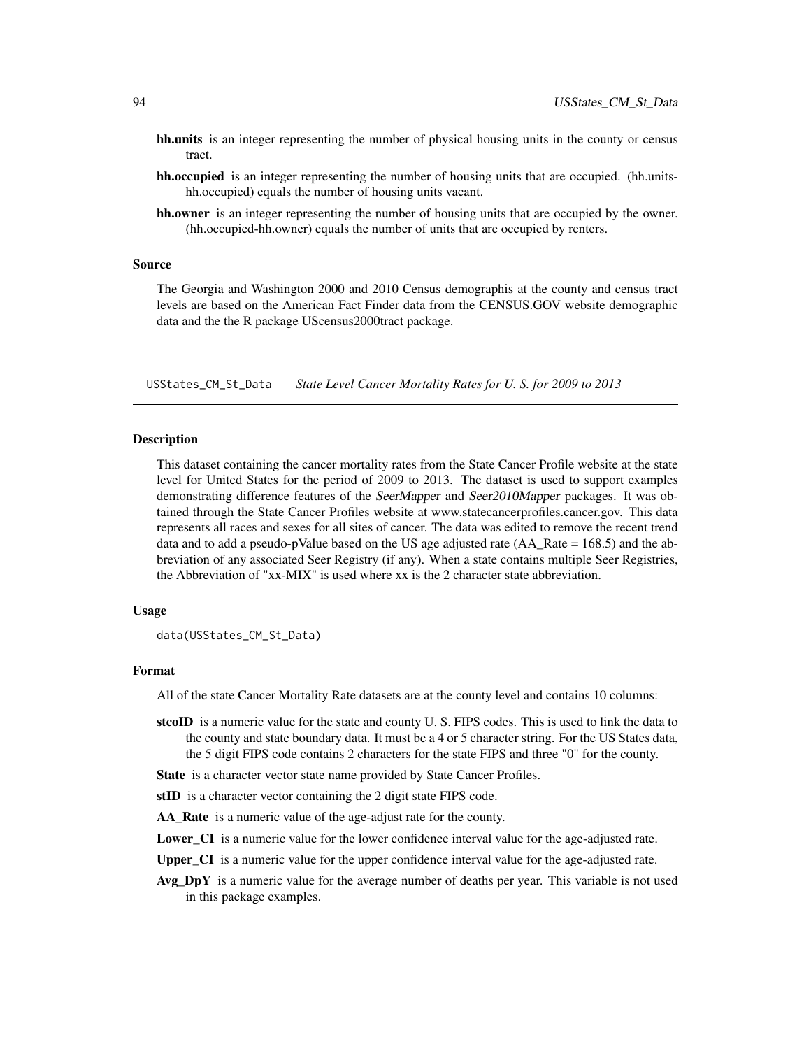**hh.units** is an integer representing the number of physical housing units in the county or census tract.

**hh.occupied** is an integer representing the number of housing units that are occupied. (hh.units-hh.occupied) equals the number of housing units vacant.

**hh.owner** is an integer representing the number of housing units that are occupied by the owner. (hh.occupied-hh.owner) equals the number of units that are occupied by renters.

### Source

The Georgia and Washington 2000 and 2010 Census demographis at the county and census tract levels are based on the American Fact Finder data from the CENSUS.GOV website demographic data and the the R package UScensus2000tract package.

---

## USStates_CM_St_Data — *State Level Cancer Mortality Rates for U. S. for 2009 to 2013*

---

### Description

This dataset containing the cancer mortality rates from the State Cancer Profile website at the state level for United States for the period of 2009 to 2013. The dataset is used to support examples demonstrating difference features of the *SeerMapper* and *Seer2010Mapper* packages. It was obtained through the State Cancer Profiles website at www.statecancerprofiles.cancer.gov. This data represents all races and sexes for all sites of cancer. The data was edited to remove the recent trend data and to add a pseudo-pValue based on the US age adjusted rate (AA_Rate = 168.5) and the abbreviation of any associated Seer Registry (if any). When a state contains multiple Seer Registries, the Abbreviation of "xx-MIX" is used where xx is the 2 character state abbreviation.

### Usage

```
data(USStates_CM_St_Data)
```

### Format

All of the state Cancer Mortality Rate datasets are at the county level and contains 10 columns:

**stcoID** is a numeric value for the state and county U. S. FIPS codes. This is used to link the data to the county and state boundary data. It must be a 4 or 5 character string. For the US States data, the 5 digit FIPS code contains 2 characters for the state FIPS and three "0" for the county.

**State** is a character vector state name provided by State Cancer Profiles.

**stID** is a character vector containing the 2 digit state FIPS code.

**AA_Rate** is a numeric value of the age-adjust rate for the county.

**Lower_CI** is a numeric value for the lower confidence interval value for the age-adjusted rate.

**Upper_CI** is a numeric value for the upper confidence interval value for the age-adjusted rate.

**Avg_DpY** is a numeric value for the average number of deaths per year. This variable is not used in this package examples.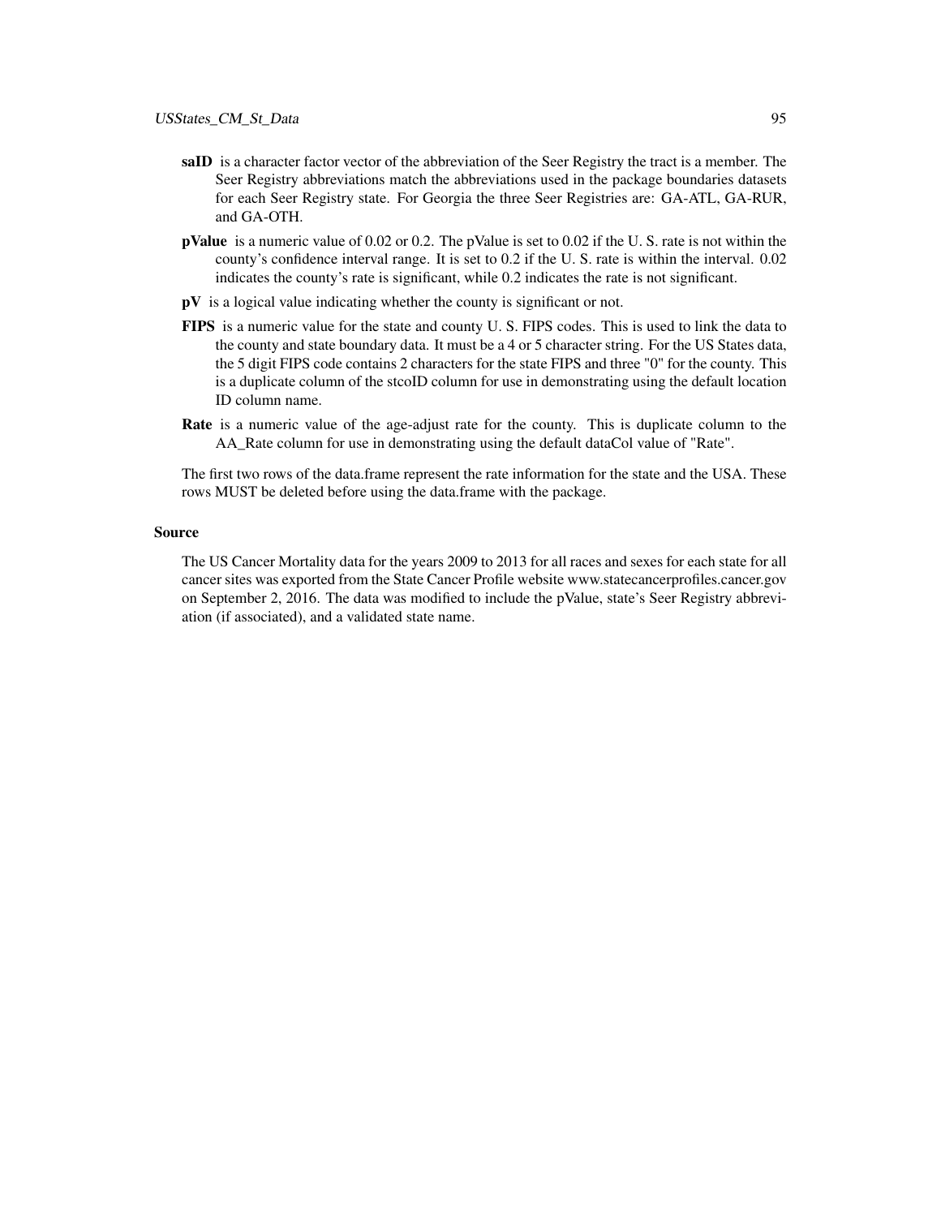**saID** is a character factor vector of the abbreviation of the Seer Registry the tract is a member. The Seer Registry abbreviations match the abbreviations used in the package boundaries datasets for each Seer Registry state. For Georgia the three Seer Registries are: GA-ATL, GA-RUR, and GA-OTH.

**pValue** is a numeric value of 0.02 or 0.2. The pValue is set to 0.02 if the U. S. rate is not within the county's confidence interval range. It is set to 0.2 if the U. S. rate is within the interval. 0.02 indicates the county's rate is significant, while 0.2 indicates the rate is not significant.

**pV** is a logical value indicating whether the county is significant or not.

**FIPS** is a numeric value for the state and county U. S. FIPS codes. This is used to link the data to the county and state boundary data. It must be a 4 or 5 character string. For the US States data, the 5 digit FIPS code contains 2 characters for the state FIPS and three "0" for the county. This is a duplicate column of the stcoID column for use in demonstrating using the default location ID column name.

**Rate** is a numeric value of the age-adjust rate for the county. This is duplicate column to the AA_Rate column for use in demonstrating using the default dataCol value of "Rate".

The first two rows of the data.frame represent the rate information for the state and the USA. These rows MUST be deleted before using the data.frame with the package.

### Source

The US Cancer Mortality data for the years 2009 to 2013 for all races and sexes for each state for all cancer sites was exported from the State Cancer Profile website www.statecancerprofiles.cancer.gov on September 2, 2016. The data was modified to include the pValue, state's Seer Registry abbreviation (if associated), and a validated state name.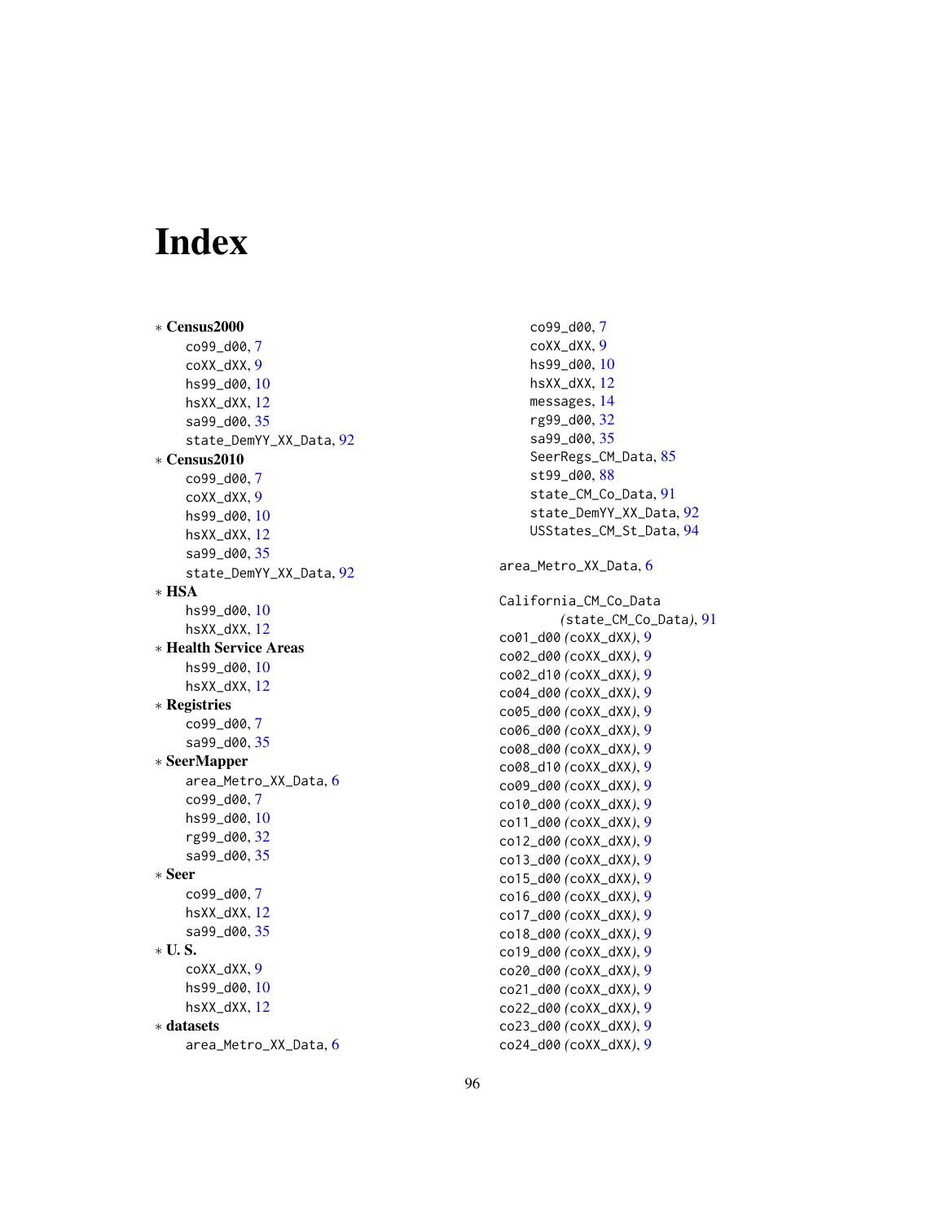# Index

∗ **Census2000**

- co99_d00, 7
- coXX_dXX, 9
- hs99_d00, 10
- hsXX_dXX, 12
- sa99_d00, 35
- state_DemYY_XX_Data, 92

∗ **Census2010**

- co99_d00, 7
- coXX_dXX, 9
- hs99_d00, 10
- hsXX_dXX, 12
- sa99_d00, 35
- state_DemYY_XX_Data, 92

∗ **HSA**

- hs99_d00, 10
- hsXX_dXX, 12

∗ **Health Service Areas**

- hs99_d00, 10
- hsXX_dXX, 12

∗ **Registries**

- co99_d00, 7
- sa99_d00, 35

∗ **SeerMapper**

- area_Metro_XX_Data, 6
- co99_d00, 7
- hs99_d00, 10
- rg99_d00, 32
- sa99_d00, 35

∗ **Seer**

- co99_d00, 7
- hsXX_dXX, 12
- sa99_d00, 35

∗ **U. S.**

- coXX_dXX, 9
- hs99_d00, 10
- hsXX_dXX, 12

∗ **datasets**

- area_Metro_XX_Data, 6
- co99_d00, 7
- coXX_dXX, 9
- hs99_d00, 10
- hsXX_dXX, 12
- messages, 14
- rg99_d00, 32
- sa99_d00, 35
- SeerRegs_CM_Data, 85
- st99_d00, 88
- state_CM_Co_Data, 91
- state_DemYY_XX_Data, 92
- USStates_CM_St_Data, 94

area_Metro_XX_Data, 6

California_CM_Co_Data (state_CM_Co_Data), 91
co01_d00 (coXX_dXX), 9
co02_d00 (coXX_dXX), 9
co02_d10 (coXX_dXX), 9
co04_d00 (coXX_dXX), 9
co05_d00 (coXX_dXX), 9
co06_d00 (coXX_dXX), 9
co08_d00 (coXX_dXX), 9
co08_d10 (coXX_dXX), 9
co09_d00 (coXX_dXX), 9
co10_d00 (coXX_dXX), 9
co11_d00 (coXX_dXX), 9
co12_d00 (coXX_dXX), 9
co13_d00 (coXX_dXX), 9
co15_d00 (coXX_dXX), 9
co16_d00 (coXX_dXX), 9
co17_d00 (coXX_dXX), 9
co18_d00 (coXX_dXX), 9
co19_d00 (coXX_dXX), 9
co20_d00 (coXX_dXX), 9
co21_d00 (coXX_dXX), 9
co22_d00 (coXX_dXX), 9
co23_d00 (coXX_dXX), 9
co24_d00 (coXX_dXX), 9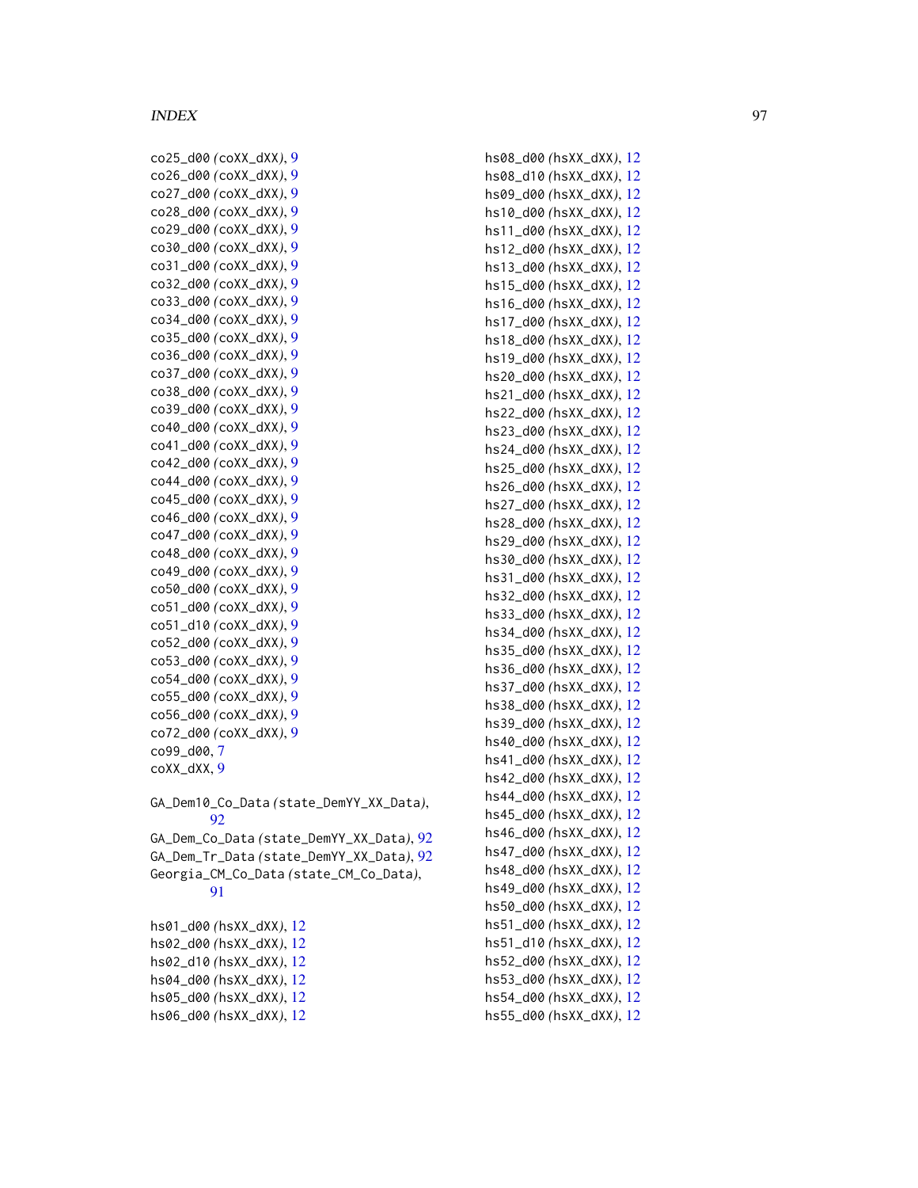co25_d00 *(coXX_dXX)*, 9
co26_d00 *(coXX_dXX)*, 9
co27_d00 *(coXX_dXX)*, 9
co28_d00 *(coXX_dXX)*, 9
co29_d00 *(coXX_dXX)*, 9
co30_d00 *(coXX_dXX)*, 9
co31_d00 *(coXX_dXX)*, 9
co32_d00 *(coXX_dXX)*, 9
co33_d00 *(coXX_dXX)*, 9
co34_d00 *(coXX_dXX)*, 9
co35_d00 *(coXX_dXX)*, 9
co36_d00 *(coXX_dXX)*, 9
co37_d00 *(coXX_dXX)*, 9
co38_d00 *(coXX_dXX)*, 9
co39_d00 *(coXX_dXX)*, 9
co40_d00 *(coXX_dXX)*, 9
co41_d00 *(coXX_dXX)*, 9
co42_d00 *(coXX_dXX)*, 9
co44_d00 *(coXX_dXX)*, 9
co45_d00 *(coXX_dXX)*, 9
co46_d00 *(coXX_dXX)*, 9
co47_d00 *(coXX_dXX)*, 9
co48_d00 *(coXX_dXX)*, 9
co49_d00 *(coXX_dXX)*, 9
co50_d00 *(coXX_dXX)*, 9
co51_d00 *(coXX_dXX)*, 9
co51_d10 *(coXX_dXX)*, 9
co52_d00 *(coXX_dXX)*, 9
co53_d00 *(coXX_dXX)*, 9
co54_d00 *(coXX_dXX)*, 9
co55_d00 *(coXX_dXX)*, 9
co56_d00 *(coXX_dXX)*, 9
co72_d00 *(coXX_dXX)*, 9
co99_d00, 7
coXX_dXX, 9

GA_Dem10_Co_Data *(state_DemYY_XX_Data)*, 92
GA_Dem_Co_Data *(state_DemYY_XX_Data)*, 92
GA_Dem_Tr_Data *(state_DemYY_XX_Data)*, 92
Georgia_CM_Co_Data *(state_CM_Co_Data)*, 91

hs01_d00 *(hsXX_dXX)*, 12
hs02_d00 *(hsXX_dXX)*, 12
hs02_d10 *(hsXX_dXX)*, 12
hs04_d00 *(hsXX_dXX)*, 12
hs05_d00 *(hsXX_dXX)*, 12
hs06_d00 *(hsXX_dXX)*, 12
hs08_d00 *(hsXX_dXX)*, 12
hs08_d10 *(hsXX_dXX)*, 12
hs09_d00 *(hsXX_dXX)*, 12
hs10_d00 *(hsXX_dXX)*, 12
hs11_d00 *(hsXX_dXX)*, 12
hs12_d00 *(hsXX_dXX)*, 12
hs13_d00 *(hsXX_dXX)*, 12
hs15_d00 *(hsXX_dXX)*, 12
hs16_d00 *(hsXX_dXX)*, 12
hs17_d00 *(hsXX_dXX)*, 12
hs18_d00 *(hsXX_dXX)*, 12
hs19_d00 *(hsXX_dXX)*, 12
hs20_d00 *(hsXX_dXX)*, 12
hs21_d00 *(hsXX_dXX)*, 12
hs22_d00 *(hsXX_dXX)*, 12
hs23_d00 *(hsXX_dXX)*, 12
hs24_d00 *(hsXX_dXX)*, 12
hs25_d00 *(hsXX_dXX)*, 12
hs26_d00 *(hsXX_dXX)*, 12
hs27_d00 *(hsXX_dXX)*, 12
hs28_d00 *(hsXX_dXX)*, 12
hs29_d00 *(hsXX_dXX)*, 12
hs30_d00 *(hsXX_dXX)*, 12
hs31_d00 *(hsXX_dXX)*, 12
hs32_d00 *(hsXX_dXX)*, 12
hs33_d00 *(hsXX_dXX)*, 12
hs34_d00 *(hsXX_dXX)*, 12
hs35_d00 *(hsXX_dXX)*, 12
hs36_d00 *(hsXX_dXX)*, 12
hs37_d00 *(hsXX_dXX)*, 12
hs38_d00 *(hsXX_dXX)*, 12
hs39_d00 *(hsXX_dXX)*, 12
hs40_d00 *(hsXX_dXX)*, 12
hs41_d00 *(hsXX_dXX)*, 12
hs42_d00 *(hsXX_dXX)*, 12
hs44_d00 *(hsXX_dXX)*, 12
hs45_d00 *(hsXX_dXX)*, 12
hs46_d00 *(hsXX_dXX)*, 12
hs47_d00 *(hsXX_dXX)*, 12
hs48_d00 *(hsXX_dXX)*, 12
hs49_d00 *(hsXX_dXX)*, 12
hs50_d00 *(hsXX_dXX)*, 12
hs51_d00 *(hsXX_dXX)*, 12
hs51_d10 *(hsXX_dXX)*, 12
hs52_d00 *(hsXX_dXX)*, 12
hs53_d00 *(hsXX_dXX)*, 12
hs54_d00 *(hsXX_dXX)*, 12
hs55_d00 *(hsXX_dXX)*, 12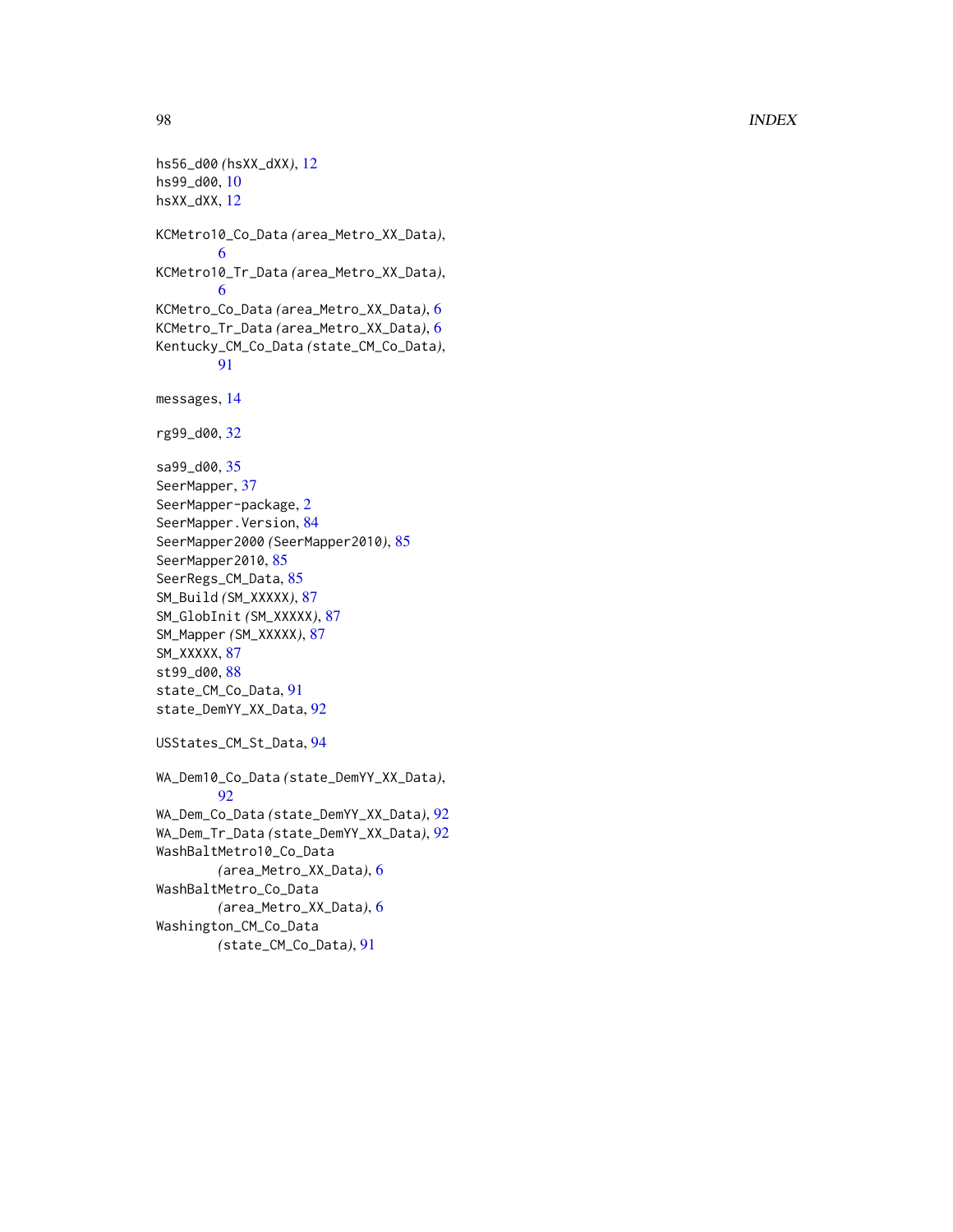hs56_d00 *(hsXX_dXX)*, 12
hs99_d00, 10
hsXX_dXX, 12

KCMetro10_Co_Data *(area_Metro_XX_Data)*, 6
KCMetro10_Tr_Data *(area_Metro_XX_Data)*, 6
KCMetro_Co_Data *(area_Metro_XX_Data)*, 6
KCMetro_Tr_Data *(area_Metro_XX_Data)*, 6
Kentucky_CM_Co_Data *(state_CM_Co_Data)*, 91

messages, 14

rg99_d00, 32

sa99_d00, 35
SeerMapper, 37
SeerMapper-package, 2
SeerMapper.Version, 84
SeerMapper2000 *(SeerMapper2010)*, 85
SeerMapper2010, 85
SeerRegs_CM_Data, 85
SM_Build *(SM_XXXXX)*, 87
SM_GlobInit *(SM_XXXXX)*, 87
SM_Mapper *(SM_XXXXX)*, 87
SM_XXXXX, 87
st99_d00, 88
state_CM_Co_Data, 91
state_DemYY_XX_Data, 92

USStates_CM_St_Data, 94

WA_Dem10_Co_Data *(state_DemYY_XX_Data)*, 92
WA_Dem_Co_Data *(state_DemYY_XX_Data)*, 92
WA_Dem_Tr_Data *(state_DemYY_XX_Data)*, 92
WashBaltMetro10_Co_Data *(area_Metro_XX_Data)*, 6
WashBaltMetro_Co_Data *(area_Metro_XX_Data)*, 6
Washington_CM_Co_Data *(state_CM_Co_Data)*, 91